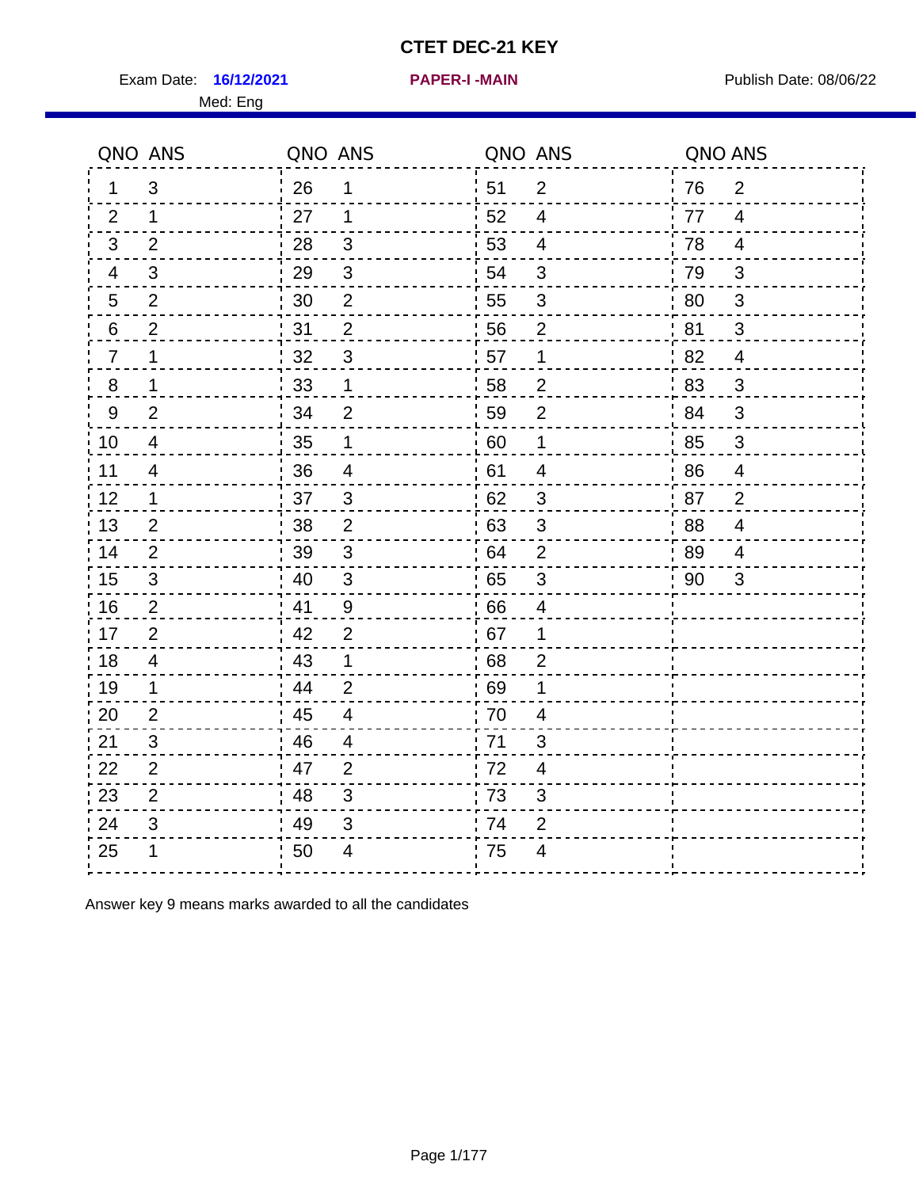# CTET DEC-21 KEY

Exam Date: **16/12/2021** **PAPER-I -MAIN** Publish Date: 08/06/22

Med: Eng

| QNO | ANS | QNO | ANS | QNO | ANS | QNO | ANS |
|---|---|---|---|---|---|---|---|
| 1 | 3 | 26 | 1 | 51 | 2 | 76 | 2 |
| 2 | 1 | 27 | 1 | 52 | 4 | 77 | 4 |
| 3 | 2 | 28 | 3 | 53 | 4 | 78 | 4 |
| 4 | 3 | 29 | 3 | 54 | 3 | 79 | 3 |
| 5 | 2 | 30 | 2 | 55 | 3 | 80 | 3 |
| 6 | 2 | 31 | 2 | 56 | 2 | 81 | 3 |
| 7 | 1 | 32 | 3 | 57 | 1 | 82 | 4 |
| 8 | 1 | 33 | 1 | 58 | 2 | 83 | 3 |
| 9 | 2 | 34 | 2 | 59 | 2 | 84 | 3 |
| 10 | 4 | 35 | 1 | 60 | 1 | 85 | 3 |
| 11 | 4 | 36 | 4 | 61 | 4 | 86 | 4 |
| 12 | 1 | 37 | 3 | 62 | 3 | 87 | 2 |
| 13 | 2 | 38 | 2 | 63 | 3 | 88 | 4 |
| 14 | 2 | 39 | 3 | 64 | 2 | 89 | 4 |
| 15 | 3 | 40 | 3 | 65 | 3 | 90 | 3 |
| 16 | 2 | 41 | 9 | 66 | 4 | | |
| 17 | 2 | 42 | 2 | 67 | 1 | | |
| 18 | 4 | 43 | 1 | 68 | 2 | | |
| 19 | 1 | 44 | 2 | 69 | 1 | | |
| 20 | 2 | 45 | 4 | 70 | 4 | | |
| 21 | 3 | 46 | 4 | 71 | 3 | | |
| 22 | 2 | 47 | 2 | 72 | 4 | | |
| 23 | 2 | 48 | 3 | 73 | 3 | | |
| 24 | 3 | 49 | 3 | 74 | 2 | | |
| 25 | 1 | 50 | 4 | 75 | 4 | | |

Answer key 9 means marks awarded to all the candidates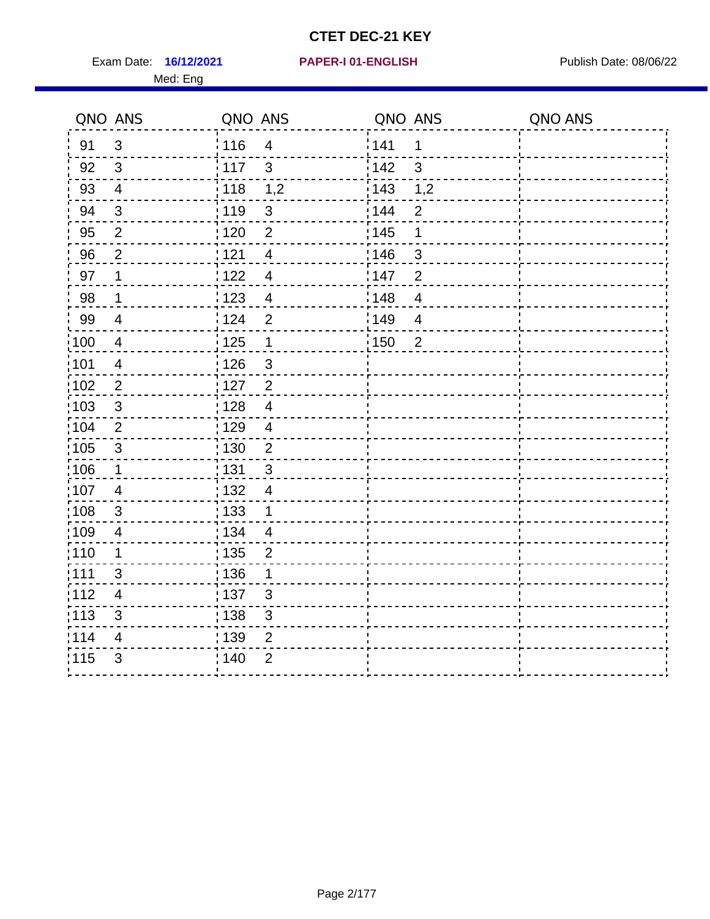# CTET DEC-21 KEY

Exam Date: **16/12/2021** **PAPER-I 01-ENGLISH** Publish Date: 08/06/22

Med: Eng

| QNO | ANS | QNO | ANS | QNO | ANS | QNO | ANS |
|---|---|---|---|---|---|---|---|
| 91 | 3 | 116 | 4 | 141 | 1 | | |
| 92 | 3 | 117 | 3 | 142 | 3 | | |
| 93 | 4 | 118 | 1,2 | 143 | 1,2 | | |
| 94 | 3 | 119 | 3 | 144 | 2 | | |
| 95 | 2 | 120 | 2 | 145 | 1 | | |
| 96 | 2 | 121 | 4 | 146 | 3 | | |
| 97 | 1 | 122 | 4 | 147 | 2 | | |
| 98 | 1 | 123 | 4 | 148 | 4 | | |
| 99 | 4 | 124 | 2 | 149 | 4 | | |
| 100 | 4 | 125 | 1 | 150 | 2 | | |
| 101 | 4 | 126 | 3 | | | | |
| 102 | 2 | 127 | 2 | | | | |
| 103 | 3 | 128 | 4 | | | | |
| 104 | 2 | 129 | 4 | | | | |
| 105 | 3 | 130 | 2 | | | | |
| 106 | 1 | 131 | 3 | | | | |
| 107 | 4 | 132 | 4 | | | | |
| 108 | 3 | 133 | 1 | | | | |
| 109 | 4 | 134 | 4 | | | | |
| 110 | 1 | 135 | 2 | | | | |
| 111 | 3 | 136 | 1 | | | | |
| 112 | 4 | 137 | 3 | | | | |
| 113 | 3 | 138 | 3 | | | | |
| 114 | 4 | 139 | 2 | | | | |
| 115 | 3 | 140 | 2 | | | | |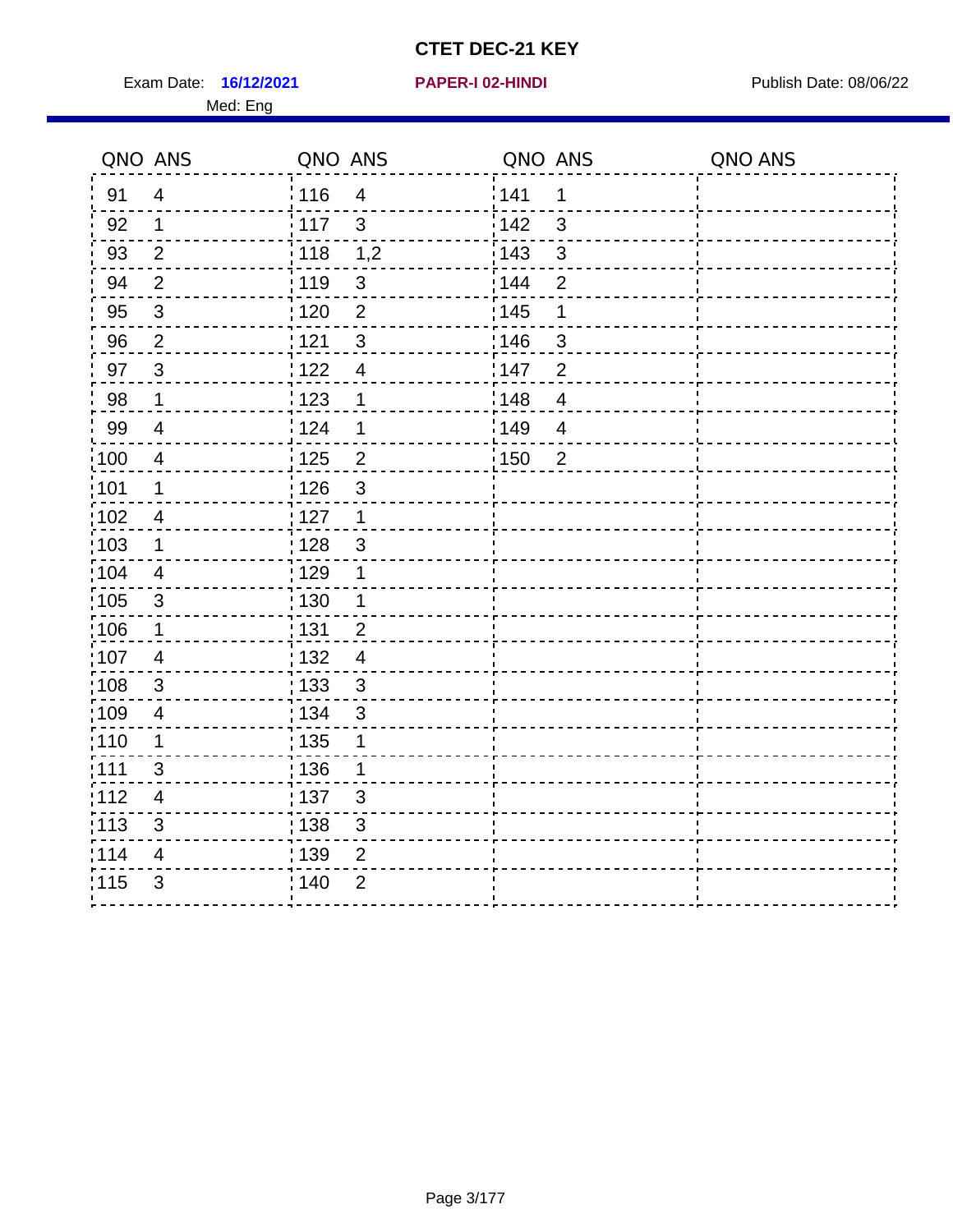# CTET DEC-21 KEY

Exam Date: **16/12/2021** **PAPER-I 02-HINDI** Publish Date: 08/06/22

Med: Eng

| QNO | ANS | QNO | ANS | QNO | ANS | QNO | ANS |
|---|---|---|---|---|---|---|---|
| 91 | 4 | 116 | 4 | 141 | 1 | | |
| 92 | 1 | 117 | 3 | 142 | 3 | | |
| 93 | 2 | 118 | 1,2 | 143 | 3 | | |
| 94 | 2 | 119 | 3 | 144 | 2 | | |
| 95 | 3 | 120 | 2 | 145 | 1 | | |
| 96 | 2 | 121 | 3 | 146 | 3 | | |
| 97 | 3 | 122 | 4 | 147 | 2 | | |
| 98 | 1 | 123 | 1 | 148 | 4 | | |
| 99 | 4 | 124 | 1 | 149 | 4 | | |
| 100 | 4 | 125 | 2 | 150 | 2 | | |
| 101 | 1 | 126 | 3 | | | | |
| 102 | 4 | 127 | 1 | | | | |
| 103 | 1 | 128 | 3 | | | | |
| 104 | 4 | 129 | 1 | | | | |
| 105 | 3 | 130 | 1 | | | | |
| 106 | 1 | 131 | 2 | | | | |
| 107 | 4 | 132 | 4 | | | | |
| 108 | 3 | 133 | 3 | | | | |
| 109 | 4 | 134 | 3 | | | | |
| 110 | 1 | 135 | 1 | | | | |
| 111 | 3 | 136 | 1 | | | | |
| 112 | 4 | 137 | 3 | | | | |
| 113 | 3 | 138 | 3 | | | | |
| 114 | 4 | 139 | 2 | | | | |
| 115 | 3 | 140 | 2 | | | | |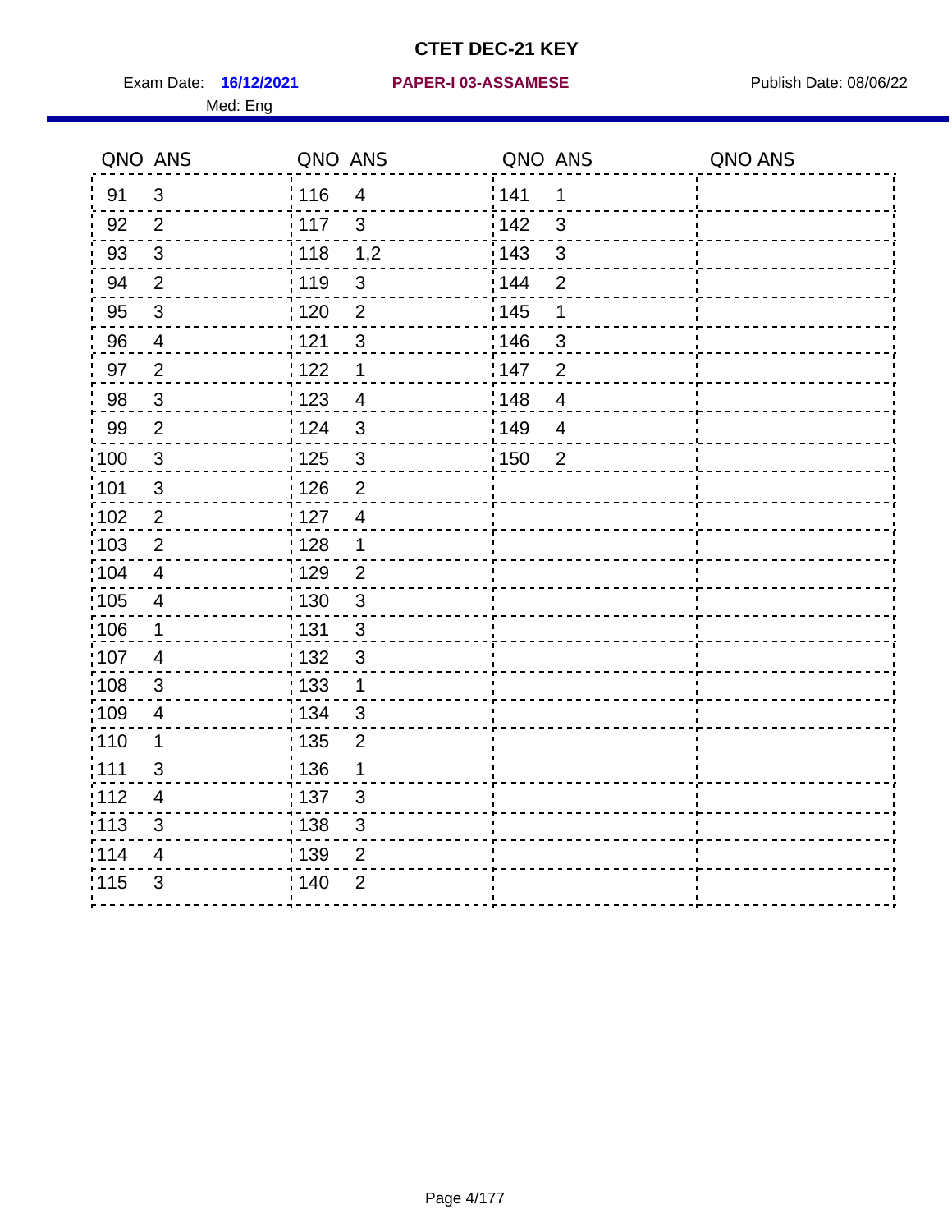# CTET DEC-21 KEY

Exam Date: **16/12/2021** **PAPER-I 03-ASSAMESE** Publish Date: 08/06/22

Med: Eng

| QNO | ANS | QNO | ANS | QNO | ANS | QNO | ANS |
|---|---|---|---|---|---|---|---|
| 91 | 3 | 116 | 4 | 141 | 1 | | |
| 92 | 2 | 117 | 3 | 142 | 3 | | |
| 93 | 3 | 118 | 1,2 | 143 | 3 | | |
| 94 | 2 | 119 | 3 | 144 | 2 | | |
| 95 | 3 | 120 | 2 | 145 | 1 | | |
| 96 | 4 | 121 | 3 | 146 | 3 | | |
| 97 | 2 | 122 | 1 | 147 | 2 | | |
| 98 | 3 | 123 | 4 | 148 | 4 | | |
| 99 | 2 | 124 | 3 | 149 | 4 | | |
| 100 | 3 | 125 | 3 | 150 | 2 | | |
| 101 | 3 | 126 | 2 | | | | |
| 102 | 2 | 127 | 4 | | | | |
| 103 | 2 | 128 | 1 | | | | |
| 104 | 4 | 129 | 2 | | | | |
| 105 | 4 | 130 | 3 | | | | |
| 106 | 1 | 131 | 3 | | | | |
| 107 | 4 | 132 | 3 | | | | |
| 108 | 3 | 133 | 1 | | | | |
| 109 | 4 | 134 | 3 | | | | |
| 110 | 1 | 135 | 2 | | | | |
| 111 | 3 | 136 | 1 | | | | |
| 112 | 4 | 137 | 3 | | | | |
| 113 | 3 | 138 | 3 | | | | |
| 114 | 4 | 139 | 2 | | | | |
| 115 | 3 | 140 | 2 | | | | |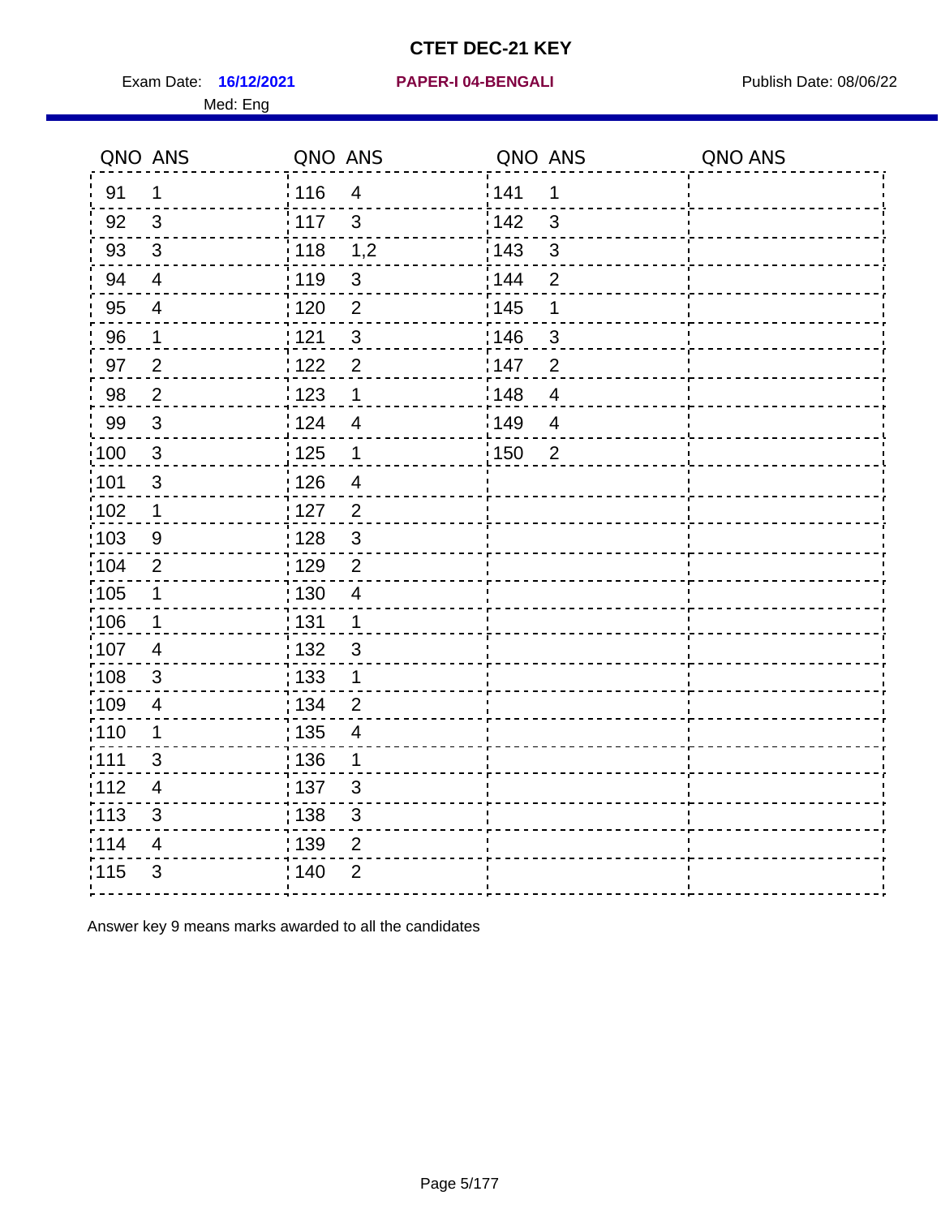# CTET DEC-21 KEY

Exam Date: **16/12/2021** **PAPER-I 04-BENGALI** Publish Date: 08/06/22

Med: Eng

| QNO | ANS | QNO | ANS | QNO | ANS | QNO | ANS |
|---|---|---|---|---|---|---|---|
| 91 | 1 | 116 | 4 | 141 | 1 | | |
| 92 | 3 | 117 | 3 | 142 | 3 | | |
| 93 | 3 | 118 | 1,2 | 143 | 3 | | |
| 94 | 4 | 119 | 3 | 144 | 2 | | |
| 95 | 4 | 120 | 2 | 145 | 1 | | |
| 96 | 1 | 121 | 3 | 146 | 3 | | |
| 97 | 2 | 122 | 2 | 147 | 2 | | |
| 98 | 2 | 123 | 1 | 148 | 4 | | |
| 99 | 3 | 124 | 4 | 149 | 4 | | |
| 100 | 3 | 125 | 1 | 150 | 2 | | |
| 101 | 3 | 126 | 4 | | | | |
| 102 | 1 | 127 | 2 | | | | |
| 103 | 9 | 128 | 3 | | | | |
| 104 | 2 | 129 | 2 | | | | |
| 105 | 1 | 130 | 4 | | | | |
| 106 | 1 | 131 | 1 | | | | |
| 107 | 4 | 132 | 3 | | | | |
| 108 | 3 | 133 | 1 | | | | |
| 109 | 4 | 134 | 2 | | | | |
| 110 | 1 | 135 | 4 | | | | |
| 111 | 3 | 136 | 1 | | | | |
| 112 | 4 | 137 | 3 | | | | |
| 113 | 3 | 138 | 3 | | | | |
| 114 | 4 | 139 | 2 | | | | |
| 115 | 3 | 140 | 2 | | | | |

Answer key 9 means marks awarded to all the candidates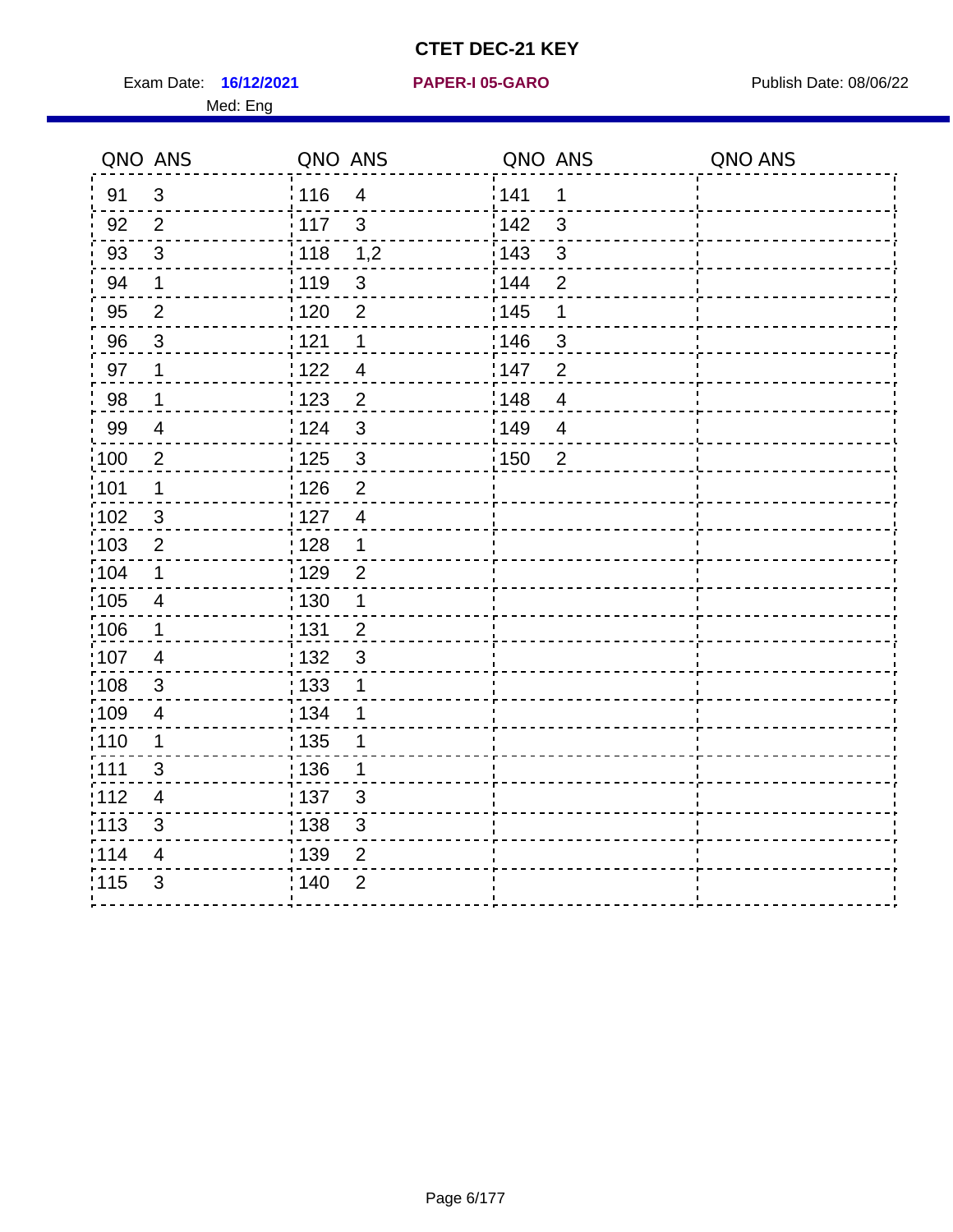# CTET DEC-21 KEY

Exam Date: **16/12/2021** **PAPER-I 05-GARO** Publish Date: 08/06/22

Med: Eng

| QNO | ANS | QNO | ANS | QNO | ANS | QNO | ANS |
|---|---|---|---|---|---|---|---|
| 91 | 3 | 116 | 4 | 141 | 1 | | |
| 92 | 2 | 117 | 3 | 142 | 3 | | |
| 93 | 3 | 118 | 1,2 | 143 | 3 | | |
| 94 | 1 | 119 | 3 | 144 | 2 | | |
| 95 | 2 | 120 | 2 | 145 | 1 | | |
| 96 | 3 | 121 | 1 | 146 | 3 | | |
| 97 | 1 | 122 | 4 | 147 | 2 | | |
| 98 | 1 | 123 | 2 | 148 | 4 | | |
| 99 | 4 | 124 | 3 | 149 | 4 | | |
| 100 | 2 | 125 | 3 | 150 | 2 | | |
| 101 | 1 | 126 | 2 | | | | |
| 102 | 3 | 127 | 4 | | | | |
| 103 | 2 | 128 | 1 | | | | |
| 104 | 1 | 129 | 2 | | | | |
| 105 | 4 | 130 | 1 | | | | |
| 106 | 1 | 131 | 2 | | | | |
| 107 | 4 | 132 | 3 | | | | |
| 108 | 3 | 133 | 1 | | | | |
| 109 | 4 | 134 | 1 | | | | |
| 110 | 1 | 135 | 1 | | | | |
| 111 | 3 | 136 | 1 | | | | |
| 112 | 4 | 137 | 3 | | | | |
| 113 | 3 | 138 | 3 | | | | |
| 114 | 4 | 139 | 2 | | | | |
| 115 | 3 | 140 | 2 | | | | |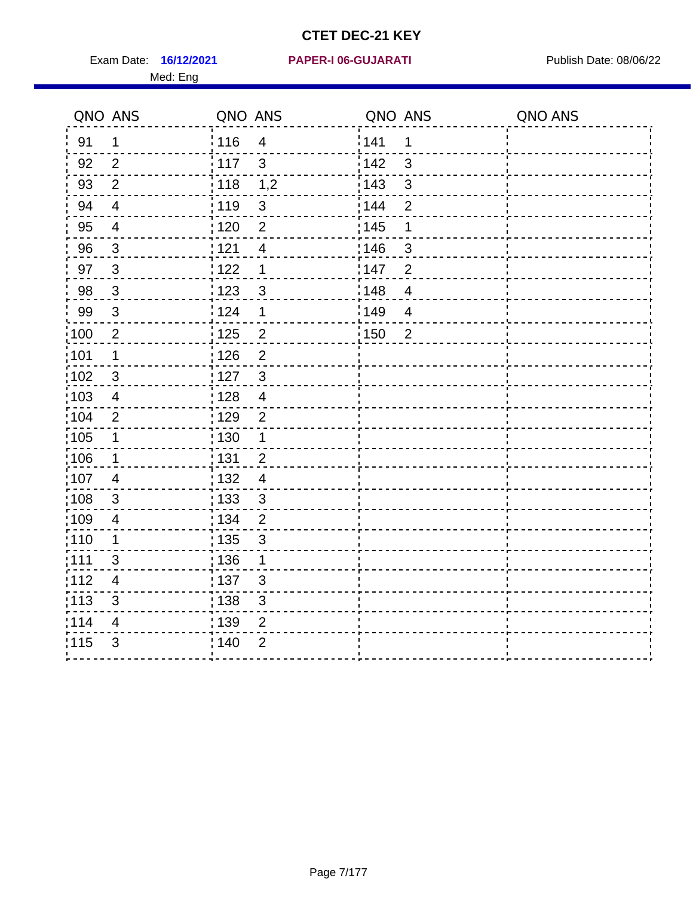# CTET DEC-21 KEY

Exam Date: **16/12/2021** **PAPER-I 06-GUJARATI** Publish Date: 08/06/22

Med: Eng

| QNO | ANS | QNO | ANS | QNO | ANS | QNO | ANS |
|---|---|---|---|---|---|---|---|
| 91 | 1 | 116 | 4 | 141 | 1 | | |
| 92 | 2 | 117 | 3 | 142 | 3 | | |
| 93 | 2 | 118 | 1,2 | 143 | 3 | | |
| 94 | 4 | 119 | 3 | 144 | 2 | | |
| 95 | 4 | 120 | 2 | 145 | 1 | | |
| 96 | 3 | 121 | 4 | 146 | 3 | | |
| 97 | 3 | 122 | 1 | 147 | 2 | | |
| 98 | 3 | 123 | 3 | 148 | 4 | | |
| 99 | 3 | 124 | 1 | 149 | 4 | | |
| 100 | 2 | 125 | 2 | 150 | 2 | | |
| 101 | 1 | 126 | 2 | | | | |
| 102 | 3 | 127 | 3 | | | | |
| 103 | 4 | 128 | 4 | | | | |
| 104 | 2 | 129 | 2 | | | | |
| 105 | 1 | 130 | 1 | | | | |
| 106 | 1 | 131 | 2 | | | | |
| 107 | 4 | 132 | 4 | | | | |
| 108 | 3 | 133 | 3 | | | | |
| 109 | 4 | 134 | 2 | | | | |
| 110 | 1 | 135 | 3 | | | | |
| 111 | 3 | 136 | 1 | | | | |
| 112 | 4 | 137 | 3 | | | | |
| 113 | 3 | 138 | 3 | | | | |
| 114 | 4 | 139 | 2 | | | | |
| 115 | 3 | 140 | 2 | | | | |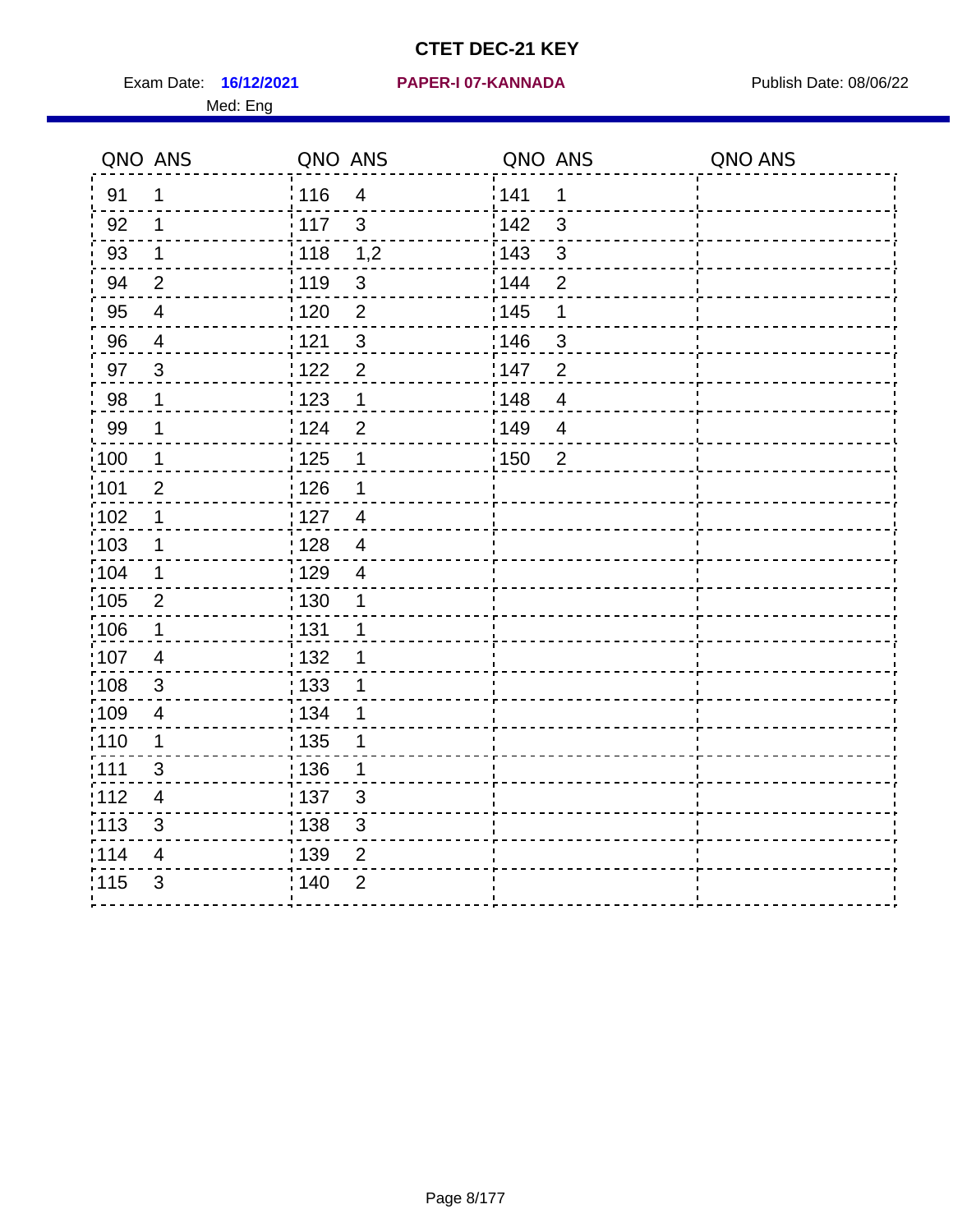# CTET DEC-21 KEY

Exam Date: **16/12/2021** **PAPER-I 07-KANNADA** Publish Date: 08/06/22

Med: Eng

| QNO | ANS | QNO | ANS | QNO | ANS | QNO | ANS |
|---|---|---|---|---|---|---|---|
| 91 | 1 | 116 | 4 | 141 | 1 | | |
| 92 | 1 | 117 | 3 | 142 | 3 | | |
| 93 | 1 | 118 | 1,2 | 143 | 3 | | |
| 94 | 2 | 119 | 3 | 144 | 2 | | |
| 95 | 4 | 120 | 2 | 145 | 1 | | |
| 96 | 4 | 121 | 3 | 146 | 3 | | |
| 97 | 3 | 122 | 2 | 147 | 2 | | |
| 98 | 1 | 123 | 1 | 148 | 4 | | |
| 99 | 1 | 124 | 2 | 149 | 4 | | |
| 100 | 1 | 125 | 1 | 150 | 2 | | |
| 101 | 2 | 126 | 1 | | | | |
| 102 | 1 | 127 | 4 | | | | |
| 103 | 1 | 128 | 4 | | | | |
| 104 | 1 | 129 | 4 | | | | |
| 105 | 2 | 130 | 1 | | | | |
| 106 | 1 | 131 | 1 | | | | |
| 107 | 4 | 132 | 1 | | | | |
| 108 | 3 | 133 | 1 | | | | |
| 109 | 4 | 134 | 1 | | | | |
| 110 | 1 | 135 | 1 | | | | |
| 111 | 3 | 136 | 1 | | | | |
| 112 | 4 | 137 | 3 | | | | |
| 113 | 3 | 138 | 3 | | | | |
| 114 | 4 | 139 | 2 | | | | |
| 115 | 3 | 140 | 2 | | | | |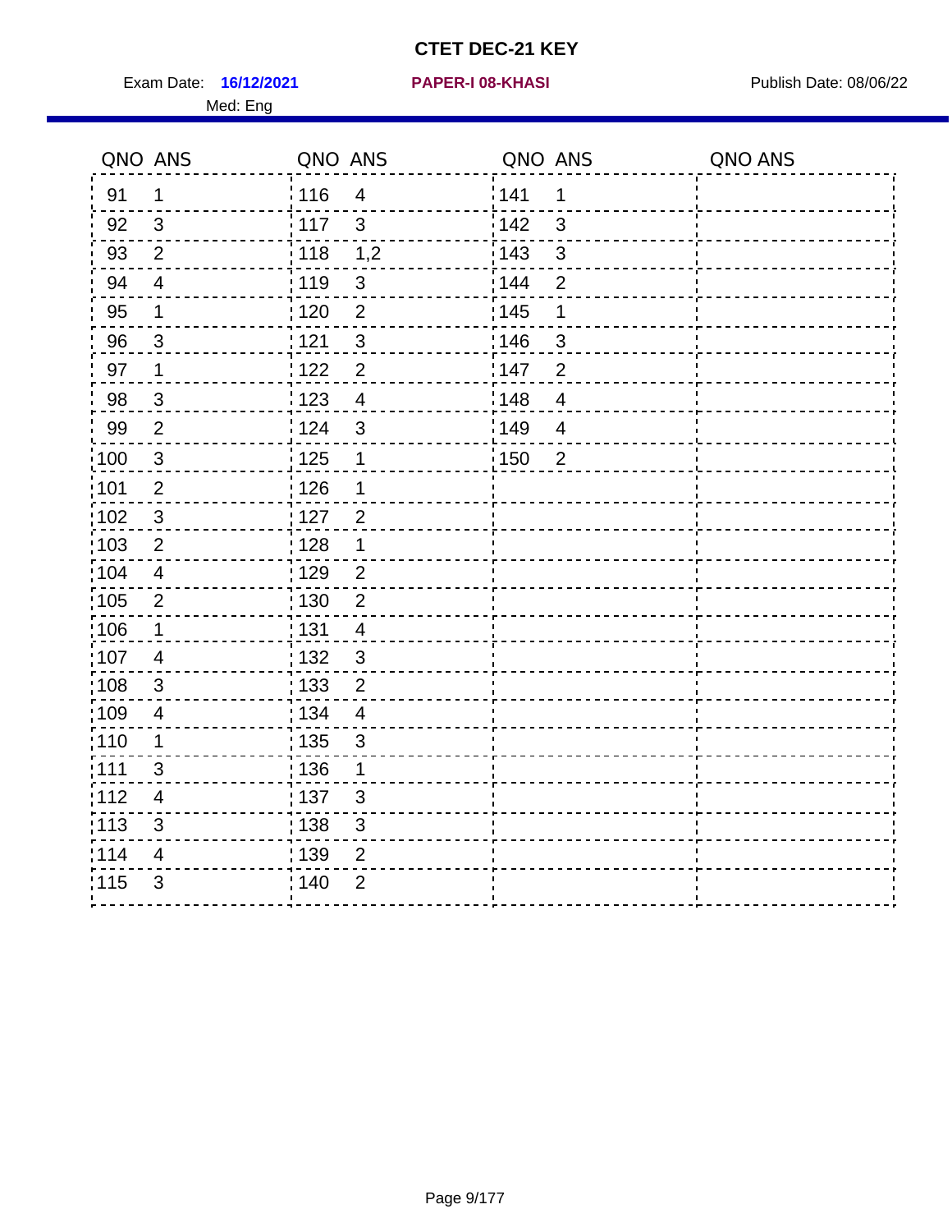# CTET DEC-21 KEY

Exam Date: **16/12/2021** **PAPER-I 08-KHASI** Publish Date: 08/06/22

Med: Eng

| QNO | ANS | QNO | ANS | QNO | ANS | QNO | ANS |
|---|---|---|---|---|---|---|---|
| 91 | 1 | 116 | 4 | 141 | 1 | | |
| 92 | 3 | 117 | 3 | 142 | 3 | | |
| 93 | 2 | 118 | 1,2 | 143 | 3 | | |
| 94 | 4 | 119 | 3 | 144 | 2 | | |
| 95 | 1 | 120 | 2 | 145 | 1 | | |
| 96 | 3 | 121 | 3 | 146 | 3 | | |
| 97 | 1 | 122 | 2 | 147 | 2 | | |
| 98 | 3 | 123 | 4 | 148 | 4 | | |
| 99 | 2 | 124 | 3 | 149 | 4 | | |
| 100 | 3 | 125 | 1 | 150 | 2 | | |
| 101 | 2 | 126 | 1 | | | | |
| 102 | 3 | 127 | 2 | | | | |
| 103 | 2 | 128 | 1 | | | | |
| 104 | 4 | 129 | 2 | | | | |
| 105 | 2 | 130 | 2 | | | | |
| 106 | 1 | 131 | 4 | | | | |
| 107 | 4 | 132 | 3 | | | | |
| 108 | 3 | 133 | 2 | | | | |
| 109 | 4 | 134 | 4 | | | | |
| 110 | 1 | 135 | 3 | | | | |
| 111 | 3 | 136 | 1 | | | | |
| 112 | 4 | 137 | 3 | | | | |
| 113 | 3 | 138 | 3 | | | | |
| 114 | 4 | 139 | 2 | | | | |
| 115 | 3 | 140 | 2 | | | | |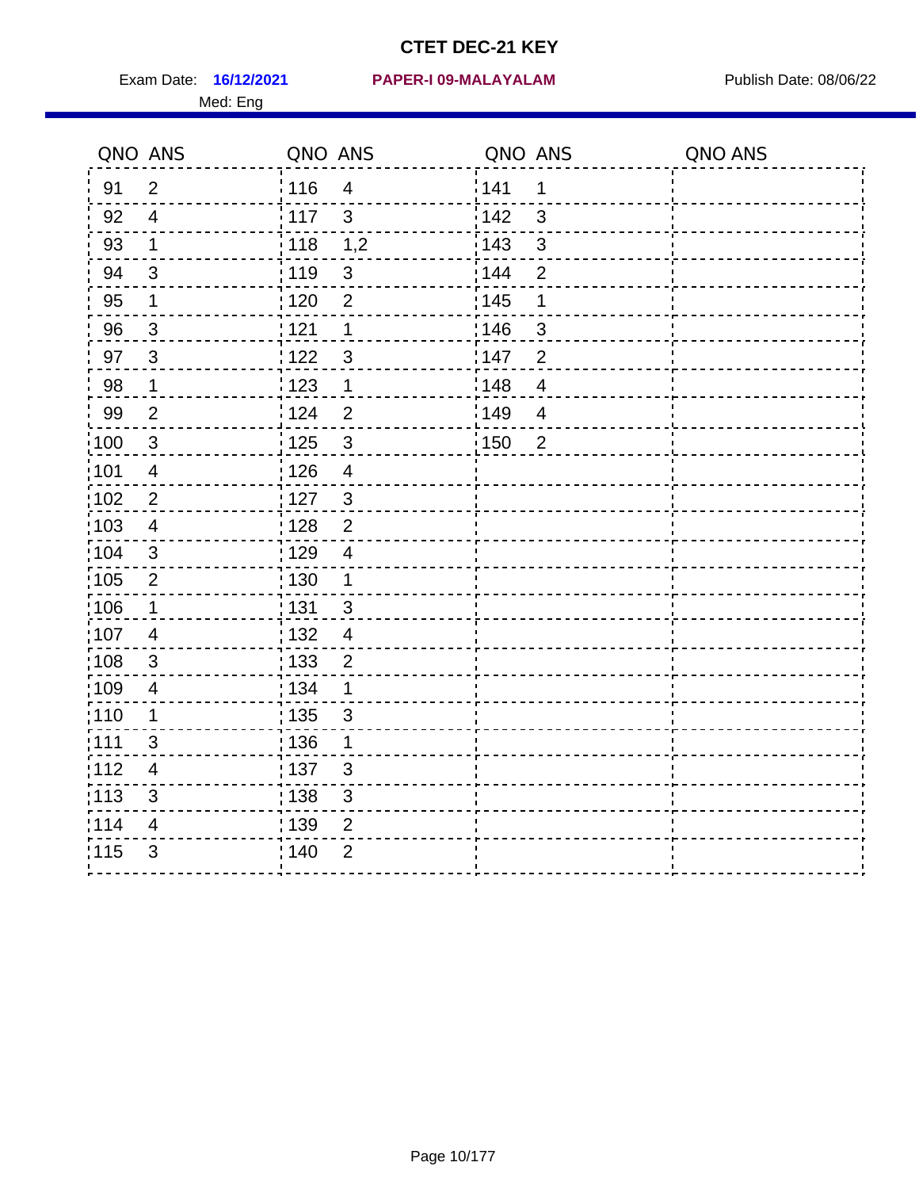# CTET DEC-21 KEY

Exam Date: **16/12/2021** **PAPER-I 09-MALAYALAM** Publish Date: 08/06/22

Med: Eng

| QNO | ANS | QNO | ANS | QNO | ANS | QNO | ANS |
|---|---|---|---|---|---|---|---|
| 91 | 2 | 116 | 4 | 141 | 1 | | |
| 92 | 4 | 117 | 3 | 142 | 3 | | |
| 93 | 1 | 118 | 1,2 | 143 | 3 | | |
| 94 | 3 | 119 | 3 | 144 | 2 | | |
| 95 | 1 | 120 | 2 | 145 | 1 | | |
| 96 | 3 | 121 | 1 | 146 | 3 | | |
| 97 | 3 | 122 | 3 | 147 | 2 | | |
| 98 | 1 | 123 | 1 | 148 | 4 | | |
| 99 | 2 | 124 | 2 | 149 | 4 | | |
| 100 | 3 | 125 | 3 | 150 | 2 | | |
| 101 | 4 | 126 | 4 | | | | |
| 102 | 2 | 127 | 3 | | | | |
| 103 | 4 | 128 | 2 | | | | |
| 104 | 3 | 129 | 4 | | | | |
| 105 | 2 | 130 | 1 | | | | |
| 106 | 1 | 131 | 3 | | | | |
| 107 | 4 | 132 | 4 | | | | |
| 108 | 3 | 133 | 2 | | | | |
| 109 | 4 | 134 | 1 | | | | |
| 110 | 1 | 135 | 3 | | | | |
| 111 | 3 | 136 | 1 | | | | |
| 112 | 4 | 137 | 3 | | | | |
| 113 | 3 | 138 | 3 | | | | |
| 114 | 4 | 139 | 2 | | | | |
| 115 | 3 | 140 | 2 | | | | |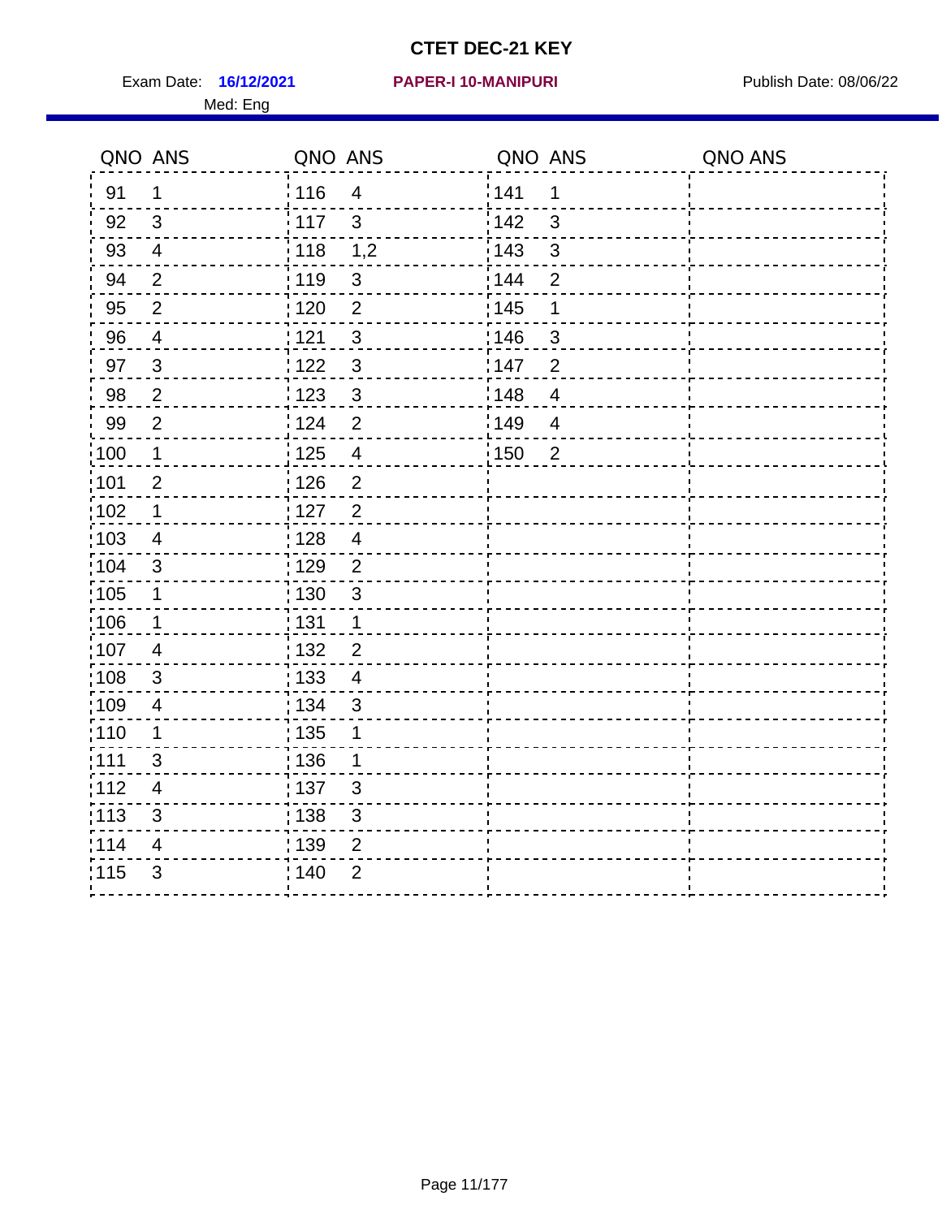# CTET DEC-21 KEY

Exam Date: **16/12/2021** **PAPER-I 10-MANIPURI** Publish Date: 08/06/22

Med: Eng

| QNO | ANS | QNO | ANS | QNO | ANS | QNO | ANS |
|---|---|---|---|---|---|---|---|
| 91 | 1 | 116 | 4 | 141 | 1 | | |
| 92 | 3 | 117 | 3 | 142 | 3 | | |
| 93 | 4 | 118 | 1,2 | 143 | 3 | | |
| 94 | 2 | 119 | 3 | 144 | 2 | | |
| 95 | 2 | 120 | 2 | 145 | 1 | | |
| 96 | 4 | 121 | 3 | 146 | 3 | | |
| 97 | 3 | 122 | 3 | 147 | 2 | | |
| 98 | 2 | 123 | 3 | 148 | 4 | | |
| 99 | 2 | 124 | 2 | 149 | 4 | | |
| 100 | 1 | 125 | 4 | 150 | 2 | | |
| 101 | 2 | 126 | 2 | | | | |
| 102 | 1 | 127 | 2 | | | | |
| 103 | 4 | 128 | 4 | | | | |
| 104 | 3 | 129 | 2 | | | | |
| 105 | 1 | 130 | 3 | | | | |
| 106 | 1 | 131 | 1 | | | | |
| 107 | 4 | 132 | 2 | | | | |
| 108 | 3 | 133 | 4 | | | | |
| 109 | 4 | 134 | 3 | | | | |
| 110 | 1 | 135 | 1 | | | | |
| 111 | 3 | 136 | 1 | | | | |
| 112 | 4 | 137 | 3 | | | | |
| 113 | 3 | 138 | 3 | | | | |
| 114 | 4 | 139 | 2 | | | | |
| 115 | 3 | 140 | 2 | | | | |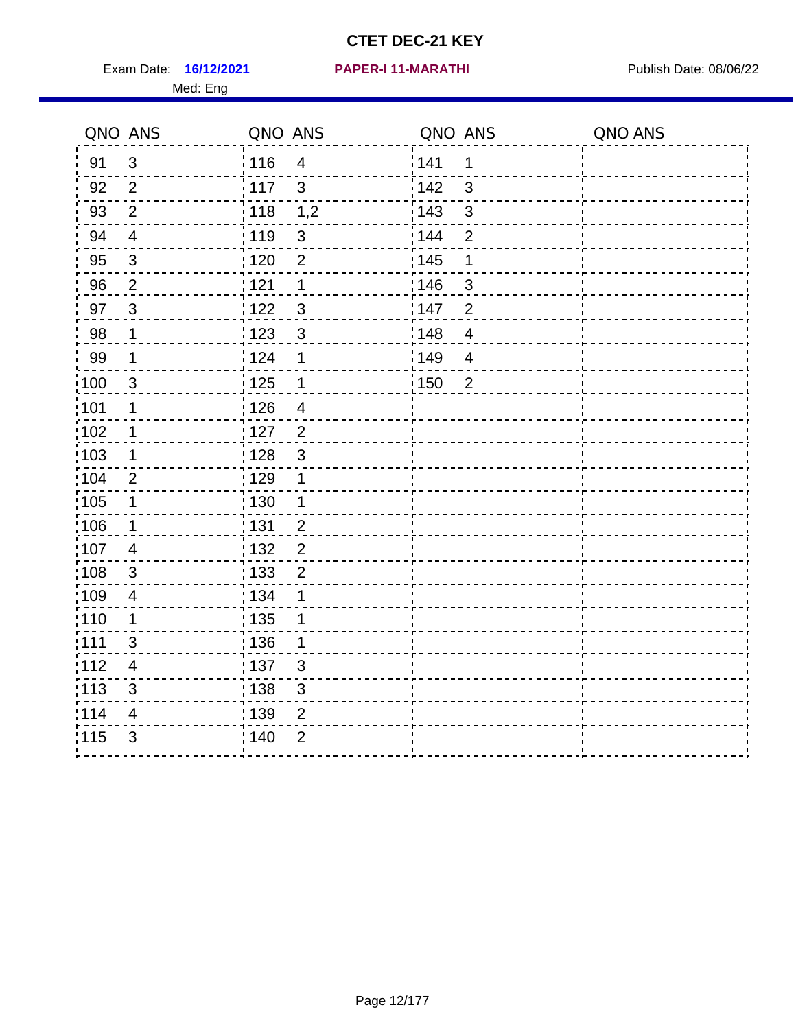# CTET DEC-21 KEY

Exam Date: **16/12/2021** **PAPER-I 11-MARATHI** Publish Date: 08/06/22

Med: Eng

| QNO | ANS | QNO | ANS | QNO | ANS | QNO | ANS |
|---|---|---|---|---|---|---|---|
| 91 | 3 | 116 | 4 | 141 | 1 | | |
| 92 | 2 | 117 | 3 | 142 | 3 | | |
| 93 | 2 | 118 | 1,2 | 143 | 3 | | |
| 94 | 4 | 119 | 3 | 144 | 2 | | |
| 95 | 3 | 120 | 2 | 145 | 1 | | |
| 96 | 2 | 121 | 1 | 146 | 3 | | |
| 97 | 3 | 122 | 3 | 147 | 2 | | |
| 98 | 1 | 123 | 3 | 148 | 4 | | |
| 99 | 1 | 124 | 1 | 149 | 4 | | |
| 100 | 3 | 125 | 1 | 150 | 2 | | |
| 101 | 1 | 126 | 4 | | | | |
| 102 | 1 | 127 | 2 | | | | |
| 103 | 1 | 128 | 3 | | | | |
| 104 | 2 | 129 | 1 | | | | |
| 105 | 1 | 130 | 1 | | | | |
| 106 | 1 | 131 | 2 | | | | |
| 107 | 4 | 132 | 2 | | | | |
| 108 | 3 | 133 | 2 | | | | |
| 109 | 4 | 134 | 1 | | | | |
| 110 | 1 | 135 | 1 | | | | |
| 111 | 3 | 136 | 1 | | | | |
| 112 | 4 | 137 | 3 | | | | |
| 113 | 3 | 138 | 3 | | | | |
| 114 | 4 | 139 | 2 | | | | |
| 115 | 3 | 140 | 2 | | | | |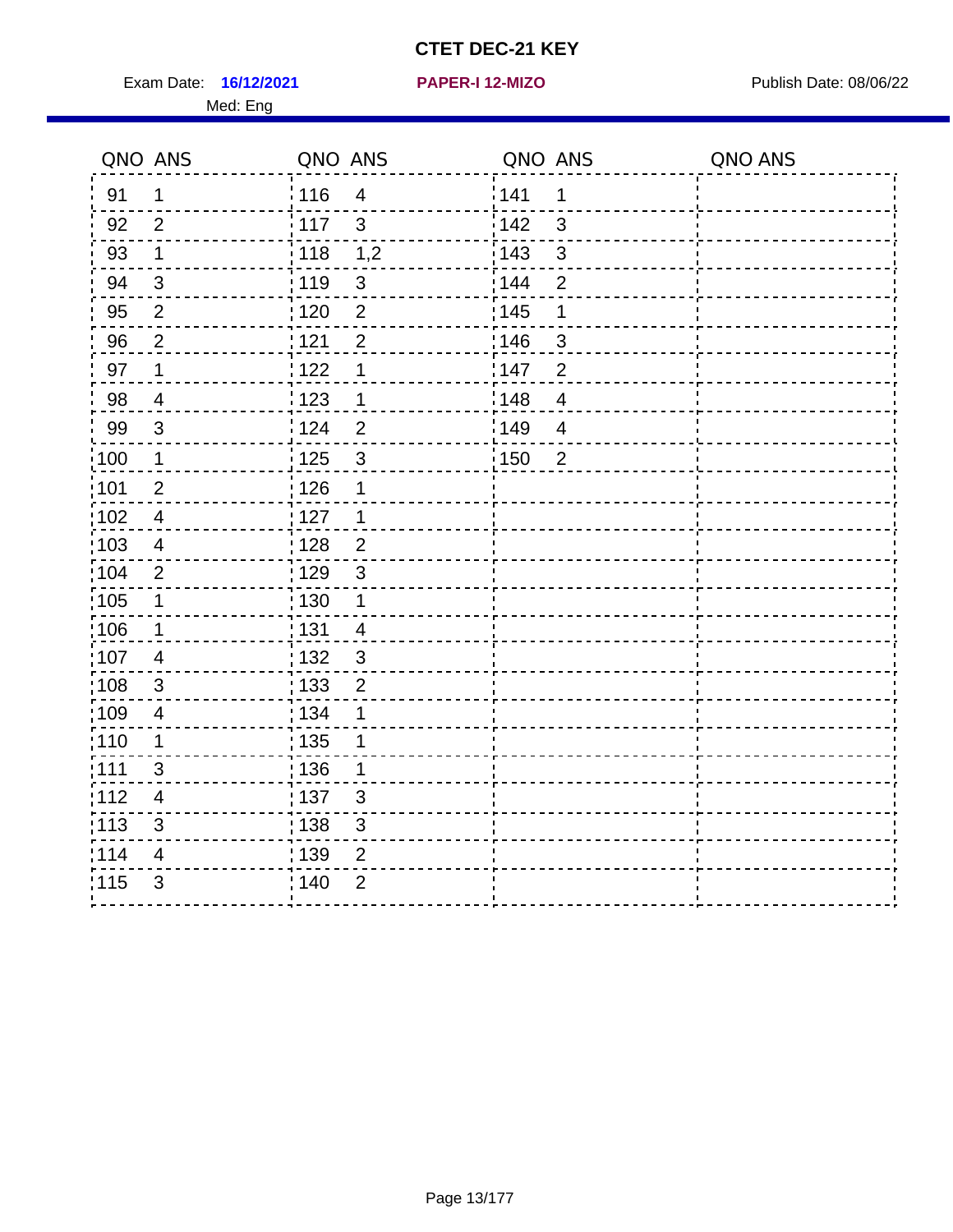# CTET DEC-21 KEY

Exam Date: **16/12/2021** **PAPER-I 12-MIZO** Publish Date: 08/06/22

Med: Eng

| QNO | ANS | QNO | ANS | QNO | ANS | QNO | ANS |
|---|---|---|---|---|---|---|---|
| 91 | 1 | 116 | 4 | 141 | 1 | | |
| 92 | 2 | 117 | 3 | 142 | 3 | | |
| 93 | 1 | 118 | 1,2 | 143 | 3 | | |
| 94 | 3 | 119 | 3 | 144 | 2 | | |
| 95 | 2 | 120 | 2 | 145 | 1 | | |
| 96 | 2 | 121 | 2 | 146 | 3 | | |
| 97 | 1 | 122 | 1 | 147 | 2 | | |
| 98 | 4 | 123 | 1 | 148 | 4 | | |
| 99 | 3 | 124 | 2 | 149 | 4 | | |
| 100 | 1 | 125 | 3 | 150 | 2 | | |
| 101 | 2 | 126 | 1 | | | | |
| 102 | 4 | 127 | 1 | | | | |
| 103 | 4 | 128 | 2 | | | | |
| 104 | 2 | 129 | 3 | | | | |
| 105 | 1 | 130 | 1 | | | | |
| 106 | 1 | 131 | 4 | | | | |
| 107 | 4 | 132 | 3 | | | | |
| 108 | 3 | 133 | 2 | | | | |
| 109 | 4 | 134 | 1 | | | | |
| 110 | 1 | 135 | 1 | | | | |
| 111 | 3 | 136 | 1 | | | | |
| 112 | 4 | 137 | 3 | | | | |
| 113 | 3 | 138 | 3 | | | | |
| 114 | 4 | 139 | 2 | | | | |
| 115 | 3 | 140 | 2 | | | | |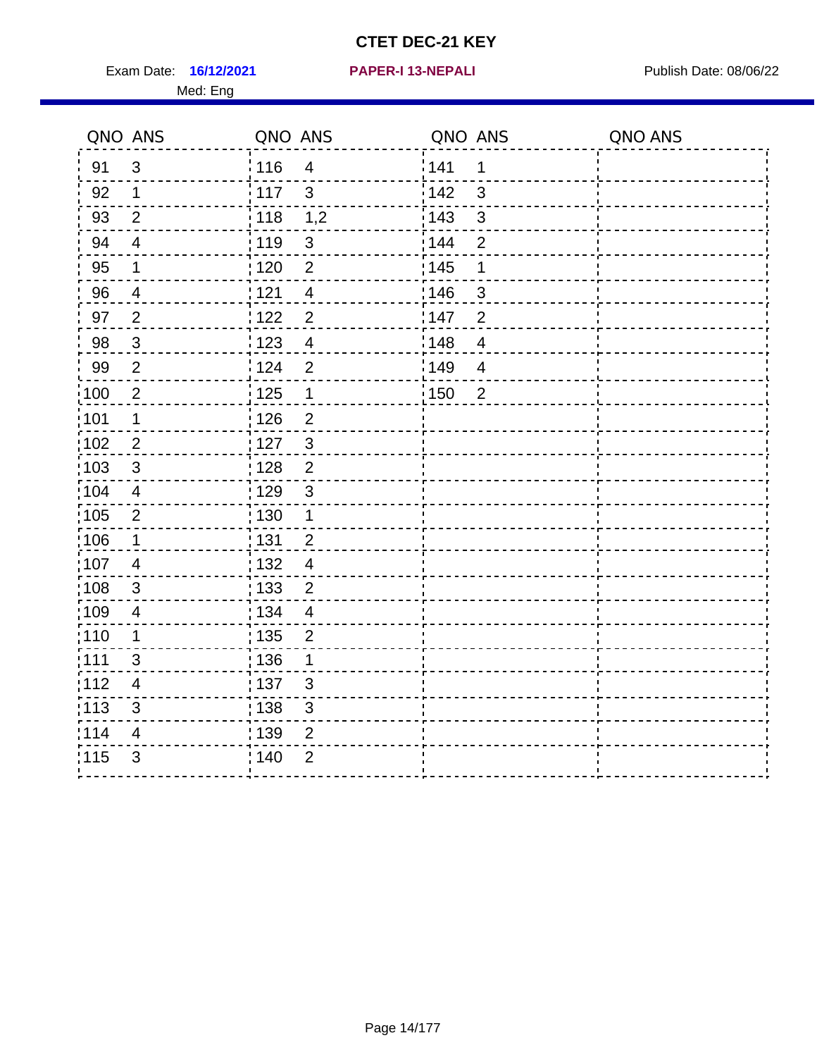# CTET DEC-21 KEY

Exam Date: **16/12/2021** **PAPER-I 13-NEPALI** Publish Date: 08/06/22

Med: Eng

| QNO | ANS | QNO | ANS | QNO | ANS | QNO | ANS |
|---|---|---|---|---|---|---|---|
| 91 | 3 | 116 | 4 | 141 | 1 | | |
| 92 | 1 | 117 | 3 | 142 | 3 | | |
| 93 | 2 | 118 | 1,2 | 143 | 3 | | |
| 94 | 4 | 119 | 3 | 144 | 2 | | |
| 95 | 1 | 120 | 2 | 145 | 1 | | |
| 96 | 4 | 121 | 4 | 146 | 3 | | |
| 97 | 2 | 122 | 2 | 147 | 2 | | |
| 98 | 3 | 123 | 4 | 148 | 4 | | |
| 99 | 2 | 124 | 2 | 149 | 4 | | |
| 100 | 2 | 125 | 1 | 150 | 2 | | |
| 101 | 1 | 126 | 2 | | | | |
| 102 | 2 | 127 | 3 | | | | |
| 103 | 3 | 128 | 2 | | | | |
| 104 | 4 | 129 | 3 | | | | |
| 105 | 2 | 130 | 1 | | | | |
| 106 | 1 | 131 | 2 | | | | |
| 107 | 4 | 132 | 4 | | | | |
| 108 | 3 | 133 | 2 | | | | |
| 109 | 4 | 134 | 4 | | | | |
| 110 | 1 | 135 | 2 | | | | |
| 111 | 3 | 136 | 1 | | | | |
| 112 | 4 | 137 | 3 | | | | |
| 113 | 3 | 138 | 3 | | | | |
| 114 | 4 | 139 | 2 | | | | |
| 115 | 3 | 140 | 2 | | | | |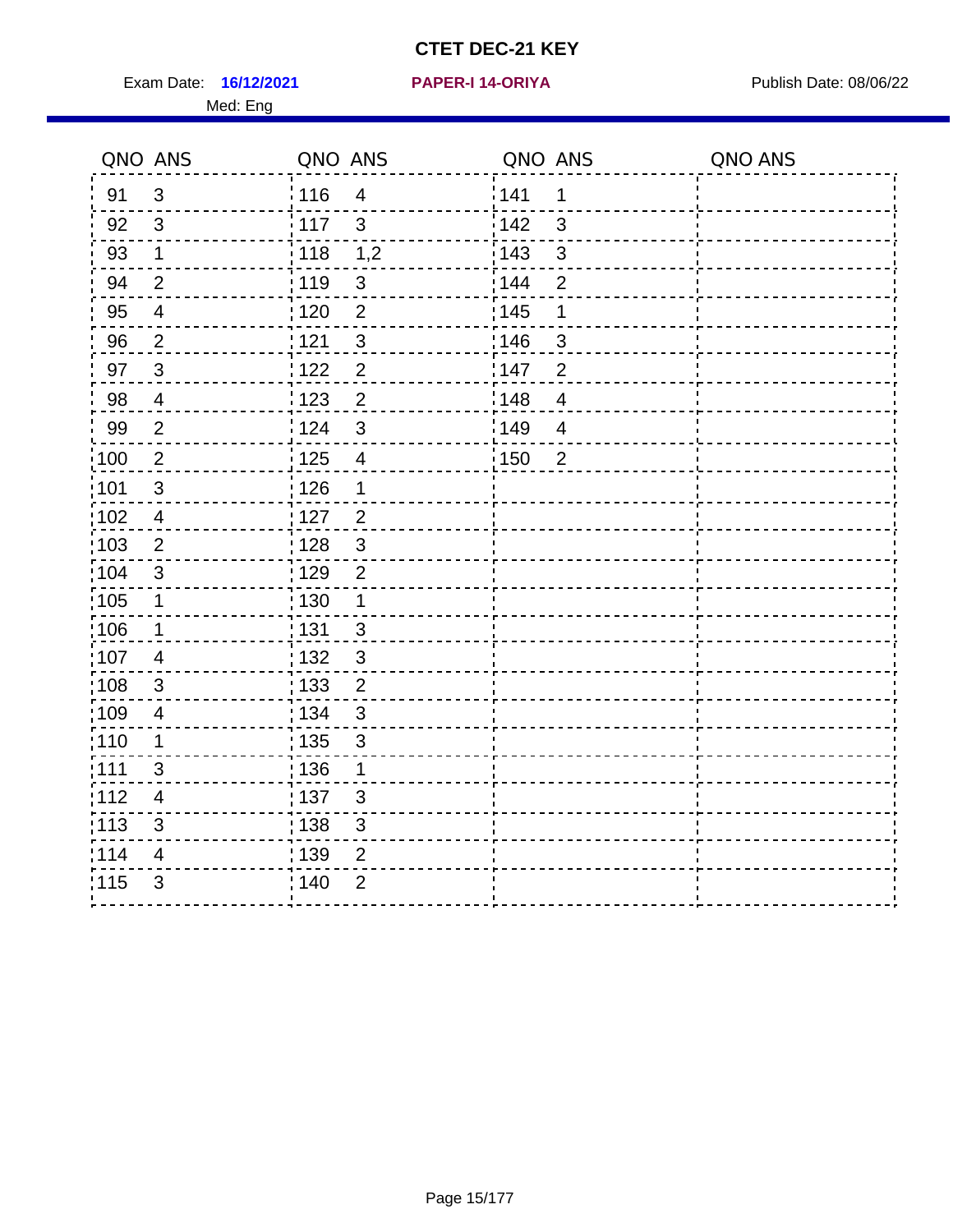# CTET DEC-21 KEY

Exam Date: **16/12/2021** **PAPER-I 14-ORIYA** Publish Date: 08/06/22

Med: Eng

| QNO | ANS | QNO | ANS | QNO | ANS | QNO | ANS |
|---|---|---|---|---|---|---|---|
| 91 | 3 | 116 | 4 | 141 | 1 | | |
| 92 | 3 | 117 | 3 | 142 | 3 | | |
| 93 | 1 | 118 | 1,2 | 143 | 3 | | |
| 94 | 2 | 119 | 3 | 144 | 2 | | |
| 95 | 4 | 120 | 2 | 145 | 1 | | |
| 96 | 2 | 121 | 3 | 146 | 3 | | |
| 97 | 3 | 122 | 2 | 147 | 2 | | |
| 98 | 4 | 123 | 2 | 148 | 4 | | |
| 99 | 2 | 124 | 3 | 149 | 4 | | |
| 100 | 2 | 125 | 4 | 150 | 2 | | |
| 101 | 3 | 126 | 1 | | | | |
| 102 | 4 | 127 | 2 | | | | |
| 103 | 2 | 128 | 3 | | | | |
| 104 | 3 | 129 | 2 | | | | |
| 105 | 1 | 130 | 1 | | | | |
| 106 | 1 | 131 | 3 | | | | |
| 107 | 4 | 132 | 3 | | | | |
| 108 | 3 | 133 | 2 | | | | |
| 109 | 4 | 134 | 3 | | | | |
| 110 | 1 | 135 | 3 | | | | |
| 111 | 3 | 136 | 1 | | | | |
| 112 | 4 | 137 | 3 | | | | |
| 113 | 3 | 138 | 3 | | | | |
| 114 | 4 | 139 | 2 | | | | |
| 115 | 3 | 140 | 2 | | | | |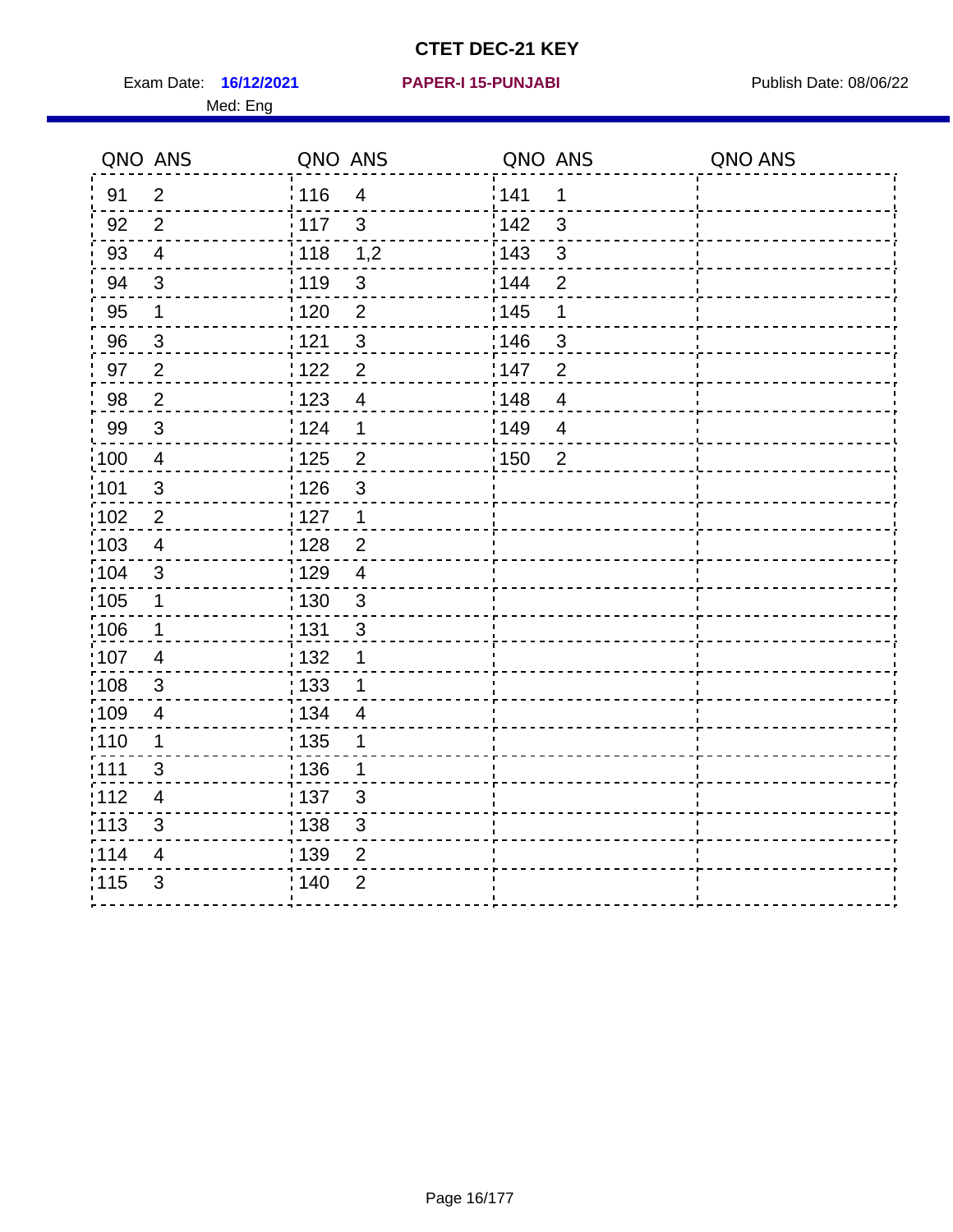# CTET DEC-21 KEY

Exam Date: **16/12/2021** **PAPER-I 15-PUNJABI** Publish Date: 08/06/22

Med: Eng

| QNO | ANS | QNO | ANS | QNO | ANS | QNO | ANS |
|---|---|---|---|---|---|---|---|
| 91 | 2 | 116 | 4 | 141 | 1 | | |
| 92 | 2 | 117 | 3 | 142 | 3 | | |
| 93 | 4 | 118 | 1,2 | 143 | 3 | | |
| 94 | 3 | 119 | 3 | 144 | 2 | | |
| 95 | 1 | 120 | 2 | 145 | 1 | | |
| 96 | 3 | 121 | 3 | 146 | 3 | | |
| 97 | 2 | 122 | 2 | 147 | 2 | | |
| 98 | 2 | 123 | 4 | 148 | 4 | | |
| 99 | 3 | 124 | 1 | 149 | 4 | | |
| 100 | 4 | 125 | 2 | 150 | 2 | | |
| 101 | 3 | 126 | 3 | | | | |
| 102 | 2 | 127 | 1 | | | | |
| 103 | 4 | 128 | 2 | | | | |
| 104 | 3 | 129 | 4 | | | | |
| 105 | 1 | 130 | 3 | | | | |
| 106 | 1 | 131 | 3 | | | | |
| 107 | 4 | 132 | 1 | | | | |
| 108 | 3 | 133 | 1 | | | | |
| 109 | 4 | 134 | 4 | | | | |
| 110 | 1 | 135 | 1 | | | | |
| 111 | 3 | 136 | 1 | | | | |
| 112 | 4 | 137 | 3 | | | | |
| 113 | 3 | 138 | 3 | | | | |
| 114 | 4 | 139 | 2 | | | | |
| 115 | 3 | 140 | 2 | | | | |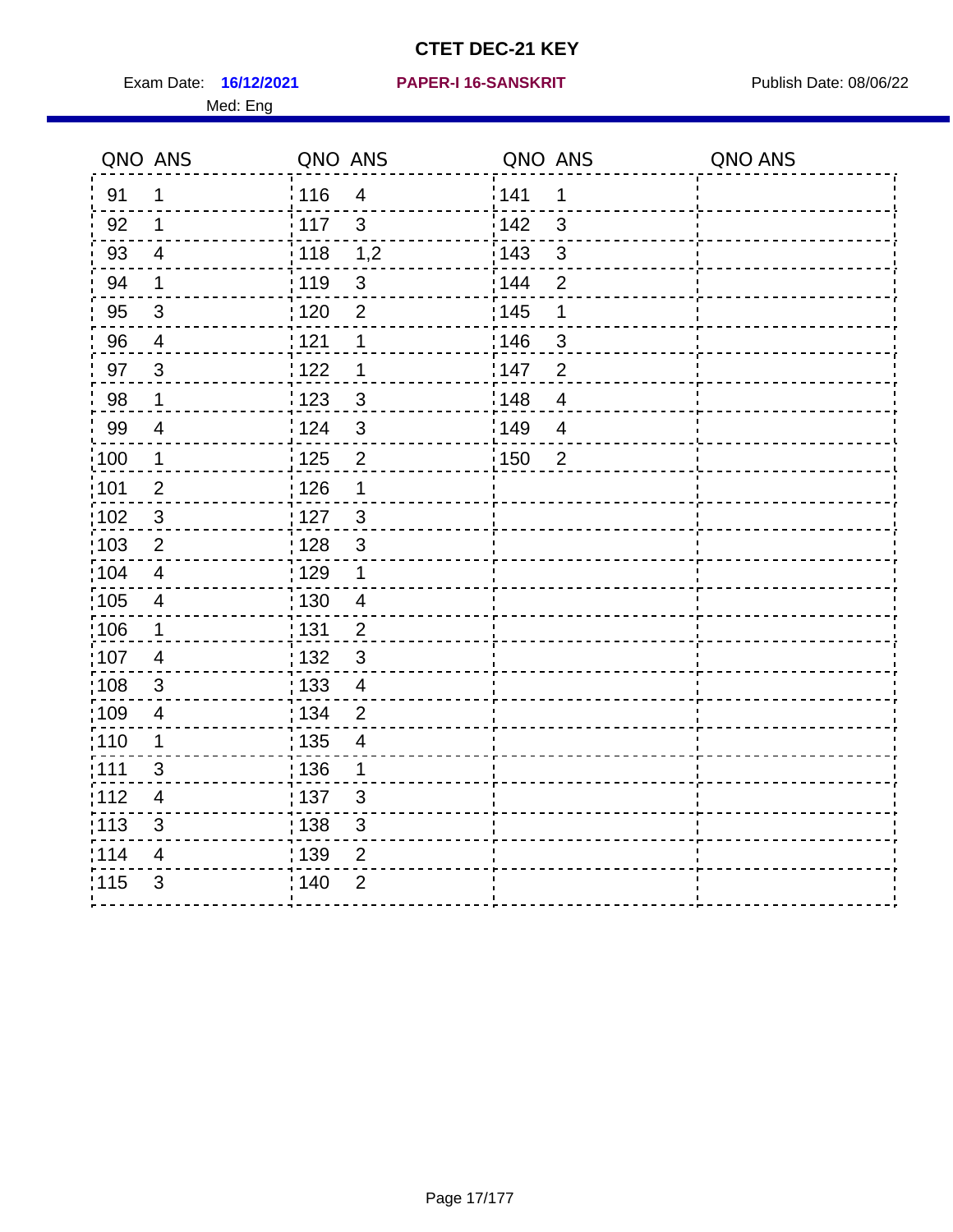# CTET DEC-21 KEY

Exam Date: **16/12/2021** **PAPER-I 16-SANSKRIT** Publish Date: 08/06/22

Med: Eng

| QNO | ANS | QNO | ANS | QNO | ANS | QNO | ANS |
|---|---|---|---|---|---|---|---|
| 91 | 1 | 116 | 4 | 141 | 1 | | |
| 92 | 1 | 117 | 3 | 142 | 3 | | |
| 93 | 4 | 118 | 1,2 | 143 | 3 | | |
| 94 | 1 | 119 | 3 | 144 | 2 | | |
| 95 | 3 | 120 | 2 | 145 | 1 | | |
| 96 | 4 | 121 | 1 | 146 | 3 | | |
| 97 | 3 | 122 | 1 | 147 | 2 | | |
| 98 | 1 | 123 | 3 | 148 | 4 | | |
| 99 | 4 | 124 | 3 | 149 | 4 | | |
| 100 | 1 | 125 | 2 | 150 | 2 | | |
| 101 | 2 | 126 | 1 | | | | |
| 102 | 3 | 127 | 3 | | | | |
| 103 | 2 | 128 | 3 | | | | |
| 104 | 4 | 129 | 1 | | | | |
| 105 | 4 | 130 | 4 | | | | |
| 106 | 1 | 131 | 2 | | | | |
| 107 | 4 | 132 | 3 | | | | |
| 108 | 3 | 133 | 4 | | | | |
| 109 | 4 | 134 | 2 | | | | |
| 110 | 1 | 135 | 4 | | | | |
| 111 | 3 | 136 | 1 | | | | |
| 112 | 4 | 137 | 3 | | | | |
| 113 | 3 | 138 | 3 | | | | |
| 114 | 4 | 139 | 2 | | | | |
| 115 | 3 | 140 | 2 | | | | |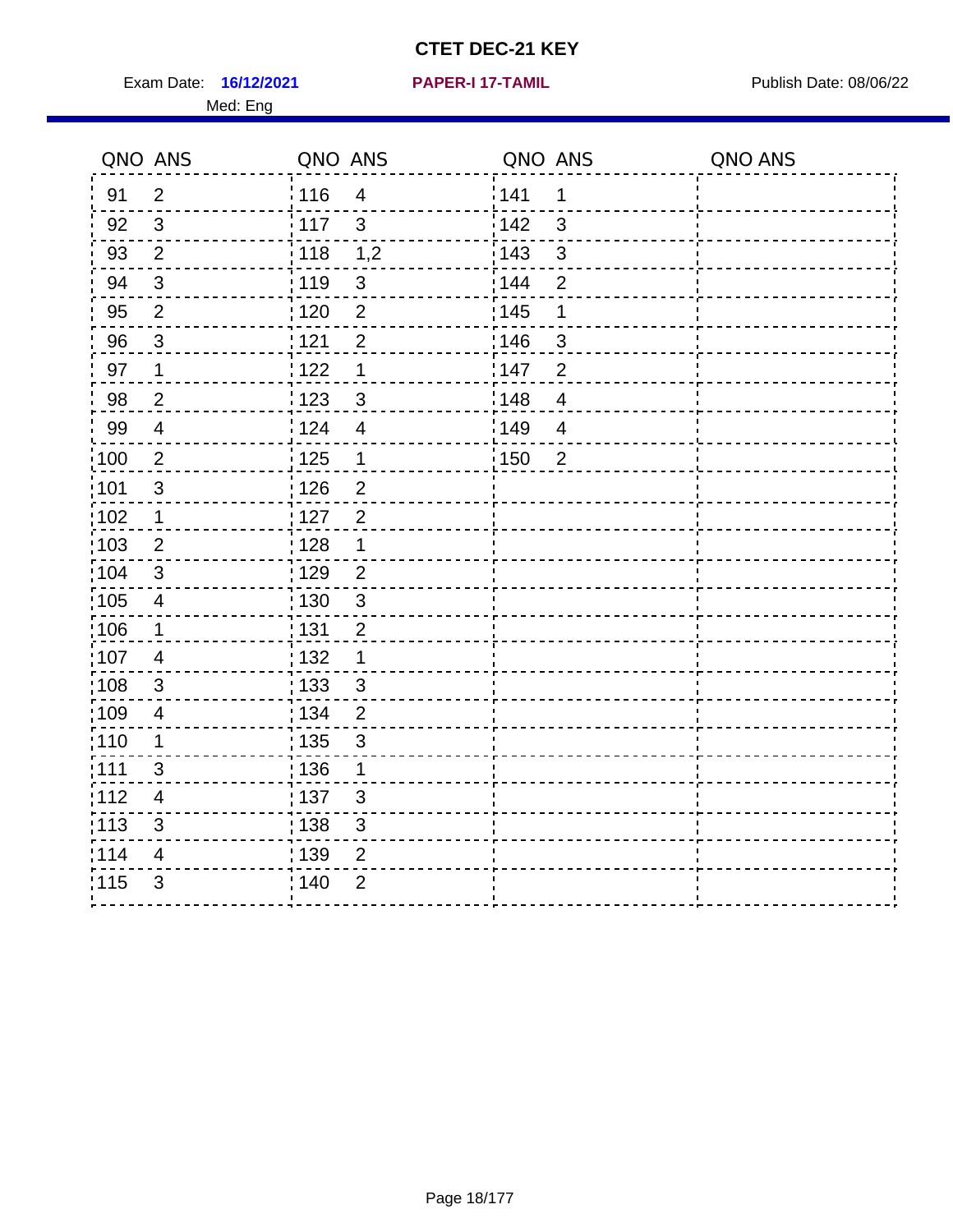# CTET DEC-21 KEY

Exam Date: **16/12/2021** **PAPER-I 17-TAMIL** Publish Date: 08/06/22

Med: Eng

| QNO | ANS | QNO | ANS | QNO | ANS | QNO | ANS |
|---|---|---|---|---|---|---|---|
| 91 | 2 | 116 | 4 | 141 | 1 | | |
| 92 | 3 | 117 | 3 | 142 | 3 | | |
| 93 | 2 | 118 | 1,2 | 143 | 3 | | |
| 94 | 3 | 119 | 3 | 144 | 2 | | |
| 95 | 2 | 120 | 2 | 145 | 1 | | |
| 96 | 3 | 121 | 2 | 146 | 3 | | |
| 97 | 1 | 122 | 1 | 147 | 2 | | |
| 98 | 2 | 123 | 3 | 148 | 4 | | |
| 99 | 4 | 124 | 4 | 149 | 4 | | |
| 100 | 2 | 125 | 1 | 150 | 2 | | |
| 101 | 3 | 126 | 2 | | | | |
| 102 | 1 | 127 | 2 | | | | |
| 103 | 2 | 128 | 1 | | | | |
| 104 | 3 | 129 | 2 | | | | |
| 105 | 4 | 130 | 3 | | | | |
| 106 | 1 | 131 | 2 | | | | |
| 107 | 4 | 132 | 1 | | | | |
| 108 | 3 | 133 | 3 | | | | |
| 109 | 4 | 134 | 2 | | | | |
| 110 | 1 | 135 | 3 | | | | |
| 111 | 3 | 136 | 1 | | | | |
| 112 | 4 | 137 | 3 | | | | |
| 113 | 3 | 138 | 3 | | | | |
| 114 | 4 | 139 | 2 | | | | |
| 115 | 3 | 140 | 2 | | | | |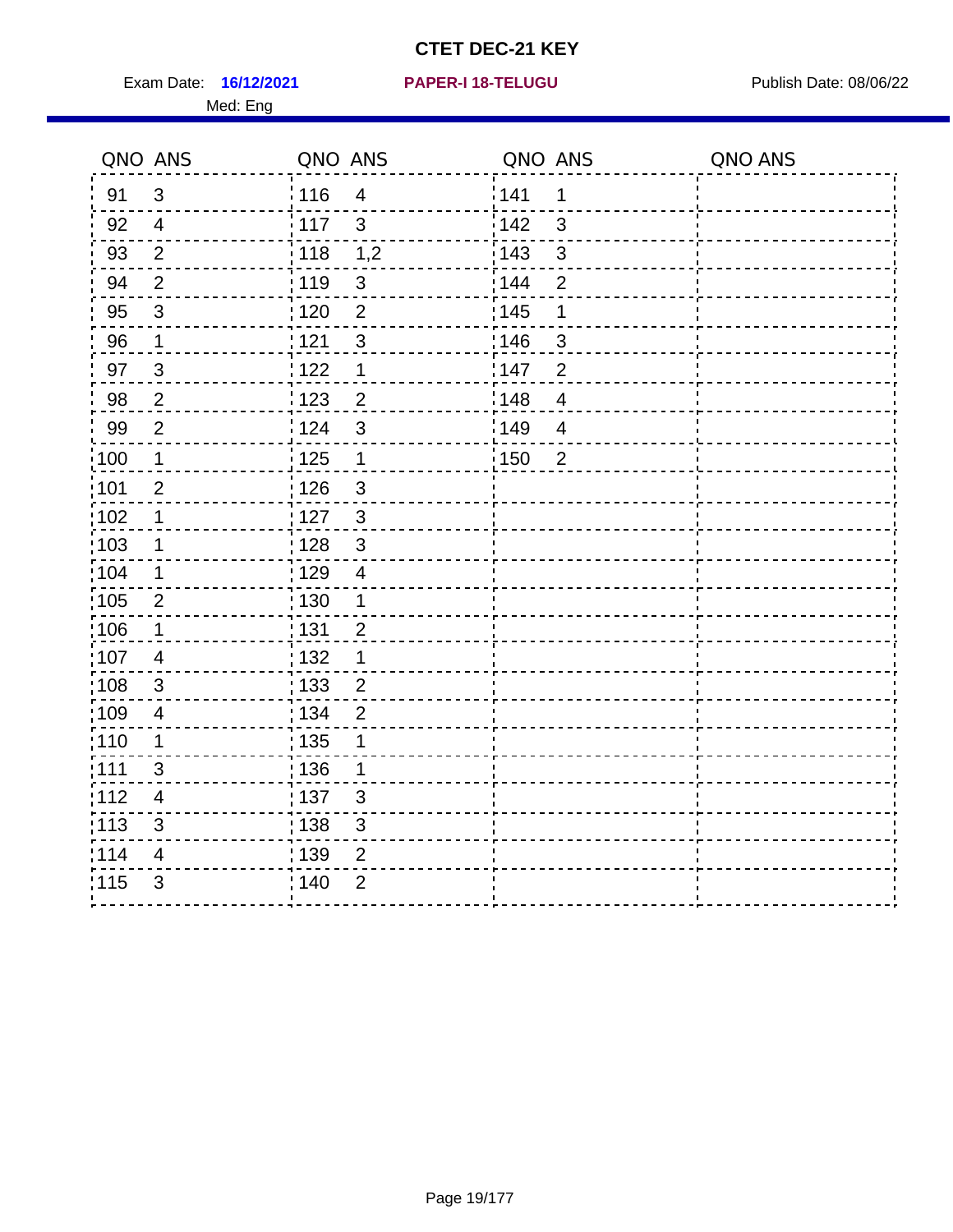# CTET DEC-21 KEY

Exam Date: **16/12/2021** **PAPER-I 18-TELUGU** Publish Date: 08/06/22

Med: Eng

| QNO | ANS | QNO | ANS | QNO | ANS | QNO | ANS |
|---|---|---|---|---|---|---|---|
| 91 | 3 | 116 | 4 | 141 | 1 | | |
| 92 | 4 | 117 | 3 | 142 | 3 | | |
| 93 | 2 | 118 | 1,2 | 143 | 3 | | |
| 94 | 2 | 119 | 3 | 144 | 2 | | |
| 95 | 3 | 120 | 2 | 145 | 1 | | |
| 96 | 1 | 121 | 3 | 146 | 3 | | |
| 97 | 3 | 122 | 1 | 147 | 2 | | |
| 98 | 2 | 123 | 2 | 148 | 4 | | |
| 99 | 2 | 124 | 3 | 149 | 4 | | |
| 100 | 1 | 125 | 1 | 150 | 2 | | |
| 101 | 2 | 126 | 3 | | | | |
| 102 | 1 | 127 | 3 | | | | |
| 103 | 1 | 128 | 3 | | | | |
| 104 | 1 | 129 | 4 | | | | |
| 105 | 2 | 130 | 1 | | | | |
| 106 | 1 | 131 | 2 | | | | |
| 107 | 4 | 132 | 1 | | | | |
| 108 | 3 | 133 | 2 | | | | |
| 109 | 4 | 134 | 2 | | | | |
| 110 | 1 | 135 | 1 | | | | |
| 111 | 3 | 136 | 1 | | | | |
| 112 | 4 | 137 | 3 | | | | |
| 113 | 3 | 138 | 3 | | | | |
| 114 | 4 | 139 | 2 | | | | |
| 115 | 3 | 140 | 2 | | | | |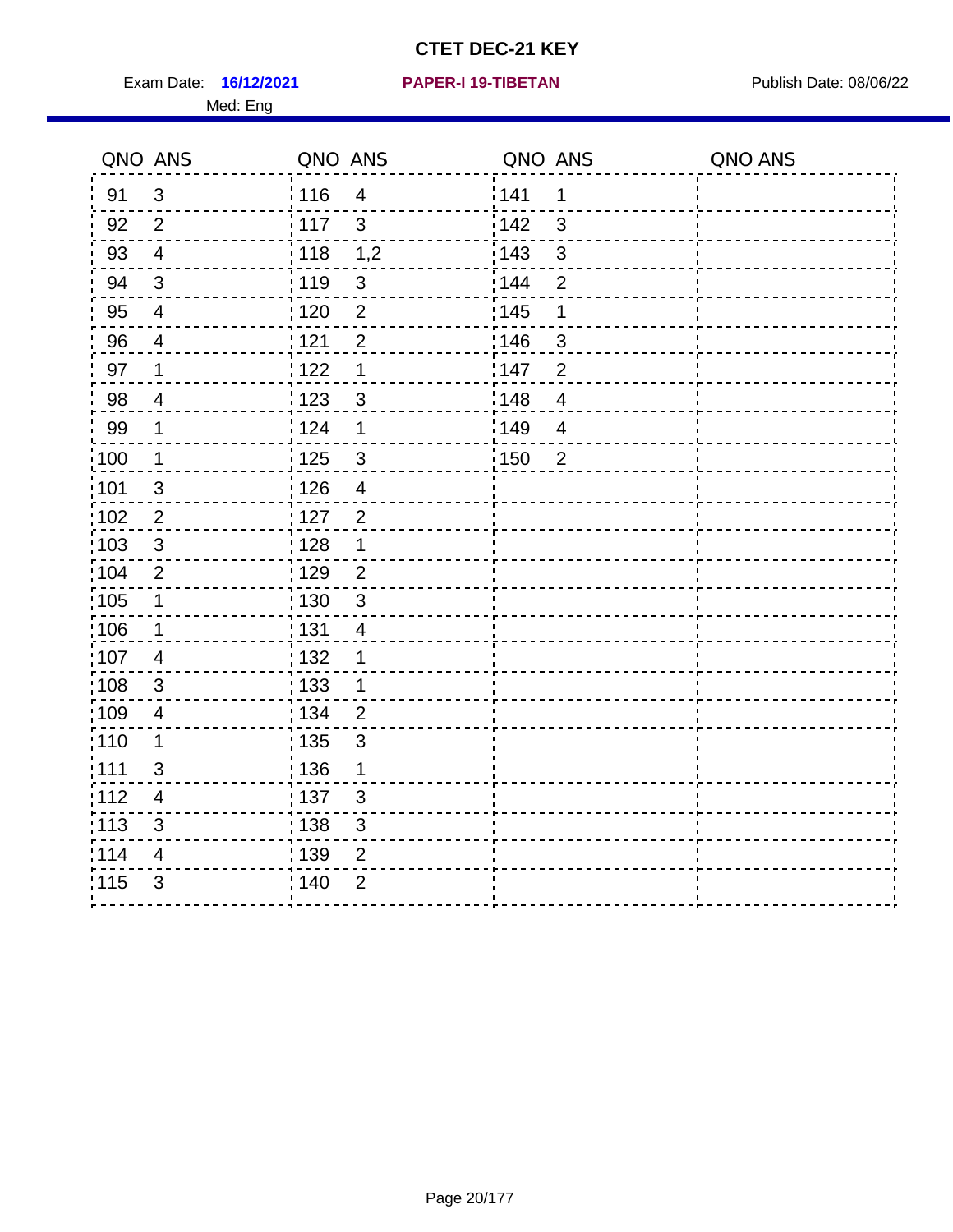# CTET DEC-21 KEY

Exam Date: **16/12/2021** **PAPER-I 19-TIBETAN** Publish Date: 08/06/22

Med: Eng

| QNO | ANS | QNO | ANS | QNO | ANS | QNO | ANS |
|---|---|---|---|---|---|---|---|
| 91 | 3 | 116 | 4 | 141 | 1 | | |
| 92 | 2 | 117 | 3 | 142 | 3 | | |
| 93 | 4 | 118 | 1,2 | 143 | 3 | | |
| 94 | 3 | 119 | 3 | 144 | 2 | | |
| 95 | 4 | 120 | 2 | 145 | 1 | | |
| 96 | 4 | 121 | 2 | 146 | 3 | | |
| 97 | 1 | 122 | 1 | 147 | 2 | | |
| 98 | 4 | 123 | 3 | 148 | 4 | | |
| 99 | 1 | 124 | 1 | 149 | 4 | | |
| 100 | 1 | 125 | 3 | 150 | 2 | | |
| 101 | 3 | 126 | 4 | | | | |
| 102 | 2 | 127 | 2 | | | | |
| 103 | 3 | 128 | 1 | | | | |
| 104 | 2 | 129 | 2 | | | | |
| 105 | 1 | 130 | 3 | | | | |
| 106 | 1 | 131 | 4 | | | | |
| 107 | 4 | 132 | 1 | | | | |
| 108 | 3 | 133 | 1 | | | | |
| 109 | 4 | 134 | 2 | | | | |
| 110 | 1 | 135 | 3 | | | | |
| 111 | 3 | 136 | 1 | | | | |
| 112 | 4 | 137 | 3 | | | | |
| 113 | 3 | 138 | 3 | | | | |
| 114 | 4 | 139 | 2 | | | | |
| 115 | 3 | 140 | 2 | | | | |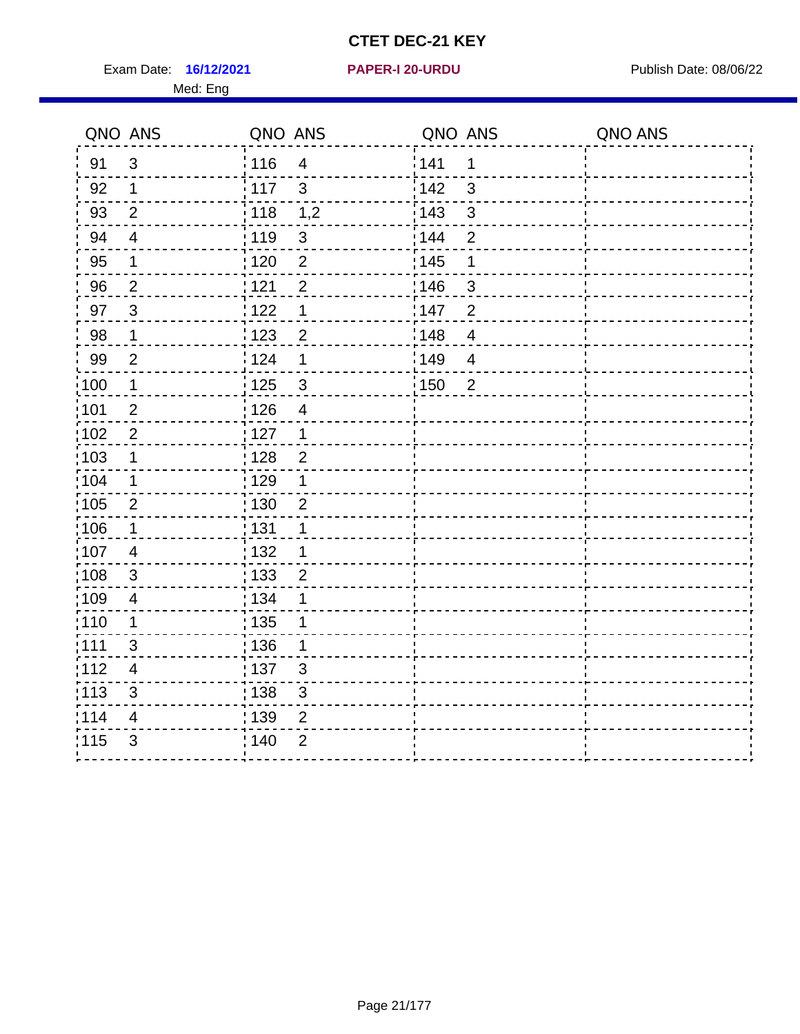# CTET DEC-21 KEY

Exam Date: **16/12/2021** **PAPER-I 20-URDU** Publish Date: 08/06/22

Med: Eng

| QNO | ANS | QNO | ANS | QNO | ANS | QNO | ANS |
|---|---|---|---|---|---|---|---|
| 91 | 3 | 116 | 4 | 141 | 1 | | |
| 92 | 1 | 117 | 3 | 142 | 3 | | |
| 93 | 2 | 118 | 1,2 | 143 | 3 | | |
| 94 | 4 | 119 | 3 | 144 | 2 | | |
| 95 | 1 | 120 | 2 | 145 | 1 | | |
| 96 | 2 | 121 | 2 | 146 | 3 | | |
| 97 | 3 | 122 | 1 | 147 | 2 | | |
| 98 | 1 | 123 | 2 | 148 | 4 | | |
| 99 | 2 | 124 | 1 | 149 | 4 | | |
| 100 | 1 | 125 | 3 | 150 | 2 | | |
| 101 | 2 | 126 | 4 | | | | |
| 102 | 2 | 127 | 1 | | | | |
| 103 | 1 | 128 | 2 | | | | |
| 104 | 1 | 129 | 1 | | | | |
| 105 | 2 | 130 | 2 | | | | |
| 106 | 1 | 131 | 1 | | | | |
| 107 | 4 | 132 | 1 | | | | |
| 108 | 3 | 133 | 2 | | | | |
| 109 | 4 | 134 | 1 | | | | |
| 110 | 1 | 135 | 1 | | | | |
| 111 | 3 | 136 | 1 | | | | |
| 112 | 4 | 137 | 3 | | | | |
| 113 | 3 | 138 | 3 | | | | |
| 114 | 4 | 139 | 2 | | | | |
| 115 | 3 | 140 | 2 | | | | |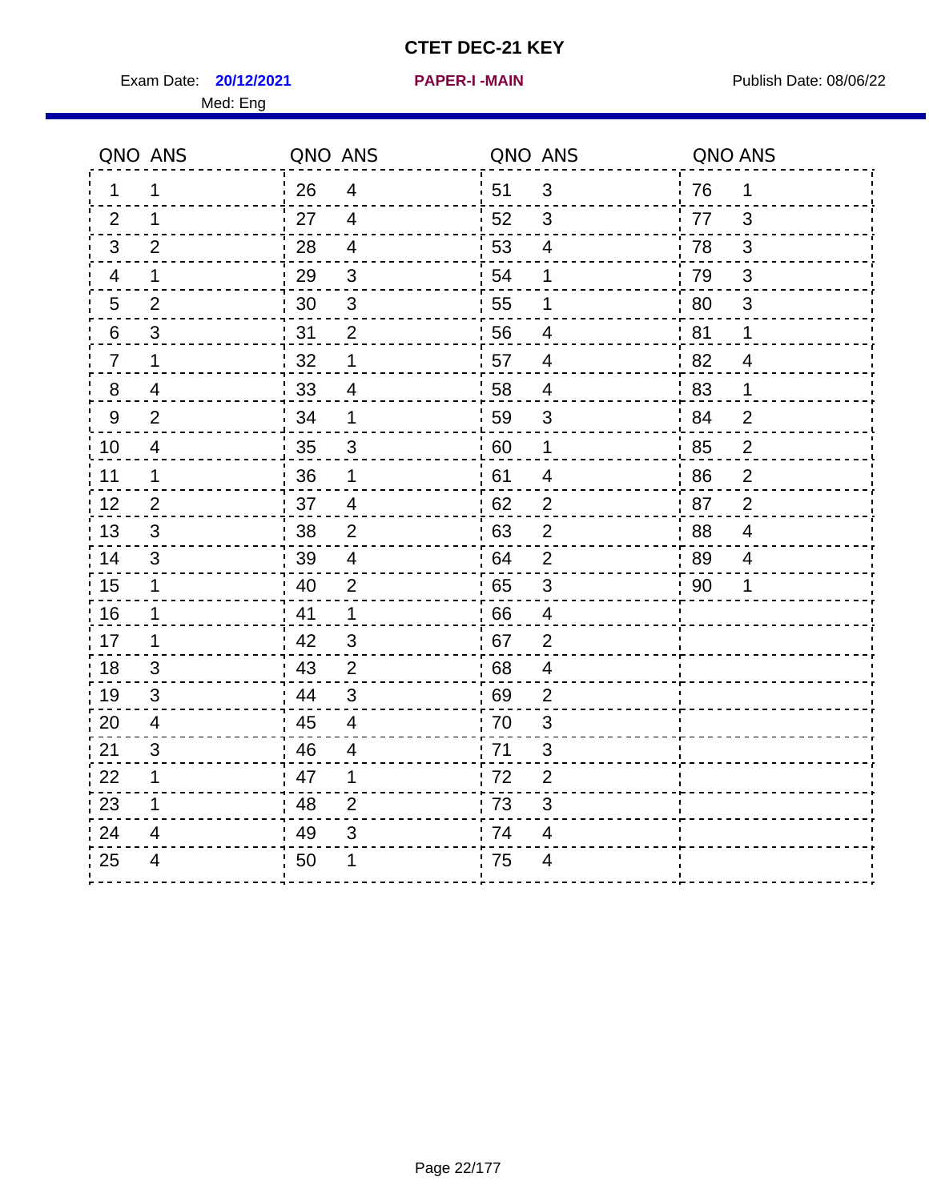# CTET DEC-21 KEY

Exam Date: **20/12/2021** **PAPER-I -MAIN** Publish Date: 08/06/22

Med: Eng

| QNO | ANS | QNO | ANS | QNO | ANS | QNO | ANS |
|---|---|---|---|---|---|---|---|
| 1 | 1 | 26 | 4 | 51 | 3 | 76 | 1 |
| 2 | 1 | 27 | 4 | 52 | 3 | 77 | 3 |
| 3 | 2 | 28 | 4 | 53 | 4 | 78 | 3 |
| 4 | 1 | 29 | 3 | 54 | 1 | 79 | 3 |
| 5 | 2 | 30 | 3 | 55 | 1 | 80 | 3 |
| 6 | 3 | 31 | 2 | 56 | 4 | 81 | 1 |
| 7 | 1 | 32 | 1 | 57 | 4 | 82 | 4 |
| 8 | 4 | 33 | 4 | 58 | 4 | 83 | 1 |
| 9 | 2 | 34 | 1 | 59 | 3 | 84 | 2 |
| 10 | 4 | 35 | 3 | 60 | 1 | 85 | 2 |
| 11 | 1 | 36 | 1 | 61 | 4 | 86 | 2 |
| 12 | 2 | 37 | 4 | 62 | 2 | 87 | 2 |
| 13 | 3 | 38 | 2 | 63 | 2 | 88 | 4 |
| 14 | 3 | 39 | 4 | 64 | 2 | 89 | 4 |
| 15 | 1 | 40 | 2 | 65 | 3 | 90 | 1 |
| 16 | 1 | 41 | 1 | 66 | 4 | | |
| 17 | 1 | 42 | 3 | 67 | 2 | | |
| 18 | 3 | 43 | 2 | 68 | 4 | | |
| 19 | 3 | 44 | 3 | 69 | 2 | | |
| 20 | 4 | 45 | 4 | 70 | 3 | | |
| 21 | 3 | 46 | 4 | 71 | 3 | | |
| 22 | 1 | 47 | 1 | 72 | 2 | | |
| 23 | 1 | 48 | 2 | 73 | 3 | | |
| 24 | 4 | 49 | 3 | 74 | 4 | | |
| 25 | 4 | 50 | 1 | 75 | 4 | | |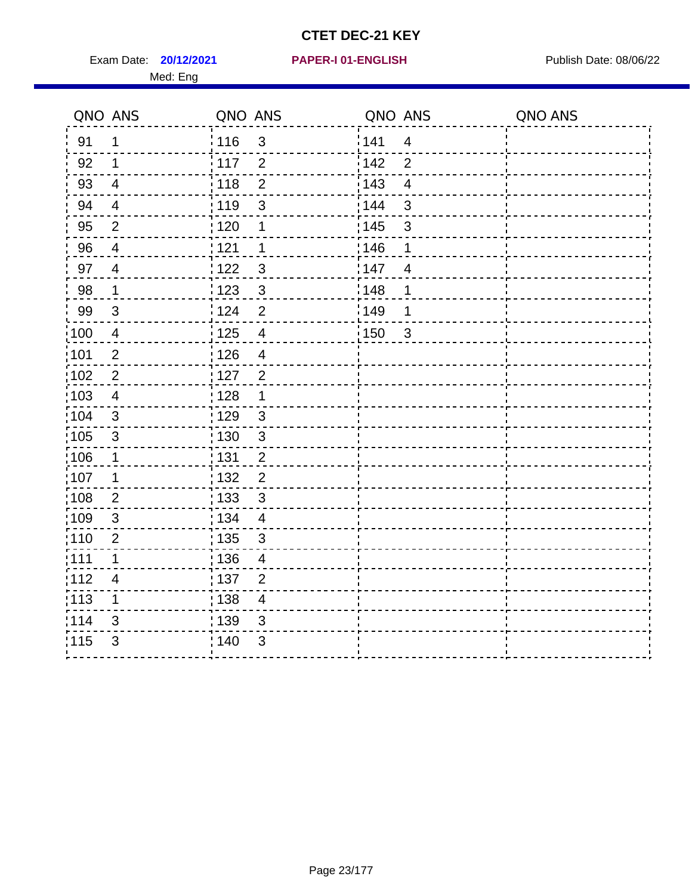# CTET DEC-21 KEY

Exam Date: **20/12/2021** **PAPER-I 01-ENGLISH** Publish Date: 08/06/22

Med: Eng

| QNO | ANS | QNO | ANS | QNO | ANS | QNO | ANS |
|---|---|---|---|---|---|---|---|
| 91 | 1 | 116 | 3 | 141 | 4 | | |
| 92 | 1 | 117 | 2 | 142 | 2 | | |
| 93 | 4 | 118 | 2 | 143 | 4 | | |
| 94 | 4 | 119 | 3 | 144 | 3 | | |
| 95 | 2 | 120 | 1 | 145 | 3 | | |
| 96 | 4 | 121 | 1 | 146 | 1 | | |
| 97 | 4 | 122 | 3 | 147 | 4 | | |
| 98 | 1 | 123 | 3 | 148 | 1 | | |
| 99 | 3 | 124 | 2 | 149 | 1 | | |
| 100 | 4 | 125 | 4 | 150 | 3 | | |
| 101 | 2 | 126 | 4 | | | | |
| 102 | 2 | 127 | 2 | | | | |
| 103 | 4 | 128 | 1 | | | | |
| 104 | 3 | 129 | 3 | | | | |
| 105 | 3 | 130 | 3 | | | | |
| 106 | 1 | 131 | 2 | | | | |
| 107 | 1 | 132 | 2 | | | | |
| 108 | 2 | 133 | 3 | | | | |
| 109 | 3 | 134 | 4 | | | | |
| 110 | 2 | 135 | 3 | | | | |
| 111 | 1 | 136 | 4 | | | | |
| 112 | 4 | 137 | 2 | | | | |
| 113 | 1 | 138 | 4 | | | | |
| 114 | 3 | 139 | 3 | | | | |
| 115 | 3 | 140 | 3 | | | | |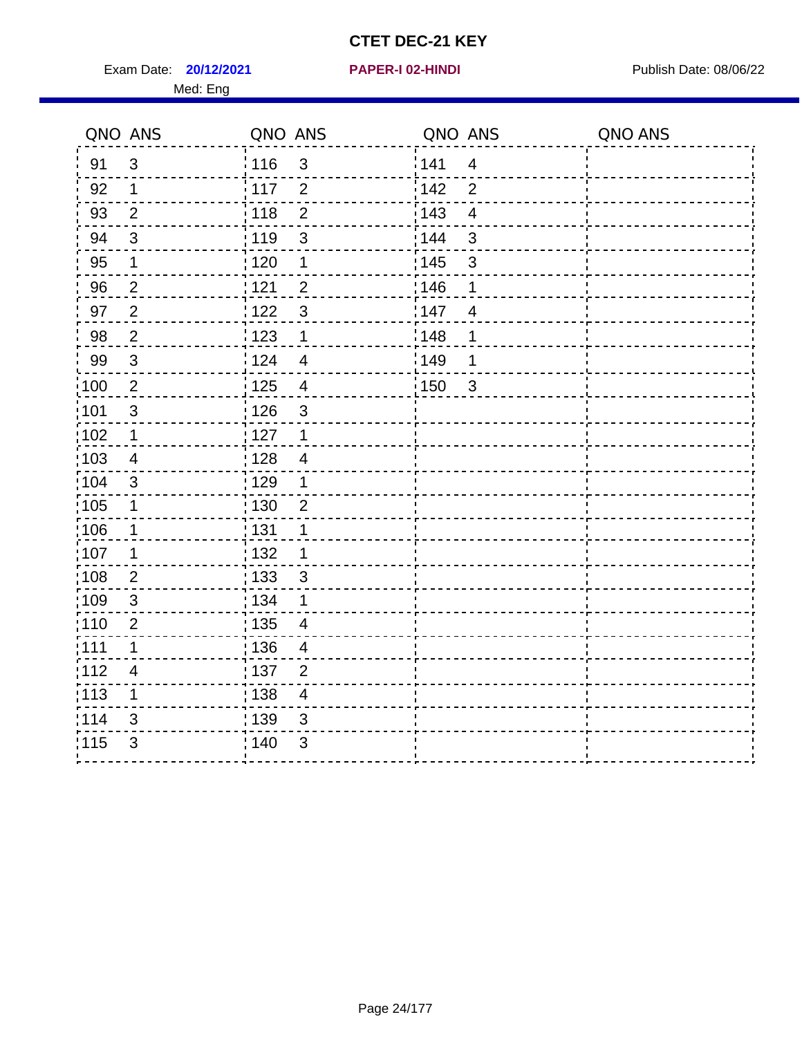# CTET DEC-21 KEY

Exam Date: **20/12/2021** **PAPER-I 02-HINDI** Publish Date: 08/06/22

Med: Eng

| QNO | ANS | QNO | ANS | QNO | ANS | QNO | ANS |
|---|---|---|---|---|---|---|---|
| 91 | 3 | 116 | 3 | 141 | 4 | | |
| 92 | 1 | 117 | 2 | 142 | 2 | | |
| 93 | 2 | 118 | 2 | 143 | 4 | | |
| 94 | 3 | 119 | 3 | 144 | 3 | | |
| 95 | 1 | 120 | 1 | 145 | 3 | | |
| 96 | 2 | 121 | 2 | 146 | 1 | | |
| 97 | 2 | 122 | 3 | 147 | 4 | | |
| 98 | 2 | 123 | 1 | 148 | 1 | | |
| 99 | 3 | 124 | 4 | 149 | 1 | | |
| 100 | 2 | 125 | 4 | 150 | 3 | | |
| 101 | 3 | 126 | 3 | | | | |
| 102 | 1 | 127 | 1 | | | | |
| 103 | 4 | 128 | 4 | | | | |
| 104 | 3 | 129 | 1 | | | | |
| 105 | 1 | 130 | 2 | | | | |
| 106 | 1 | 131 | 1 | | | | |
| 107 | 1 | 132 | 1 | | | | |
| 108 | 2 | 133 | 3 | | | | |
| 109 | 3 | 134 | 1 | | | | |
| 110 | 2 | 135 | 4 | | | | |
| 111 | 1 | 136 | 4 | | | | |
| 112 | 4 | 137 | 2 | | | | |
| 113 | 1 | 138 | 4 | | | | |
| 114 | 3 | 139 | 3 | | | | |
| 115 | 3 | 140 | 3 | | | | |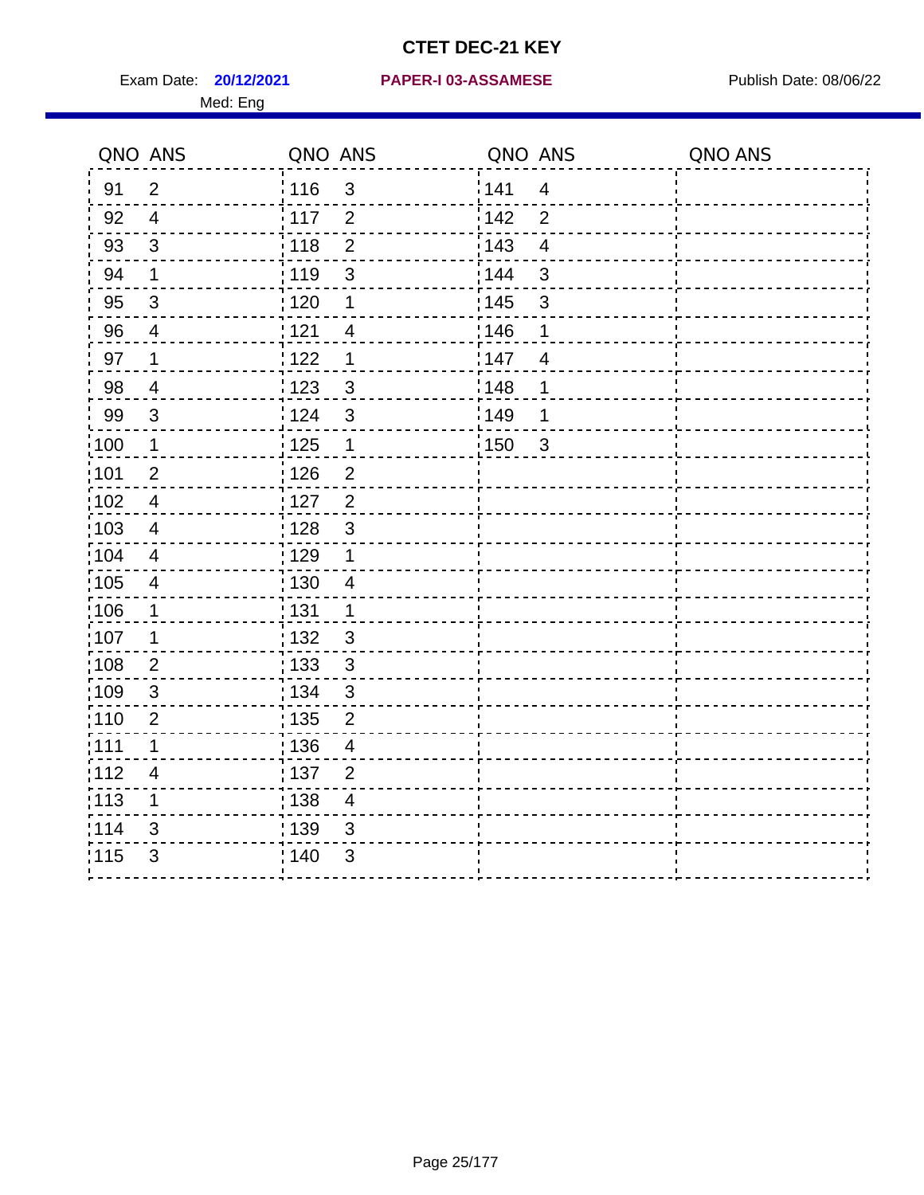# CTET DEC-21 KEY

Exam Date: **20/12/2021** **PAPER-I 03-ASSAMESE** Publish Date: 08/06/22

Med: Eng

| QNO | ANS | QNO | ANS | QNO | ANS | QNO | ANS |
|---|---|---|---|---|---|---|---|
| 91 | 2 | 116 | 3 | 141 | 4 | | |
| 92 | 4 | 117 | 2 | 142 | 2 | | |
| 93 | 3 | 118 | 2 | 143 | 4 | | |
| 94 | 1 | 119 | 3 | 144 | 3 | | |
| 95 | 3 | 120 | 1 | 145 | 3 | | |
| 96 | 4 | 121 | 4 | 146 | 1 | | |
| 97 | 1 | 122 | 1 | 147 | 4 | | |
| 98 | 4 | 123 | 3 | 148 | 1 | | |
| 99 | 3 | 124 | 3 | 149 | 1 | | |
| 100 | 1 | 125 | 1 | 150 | 3 | | |
| 101 | 2 | 126 | 2 | | | | |
| 102 | 4 | 127 | 2 | | | | |
| 103 | 4 | 128 | 3 | | | | |
| 104 | 4 | 129 | 1 | | | | |
| 105 | 4 | 130 | 4 | | | | |
| 106 | 1 | 131 | 1 | | | | |
| 107 | 1 | 132 | 3 | | | | |
| 108 | 2 | 133 | 3 | | | | |
| 109 | 3 | 134 | 3 | | | | |
| 110 | 2 | 135 | 2 | | | | |
| 111 | 1 | 136 | 4 | | | | |
| 112 | 4 | 137 | 2 | | | | |
| 113 | 1 | 138 | 4 | | | | |
| 114 | 3 | 139 | 3 | | | | |
| 115 | 3 | 140 | 3 | | | | |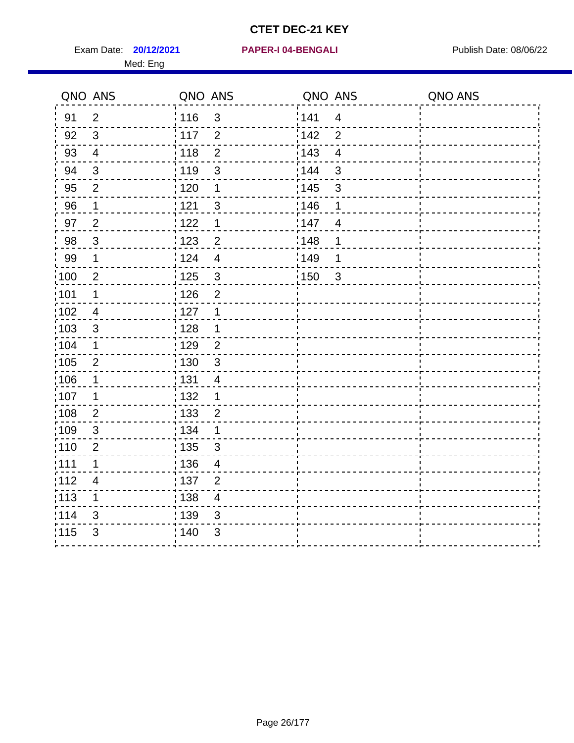# CTET DEC-21 KEY

Exam Date: **20/12/2021** **PAPER-I 04-BENGALI** Publish Date: 08/06/22

Med: Eng

| QNO | ANS | QNO | ANS | QNO | ANS | QNO | ANS |
|---|---|---|---|---|---|---|---|
| 91 | 2 | 116 | 3 | 141 | 4 | | |
| 92 | 3 | 117 | 2 | 142 | 2 | | |
| 93 | 4 | 118 | 2 | 143 | 4 | | |
| 94 | 3 | 119 | 3 | 144 | 3 | | |
| 95 | 2 | 120 | 1 | 145 | 3 | | |
| 96 | 1 | 121 | 3 | 146 | 1 | | |
| 97 | 2 | 122 | 1 | 147 | 4 | | |
| 98 | 3 | 123 | 2 | 148 | 1 | | |
| 99 | 1 | 124 | 4 | 149 | 1 | | |
| 100 | 2 | 125 | 3 | 150 | 3 | | |
| 101 | 1 | 126 | 2 | | | | |
| 102 | 4 | 127 | 1 | | | | |
| 103 | 3 | 128 | 1 | | | | |
| 104 | 1 | 129 | 2 | | | | |
| 105 | 2 | 130 | 3 | | | | |
| 106 | 1 | 131 | 4 | | | | |
| 107 | 1 | 132 | 1 | | | | |
| 108 | 2 | 133 | 2 | | | | |
| 109 | 3 | 134 | 1 | | | | |
| 110 | 2 | 135 | 3 | | | | |
| 111 | 1 | 136 | 4 | | | | |
| 112 | 4 | 137 | 2 | | | | |
| 113 | 1 | 138 | 4 | | | | |
| 114 | 3 | 139 | 3 | | | | |
| 115 | 3 | 140 | 3 | | | | |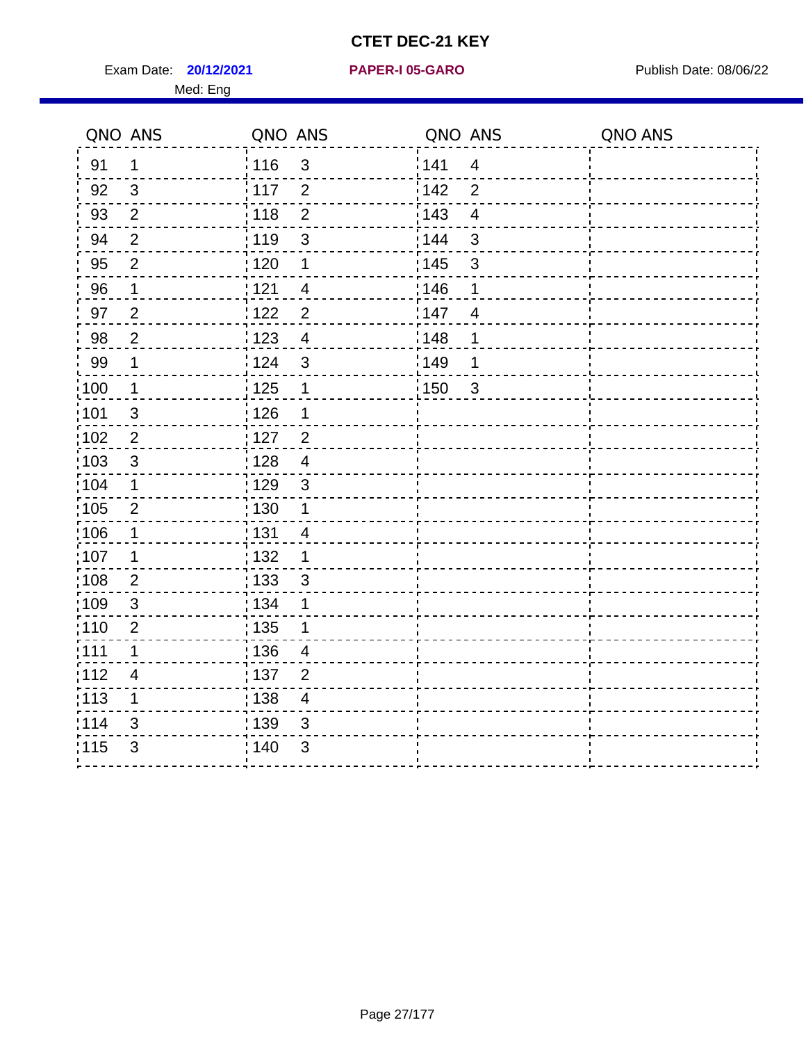# CTET DEC-21 KEY

Exam Date: **20/12/2021** **PAPER-I 05-GARO** Publish Date: 08/06/22

Med: Eng

| QNO | ANS | QNO | ANS | QNO | ANS | QNO | ANS |
|---|---|---|---|---|---|---|---|
| 91 | 1 | 116 | 3 | 141 | 4 | | |
| 92 | 3 | 117 | 2 | 142 | 2 | | |
| 93 | 2 | 118 | 2 | 143 | 4 | | |
| 94 | 2 | 119 | 3 | 144 | 3 | | |
| 95 | 2 | 120 | 1 | 145 | 3 | | |
| 96 | 1 | 121 | 4 | 146 | 1 | | |
| 97 | 2 | 122 | 2 | 147 | 4 | | |
| 98 | 2 | 123 | 4 | 148 | 1 | | |
| 99 | 1 | 124 | 3 | 149 | 1 | | |
| 100 | 1 | 125 | 1 | 150 | 3 | | |
| 101 | 3 | 126 | 1 | | | | |
| 102 | 2 | 127 | 2 | | | | |
| 103 | 3 | 128 | 4 | | | | |
| 104 | 1 | 129 | 3 | | | | |
| 105 | 2 | 130 | 1 | | | | |
| 106 | 1 | 131 | 4 | | | | |
| 107 | 1 | 132 | 1 | | | | |
| 108 | 2 | 133 | 3 | | | | |
| 109 | 3 | 134 | 1 | | | | |
| 110 | 2 | 135 | 1 | | | | |
| 111 | 1 | 136 | 4 | | | | |
| 112 | 4 | 137 | 2 | | | | |
| 113 | 1 | 138 | 4 | | | | |
| 114 | 3 | 139 | 3 | | | | |
| 115 | 3 | 140 | 3 | | | | |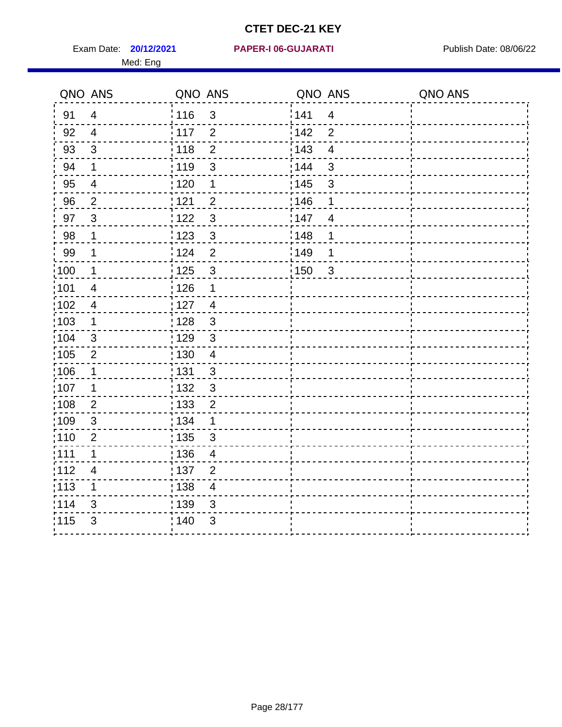# CTET DEC-21 KEY

Exam Date: **20/12/2021** **PAPER-I 06-GUJARATI** Publish Date: 08/06/22

Med: Eng

| QNO | ANS | QNO | ANS | QNO | ANS | QNO | ANS |
|---|---|---|---|---|---|---|---|
| 91 | 4 | 116 | 3 | 141 | 4 | | |
| 92 | 4 | 117 | 2 | 142 | 2 | | |
| 93 | 3 | 118 | 2 | 143 | 4 | | |
| 94 | 1 | 119 | 3 | 144 | 3 | | |
| 95 | 4 | 120 | 1 | 145 | 3 | | |
| 96 | 2 | 121 | 2 | 146 | 1 | | |
| 97 | 3 | 122 | 3 | 147 | 4 | | |
| 98 | 1 | 123 | 3 | 148 | 1 | | |
| 99 | 1 | 124 | 2 | 149 | 1 | | |
| 100 | 1 | 125 | 3 | 150 | 3 | | |
| 101 | 4 | 126 | 1 | | | | |
| 102 | 4 | 127 | 4 | | | | |
| 103 | 1 | 128 | 3 | | | | |
| 104 | 3 | 129 | 3 | | | | |
| 105 | 2 | 130 | 4 | | | | |
| 106 | 1 | 131 | 3 | | | | |
| 107 | 1 | 132 | 3 | | | | |
| 108 | 2 | 133 | 2 | | | | |
| 109 | 3 | 134 | 1 | | | | |
| 110 | 2 | 135 | 3 | | | | |
| 111 | 1 | 136 | 4 | | | | |
| 112 | 4 | 137 | 2 | | | | |
| 113 | 1 | 138 | 4 | | | | |
| 114 | 3 | 139 | 3 | | | | |
| 115 | 3 | 140 | 3 | | | | |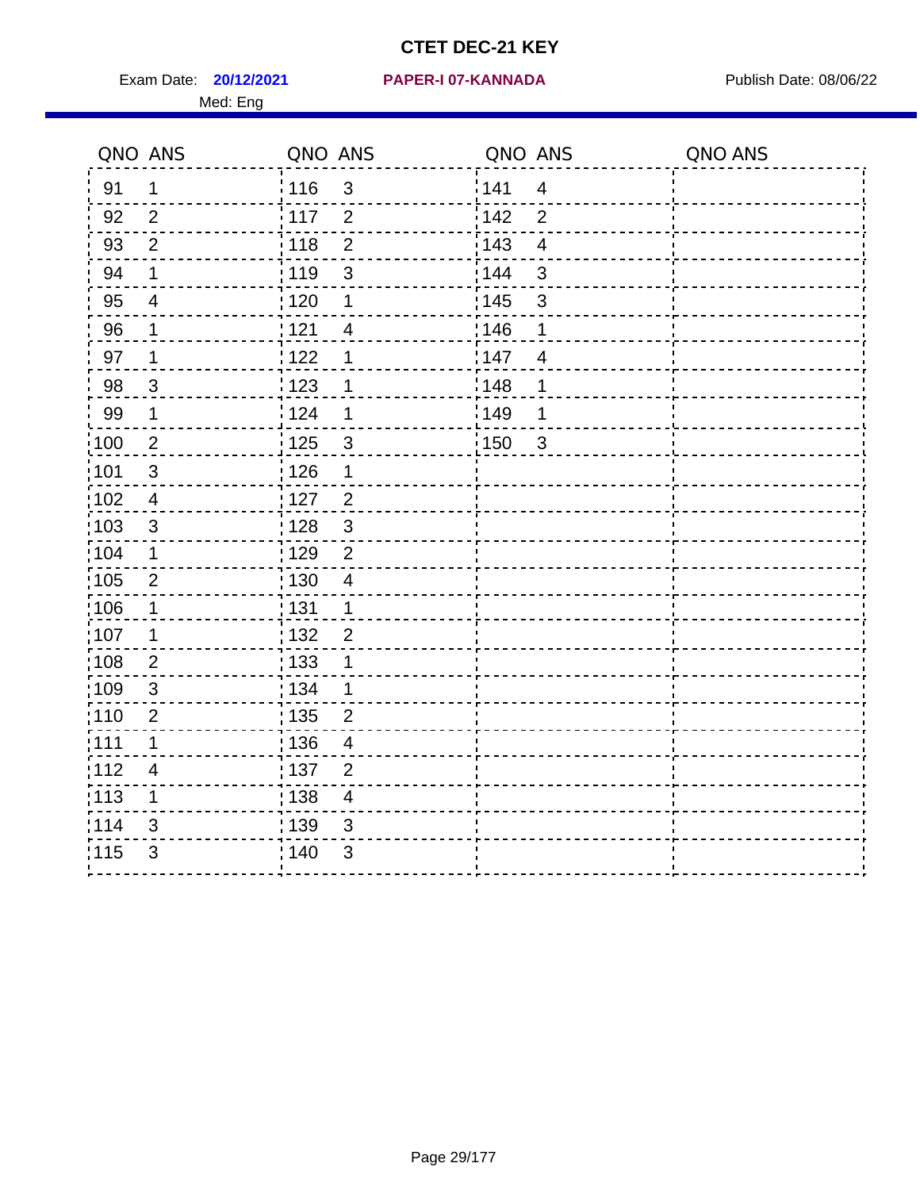# CTET DEC-21 KEY

Exam Date: **20/12/2021** **PAPER-I 07-KANNADA** Publish Date: 08/06/22

Med: Eng

| QNO | ANS | QNO | ANS | QNO | ANS | QNO | ANS |
|---|---|---|---|---|---|---|---|
| 91 | 1 | 116 | 3 | 141 | 4 | | |
| 92 | 2 | 117 | 2 | 142 | 2 | | |
| 93 | 2 | 118 | 2 | 143 | 4 | | |
| 94 | 1 | 119 | 3 | 144 | 3 | | |
| 95 | 4 | 120 | 1 | 145 | 3 | | |
| 96 | 1 | 121 | 4 | 146 | 1 | | |
| 97 | 1 | 122 | 1 | 147 | 4 | | |
| 98 | 3 | 123 | 1 | 148 | 1 | | |
| 99 | 1 | 124 | 1 | 149 | 1 | | |
| 100 | 2 | 125 | 3 | 150 | 3 | | |
| 101 | 3 | 126 | 1 | | | | |
| 102 | 4 | 127 | 2 | | | | |
| 103 | 3 | 128 | 3 | | | | |
| 104 | 1 | 129 | 2 | | | | |
| 105 | 2 | 130 | 4 | | | | |
| 106 | 1 | 131 | 1 | | | | |
| 107 | 1 | 132 | 2 | | | | |
| 108 | 2 | 133 | 1 | | | | |
| 109 | 3 | 134 | 1 | | | | |
| 110 | 2 | 135 | 2 | | | | |
| 111 | 1 | 136 | 4 | | | | |
| 112 | 4 | 137 | 2 | | | | |
| 113 | 1 | 138 | 4 | | | | |
| 114 | 3 | 139 | 3 | | | | |
| 115 | 3 | 140 | 3 | | | | |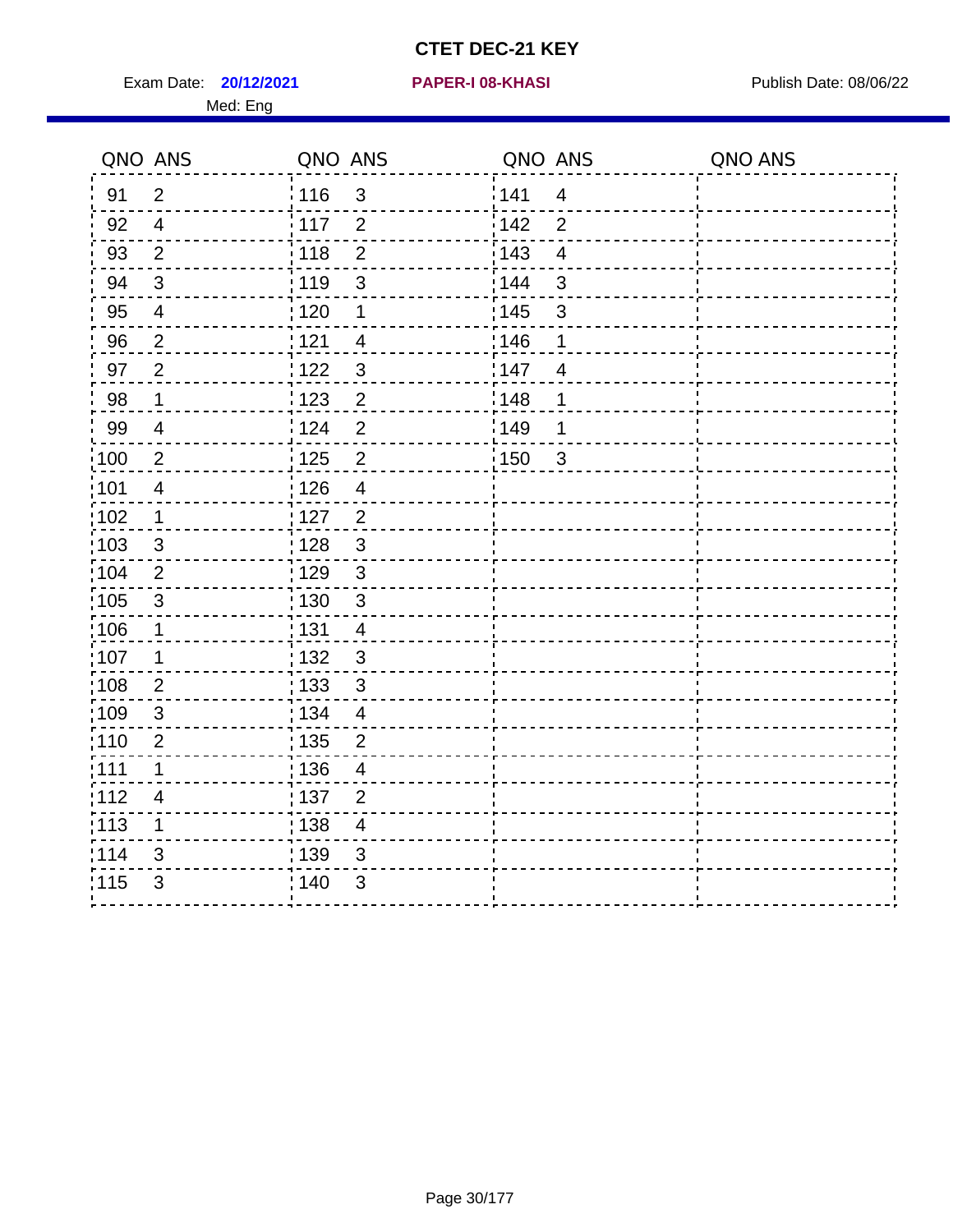# CTET DEC-21 KEY

Exam Date: **20/12/2021** **PAPER-I 08-KHASI** Publish Date: 08/06/22

Med: Eng

| QNO | ANS | QNO | ANS | QNO | ANS | QNO | ANS |
|---|---|---|---|---|---|---|---|
| 91 | 2 | 116 | 3 | 141 | 4 | | |
| 92 | 4 | 117 | 2 | 142 | 2 | | |
| 93 | 2 | 118 | 2 | 143 | 4 | | |
| 94 | 3 | 119 | 3 | 144 | 3 | | |
| 95 | 4 | 120 | 1 | 145 | 3 | | |
| 96 | 2 | 121 | 4 | 146 | 1 | | |
| 97 | 2 | 122 | 3 | 147 | 4 | | |
| 98 | 1 | 123 | 2 | 148 | 1 | | |
| 99 | 4 | 124 | 2 | 149 | 1 | | |
| 100 | 2 | 125 | 2 | 150 | 3 | | |
| 101 | 4 | 126 | 4 | | | | |
| 102 | 1 | 127 | 2 | | | | |
| 103 | 3 | 128 | 3 | | | | |
| 104 | 2 | 129 | 3 | | | | |
| 105 | 3 | 130 | 3 | | | | |
| 106 | 1 | 131 | 4 | | | | |
| 107 | 1 | 132 | 3 | | | | |
| 108 | 2 | 133 | 3 | | | | |
| 109 | 3 | 134 | 4 | | | | |
| 110 | 2 | 135 | 2 | | | | |
| 111 | 1 | 136 | 4 | | | | |
| 112 | 4 | 137 | 2 | | | | |
| 113 | 1 | 138 | 4 | | | | |
| 114 | 3 | 139 | 3 | | | | |
| 115 | 3 | 140 | 3 | | | | |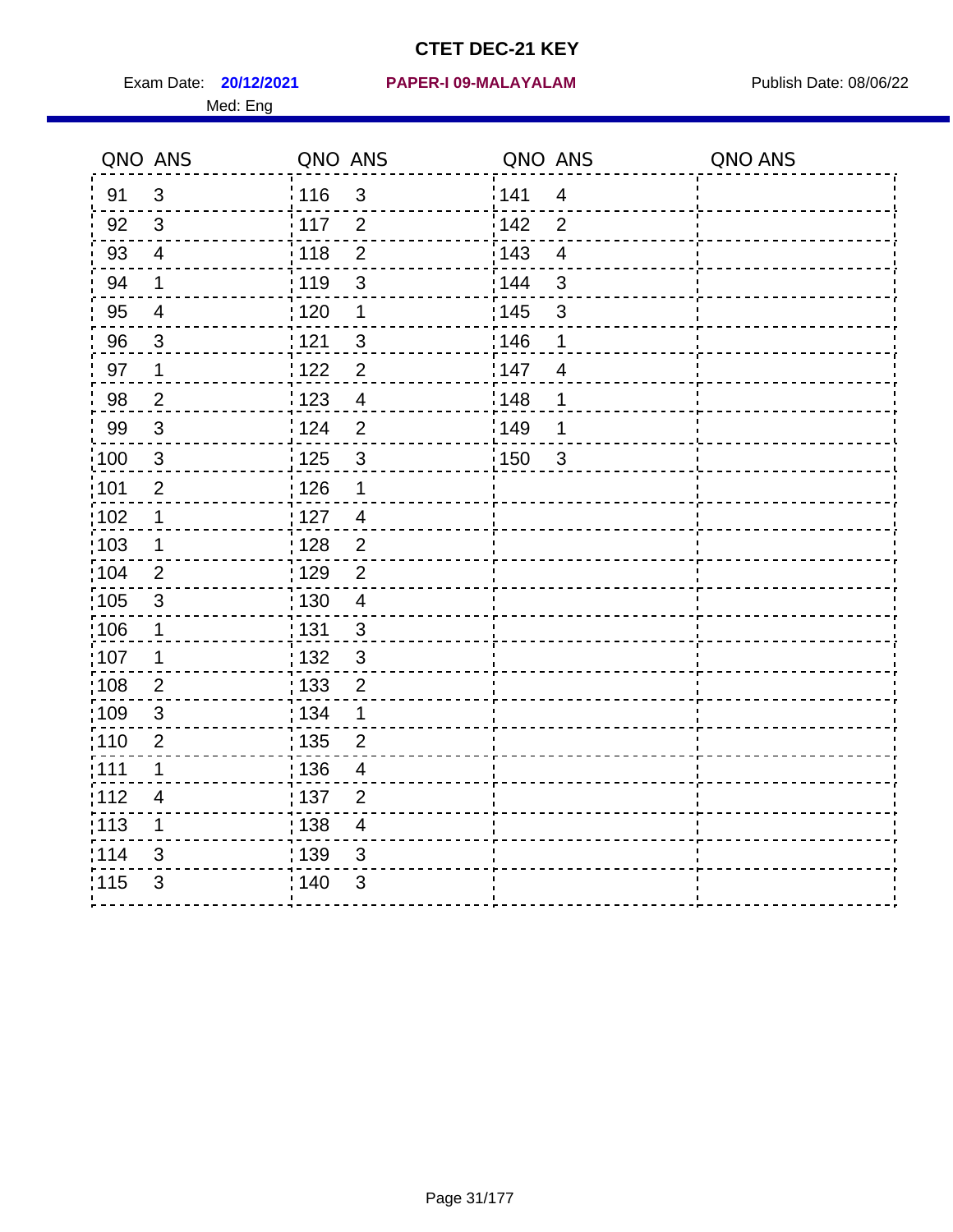# CTET DEC-21 KEY

Exam Date: **20/12/2021** **PAPER-I 09-MALAYALAM** Publish Date: 08/06/22

Med: Eng

| QNO | ANS | QNO | ANS | QNO | ANS | QNO | ANS |
|---|---|---|---|---|---|---|---|
| 91 | 3 | 116 | 3 | 141 | 4 | | |
| 92 | 3 | 117 | 2 | 142 | 2 | | |
| 93 | 4 | 118 | 2 | 143 | 4 | | |
| 94 | 1 | 119 | 3 | 144 | 3 | | |
| 95 | 4 | 120 | 1 | 145 | 3 | | |
| 96 | 3 | 121 | 3 | 146 | 1 | | |
| 97 | 1 | 122 | 2 | 147 | 4 | | |
| 98 | 2 | 123 | 4 | 148 | 1 | | |
| 99 | 3 | 124 | 2 | 149 | 1 | | |
| 100 | 3 | 125 | 3 | 150 | 3 | | |
| 101 | 2 | 126 | 1 | | | | |
| 102 | 1 | 127 | 4 | | | | |
| 103 | 1 | 128 | 2 | | | | |
| 104 | 2 | 129 | 2 | | | | |
| 105 | 3 | 130 | 4 | | | | |
| 106 | 1 | 131 | 3 | | | | |
| 107 | 1 | 132 | 3 | | | | |
| 108 | 2 | 133 | 2 | | | | |
| 109 | 3 | 134 | 1 | | | | |
| 110 | 2 | 135 | 2 | | | | |
| 111 | 1 | 136 | 4 | | | | |
| 112 | 4 | 137 | 2 | | | | |
| 113 | 1 | 138 | 4 | | | | |
| 114 | 3 | 139 | 3 | | | | |
| 115 | 3 | 140 | 3 | | | | |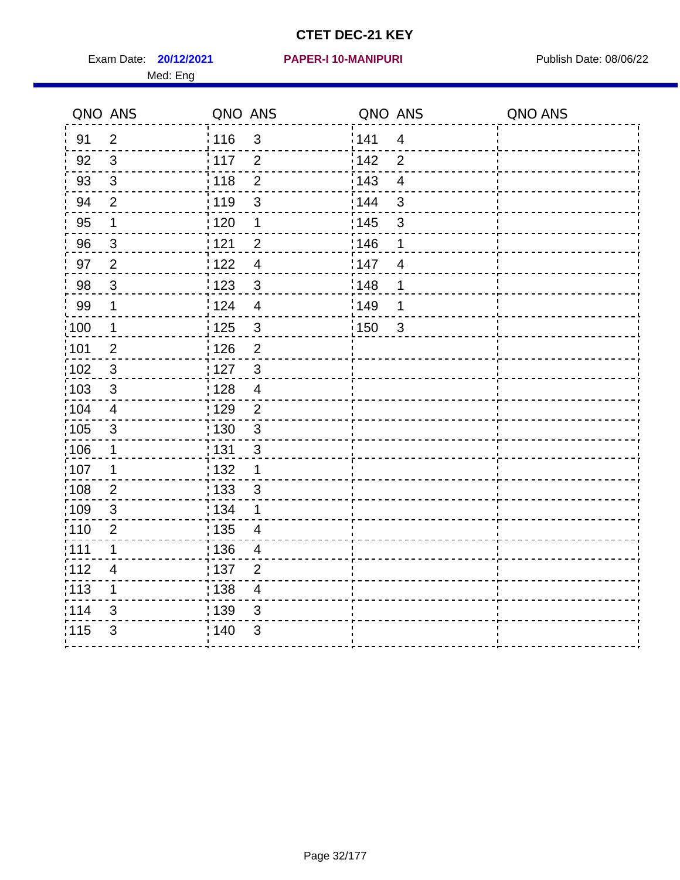# CTET DEC-21 KEY

Exam Date: **20/12/2021** **PAPER-I 10-MANIPURI** Publish Date: 08/06/22

Med: Eng

| QNO | ANS | QNO | ANS | QNO | ANS | QNO | ANS |
|---|---|---|---|---|---|---|---|
| 91 | 2 | 116 | 3 | 141 | 4 | | |
| 92 | 3 | 117 | 2 | 142 | 2 | | |
| 93 | 3 | 118 | 2 | 143 | 4 | | |
| 94 | 2 | 119 | 3 | 144 | 3 | | |
| 95 | 1 | 120 | 1 | 145 | 3 | | |
| 96 | 3 | 121 | 2 | 146 | 1 | | |
| 97 | 2 | 122 | 4 | 147 | 4 | | |
| 98 | 3 | 123 | 3 | 148 | 1 | | |
| 99 | 1 | 124 | 4 | 149 | 1 | | |
| 100 | 1 | 125 | 3 | 150 | 3 | | |
| 101 | 2 | 126 | 2 | | | | |
| 102 | 3 | 127 | 3 | | | | |
| 103 | 3 | 128 | 4 | | | | |
| 104 | 4 | 129 | 2 | | | | |
| 105 | 3 | 130 | 3 | | | | |
| 106 | 1 | 131 | 3 | | | | |
| 107 | 1 | 132 | 1 | | | | |
| 108 | 2 | 133 | 3 | | | | |
| 109 | 3 | 134 | 1 | | | | |
| 110 | 2 | 135 | 4 | | | | |
| 111 | 1 | 136 | 4 | | | | |
| 112 | 4 | 137 | 2 | | | | |
| 113 | 1 | 138 | 4 | | | | |
| 114 | 3 | 139 | 3 | | | | |
| 115 | 3 | 140 | 3 | | | | |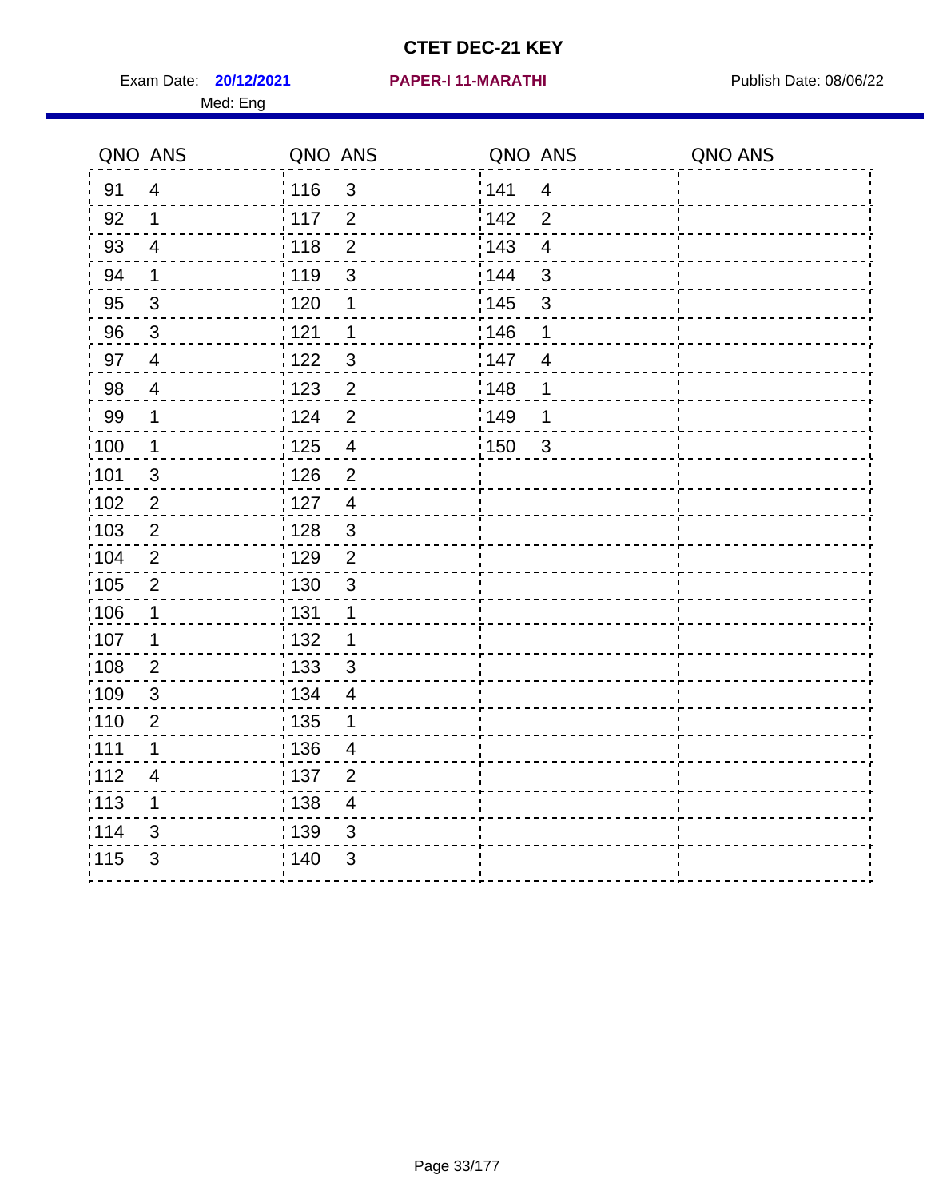# CTET DEC-21 KEY

Exam Date: **20/12/2021** **PAPER-I 11-MARATHI** Publish Date: 08/06/22

Med: Eng

| QNO | ANS | QNO | ANS | QNO | ANS | QNO | ANS |
|---|---|---|---|---|---|---|---|
| 91 | 4 | 116 | 3 | 141 | 4 | | |
| 92 | 1 | 117 | 2 | 142 | 2 | | |
| 93 | 4 | 118 | 2 | 143 | 4 | | |
| 94 | 1 | 119 | 3 | 144 | 3 | | |
| 95 | 3 | 120 | 1 | 145 | 3 | | |
| 96 | 3 | 121 | 1 | 146 | 1 | | |
| 97 | 4 | 122 | 3 | 147 | 4 | | |
| 98 | 4 | 123 | 2 | 148 | 1 | | |
| 99 | 1 | 124 | 2 | 149 | 1 | | |
| 100 | 1 | 125 | 4 | 150 | 3 | | |
| 101 | 3 | 126 | 2 | | | | |
| 102 | 2 | 127 | 4 | | | | |
| 103 | 2 | 128 | 3 | | | | |
| 104 | 2 | 129 | 2 | | | | |
| 105 | 2 | 130 | 3 | | | | |
| 106 | 1 | 131 | 1 | | | | |
| 107 | 1 | 132 | 1 | | | | |
| 108 | 2 | 133 | 3 | | | | |
| 109 | 3 | 134 | 4 | | | | |
| 110 | 2 | 135 | 1 | | | | |
| 111 | 1 | 136 | 4 | | | | |
| 112 | 4 | 137 | 2 | | | | |
| 113 | 1 | 138 | 4 | | | | |
| 114 | 3 | 139 | 3 | | | | |
| 115 | 3 | 140 | 3 | | | | |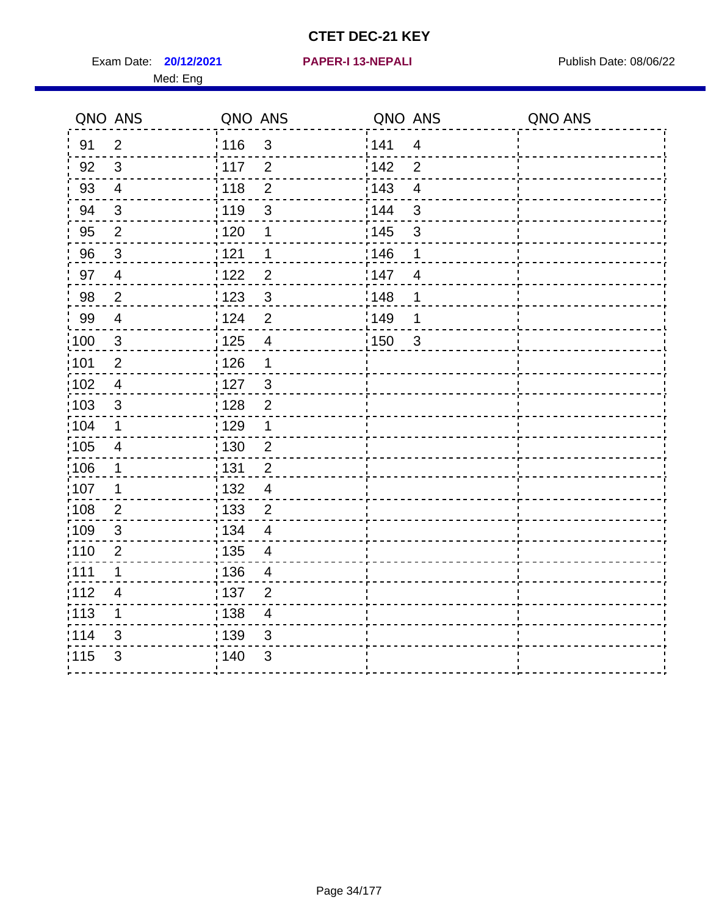# CTET DEC-21 KEY

Exam Date: **20/12/2021** **PAPER-I 13-NEPALI** Publish Date: 08/06/22

Med: Eng

| QNO | ANS | QNO | ANS | QNO | ANS | QNO | ANS |
|---|---|---|---|---|---|---|---|
| 91 | 2 | 116 | 3 | 141 | 4 | | |
| 92 | 3 | 117 | 2 | 142 | 2 | | |
| 93 | 4 | 118 | 2 | 143 | 4 | | |
| 94 | 3 | 119 | 3 | 144 | 3 | | |
| 95 | 2 | 120 | 1 | 145 | 3 | | |
| 96 | 3 | 121 | 1 | 146 | 1 | | |
| 97 | 4 | 122 | 2 | 147 | 4 | | |
| 98 | 2 | 123 | 3 | 148 | 1 | | |
| 99 | 4 | 124 | 2 | 149 | 1 | | |
| 100 | 3 | 125 | 4 | 150 | 3 | | |
| 101 | 2 | 126 | 1 | | | | |
| 102 | 4 | 127 | 3 | | | | |
| 103 | 3 | 128 | 2 | | | | |
| 104 | 1 | 129 | 1 | | | | |
| 105 | 4 | 130 | 2 | | | | |
| 106 | 1 | 131 | 2 | | | | |
| 107 | 1 | 132 | 4 | | | | |
| 108 | 2 | 133 | 2 | | | | |
| 109 | 3 | 134 | 4 | | | | |
| 110 | 2 | 135 | 4 | | | | |
| 111 | 1 | 136 | 4 | | | | |
| 112 | 4 | 137 | 2 | | | | |
| 113 | 1 | 138 | 4 | | | | |
| 114 | 3 | 139 | 3 | | | | |
| 115 | 3 | 140 | 3 | | | | |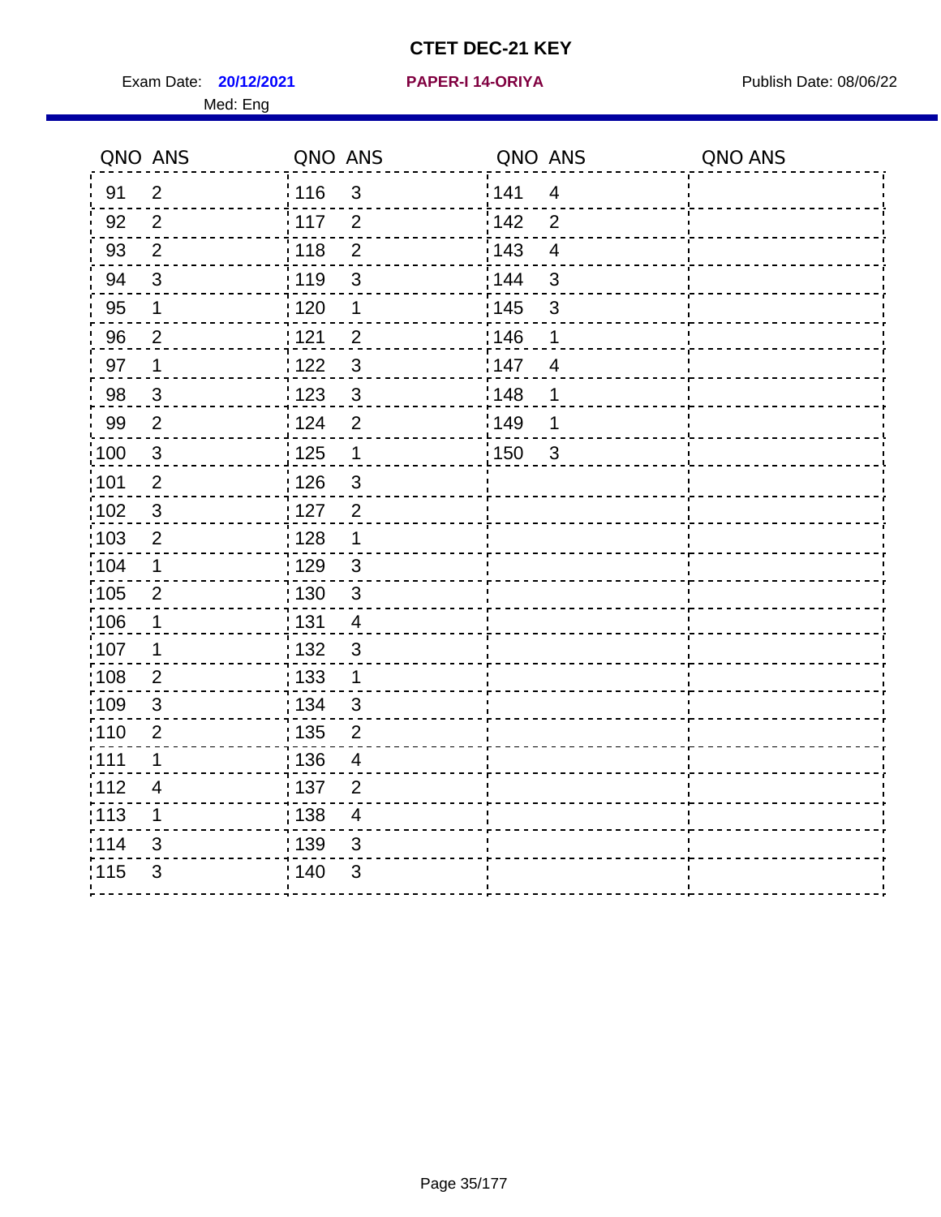# CTET DEC-21 KEY

Exam Date: **20/12/2021** **PAPER-I 14-ORIYA** Publish Date: 08/06/22

Med: Eng

| QNO | ANS | QNO | ANS | QNO | ANS | QNO | ANS |
|---|---|---|---|---|---|---|---|
| 91 | 2 | 116 | 3 | 141 | 4 | | |
| 92 | 2 | 117 | 2 | 142 | 2 | | |
| 93 | 2 | 118 | 2 | 143 | 4 | | |
| 94 | 3 | 119 | 3 | 144 | 3 | | |
| 95 | 1 | 120 | 1 | 145 | 3 | | |
| 96 | 2 | 121 | 2 | 146 | 1 | | |
| 97 | 1 | 122 | 3 | 147 | 4 | | |
| 98 | 3 | 123 | 3 | 148 | 1 | | |
| 99 | 2 | 124 | 2 | 149 | 1 | | |
| 100 | 3 | 125 | 1 | 150 | 3 | | |
| 101 | 2 | 126 | 3 | | | | |
| 102 | 3 | 127 | 2 | | | | |
| 103 | 2 | 128 | 1 | | | | |
| 104 | 1 | 129 | 3 | | | | |
| 105 | 2 | 130 | 3 | | | | |
| 106 | 1 | 131 | 4 | | | | |
| 107 | 1 | 132 | 3 | | | | |
| 108 | 2 | 133 | 1 | | | | |
| 109 | 3 | 134 | 3 | | | | |
| 110 | 2 | 135 | 2 | | | | |
| 111 | 1 | 136 | 4 | | | | |
| 112 | 4 | 137 | 2 | | | | |
| 113 | 1 | 138 | 4 | | | | |
| 114 | 3 | 139 | 3 | | | | |
| 115 | 3 | 140 | 3 | | | | |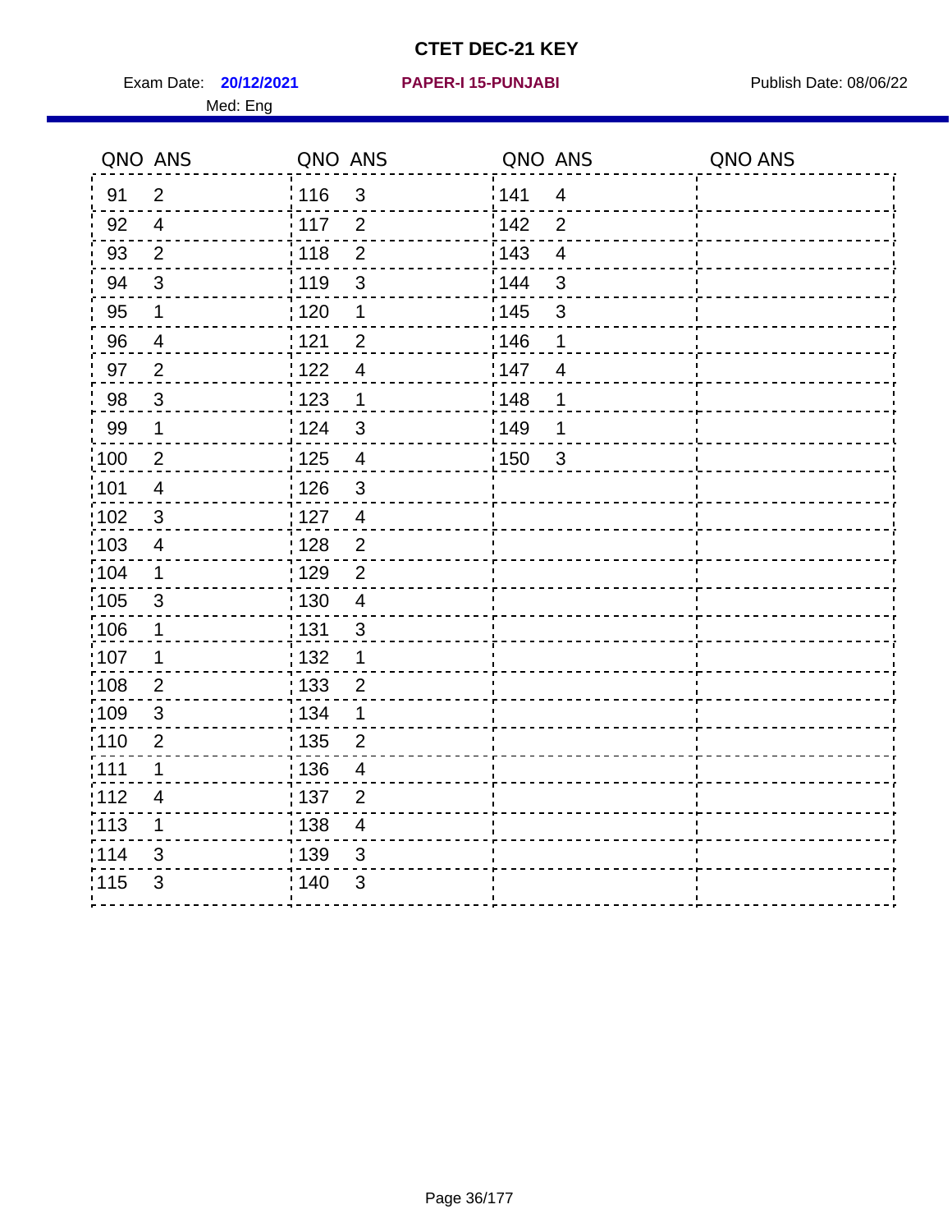# CTET DEC-21 KEY

Exam Date: **20/12/2021** **PAPER-I 15-PUNJABI** Publish Date: 08/06/22

Med: Eng

| QNO | ANS | QNO | ANS | QNO | ANS | QNO | ANS |
|---|---|---|---|---|---|---|---|
| 91 | 2 | 116 | 3 | 141 | 4 | | |
| 92 | 4 | 117 | 2 | 142 | 2 | | |
| 93 | 2 | 118 | 2 | 143 | 4 | | |
| 94 | 3 | 119 | 3 | 144 | 3 | | |
| 95 | 1 | 120 | 1 | 145 | 3 | | |
| 96 | 4 | 121 | 2 | 146 | 1 | | |
| 97 | 2 | 122 | 4 | 147 | 4 | | |
| 98 | 3 | 123 | 1 | 148 | 1 | | |
| 99 | 1 | 124 | 3 | 149 | 1 | | |
| 100 | 2 | 125 | 4 | 150 | 3 | | |
| 101 | 4 | 126 | 3 | | | | |
| 102 | 3 | 127 | 4 | | | | |
| 103 | 4 | 128 | 2 | | | | |
| 104 | 1 | 129 | 2 | | | | |
| 105 | 3 | 130 | 4 | | | | |
| 106 | 1 | 131 | 3 | | | | |
| 107 | 1 | 132 | 1 | | | | |
| 108 | 2 | 133 | 2 | | | | |
| 109 | 3 | 134 | 1 | | | | |
| 110 | 2 | 135 | 2 | | | | |
| 111 | 1 | 136 | 4 | | | | |
| 112 | 4 | 137 | 2 | | | | |
| 113 | 1 | 138 | 4 | | | | |
| 114 | 3 | 139 | 3 | | | | |
| 115 | 3 | 140 | 3 | | | | |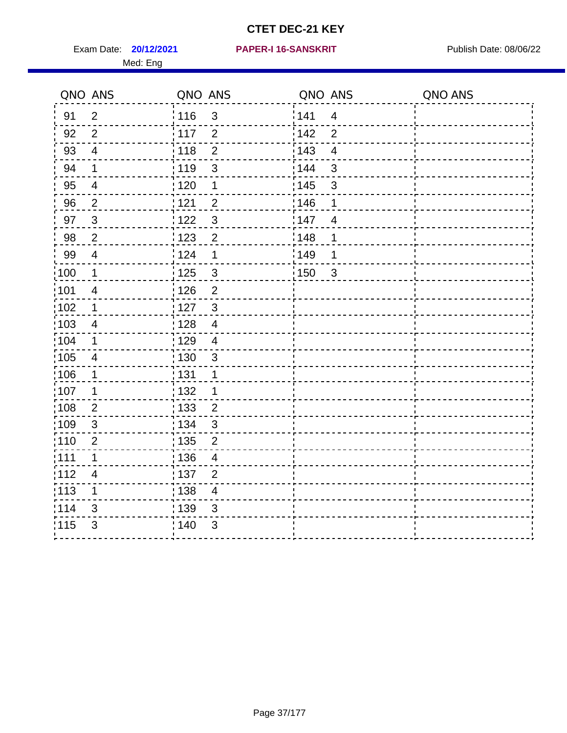# CTET DEC-21 KEY

Exam Date: **20/12/2021** **PAPER-I 16-SANSKRIT** Publish Date: 08/06/22

Med: Eng

| QNO | ANS | QNO | ANS | QNO | ANS | QNO | ANS |
|---|---|---|---|---|---|---|---|
| 91 | 2 | 116 | 3 | 141 | 4 | | |
| 92 | 2 | 117 | 2 | 142 | 2 | | |
| 93 | 4 | 118 | 2 | 143 | 4 | | |
| 94 | 1 | 119 | 3 | 144 | 3 | | |
| 95 | 4 | 120 | 1 | 145 | 3 | | |
| 96 | 2 | 121 | 2 | 146 | 1 | | |
| 97 | 3 | 122 | 3 | 147 | 4 | | |
| 98 | 2 | 123 | 2 | 148 | 1 | | |
| 99 | 4 | 124 | 1 | 149 | 1 | | |
| 100 | 1 | 125 | 3 | 150 | 3 | | |
| 101 | 4 | 126 | 2 | | | | |
| 102 | 1 | 127 | 3 | | | | |
| 103 | 4 | 128 | 4 | | | | |
| 104 | 1 | 129 | 4 | | | | |
| 105 | 4 | 130 | 3 | | | | |
| 106 | 1 | 131 | 1 | | | | |
| 107 | 1 | 132 | 1 | | | | |
| 108 | 2 | 133 | 2 | | | | |
| 109 | 3 | 134 | 3 | | | | |
| 110 | 2 | 135 | 2 | | | | |
| 111 | 1 | 136 | 4 | | | | |
| 112 | 4 | 137 | 2 | | | | |
| 113 | 1 | 138 | 4 | | | | |
| 114 | 3 | 139 | 3 | | | | |
| 115 | 3 | 140 | 3 | | | | |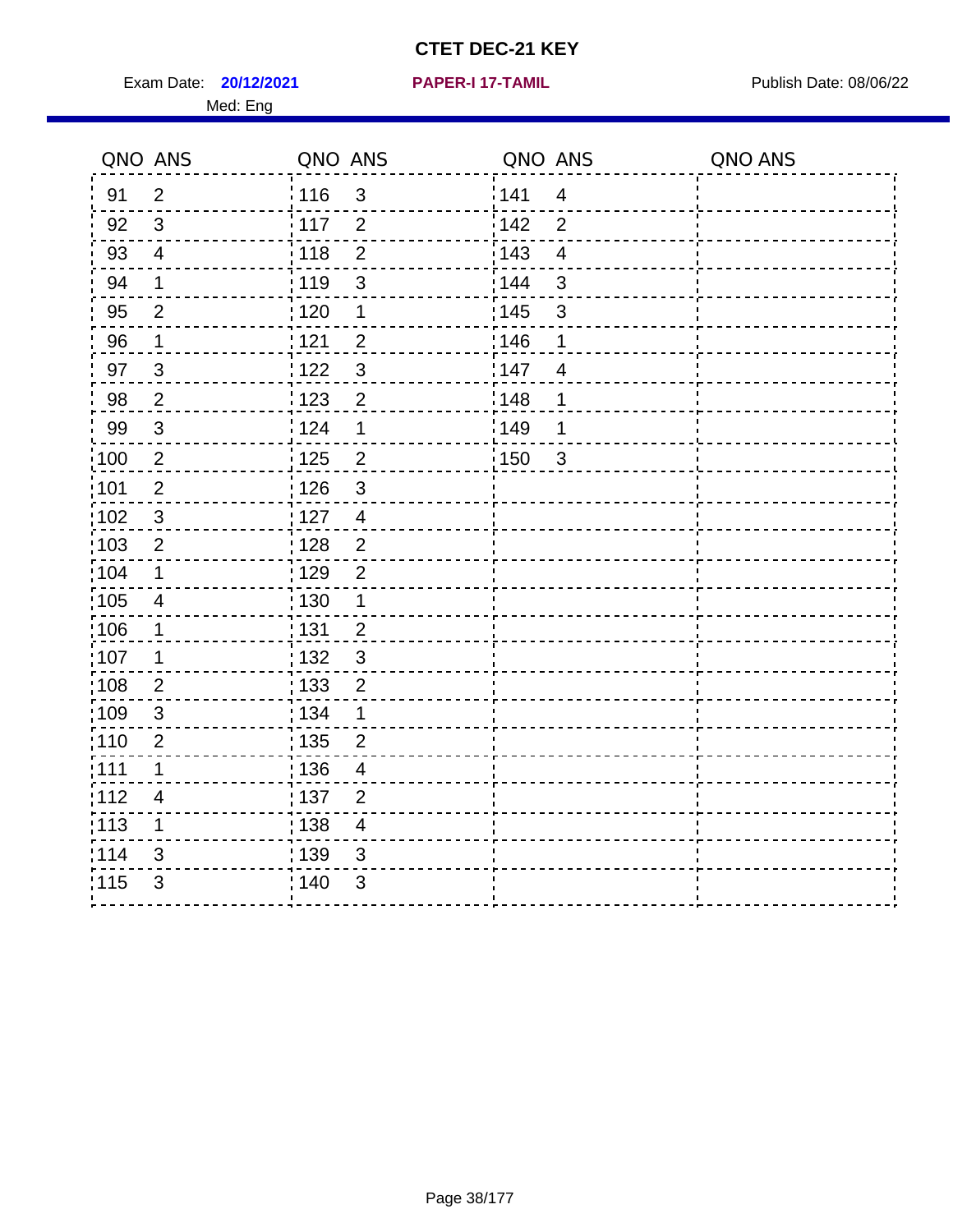# CTET DEC-21 KEY

Exam Date: **20/12/2021** **PAPER-I 17-TAMIL** Publish Date: 08/06/22

Med: Eng

| QNO | ANS | QNO | ANS | QNO | ANS | QNO | ANS |
|---|---|---|---|---|---|---|---|
| 91 | 2 | 116 | 3 | 141 | 4 | | |
| 92 | 3 | 117 | 2 | 142 | 2 | | |
| 93 | 4 | 118 | 2 | 143 | 4 | | |
| 94 | 1 | 119 | 3 | 144 | 3 | | |
| 95 | 2 | 120 | 1 | 145 | 3 | | |
| 96 | 1 | 121 | 2 | 146 | 1 | | |
| 97 | 3 | 122 | 3 | 147 | 4 | | |
| 98 | 2 | 123 | 2 | 148 | 1 | | |
| 99 | 3 | 124 | 1 | 149 | 1 | | |
| 100 | 2 | 125 | 2 | 150 | 3 | | |
| 101 | 2 | 126 | 3 | | | | |
| 102 | 3 | 127 | 4 | | | | |
| 103 | 2 | 128 | 2 | | | | |
| 104 | 1 | 129 | 2 | | | | |
| 105 | 4 | 130 | 1 | | | | |
| 106 | 1 | 131 | 2 | | | | |
| 107 | 1 | 132 | 3 | | | | |
| 108 | 2 | 133 | 2 | | | | |
| 109 | 3 | 134 | 1 | | | | |
| 110 | 2 | 135 | 2 | | | | |
| 111 | 1 | 136 | 4 | | | | |
| 112 | 4 | 137 | 2 | | | | |
| 113 | 1 | 138 | 4 | | | | |
| 114 | 3 | 139 | 3 | | | | |
| 115 | 3 | 140 | 3 | | | | |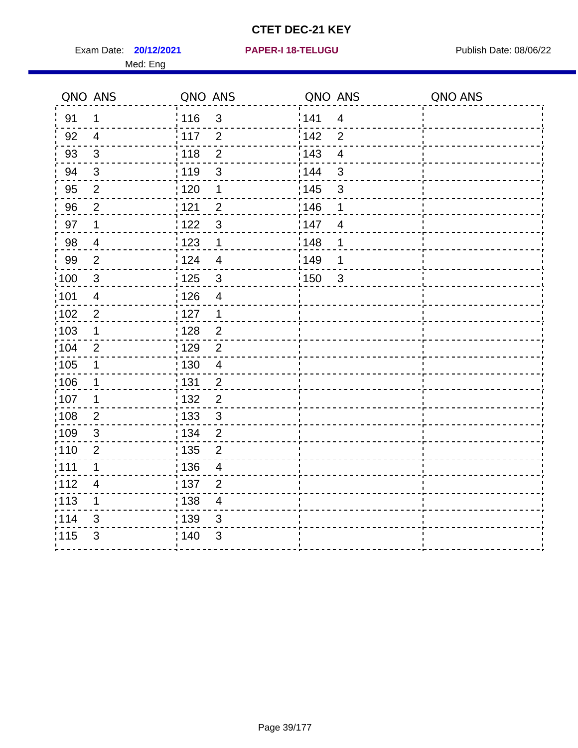# CTET DEC-21 KEY

Exam Date: **20/12/2021** **PAPER-I 18-TELUGU** Publish Date: 08/06/22

Med: Eng

| QNO | ANS | QNO | ANS | QNO | ANS | QNO | ANS |
|---|---|---|---|---|---|---|---|
| 91 | 1 | 116 | 3 | 141 | 4 | | |
| 92 | 4 | 117 | 2 | 142 | 2 | | |
| 93 | 3 | 118 | 2 | 143 | 4 | | |
| 94 | 3 | 119 | 3 | 144 | 3 | | |
| 95 | 2 | 120 | 1 | 145 | 3 | | |
| 96 | 2 | 121 | 2 | 146 | 1 | | |
| 97 | 1 | 122 | 3 | 147 | 4 | | |
| 98 | 4 | 123 | 1 | 148 | 1 | | |
| 99 | 2 | 124 | 4 | 149 | 1 | | |
| 100 | 3 | 125 | 3 | 150 | 3 | | |
| 101 | 4 | 126 | 4 | | | | |
| 102 | 2 | 127 | 1 | | | | |
| 103 | 1 | 128 | 2 | | | | |
| 104 | 2 | 129 | 2 | | | | |
| 105 | 1 | 130 | 4 | | | | |
| 106 | 1 | 131 | 2 | | | | |
| 107 | 1 | 132 | 2 | | | | |
| 108 | 2 | 133 | 3 | | | | |
| 109 | 3 | 134 | 2 | | | | |
| 110 | 2 | 135 | 2 | | | | |
| 111 | 1 | 136 | 4 | | | | |
| 112 | 4 | 137 | 2 | | | | |
| 113 | 1 | 138 | 4 | | | | |
| 114 | 3 | 139 | 3 | | | | |
| 115 | 3 | 140 | 3 | | | | |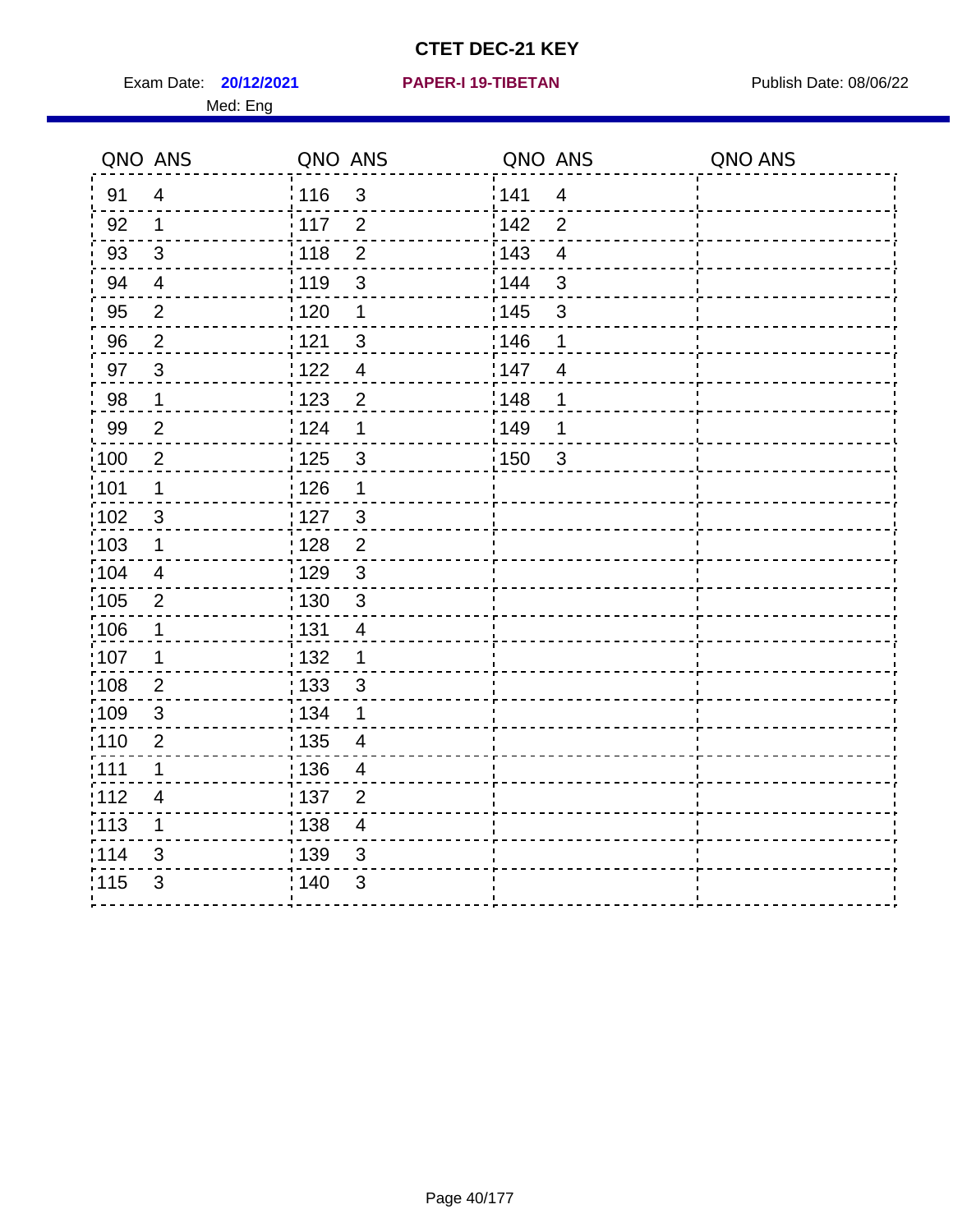# CTET DEC-21 KEY

Exam Date: **20/12/2021** **PAPER-I 19-TIBETAN** Publish Date: 08/06/22

Med: Eng

| QNO | ANS | QNO | ANS | QNO | ANS | QNO | ANS |
|---|---|---|---|---|---|---|---|
| 91 | 4 | 116 | 3 | 141 | 4 | | |
| 92 | 1 | 117 | 2 | 142 | 2 | | |
| 93 | 3 | 118 | 2 | 143 | 4 | | |
| 94 | 4 | 119 | 3 | 144 | 3 | | |
| 95 | 2 | 120 | 1 | 145 | 3 | | |
| 96 | 2 | 121 | 3 | 146 | 1 | | |
| 97 | 3 | 122 | 4 | 147 | 4 | | |
| 98 | 1 | 123 | 2 | 148 | 1 | | |
| 99 | 2 | 124 | 1 | 149 | 1 | | |
| 100 | 2 | 125 | 3 | 150 | 3 | | |
| 101 | 1 | 126 | 1 | | | | |
| 102 | 3 | 127 | 3 | | | | |
| 103 | 1 | 128 | 2 | | | | |
| 104 | 4 | 129 | 3 | | | | |
| 105 | 2 | 130 | 3 | | | | |
| 106 | 1 | 131 | 4 | | | | |
| 107 | 1 | 132 | 1 | | | | |
| 108 | 2 | 133 | 3 | | | | |
| 109 | 3 | 134 | 1 | | | | |
| 110 | 2 | 135 | 4 | | | | |
| 111 | 1 | 136 | 4 | | | | |
| 112 | 4 | 137 | 2 | | | | |
| 113 | 1 | 138 | 4 | | | | |
| 114 | 3 | 139 | 3 | | | | |
| 115 | 3 | 140 | 3 | | | | |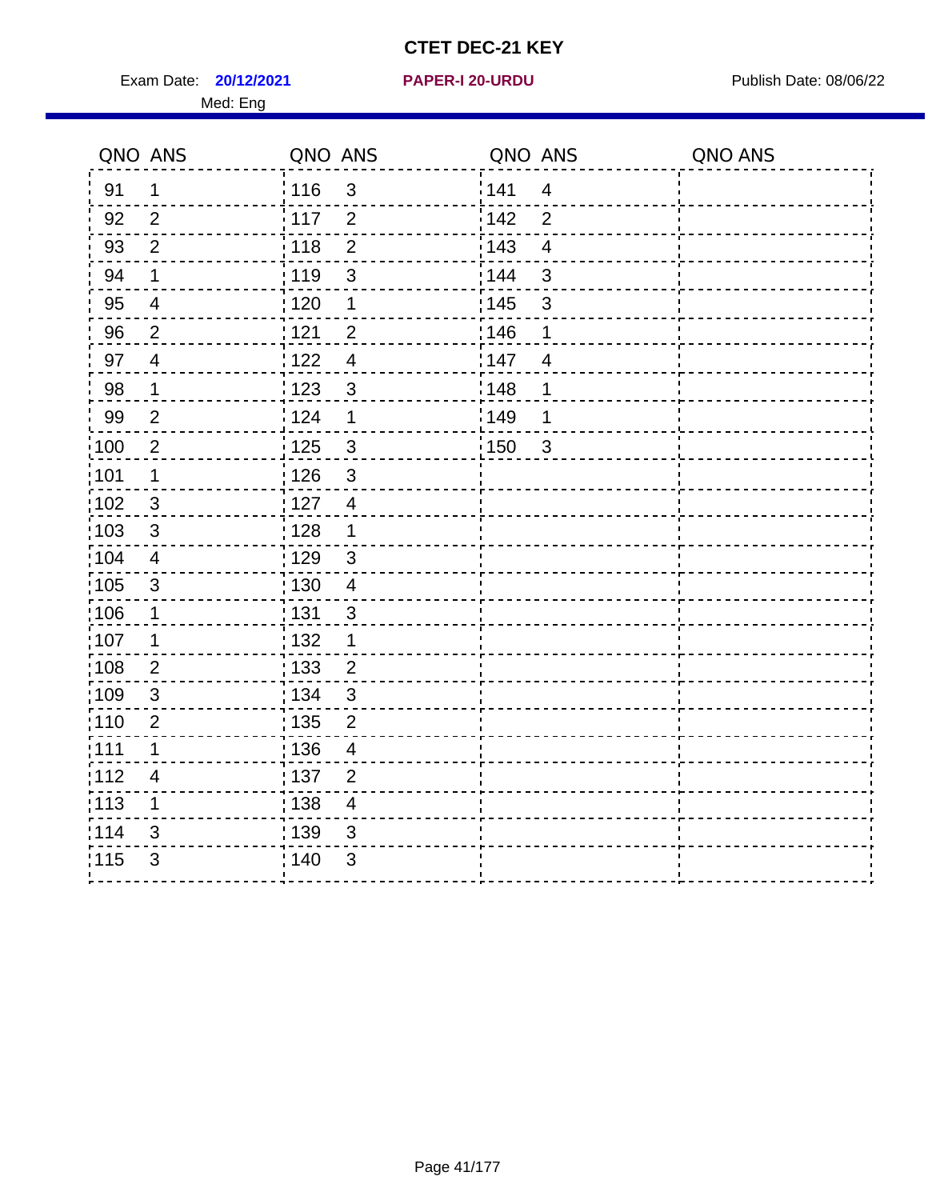# CTET DEC-21 KEY

Exam Date: **20/12/2021** **PAPER-I 20-URDU** Publish Date: 08/06/22

Med: Eng

| QNO | ANS | QNO | ANS | QNO | ANS | QNO | ANS |
|---|---|---|---|---|---|---|---|
| 91 | 1 | 116 | 3 | 141 | 4 | | |
| 92 | 2 | 117 | 2 | 142 | 2 | | |
| 93 | 2 | 118 | 2 | 143 | 4 | | |
| 94 | 1 | 119 | 3 | 144 | 3 | | |
| 95 | 4 | 120 | 1 | 145 | 3 | | |
| 96 | 2 | 121 | 2 | 146 | 1 | | |
| 97 | 4 | 122 | 4 | 147 | 4 | | |
| 98 | 1 | 123 | 3 | 148 | 1 | | |
| 99 | 2 | 124 | 1 | 149 | 1 | | |
| 100 | 2 | 125 | 3 | 150 | 3 | | |
| 101 | 1 | 126 | 3 | | | | |
| 102 | 3 | 127 | 4 | | | | |
| 103 | 3 | 128 | 1 | | | | |
| 104 | 4 | 129 | 3 | | | | |
| 105 | 3 | 130 | 4 | | | | |
| 106 | 1 | 131 | 3 | | | | |
| 107 | 1 | 132 | 1 | | | | |
| 108 | 2 | 133 | 2 | | | | |
| 109 | 3 | 134 | 3 | | | | |
| 110 | 2 | 135 | 2 | | | | |
| 111 | 1 | 136 | 4 | | | | |
| 112 | 4 | 137 | 2 | | | | |
| 113 | 1 | 138 | 4 | | | | |
| 114 | 3 | 139 | 3 | | | | |
| 115 | 3 | 140 | 3 | | | | |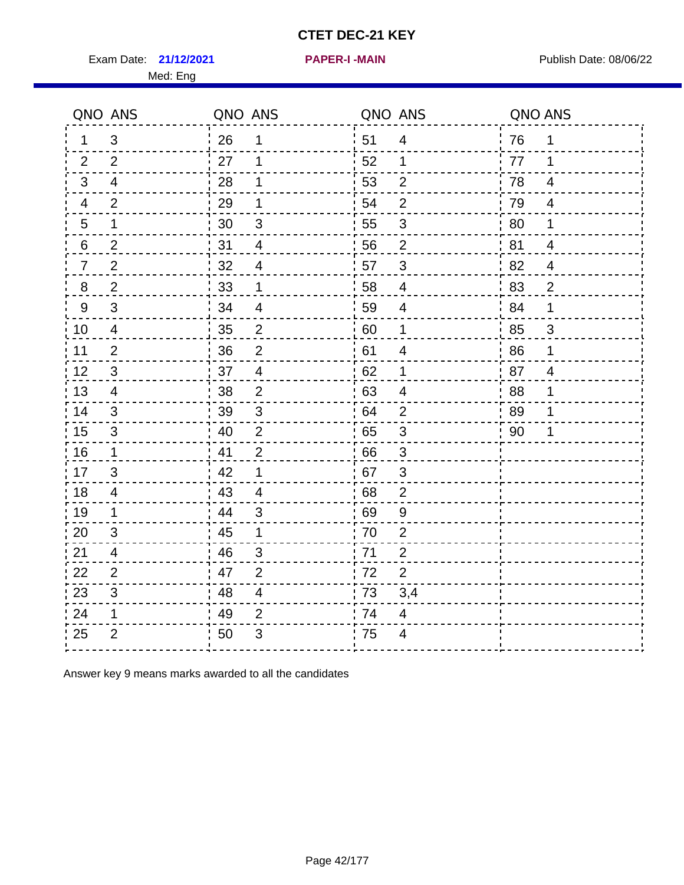# CTET DEC-21 KEY

Exam Date: **21/12/2021** **PAPER-I -MAIN** Publish Date: 08/06/22

Med: Eng

| QNO | ANS | QNO | ANS | QNO | ANS | QNO | ANS |
|---|---|---|---|---|---|---|---|
| 1 | 3 | 26 | 1 | 51 | 4 | 76 | 1 |
| 2 | 2 | 27 | 1 | 52 | 1 | 77 | 1 |
| 3 | 4 | 28 | 1 | 53 | 2 | 78 | 4 |
| 4 | 2 | 29 | 1 | 54 | 2 | 79 | 4 |
| 5 | 1 | 30 | 3 | 55 | 3 | 80 | 1 |
| 6 | 2 | 31 | 4 | 56 | 2 | 81 | 4 |
| 7 | 2 | 32 | 4 | 57 | 3 | 82 | 4 |
| 8 | 2 | 33 | 1 | 58 | 4 | 83 | 2 |
| 9 | 3 | 34 | 4 | 59 | 4 | 84 | 1 |
| 10 | 4 | 35 | 2 | 60 | 1 | 85 | 3 |
| 11 | 2 | 36 | 2 | 61 | 4 | 86 | 1 |
| 12 | 3 | 37 | 4 | 62 | 1 | 87 | 4 |
| 13 | 4 | 38 | 2 | 63 | 4 | 88 | 1 |
| 14 | 3 | 39 | 3 | 64 | 2 | 89 | 1 |
| 15 | 3 | 40 | 2 | 65 | 3 | 90 | 1 |
| 16 | 1 | 41 | 2 | 66 | 3 | | |
| 17 | 3 | 42 | 1 | 67 | 3 | | |
| 18 | 4 | 43 | 4 | 68 | 2 | | |
| 19 | 1 | 44 | 3 | 69 | 9 | | |
| 20 | 3 | 45 | 1 | 70 | 2 | | |
| 21 | 4 | 46 | 3 | 71 | 2 | | |
| 22 | 2 | 47 | 2 | 72 | 2 | | |
| 23 | 3 | 48 | 4 | 73 | 3,4 | | |
| 24 | 1 | 49 | 2 | 74 | 4 | | |
| 25 | 2 | 50 | 3 | 75 | 4 | | |

Answer key 9 means marks awarded to all the candidates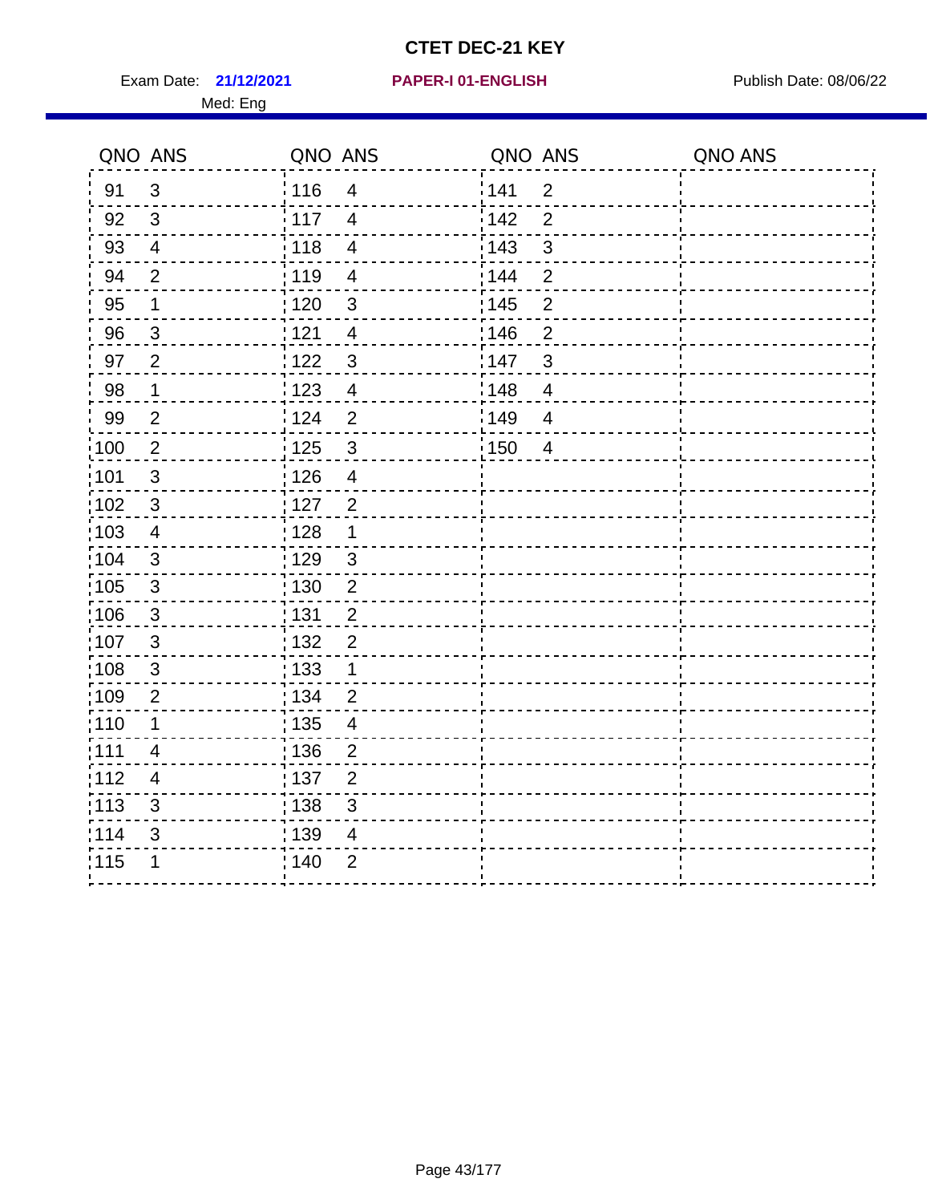# CTET DEC-21 KEY

Exam Date: **21/12/2021** **PAPER-I 01-ENGLISH** Publish Date: 08/06/22

Med: Eng

| QNO | ANS | QNO | ANS | QNO | ANS | QNO | ANS |
|---|---|---|---|---|---|---|---|
| 91 | 3 | 116 | 4 | 141 | 2 | | |
| 92 | 3 | 117 | 4 | 142 | 2 | | |
| 93 | 4 | 118 | 4 | 143 | 3 | | |
| 94 | 2 | 119 | 4 | 144 | 2 | | |
| 95 | 1 | 120 | 3 | 145 | 2 | | |
| 96 | 3 | 121 | 4 | 146 | 2 | | |
| 97 | 2 | 122 | 3 | 147 | 3 | | |
| 98 | 1 | 123 | 4 | 148 | 4 | | |
| 99 | 2 | 124 | 2 | 149 | 4 | | |
| 100 | 2 | 125 | 3 | 150 | 4 | | |
| 101 | 3 | 126 | 4 | | | | |
| 102 | 3 | 127 | 2 | | | | |
| 103 | 4 | 128 | 1 | | | | |
| 104 | 3 | 129 | 3 | | | | |
| 105 | 3 | 130 | 2 | | | | |
| 106 | 3 | 131 | 2 | | | | |
| 107 | 3 | 132 | 2 | | | | |
| 108 | 3 | 133 | 1 | | | | |
| 109 | 2 | 134 | 2 | | | | |
| 110 | 1 | 135 | 4 | | | | |
| 111 | 4 | 136 | 2 | | | | |
| 112 | 4 | 137 | 2 | | | | |
| 113 | 3 | 138 | 3 | | | | |
| 114 | 3 | 139 | 4 | | | | |
| 115 | 1 | 140 | 2 | | | | |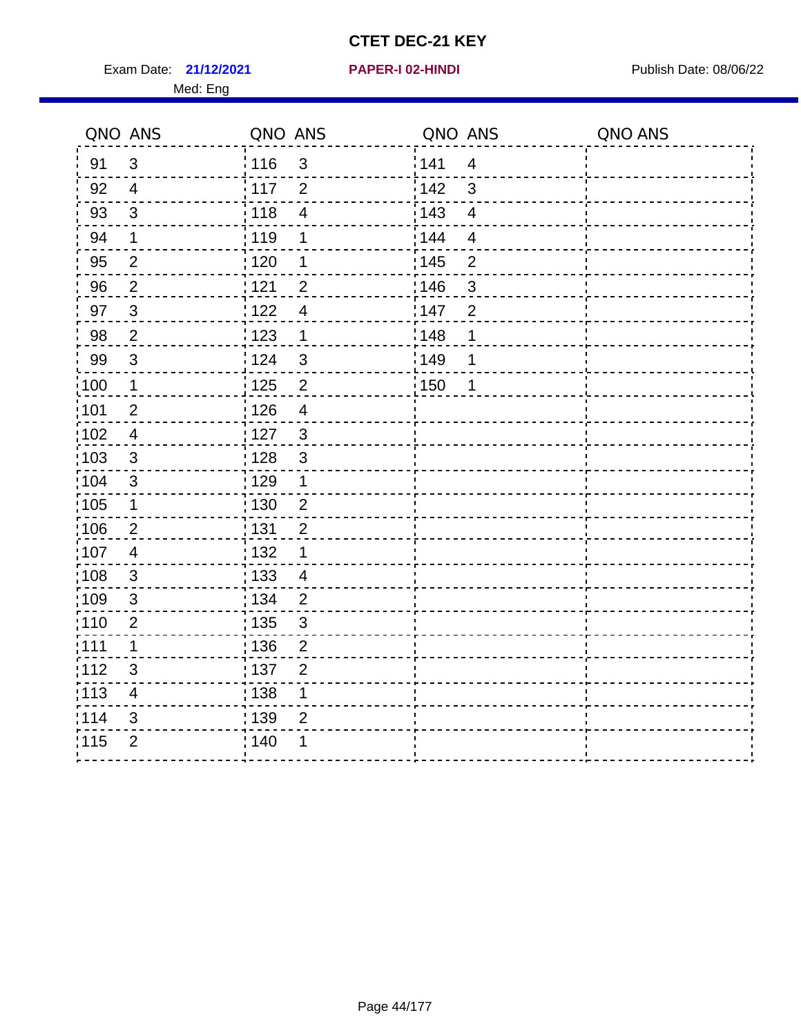# CTET DEC-21 KEY

Exam Date: **21/12/2021** **PAPER-I 02-HINDI** Publish Date: 08/06/22

Med: Eng

| QNO | ANS | QNO | ANS | QNO | ANS | QNO | ANS |
|---|---|---|---|---|---|---|---|
| 91 | 3 | 116 | 3 | 141 | 4 | | |
| 92 | 4 | 117 | 2 | 142 | 3 | | |
| 93 | 3 | 118 | 4 | 143 | 4 | | |
| 94 | 1 | 119 | 1 | 144 | 4 | | |
| 95 | 2 | 120 | 1 | 145 | 2 | | |
| 96 | 2 | 121 | 2 | 146 | 3 | | |
| 97 | 3 | 122 | 4 | 147 | 2 | | |
| 98 | 2 | 123 | 1 | 148 | 1 | | |
| 99 | 3 | 124 | 3 | 149 | 1 | | |
| 100 | 1 | 125 | 2 | 150 | 1 | | |
| 101 | 2 | 126 | 4 | | | | |
| 102 | 4 | 127 | 3 | | | | |
| 103 | 3 | 128 | 3 | | | | |
| 104 | 3 | 129 | 1 | | | | |
| 105 | 1 | 130 | 2 | | | | |
| 106 | 2 | 131 | 2 | | | | |
| 107 | 4 | 132 | 1 | | | | |
| 108 | 3 | 133 | 4 | | | | |
| 109 | 3 | 134 | 2 | | | | |
| 110 | 2 | 135 | 3 | | | | |
| 111 | 1 | 136 | 2 | | | | |
| 112 | 3 | 137 | 2 | | | | |
| 113 | 4 | 138 | 1 | | | | |
| 114 | 3 | 139 | 2 | | | | |
| 115 | 2 | 140 | 1 | | | | |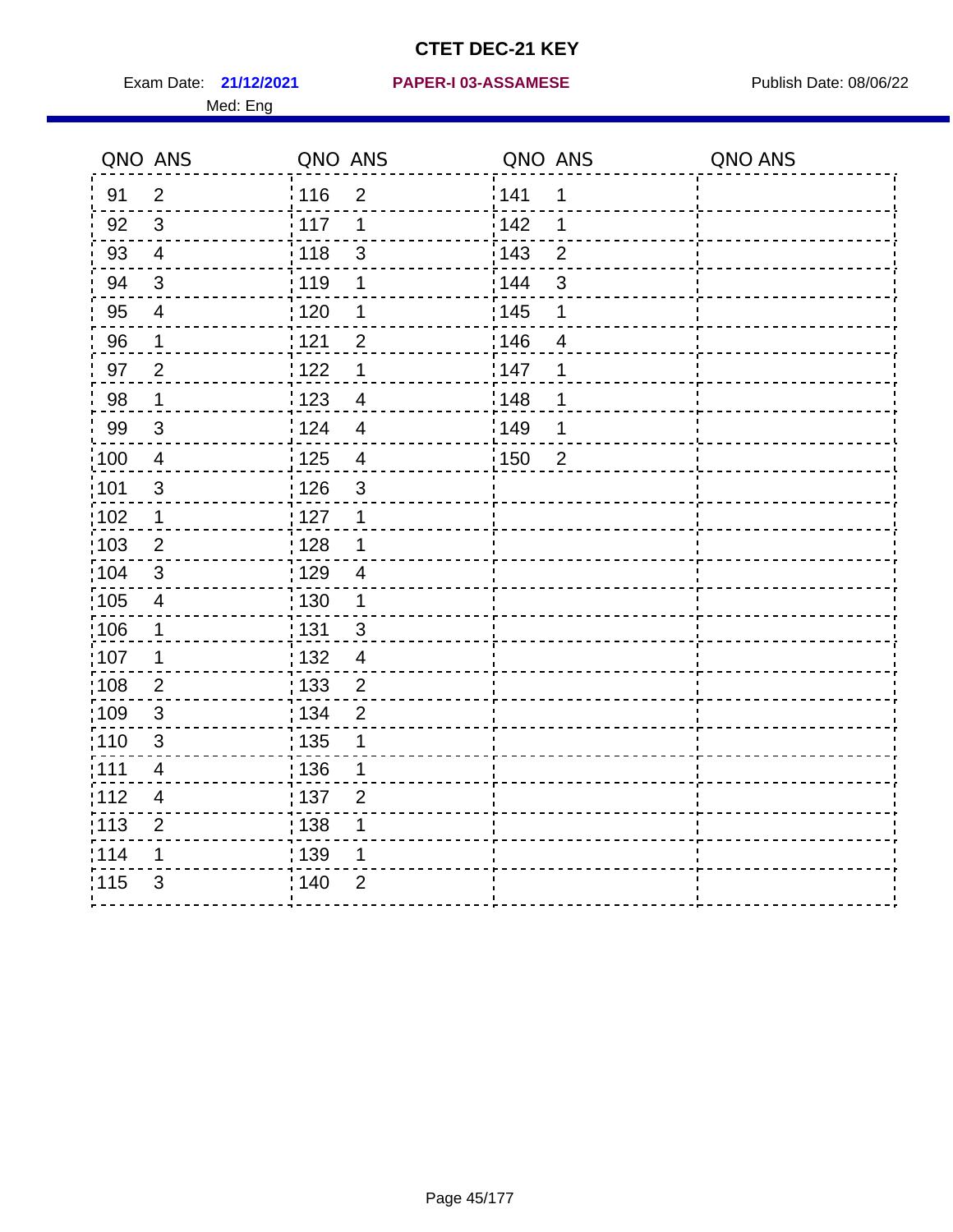# CTET DEC-21 KEY

Exam Date: **21/12/2021** **PAPER-I 03-ASSAMESE** Publish Date: 08/06/22

Med: Eng

| QNO | ANS | QNO | ANS | QNO | ANS | QNO | ANS |
|---|---|---|---|---|---|---|---|
| 91 | 2 | 116 | 2 | 141 | 1 | | |
| 92 | 3 | 117 | 1 | 142 | 1 | | |
| 93 | 4 | 118 | 3 | 143 | 2 | | |
| 94 | 3 | 119 | 1 | 144 | 3 | | |
| 95 | 4 | 120 | 1 | 145 | 1 | | |
| 96 | 1 | 121 | 2 | 146 | 4 | | |
| 97 | 2 | 122 | 1 | 147 | 1 | | |
| 98 | 1 | 123 | 4 | 148 | 1 | | |
| 99 | 3 | 124 | 4 | 149 | 1 | | |
| 100 | 4 | 125 | 4 | 150 | 2 | | |
| 101 | 3 | 126 | 3 | | | | |
| 102 | 1 | 127 | 1 | | | | |
| 103 | 2 | 128 | 1 | | | | |
| 104 | 3 | 129 | 4 | | | | |
| 105 | 4 | 130 | 1 | | | | |
| 106 | 1 | 131 | 3 | | | | |
| 107 | 1 | 132 | 4 | | | | |
| 108 | 2 | 133 | 2 | | | | |
| 109 | 3 | 134 | 2 | | | | |
| 110 | 3 | 135 | 1 | | | | |
| 111 | 4 | 136 | 1 | | | | |
| 112 | 4 | 137 | 2 | | | | |
| 113 | 2 | 138 | 1 | | | | |
| 114 | 1 | 139 | 1 | | | | |
| 115 | 3 | 140 | 2 | | | | |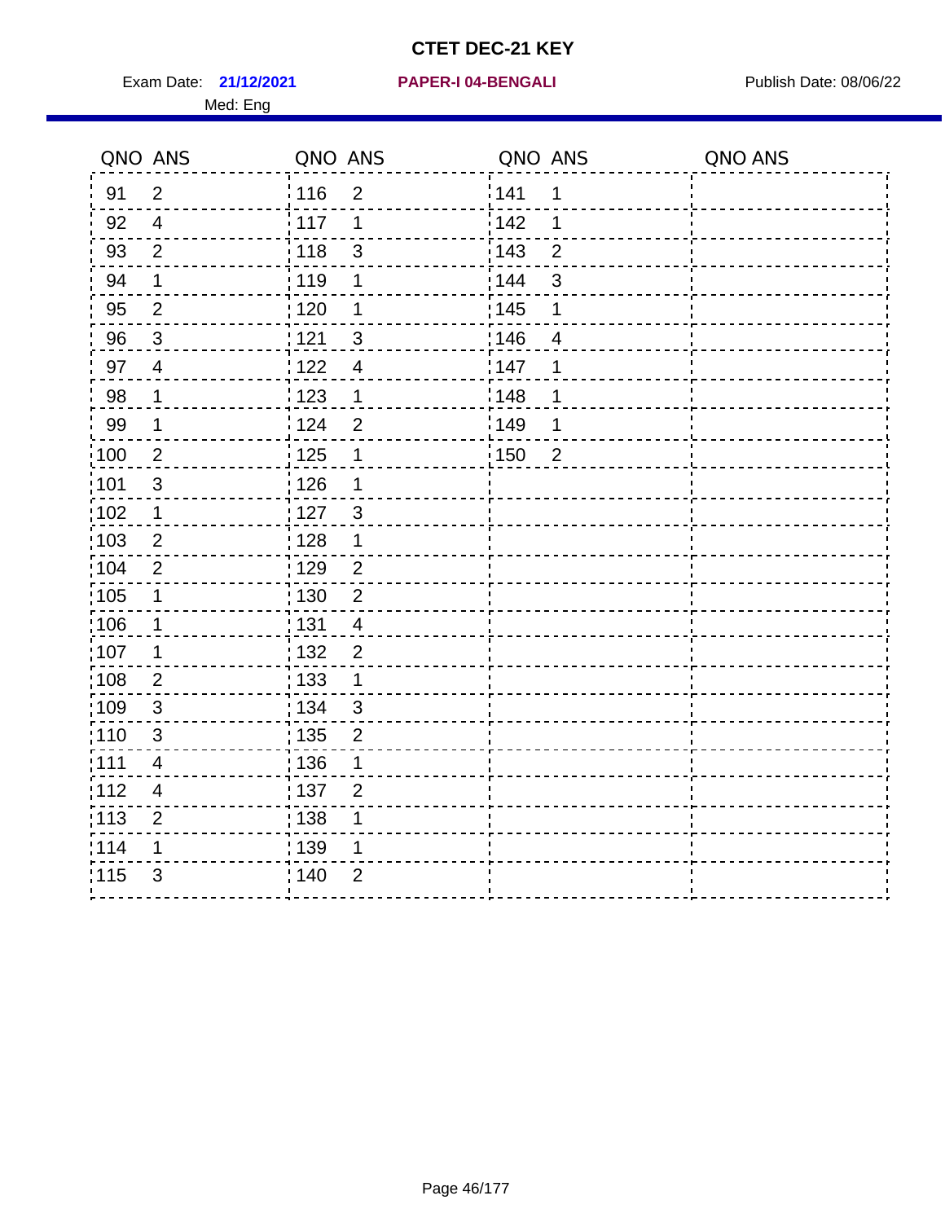# CTET DEC-21 KEY

Exam Date: **21/12/2021** **PAPER-I 04-BENGALI** Publish Date: 08/06/22

Med: Eng

| QNO | ANS | QNO | ANS | QNO | ANS | QNO | ANS |
|---|---|---|---|---|---|---|---|
| 91 | 2 | 116 | 2 | 141 | 1 | | |
| 92 | 4 | 117 | 1 | 142 | 1 | | |
| 93 | 2 | 118 | 3 | 143 | 2 | | |
| 94 | 1 | 119 | 1 | 144 | 3 | | |
| 95 | 2 | 120 | 1 | 145 | 1 | | |
| 96 | 3 | 121 | 3 | 146 | 4 | | |
| 97 | 4 | 122 | 4 | 147 | 1 | | |
| 98 | 1 | 123 | 1 | 148 | 1 | | |
| 99 | 1 | 124 | 2 | 149 | 1 | | |
| 100 | 2 | 125 | 1 | 150 | 2 | | |
| 101 | 3 | 126 | 1 | | | | |
| 102 | 1 | 127 | 3 | | | | |
| 103 | 2 | 128 | 1 | | | | |
| 104 | 2 | 129 | 2 | | | | |
| 105 | 1 | 130 | 2 | | | | |
| 106 | 1 | 131 | 4 | | | | |
| 107 | 1 | 132 | 2 | | | | |
| 108 | 2 | 133 | 1 | | | | |
| 109 | 3 | 134 | 3 | | | | |
| 110 | 3 | 135 | 2 | | | | |
| 111 | 4 | 136 | 1 | | | | |
| 112 | 4 | 137 | 2 | | | | |
| 113 | 2 | 138 | 1 | | | | |
| 114 | 1 | 139 | 1 | | | | |
| 115 | 3 | 140 | 2 | | | | |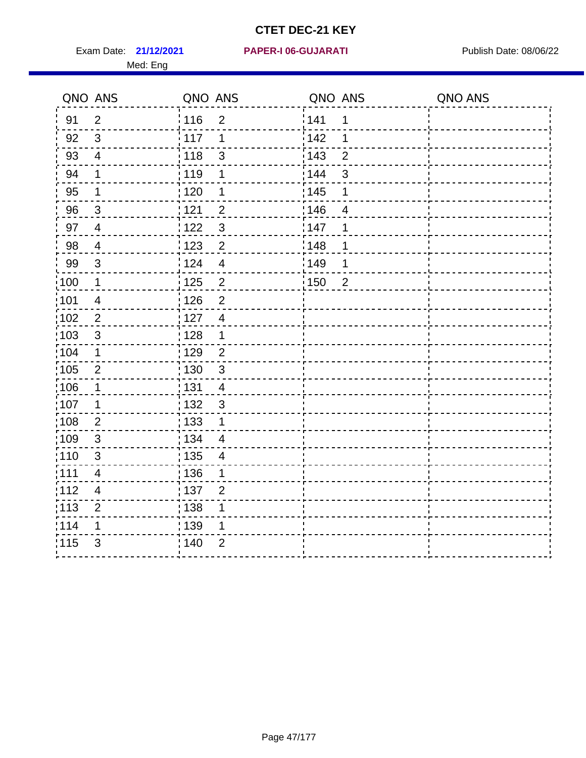# CTET DEC-21 KEY

Exam Date: **21/12/2021** **PAPER-I 06-GUJARATI** Publish Date: 08/06/22

Med: Eng

| QNO | ANS | QNO | ANS | QNO | ANS | QNO | ANS |
|---|---|---|---|---|---|---|---|
| 91 | 2 | 116 | 2 | 141 | 1 | | |
| 92 | 3 | 117 | 1 | 142 | 1 | | |
| 93 | 4 | 118 | 3 | 143 | 2 | | |
| 94 | 1 | 119 | 1 | 144 | 3 | | |
| 95 | 1 | 120 | 1 | 145 | 1 | | |
| 96 | 3 | 121 | 2 | 146 | 4 | | |
| 97 | 4 | 122 | 3 | 147 | 1 | | |
| 98 | 4 | 123 | 2 | 148 | 1 | | |
| 99 | 3 | 124 | 4 | 149 | 1 | | |
| 100 | 1 | 125 | 2 | 150 | 2 | | |
| 101 | 4 | 126 | 2 | | | | |
| 102 | 2 | 127 | 4 | | | | |
| 103 | 3 | 128 | 1 | | | | |
| 104 | 1 | 129 | 2 | | | | |
| 105 | 2 | 130 | 3 | | | | |
| 106 | 1 | 131 | 4 | | | | |
| 107 | 1 | 132 | 3 | | | | |
| 108 | 2 | 133 | 1 | | | | |
| 109 | 3 | 134 | 4 | | | | |
| 110 | 3 | 135 | 4 | | | | |
| 111 | 4 | 136 | 1 | | | | |
| 112 | 4 | 137 | 2 | | | | |
| 113 | 2 | 138 | 1 | | | | |
| 114 | 1 | 139 | 1 | | | | |
| 115 | 3 | 140 | 2 | | | | |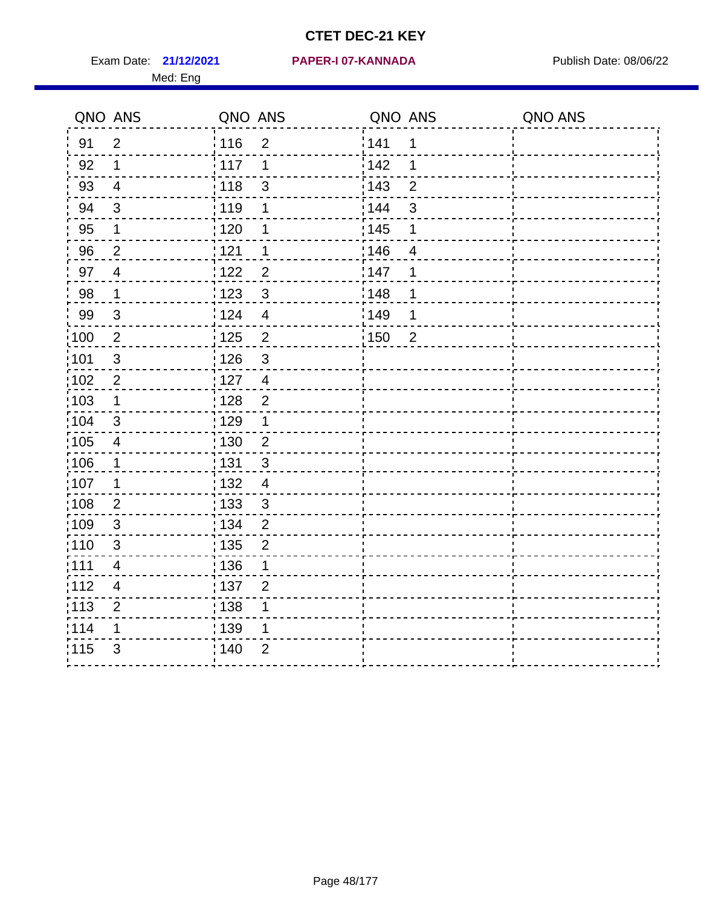# CTET DEC-21 KEY

Exam Date: **21/12/2021** **PAPER-I 07-KANNADA** Publish Date: 08/06/22

Med: Eng

| QNO | ANS | QNO | ANS | QNO | ANS | QNO | ANS |
|---|---|---|---|---|---|---|---|
| 91 | 2 | 116 | 2 | 141 | 1 | | |
| 92 | 1 | 117 | 1 | 142 | 1 | | |
| 93 | 4 | 118 | 3 | 143 | 2 | | |
| 94 | 3 | 119 | 1 | 144 | 3 | | |
| 95 | 1 | 120 | 1 | 145 | 1 | | |
| 96 | 2 | 121 | 1 | 146 | 4 | | |
| 97 | 4 | 122 | 2 | 147 | 1 | | |
| 98 | 1 | 123 | 3 | 148 | 1 | | |
| 99 | 3 | 124 | 4 | 149 | 1 | | |
| 100 | 2 | 125 | 2 | 150 | 2 | | |
| 101 | 3 | 126 | 3 | | | | |
| 102 | 2 | 127 | 4 | | | | |
| 103 | 1 | 128 | 2 | | | | |
| 104 | 3 | 129 | 1 | | | | |
| 105 | 4 | 130 | 2 | | | | |
| 106 | 1 | 131 | 3 | | | | |
| 107 | 1 | 132 | 4 | | | | |
| 108 | 2 | 133 | 3 | | | | |
| 109 | 3 | 134 | 2 | | | | |
| 110 | 3 | 135 | 2 | | | | |
| 111 | 4 | 136 | 1 | | | | |
| 112 | 4 | 137 | 2 | | | | |
| 113 | 2 | 138 | 1 | | | | |
| 114 | 1 | 139 | 1 | | | | |
| 115 | 3 | 140 | 2 | | | | |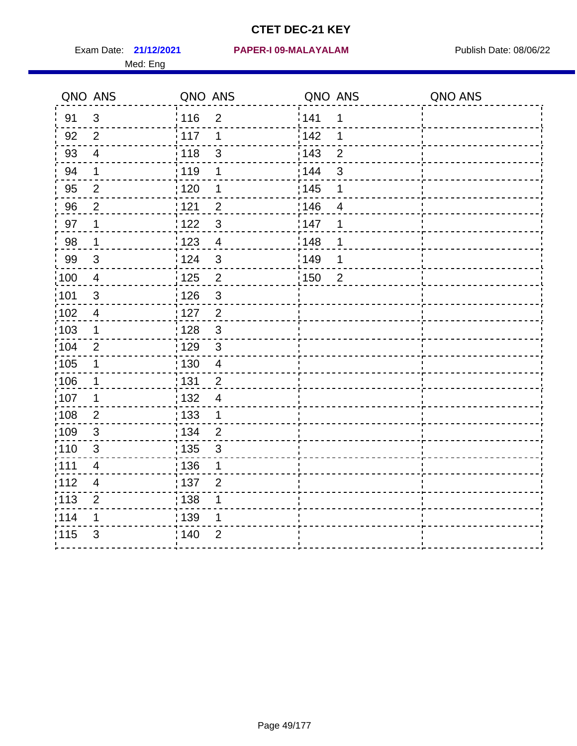# CTET DEC-21 KEY

Exam Date: **21/12/2021** **PAPER-I 09-MALAYALAM** Publish Date: 08/06/22

Med: Eng

| QNO | ANS | QNO | ANS | QNO | ANS | QNO | ANS |
|---|---|---|---|---|---|---|---|
| 91 | 3 | 116 | 2 | 141 | 1 | | |
| 92 | 2 | 117 | 1 | 142 | 1 | | |
| 93 | 4 | 118 | 3 | 143 | 2 | | |
| 94 | 1 | 119 | 1 | 144 | 3 | | |
| 95 | 2 | 120 | 1 | 145 | 1 | | |
| 96 | 2 | 121 | 2 | 146 | 4 | | |
| 97 | 1 | 122 | 3 | 147 | 1 | | |
| 98 | 1 | 123 | 4 | 148 | 1 | | |
| 99 | 3 | 124 | 3 | 149 | 1 | | |
| 100 | 4 | 125 | 2 | 150 | 2 | | |
| 101 | 3 | 126 | 3 | | | | |
| 102 | 4 | 127 | 2 | | | | |
| 103 | 1 | 128 | 3 | | | | |
| 104 | 2 | 129 | 3 | | | | |
| 105 | 1 | 130 | 4 | | | | |
| 106 | 1 | 131 | 2 | | | | |
| 107 | 1 | 132 | 4 | | | | |
| 108 | 2 | 133 | 1 | | | | |
| 109 | 3 | 134 | 2 | | | | |
| 110 | 3 | 135 | 3 | | | | |
| 111 | 4 | 136 | 1 | | | | |
| 112 | 4 | 137 | 2 | | | | |
| 113 | 2 | 138 | 1 | | | | |
| 114 | 1 | 139 | 1 | | | | |
| 115 | 3 | 140 | 2 | | | | |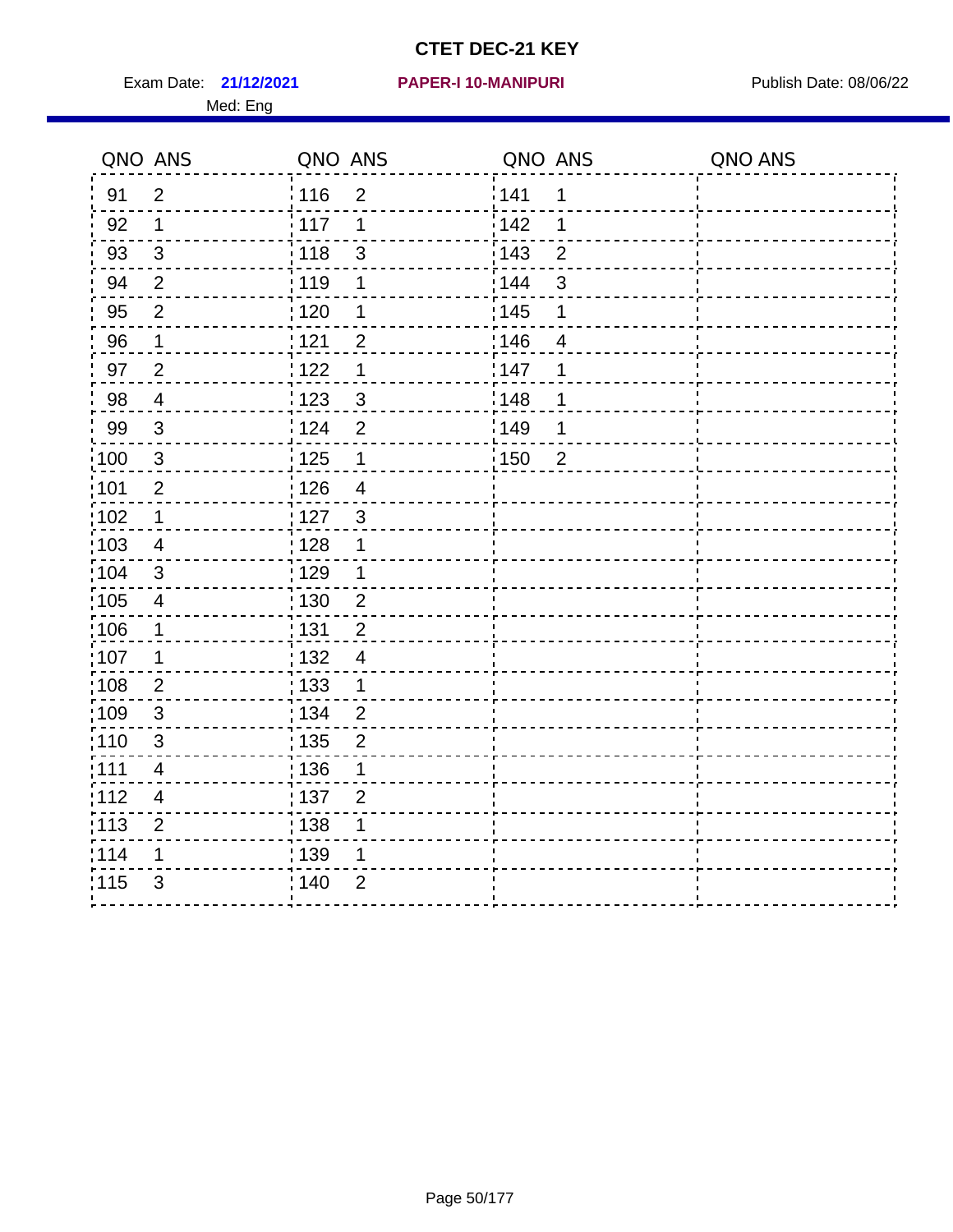# CTET DEC-21 KEY

Exam Date: **21/12/2021** **PAPER-I 10-MANIPURI** Publish Date: 08/06/22

Med: Eng

| QNO | ANS | QNO | ANS | QNO | ANS | QNO | ANS |
|---|---|---|---|---|---|---|---|
| 91 | 2 | 116 | 2 | 141 | 1 | | |
| 92 | 1 | 117 | 1 | 142 | 1 | | |
| 93 | 3 | 118 | 3 | 143 | 2 | | |
| 94 | 2 | 119 | 1 | 144 | 3 | | |
| 95 | 2 | 120 | 1 | 145 | 1 | | |
| 96 | 1 | 121 | 2 | 146 | 4 | | |
| 97 | 2 | 122 | 1 | 147 | 1 | | |
| 98 | 4 | 123 | 3 | 148 | 1 | | |
| 99 | 3 | 124 | 2 | 149 | 1 | | |
| 100 | 3 | 125 | 1 | 150 | 2 | | |
| 101 | 2 | 126 | 4 | | | | |
| 102 | 1 | 127 | 3 | | | | |
| 103 | 4 | 128 | 1 | | | | |
| 104 | 3 | 129 | 1 | | | | |
| 105 | 4 | 130 | 2 | | | | |
| 106 | 1 | 131 | 2 | | | | |
| 107 | 1 | 132 | 4 | | | | |
| 108 | 2 | 133 | 1 | | | | |
| 109 | 3 | 134 | 2 | | | | |
| 110 | 3 | 135 | 2 | | | | |
| 111 | 4 | 136 | 1 | | | | |
| 112 | 4 | 137 | 2 | | | | |
| 113 | 2 | 138 | 1 | | | | |
| 114 | 1 | 139 | 1 | | | | |
| 115 | 3 | 140 | 2 | | | | |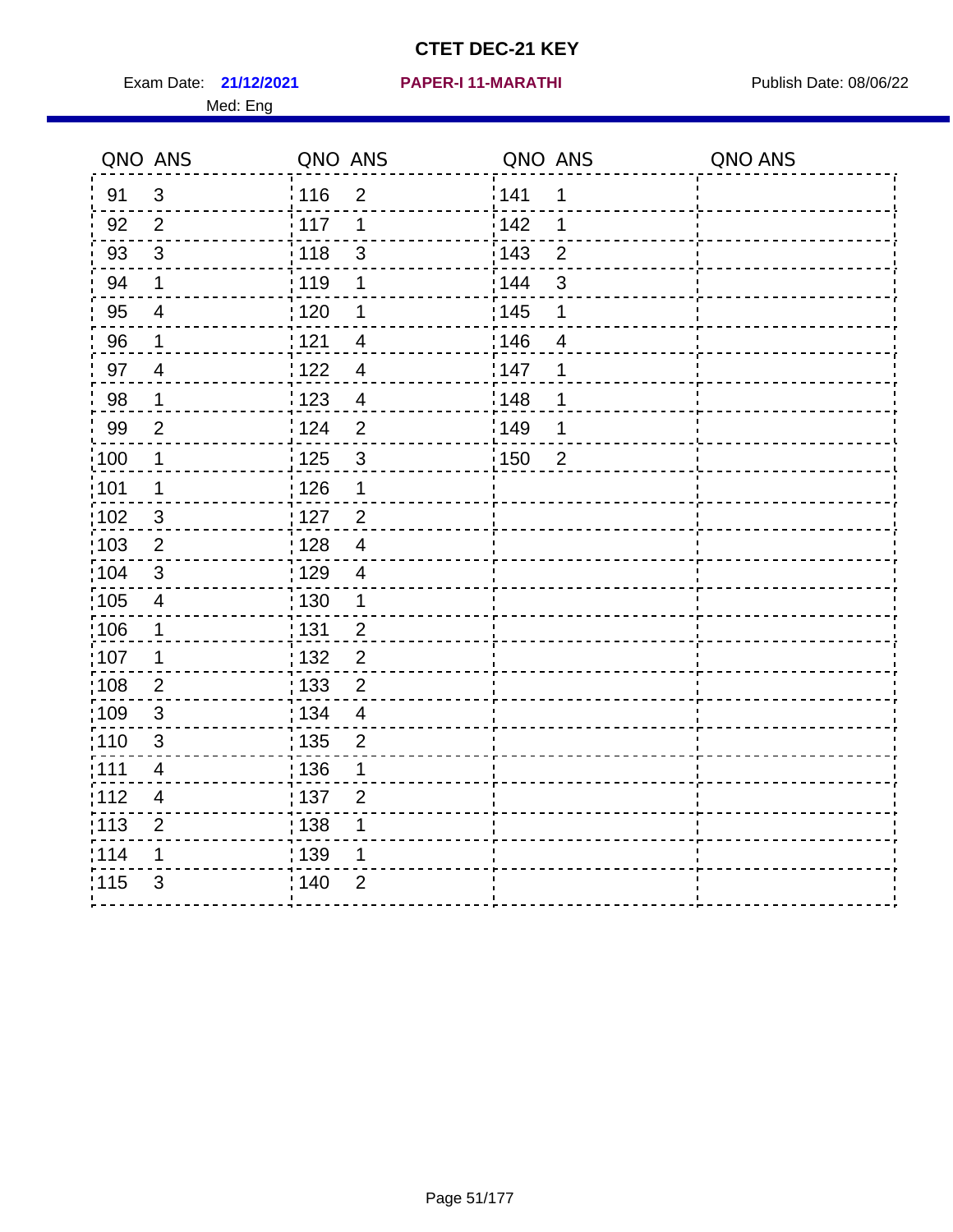# CTET DEC-21 KEY

Exam Date: **21/12/2021** **PAPER-I 11-MARATHI** Publish Date: 08/06/22

Med: Eng

| QNO | ANS | QNO | ANS | QNO | ANS | QNO | ANS |
|---|---|---|---|---|---|---|---|
| 91 | 3 | 116 | 2 | 141 | 1 | | |
| 92 | 2 | 117 | 1 | 142 | 1 | | |
| 93 | 3 | 118 | 3 | 143 | 2 | | |
| 94 | 1 | 119 | 1 | 144 | 3 | | |
| 95 | 4 | 120 | 1 | 145 | 1 | | |
| 96 | 1 | 121 | 4 | 146 | 4 | | |
| 97 | 4 | 122 | 4 | 147 | 1 | | |
| 98 | 1 | 123 | 4 | 148 | 1 | | |
| 99 | 2 | 124 | 2 | 149 | 1 | | |
| 100 | 1 | 125 | 3 | 150 | 2 | | |
| 101 | 1 | 126 | 1 | | | | |
| 102 | 3 | 127 | 2 | | | | |
| 103 | 2 | 128 | 4 | | | | |
| 104 | 3 | 129 | 4 | | | | |
| 105 | 4 | 130 | 1 | | | | |
| 106 | 1 | 131 | 2 | | | | |
| 107 | 1 | 132 | 2 | | | | |
| 108 | 2 | 133 | 2 | | | | |
| 109 | 3 | 134 | 4 | | | | |
| 110 | 3 | 135 | 2 | | | | |
| 111 | 4 | 136 | 1 | | | | |
| 112 | 4 | 137 | 2 | | | | |
| 113 | 2 | 138 | 1 | | | | |
| 114 | 1 | 139 | 1 | | | | |
| 115 | 3 | 140 | 2 | | | | |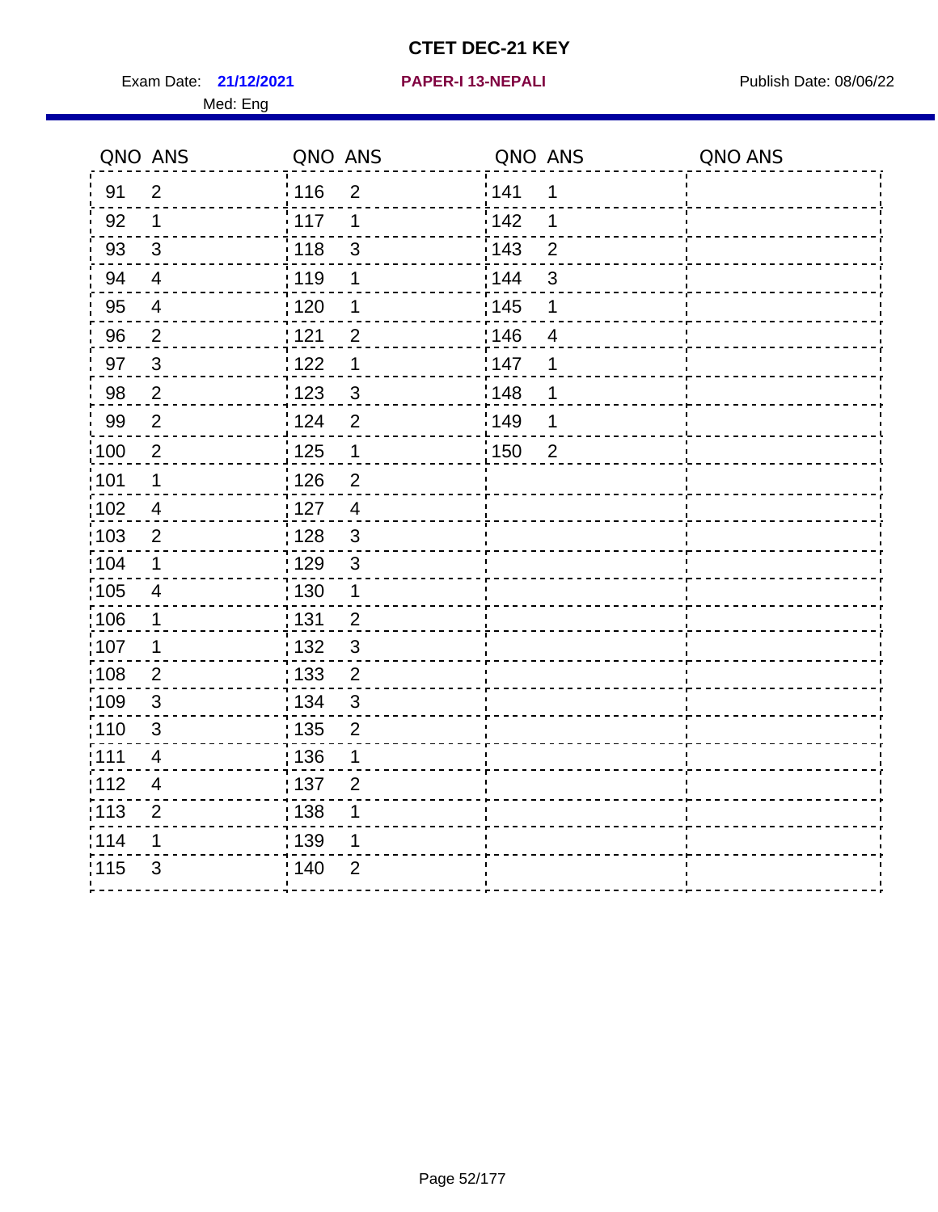# CTET DEC-21 KEY

Exam Date: **21/12/2021** **PAPER-I 13-NEPALI** Publish Date: 08/06/22

Med: Eng

| QNO | ANS | QNO | ANS | QNO | ANS | QNO | ANS |
|---|---|---|---|---|---|---|---|
| 91 | 2 | 116 | 2 | 141 | 1 | | |
| 92 | 1 | 117 | 1 | 142 | 1 | | |
| 93 | 3 | 118 | 3 | 143 | 2 | | |
| 94 | 4 | 119 | 1 | 144 | 3 | | |
| 95 | 4 | 120 | 1 | 145 | 1 | | |
| 96 | 2 | 121 | 2 | 146 | 4 | | |
| 97 | 3 | 122 | 1 | 147 | 1 | | |
| 98 | 2 | 123 | 3 | 148 | 1 | | |
| 99 | 2 | 124 | 2 | 149 | 1 | | |
| 100 | 2 | 125 | 1 | 150 | 2 | | |
| 101 | 1 | 126 | 2 | | | | |
| 102 | 4 | 127 | 4 | | | | |
| 103 | 2 | 128 | 3 | | | | |
| 104 | 1 | 129 | 3 | | | | |
| 105 | 4 | 130 | 1 | | | | |
| 106 | 1 | 131 | 2 | | | | |
| 107 | 1 | 132 | 3 | | | | |
| 108 | 2 | 133 | 2 | | | | |
| 109 | 3 | 134 | 3 | | | | |
| 110 | 3 | 135 | 2 | | | | |
| 111 | 4 | 136 | 1 | | | | |
| 112 | 4 | 137 | 2 | | | | |
| 113 | 2 | 138 | 1 | | | | |
| 114 | 1 | 139 | 1 | | | | |
| 115 | 3 | 140 | 2 | | | | |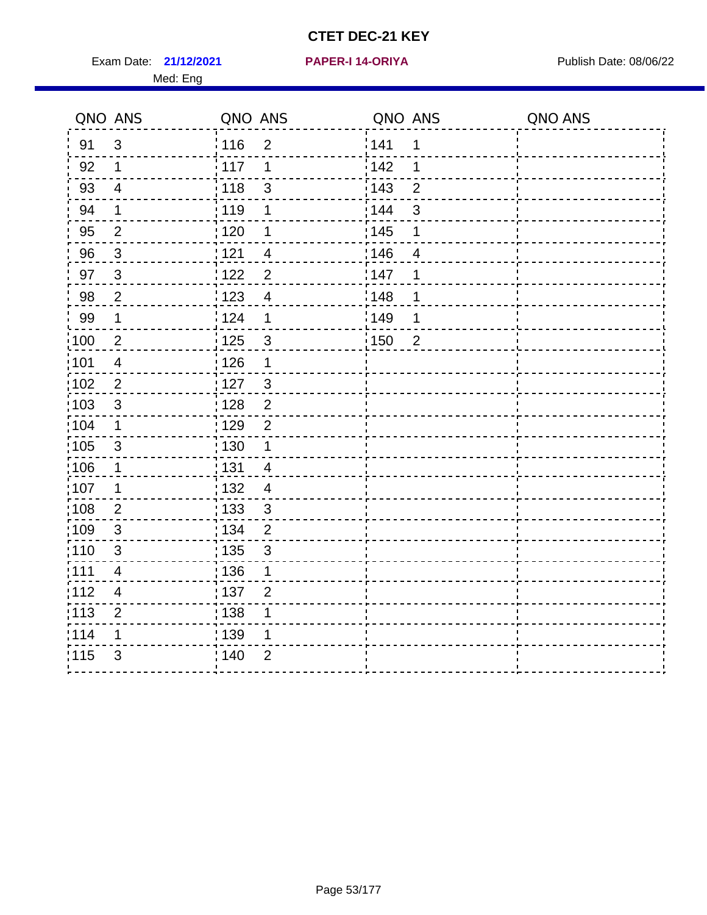# CTET DEC-21 KEY

Exam Date: **21/12/2021** **PAPER-I 14-ORIYA** Publish Date: 08/06/22

Med: Eng

| QNO | ANS | QNO | ANS | QNO | ANS | QNO | ANS |
|---|---|---|---|---|---|---|---|
| 91 | 3 | 116 | 2 | 141 | 1 | | |
| 92 | 1 | 117 | 1 | 142 | 1 | | |
| 93 | 4 | 118 | 3 | 143 | 2 | | |
| 94 | 1 | 119 | 1 | 144 | 3 | | |
| 95 | 2 | 120 | 1 | 145 | 1 | | |
| 96 | 3 | 121 | 4 | 146 | 4 | | |
| 97 | 3 | 122 | 2 | 147 | 1 | | |
| 98 | 2 | 123 | 4 | 148 | 1 | | |
| 99 | 1 | 124 | 1 | 149 | 1 | | |
| 100 | 2 | 125 | 3 | 150 | 2 | | |
| 101 | 4 | 126 | 1 | | | | |
| 102 | 2 | 127 | 3 | | | | |
| 103 | 3 | 128 | 2 | | | | |
| 104 | 1 | 129 | 2 | | | | |
| 105 | 3 | 130 | 1 | | | | |
| 106 | 1 | 131 | 4 | | | | |
| 107 | 1 | 132 | 4 | | | | |
| 108 | 2 | 133 | 3 | | | | |
| 109 | 3 | 134 | 2 | | | | |
| 110 | 3 | 135 | 3 | | | | |
| 111 | 4 | 136 | 1 | | | | |
| 112 | 4 | 137 | 2 | | | | |
| 113 | 2 | 138 | 1 | | | | |
| 114 | 1 | 139 | 1 | | | | |
| 115 | 3 | 140 | 2 | | | | |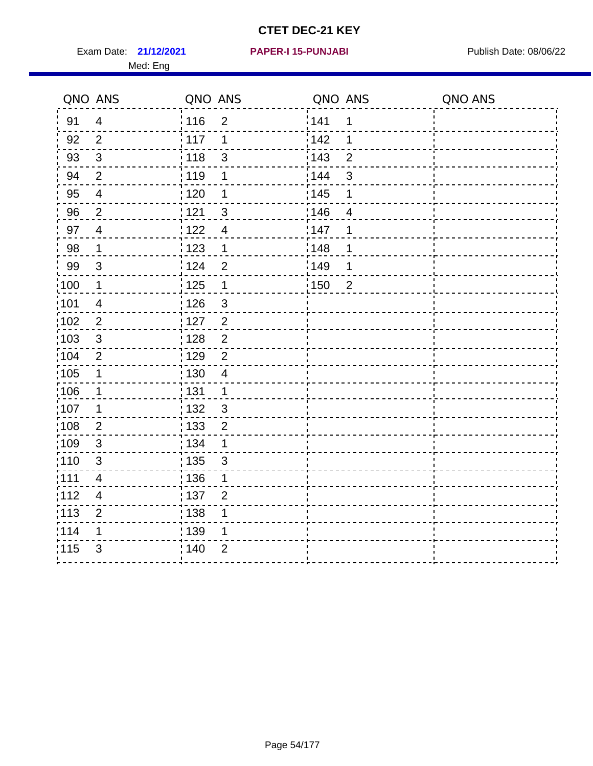# CTET DEC-21 KEY

Exam Date: **21/12/2021** **PAPER-I 15-PUNJABI** Publish Date: 08/06/22

Med: Eng

| QNO | ANS | QNO | ANS | QNO | ANS | QNO | ANS |
|---|---|---|---|---|---|---|---|
| 91 | 4 | 116 | 2 | 141 | 1 | | |
| 92 | 2 | 117 | 1 | 142 | 1 | | |
| 93 | 3 | 118 | 3 | 143 | 2 | | |
| 94 | 2 | 119 | 1 | 144 | 3 | | |
| 95 | 4 | 120 | 1 | 145 | 1 | | |
| 96 | 2 | 121 | 3 | 146 | 4 | | |
| 97 | 4 | 122 | 4 | 147 | 1 | | |
| 98 | 1 | 123 | 1 | 148 | 1 | | |
| 99 | 3 | 124 | 2 | 149 | 1 | | |
| 100 | 1 | 125 | 1 | 150 | 2 | | |
| 101 | 4 | 126 | 3 | | | | |
| 102 | 2 | 127 | 2 | | | | |
| 103 | 3 | 128 | 2 | | | | |
| 104 | 2 | 129 | 2 | | | | |
| 105 | 1 | 130 | 4 | | | | |
| 106 | 1 | 131 | 1 | | | | |
| 107 | 1 | 132 | 3 | | | | |
| 108 | 2 | 133 | 2 | | | | |
| 109 | 3 | 134 | 1 | | | | |
| 110 | 3 | 135 | 3 | | | | |
| 111 | 4 | 136 | 1 | | | | |
| 112 | 4 | 137 | 2 | | | | |
| 113 | 2 | 138 | 1 | | | | |
| 114 | 1 | 139 | 1 | | | | |
| 115 | 3 | 140 | 2 | | | | |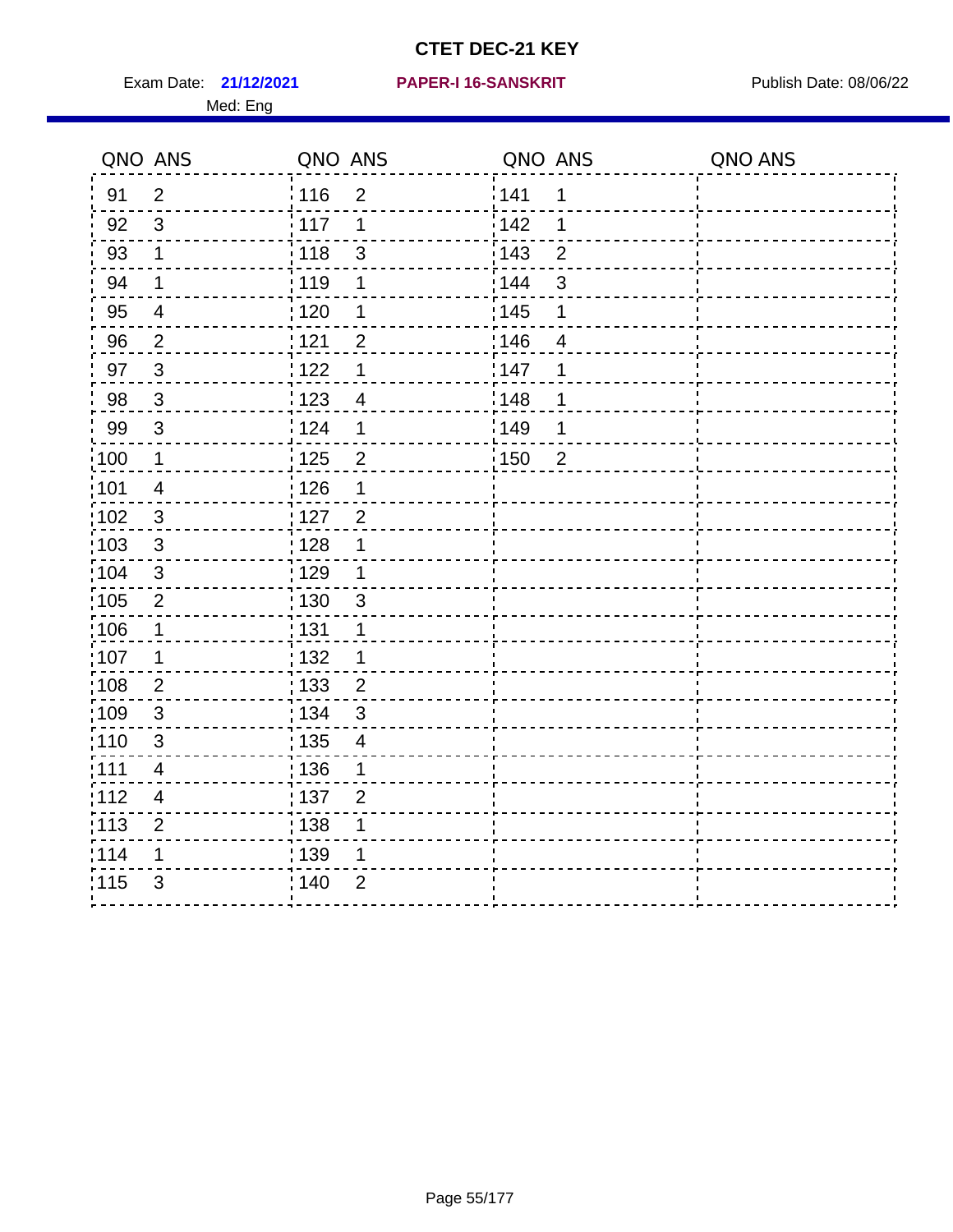# CTET DEC-21 KEY

Exam Date: **21/12/2021** **PAPER-I 16-SANSKRIT** Publish Date: 08/06/22

Med: Eng

| QNO | ANS | QNO | ANS | QNO | ANS | QNO | ANS |
|---|---|---|---|---|---|---|---|
| 91 | 2 | 116 | 2 | 141 | 1 | | |
| 92 | 3 | 117 | 1 | 142 | 1 | | |
| 93 | 1 | 118 | 3 | 143 | 2 | | |
| 94 | 1 | 119 | 1 | 144 | 3 | | |
| 95 | 4 | 120 | 1 | 145 | 1 | | |
| 96 | 2 | 121 | 2 | 146 | 4 | | |
| 97 | 3 | 122 | 1 | 147 | 1 | | |
| 98 | 3 | 123 | 4 | 148 | 1 | | |
| 99 | 3 | 124 | 1 | 149 | 1 | | |
| 100 | 1 | 125 | 2 | 150 | 2 | | |
| 101 | 4 | 126 | 1 | | | | |
| 102 | 3 | 127 | 2 | | | | |
| 103 | 3 | 128 | 1 | | | | |
| 104 | 3 | 129 | 1 | | | | |
| 105 | 2 | 130 | 3 | | | | |
| 106 | 1 | 131 | 1 | | | | |
| 107 | 1 | 132 | 1 | | | | |
| 108 | 2 | 133 | 2 | | | | |
| 109 | 3 | 134 | 3 | | | | |
| 110 | 3 | 135 | 4 | | | | |
| 111 | 4 | 136 | 1 | | | | |
| 112 | 4 | 137 | 2 | | | | |
| 113 | 2 | 138 | 1 | | | | |
| 114 | 1 | 139 | 1 | | | | |
| 115 | 3 | 140 | 2 | | | | |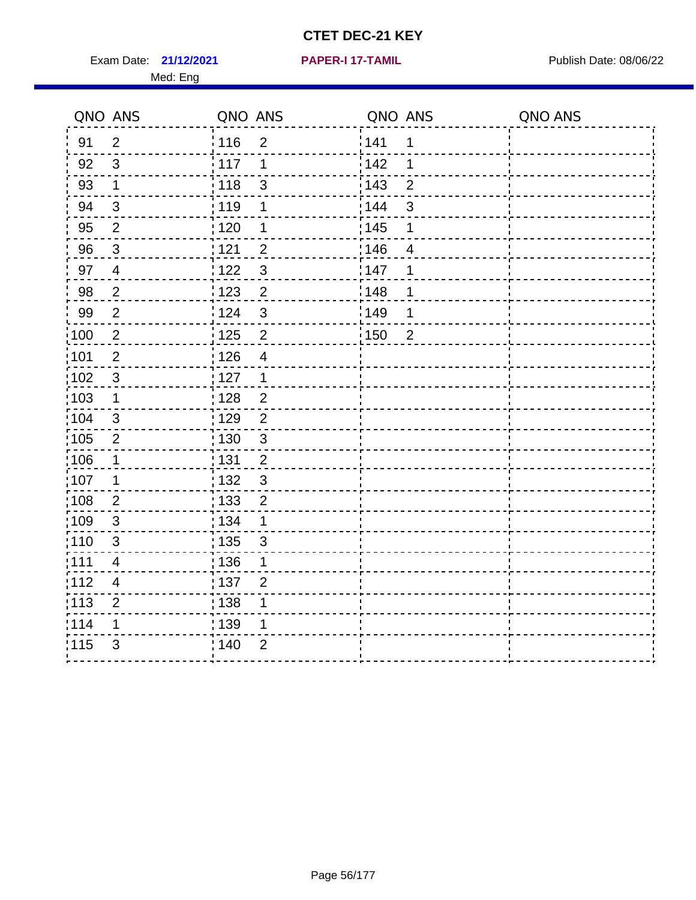# CTET DEC-21 KEY

Exam Date: **21/12/2021** **PAPER-I 17-TAMIL** Publish Date: 08/06/22

Med: Eng

| QNO | ANS | QNO | ANS | QNO | ANS | QNO | ANS |
|---|---|---|---|---|---|---|---|
| 91 | 2 | 116 | 2 | 141 | 1 | | |
| 92 | 3 | 117 | 1 | 142 | 1 | | |
| 93 | 1 | 118 | 3 | 143 | 2 | | |
| 94 | 3 | 119 | 1 | 144 | 3 | | |
| 95 | 2 | 120 | 1 | 145 | 1 | | |
| 96 | 3 | 121 | 2 | 146 | 4 | | |
| 97 | 4 | 122 | 3 | 147 | 1 | | |
| 98 | 2 | 123 | 2 | 148 | 1 | | |
| 99 | 2 | 124 | 3 | 149 | 1 | | |
| 100 | 2 | 125 | 2 | 150 | 2 | | |
| 101 | 2 | 126 | 4 | | | | |
| 102 | 3 | 127 | 1 | | | | |
| 103 | 1 | 128 | 2 | | | | |
| 104 | 3 | 129 | 2 | | | | |
| 105 | 2 | 130 | 3 | | | | |
| 106 | 1 | 131 | 2 | | | | |
| 107 | 1 | 132 | 3 | | | | |
| 108 | 2 | 133 | 2 | | | | |
| 109 | 3 | 134 | 1 | | | | |
| 110 | 3 | 135 | 3 | | | | |
| 111 | 4 | 136 | 1 | | | | |
| 112 | 4 | 137 | 2 | | | | |
| 113 | 2 | 138 | 1 | | | | |
| 114 | 1 | 139 | 1 | | | | |
| 115 | 3 | 140 | 2 | | | | |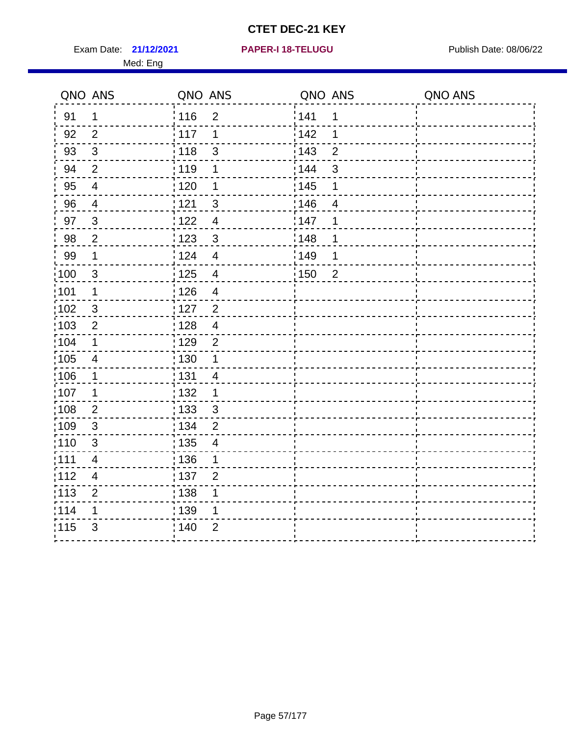# CTET DEC-21 KEY

Exam Date: **21/12/2021** **PAPER-I 18-TELUGU** Publish Date: 08/06/22

Med: Eng

| QNO | ANS | QNO | ANS | QNO | ANS | QNO | ANS |
|---|---|---|---|---|---|---|---|
| 91 | 1 | 116 | 2 | 141 | 1 | | |
| 92 | 2 | 117 | 1 | 142 | 1 | | |
| 93 | 3 | 118 | 3 | 143 | 2 | | |
| 94 | 2 | 119 | 1 | 144 | 3 | | |
| 95 | 4 | 120 | 1 | 145 | 1 | | |
| 96 | 4 | 121 | 3 | 146 | 4 | | |
| 97 | 3 | 122 | 4 | 147 | 1 | | |
| 98 | 2 | 123 | 3 | 148 | 1 | | |
| 99 | 1 | 124 | 4 | 149 | 1 | | |
| 100 | 3 | 125 | 4 | 150 | 2 | | |
| 101 | 1 | 126 | 4 | | | | |
| 102 | 3 | 127 | 2 | | | | |
| 103 | 2 | 128 | 4 | | | | |
| 104 | 1 | 129 | 2 | | | | |
| 105 | 4 | 130 | 1 | | | | |
| 106 | 1 | 131 | 4 | | | | |
| 107 | 1 | 132 | 1 | | | | |
| 108 | 2 | 133 | 3 | | | | |
| 109 | 3 | 134 | 2 | | | | |
| 110 | 3 | 135 | 4 | | | | |
| 111 | 4 | 136 | 1 | | | | |
| 112 | 4 | 137 | 2 | | | | |
| 113 | 2 | 138 | 1 | | | | |
| 114 | 1 | 139 | 1 | | | | |
| 115 | 3 | 140 | 2 | | | | |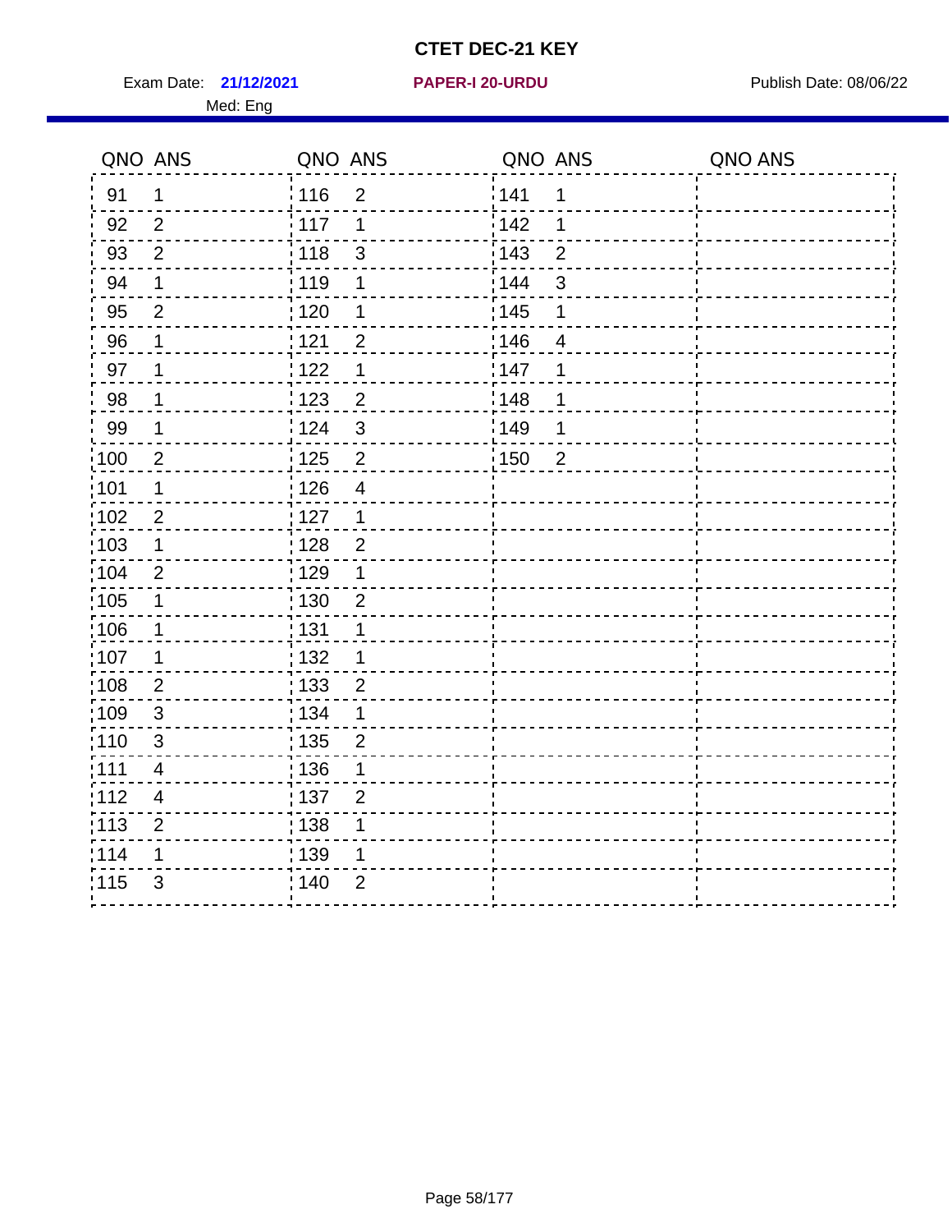# CTET DEC-21 KEY

Exam Date: **21/12/2021** | **PAPER-I 20-URDU** | Publish Date: 08/06/22

Med: Eng

| QNO | ANS | QNO | ANS | QNO | ANS | QNO | ANS |
|---|---|---|---|---|---|---|---|
| 91 | 1 | 116 | 2 | 141 | 1 | | |
| 92 | 2 | 117 | 1 | 142 | 1 | | |
| 93 | 2 | 118 | 3 | 143 | 2 | | |
| 94 | 1 | 119 | 1 | 144 | 3 | | |
| 95 | 2 | 120 | 1 | 145 | 1 | | |
| 96 | 1 | 121 | 2 | 146 | 4 | | |
| 97 | 1 | 122 | 1 | 147 | 1 | | |
| 98 | 1 | 123 | 2 | 148 | 1 | | |
| 99 | 1 | 124 | 3 | 149 | 1 | | |
| 100 | 2 | 125 | 2 | 150 | 2 | | |
| 101 | 1 | 126 | 4 | | | | |
| 102 | 2 | 127 | 1 | | | | |
| 103 | 1 | 128 | 2 | | | | |
| 104 | 2 | 129 | 1 | | | | |
| 105 | 1 | 130 | 2 | | | | |
| 106 | 1 | 131 | 1 | | | | |
| 107 | 1 | 132 | 1 | | | | |
| 108 | 2 | 133 | 2 | | | | |
| 109 | 3 | 134 | 1 | | | | |
| 110 | 3 | 135 | 2 | | | | |
| 111 | 4 | 136 | 1 | | | | |
| 112 | 4 | 137 | 2 | | | | |
| 113 | 2 | 138 | 1 | | | | |
| 114 | 1 | 139 | 1 | | | | |
| 115 | 3 | 140 | 2 | | | | |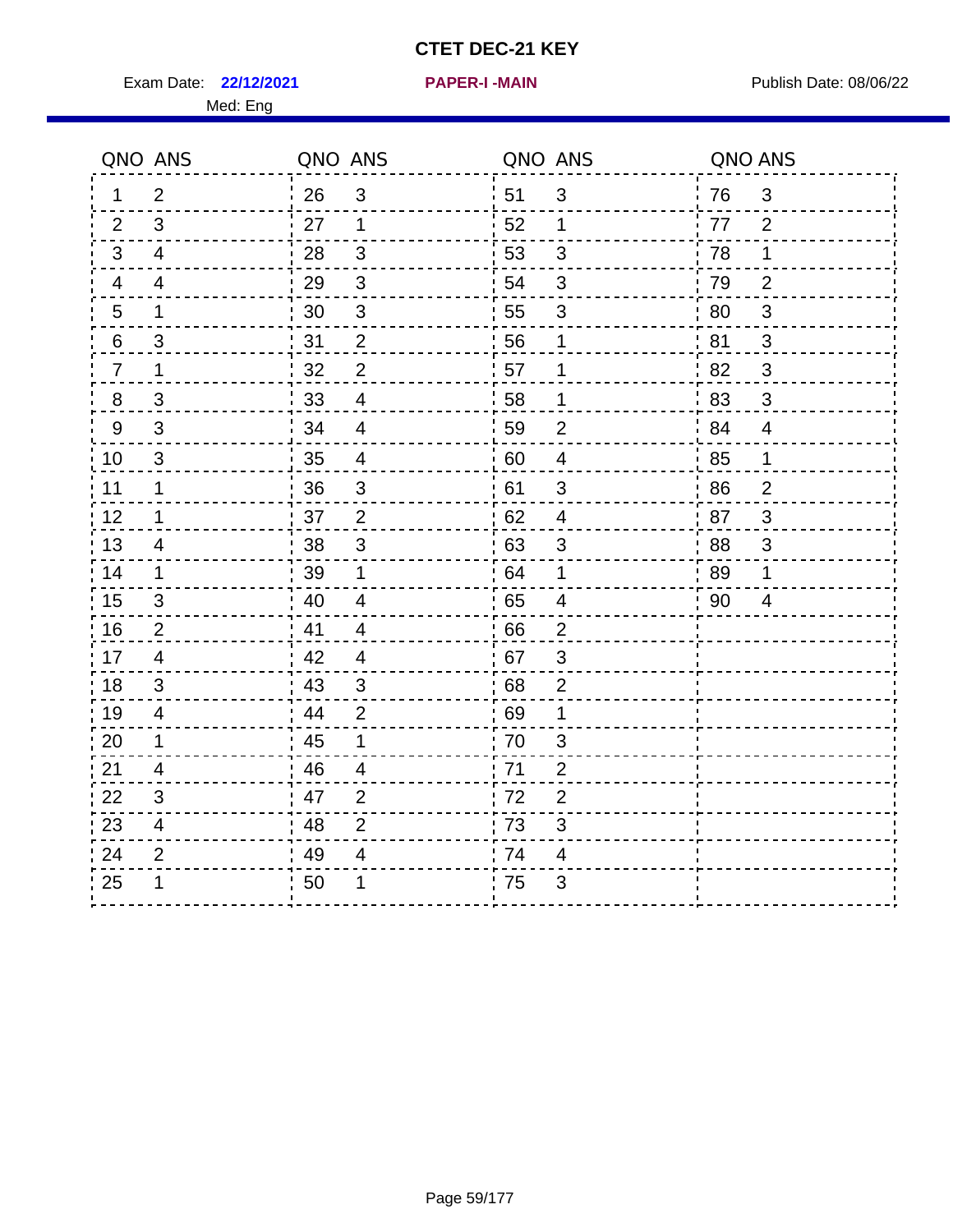# CTET DEC-21 KEY

Exam Date: **22/12/2021** **PAPER-I -MAIN** Publish Date: 08/06/22

Med: Eng

| QNO | ANS | QNO | ANS | QNO | ANS | QNO | ANS |
|---|---|---|---|---|---|---|---|
| 1 | 2 | 26 | 3 | 51 | 3 | 76 | 3 |
| 2 | 3 | 27 | 1 | 52 | 1 | 77 | 2 |
| 3 | 4 | 28 | 3 | 53 | 3 | 78 | 1 |
| 4 | 4 | 29 | 3 | 54 | 3 | 79 | 2 |
| 5 | 1 | 30 | 3 | 55 | 3 | 80 | 3 |
| 6 | 3 | 31 | 2 | 56 | 1 | 81 | 3 |
| 7 | 1 | 32 | 2 | 57 | 1 | 82 | 3 |
| 8 | 3 | 33 | 4 | 58 | 1 | 83 | 3 |
| 9 | 3 | 34 | 4 | 59 | 2 | 84 | 4 |
| 10 | 3 | 35 | 4 | 60 | 4 | 85 | 1 |
| 11 | 1 | 36 | 3 | 61 | 3 | 86 | 2 |
| 12 | 1 | 37 | 2 | 62 | 4 | 87 | 3 |
| 13 | 4 | 38 | 3 | 63 | 3 | 88 | 3 |
| 14 | 1 | 39 | 1 | 64 | 1 | 89 | 1 |
| 15 | 3 | 40 | 4 | 65 | 4 | 90 | 4 |
| 16 | 2 | 41 | 4 | 66 | 2 | | |
| 17 | 4 | 42 | 4 | 67 | 3 | | |
| 18 | 3 | 43 | 3 | 68 | 2 | | |
| 19 | 4 | 44 | 2 | 69 | 1 | | |
| 20 | 1 | 45 | 1 | 70 | 3 | | |
| 21 | 4 | 46 | 4 | 71 | 2 | | |
| 22 | 3 | 47 | 2 | 72 | 2 | | |
| 23 | 4 | 48 | 2 | 73 | 3 | | |
| 24 | 2 | 49 | 4 | 74 | 4 | | |
| 25 | 1 | 50 | 1 | 75 | 3 | | |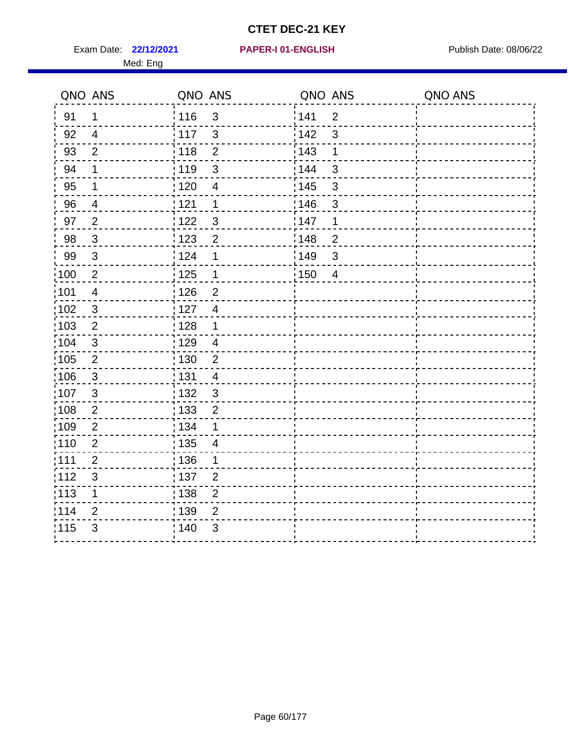# CTET DEC-21 KEY

Exam Date: **22/12/2021** **PAPER-I 01-ENGLISH** Publish Date: 08/06/22

Med: Eng

| QNO | ANS | QNO | ANS | QNO | ANS | QNO | ANS |
|---|---|---|---|---|---|---|---|
| 91 | 1 | 116 | 3 | 141 | 2 | | |
| 92 | 4 | 117 | 3 | 142 | 3 | | |
| 93 | 2 | 118 | 2 | 143 | 1 | | |
| 94 | 1 | 119 | 3 | 144 | 3 | | |
| 95 | 1 | 120 | 4 | 145 | 3 | | |
| 96 | 4 | 121 | 1 | 146 | 3 | | |
| 97 | 2 | 122 | 3 | 147 | 1 | | |
| 98 | 3 | 123 | 2 | 148 | 2 | | |
| 99 | 3 | 124 | 1 | 149 | 3 | | |
| 100 | 2 | 125 | 1 | 150 | 4 | | |
| 101 | 4 | 126 | 2 | | | | |
| 102 | 3 | 127 | 4 | | | | |
| 103 | 2 | 128 | 1 | | | | |
| 104 | 3 | 129 | 4 | | | | |
| 105 | 2 | 130 | 2 | | | | |
| 106 | 3 | 131 | 4 | | | | |
| 107 | 3 | 132 | 3 | | | | |
| 108 | 2 | 133 | 2 | | | | |
| 109 | 2 | 134 | 1 | | | | |
| 110 | 2 | 135 | 4 | | | | |
| 111 | 2 | 136 | 1 | | | | |
| 112 | 3 | 137 | 2 | | | | |
| 113 | 1 | 138 | 2 | | | | |
| 114 | 2 | 139 | 2 | | | | |
| 115 | 3 | 140 | 3 | | | | |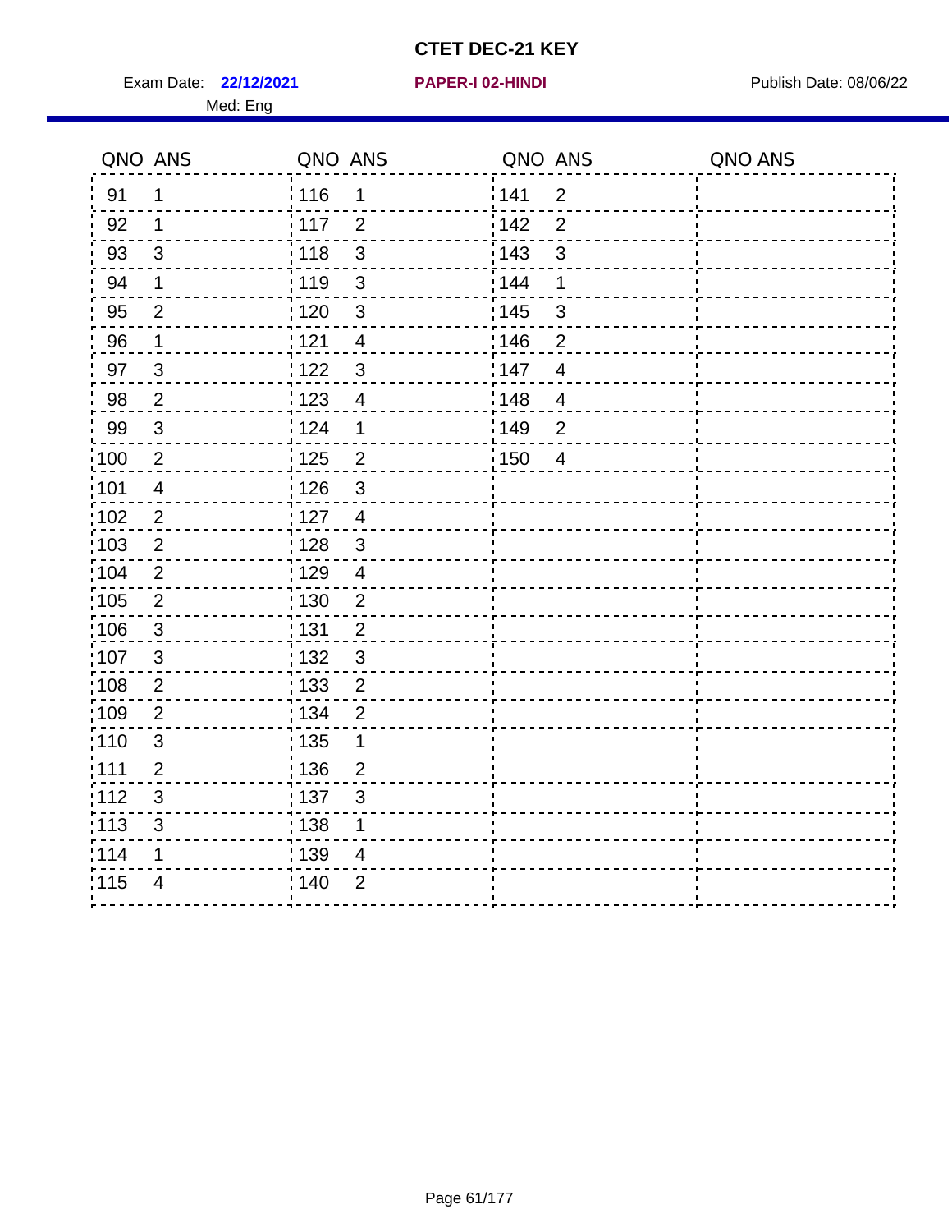# CTET DEC-21 KEY

Exam Date: **22/12/2021** **PAPER-I 02-HINDI** Publish Date: 08/06/22

Med: Eng

| QNO | ANS | QNO | ANS | QNO | ANS | QNO | ANS |
|---|---|---|---|---|---|---|---|
| 91 | 1 | 116 | 1 | 141 | 2 | | |
| 92 | 1 | 117 | 2 | 142 | 2 | | |
| 93 | 3 | 118 | 3 | 143 | 3 | | |
| 94 | 1 | 119 | 3 | 144 | 1 | | |
| 95 | 2 | 120 | 3 | 145 | 3 | | |
| 96 | 1 | 121 | 4 | 146 | 2 | | |
| 97 | 3 | 122 | 3 | 147 | 4 | | |
| 98 | 2 | 123 | 4 | 148 | 4 | | |
| 99 | 3 | 124 | 1 | 149 | 2 | | |
| 100 | 2 | 125 | 2 | 150 | 4 | | |
| 101 | 4 | 126 | 3 | | | | |
| 102 | 2 | 127 | 4 | | | | |
| 103 | 2 | 128 | 3 | | | | |
| 104 | 2 | 129 | 4 | | | | |
| 105 | 2 | 130 | 2 | | | | |
| 106 | 3 | 131 | 2 | | | | |
| 107 | 3 | 132 | 3 | | | | |
| 108 | 2 | 133 | 2 | | | | |
| 109 | 2 | 134 | 2 | | | | |
| 110 | 3 | 135 | 1 | | | | |
| 111 | 2 | 136 | 2 | | | | |
| 112 | 3 | 137 | 3 | | | | |
| 113 | 3 | 138 | 1 | | | | |
| 114 | 1 | 139 | 4 | | | | |
| 115 | 4 | 140 | 2 | | | | |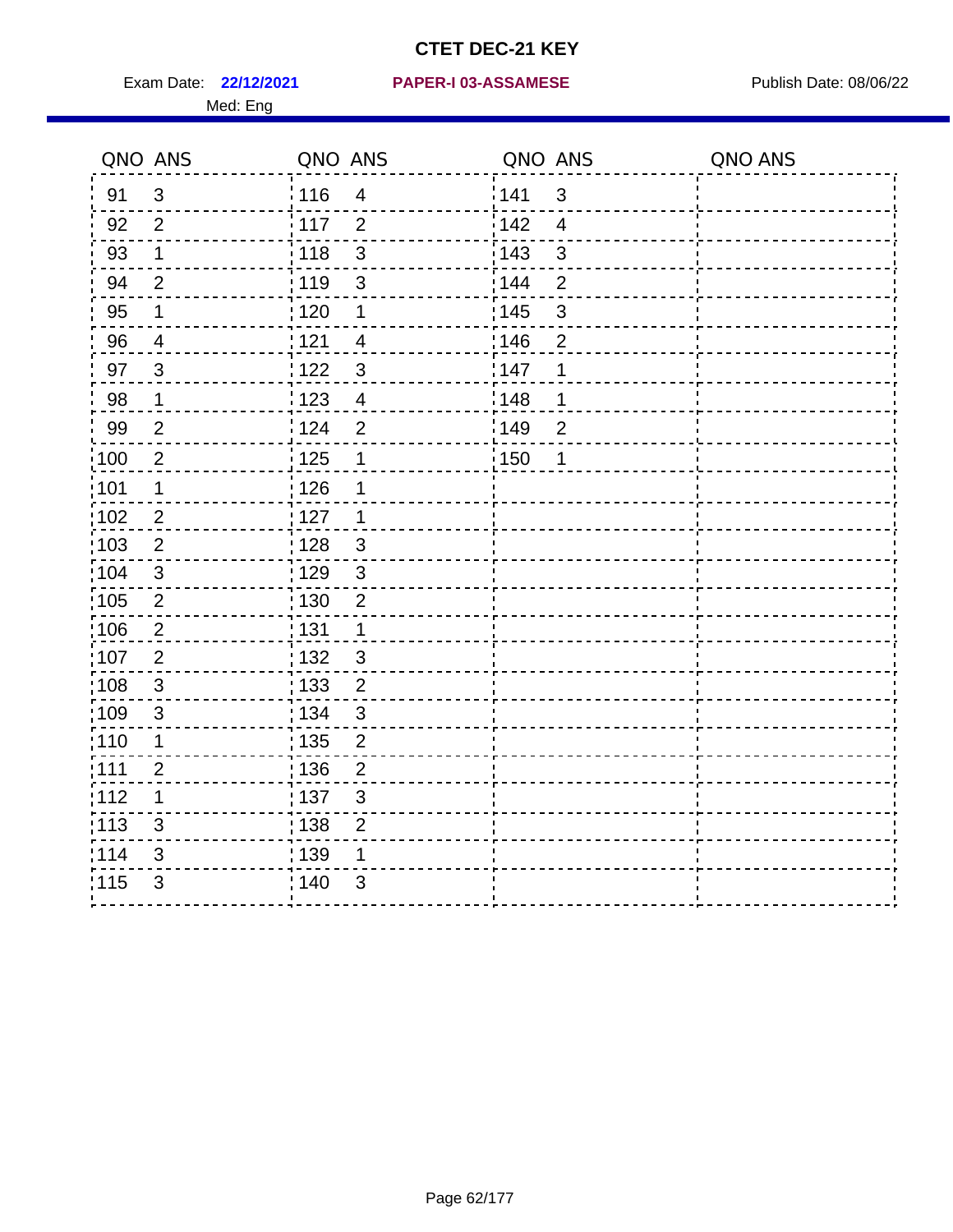# CTET DEC-21 KEY

Exam Date: **22/12/2021** **PAPER-I 03-ASSAMESE** Publish Date: 08/06/22

Med: Eng

| QNO | ANS | QNO | ANS | QNO | ANS | QNO | ANS |
|---|---|---|---|---|---|---|---|
| 91 | 3 | 116 | 4 | 141 | 3 | | |
| 92 | 2 | 117 | 2 | 142 | 4 | | |
| 93 | 1 | 118 | 3 | 143 | 3 | | |
| 94 | 2 | 119 | 3 | 144 | 2 | | |
| 95 | 1 | 120 | 1 | 145 | 3 | | |
| 96 | 4 | 121 | 4 | 146 | 2 | | |
| 97 | 3 | 122 | 3 | 147 | 1 | | |
| 98 | 1 | 123 | 4 | 148 | 1 | | |
| 99 | 2 | 124 | 2 | 149 | 2 | | |
| 100 | 2 | 125 | 1 | 150 | 1 | | |
| 101 | 1 | 126 | 1 | | | | |
| 102 | 2 | 127 | 1 | | | | |
| 103 | 2 | 128 | 3 | | | | |
| 104 | 3 | 129 | 3 | | | | |
| 105 | 2 | 130 | 2 | | | | |
| 106 | 2 | 131 | 1 | | | | |
| 107 | 2 | 132 | 3 | | | | |
| 108 | 3 | 133 | 2 | | | | |
| 109 | 3 | 134 | 3 | | | | |
| 110 | 1 | 135 | 2 | | | | |
| 111 | 2 | 136 | 2 | | | | |
| 112 | 1 | 137 | 3 | | | | |
| 113 | 3 | 138 | 2 | | | | |
| 114 | 3 | 139 | 1 | | | | |
| 115 | 3 | 140 | 3 | | | | |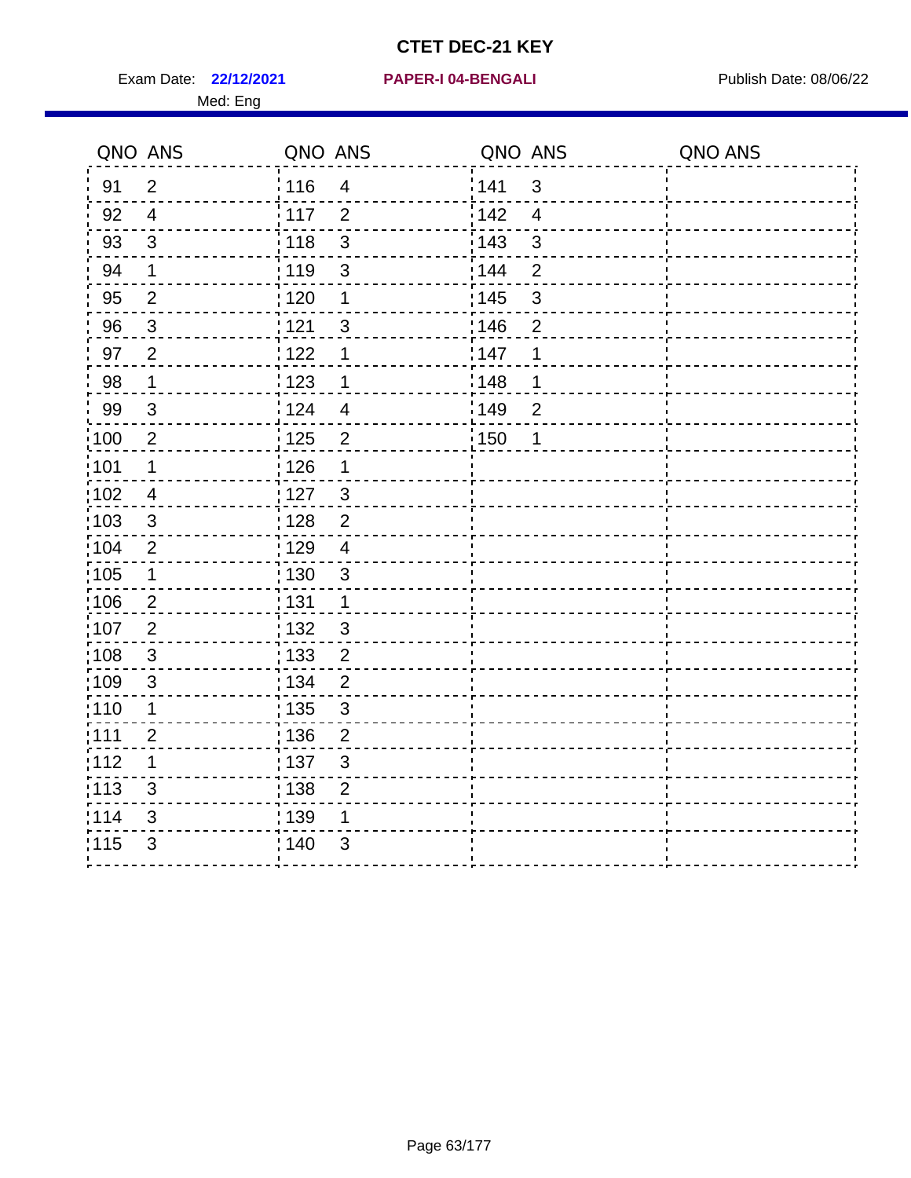# CTET DEC-21 KEY

Exam Date: **22/12/2021** **PAPER-I 04-BENGALI** Publish Date: 08/06/22

Med: Eng

| QNO | ANS | QNO | ANS | QNO | ANS | QNO | ANS |
|---|---|---|---|---|---|---|---|
| 91 | 2 | 116 | 4 | 141 | 3 | | |
| 92 | 4 | 117 | 2 | 142 | 4 | | |
| 93 | 3 | 118 | 3 | 143 | 3 | | |
| 94 | 1 | 119 | 3 | 144 | 2 | | |
| 95 | 2 | 120 | 1 | 145 | 3 | | |
| 96 | 3 | 121 | 3 | 146 | 2 | | |
| 97 | 2 | 122 | 1 | 147 | 1 | | |
| 98 | 1 | 123 | 1 | 148 | 1 | | |
| 99 | 3 | 124 | 4 | 149 | 2 | | |
| 100 | 2 | 125 | 2 | 150 | 1 | | |
| 101 | 1 | 126 | 1 | | | | |
| 102 | 4 | 127 | 3 | | | | |
| 103 | 3 | 128 | 2 | | | | |
| 104 | 2 | 129 | 4 | | | | |
| 105 | 1 | 130 | 3 | | | | |
| 106 | 2 | 131 | 1 | | | | |
| 107 | 2 | 132 | 3 | | | | |
| 108 | 3 | 133 | 2 | | | | |
| 109 | 3 | 134 | 2 | | | | |
| 110 | 1 | 135 | 3 | | | | |
| 111 | 2 | 136 | 2 | | | | |
| 112 | 1 | 137 | 3 | | | | |
| 113 | 3 | 138 | 2 | | | | |
| 114 | 3 | 139 | 1 | | | | |
| 115 | 3 | 140 | 3 | | | | |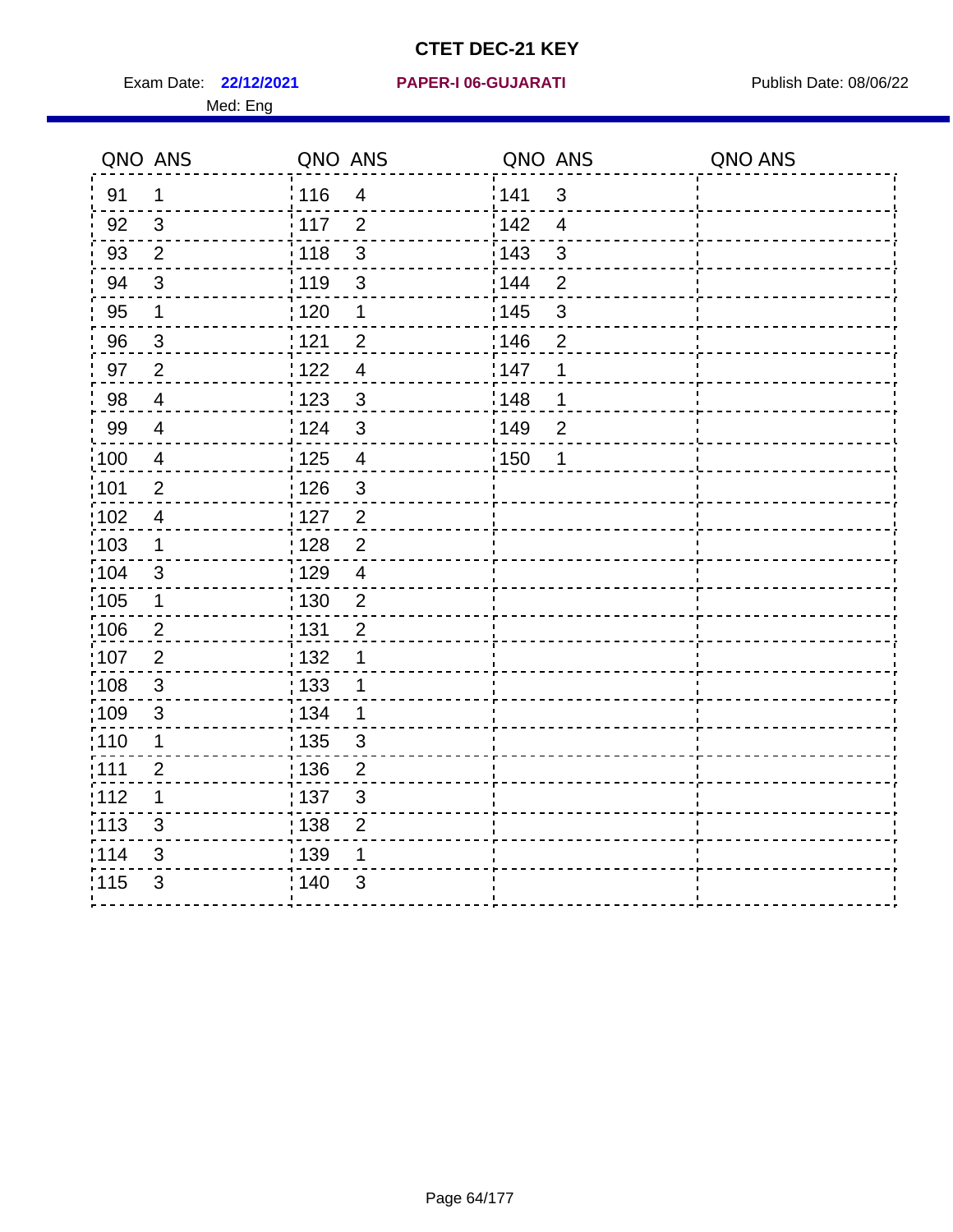# CTET DEC-21 KEY

Exam Date: **22/12/2021** **PAPER-I 06-GUJARATI** Publish Date: 08/06/22

Med: Eng

| QNO | ANS | QNO | ANS | QNO | ANS | QNO | ANS |
|---|---|---|---|---|---|---|---|
| 91 | 1 | 116 | 4 | 141 | 3 | | |
| 92 | 3 | 117 | 2 | 142 | 4 | | |
| 93 | 2 | 118 | 3 | 143 | 3 | | |
| 94 | 3 | 119 | 3 | 144 | 2 | | |
| 95 | 1 | 120 | 1 | 145 | 3 | | |
| 96 | 3 | 121 | 2 | 146 | 2 | | |
| 97 | 2 | 122 | 4 | 147 | 1 | | |
| 98 | 4 | 123 | 3 | 148 | 1 | | |
| 99 | 4 | 124 | 3 | 149 | 2 | | |
| 100 | 4 | 125 | 4 | 150 | 1 | | |
| 101 | 2 | 126 | 3 | | | | |
| 102 | 4 | 127 | 2 | | | | |
| 103 | 1 | 128 | 2 | | | | |
| 104 | 3 | 129 | 4 | | | | |
| 105 | 1 | 130 | 2 | | | | |
| 106 | 2 | 131 | 2 | | | | |
| 107 | 2 | 132 | 1 | | | | |
| 108 | 3 | 133 | 1 | | | | |
| 109 | 3 | 134 | 1 | | | | |
| 110 | 1 | 135 | 3 | | | | |
| 111 | 2 | 136 | 2 | | | | |
| 112 | 1 | 137 | 3 | | | | |
| 113 | 3 | 138 | 2 | | | | |
| 114 | 3 | 139 | 1 | | | | |
| 115 | 3 | 140 | 3 | | | | |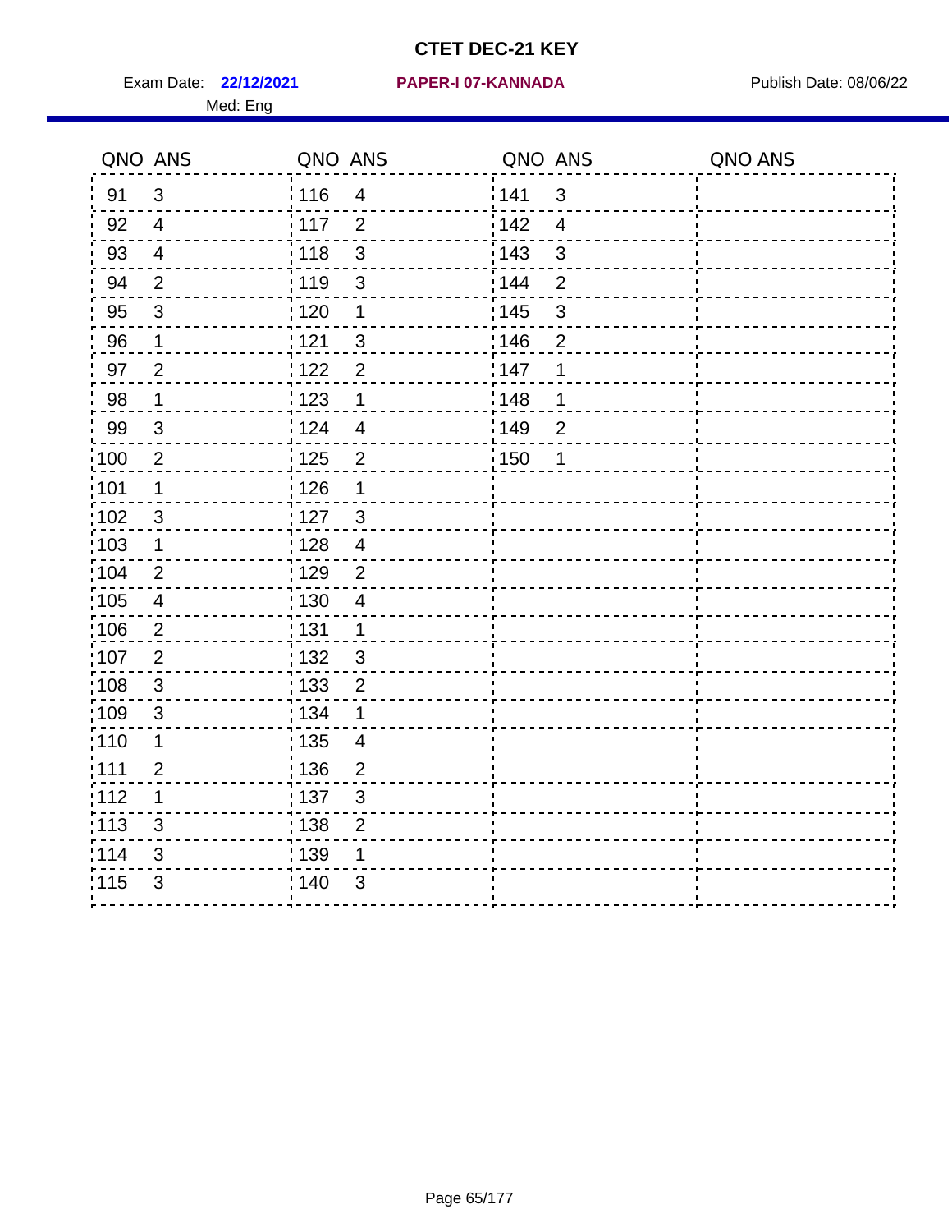# CTET DEC-21 KEY

Exam Date: **22/12/2021** **PAPER-I 07-KANNADA** Publish Date: 08/06/22

Med: Eng

| QNO | ANS | QNO | ANS | QNO | ANS | QNO | ANS |
|---|---|---|---|---|---|---|---|
| 91 | 3 | 116 | 4 | 141 | 3 | | |
| 92 | 4 | 117 | 2 | 142 | 4 | | |
| 93 | 4 | 118 | 3 | 143 | 3 | | |
| 94 | 2 | 119 | 3 | 144 | 2 | | |
| 95 | 3 | 120 | 1 | 145 | 3 | | |
| 96 | 1 | 121 | 3 | 146 | 2 | | |
| 97 | 2 | 122 | 2 | 147 | 1 | | |
| 98 | 1 | 123 | 1 | 148 | 1 | | |
| 99 | 3 | 124 | 4 | 149 | 2 | | |
| 100 | 2 | 125 | 2 | 150 | 1 | | |
| 101 | 1 | 126 | 1 | | | | |
| 102 | 3 | 127 | 3 | | | | |
| 103 | 1 | 128 | 4 | | | | |
| 104 | 2 | 129 | 2 | | | | |
| 105 | 4 | 130 | 4 | | | | |
| 106 | 2 | 131 | 1 | | | | |
| 107 | 2 | 132 | 3 | | | | |
| 108 | 3 | 133 | 2 | | | | |
| 109 | 3 | 134 | 1 | | | | |
| 110 | 1 | 135 | 4 | | | | |
| 111 | 2 | 136 | 2 | | | | |
| 112 | 1 | 137 | 3 | | | | |
| 113 | 3 | 138 | 2 | | | | |
| 114 | 3 | 139 | 1 | | | | |
| 115 | 3 | 140 | 3 | | | | |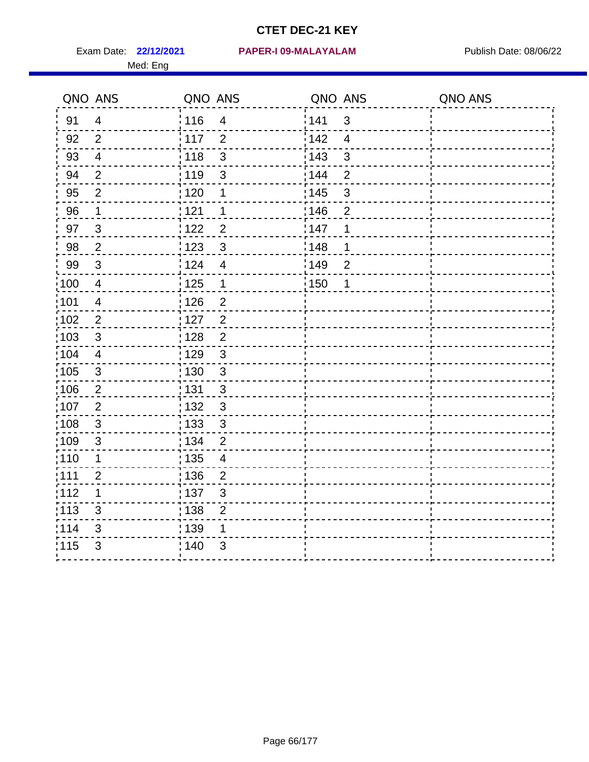# CTET DEC-21 KEY

Exam Date: **22/12/2021** **PAPER-I 09-MALAYALAM** Publish Date: 08/06/22

Med: Eng

| QNO | ANS | QNO | ANS | QNO | ANS | QNO | ANS |
|---|---|---|---|---|---|---|---|
| 91 | 4 | 116 | 4 | 141 | 3 | | |
| 92 | 2 | 117 | 2 | 142 | 4 | | |
| 93 | 4 | 118 | 3 | 143 | 3 | | |
| 94 | 2 | 119 | 3 | 144 | 2 | | |
| 95 | 2 | 120 | 1 | 145 | 3 | | |
| 96 | 1 | 121 | 1 | 146 | 2 | | |
| 97 | 3 | 122 | 2 | 147 | 1 | | |
| 98 | 2 | 123 | 3 | 148 | 1 | | |
| 99 | 3 | 124 | 4 | 149 | 2 | | |
| 100 | 4 | 125 | 1 | 150 | 1 | | |
| 101 | 4 | 126 | 2 | | | | |
| 102 | 2 | 127 | 2 | | | | |
| 103 | 3 | 128 | 2 | | | | |
| 104 | 4 | 129 | 3 | | | | |
| 105 | 3 | 130 | 3 | | | | |
| 106 | 2 | 131 | 3 | | | | |
| 107 | 2 | 132 | 3 | | | | |
| 108 | 3 | 133 | 3 | | | | |
| 109 | 3 | 134 | 2 | | | | |
| 110 | 1 | 135 | 4 | | | | |
| 111 | 2 | 136 | 2 | | | | |
| 112 | 1 | 137 | 3 | | | | |
| 113 | 3 | 138 | 2 | | | | |
| 114 | 3 | 139 | 1 | | | | |
| 115 | 3 | 140 | 3 | | | | |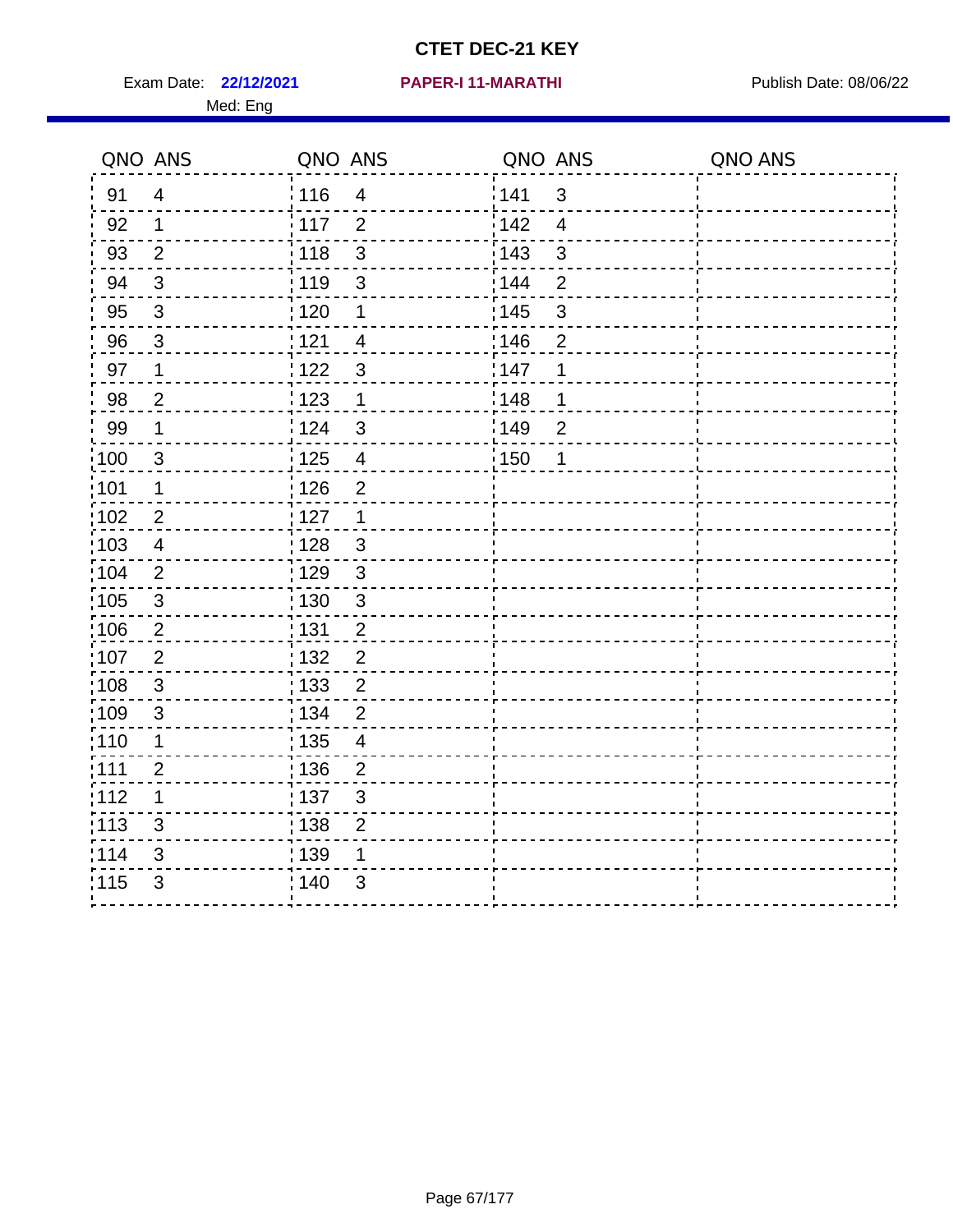# CTET DEC-21 KEY

Exam Date: **22/12/2021** **PAPER-I 11-MARATHI** Publish Date: 08/06/22

Med: Eng

| QNO | ANS | QNO | ANS | QNO | ANS | QNO | ANS |
|---|---|---|---|---|---|---|---|
| 91 | 4 | 116 | 4 | 141 | 3 | | |
| 92 | 1 | 117 | 2 | 142 | 4 | | |
| 93 | 2 | 118 | 3 | 143 | 3 | | |
| 94 | 3 | 119 | 3 | 144 | 2 | | |
| 95 | 3 | 120 | 1 | 145 | 3 | | |
| 96 | 3 | 121 | 4 | 146 | 2 | | |
| 97 | 1 | 122 | 3 | 147 | 1 | | |
| 98 | 2 | 123 | 1 | 148 | 1 | | |
| 99 | 1 | 124 | 3 | 149 | 2 | | |
| 100 | 3 | 125 | 4 | 150 | 1 | | |
| 101 | 1 | 126 | 2 | | | | |
| 102 | 2 | 127 | 1 | | | | |
| 103 | 4 | 128 | 3 | | | | |
| 104 | 2 | 129 | 3 | | | | |
| 105 | 3 | 130 | 3 | | | | |
| 106 | 2 | 131 | 2 | | | | |
| 107 | 2 | 132 | 2 | | | | |
| 108 | 3 | 133 | 2 | | | | |
| 109 | 3 | 134 | 2 | | | | |
| 110 | 1 | 135 | 4 | | | | |
| 111 | 2 | 136 | 2 | | | | |
| 112 | 1 | 137 | 3 | | | | |
| 113 | 3 | 138 | 2 | | | | |
| 114 | 3 | 139 | 1 | | | | |
| 115 | 3 | 140 | 3 | | | | |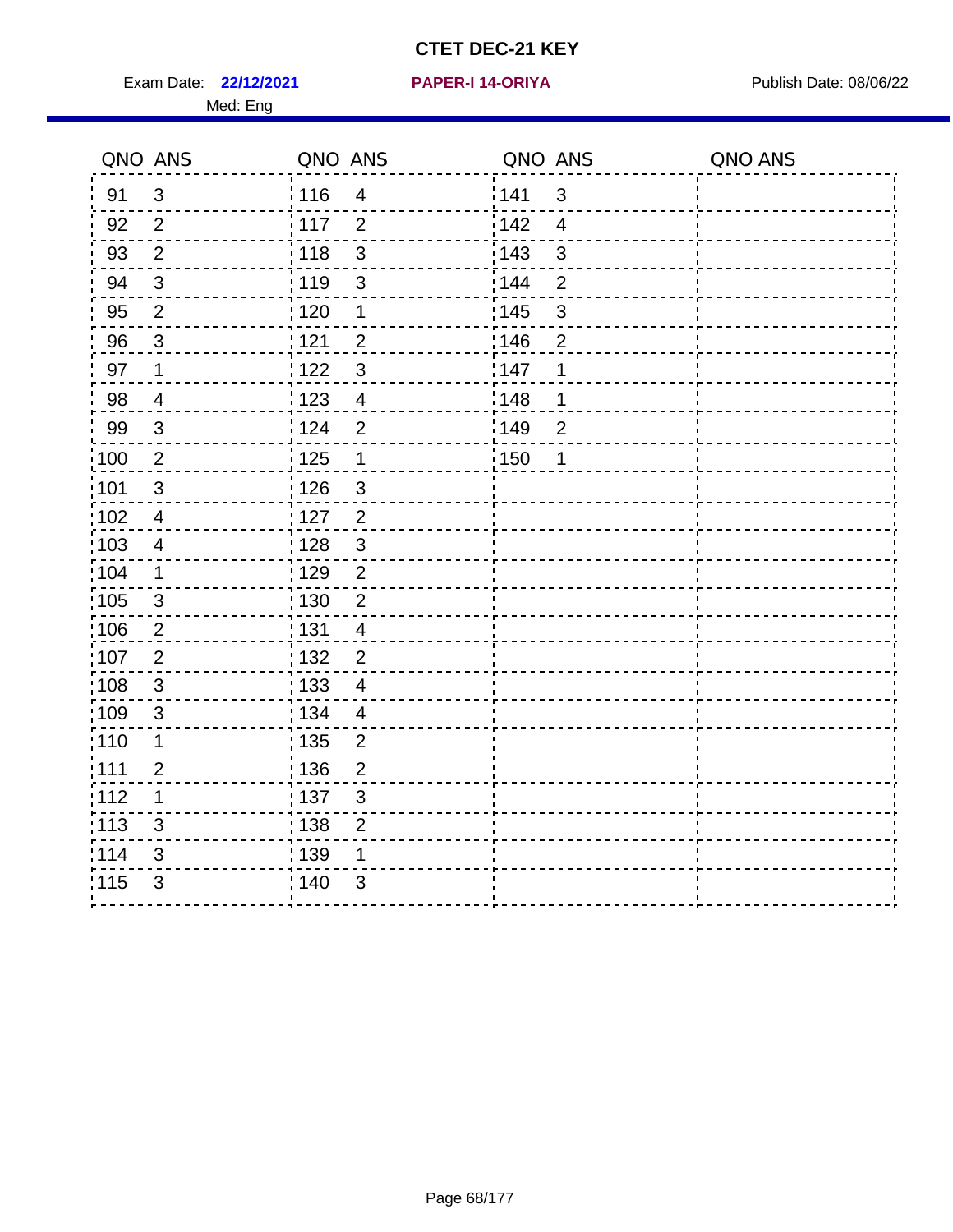# CTET DEC-21 KEY

Exam Date: **22/12/2021** **PAPER-I 14-ORIYA** Publish Date: 08/06/22

Med: Eng

| QNO | ANS | QNO | ANS | QNO | ANS | QNO | ANS |
|---|---|---|---|---|---|---|---|
| 91 | 3 | 116 | 4 | 141 | 3 | | |
| 92 | 2 | 117 | 2 | 142 | 4 | | |
| 93 | 2 | 118 | 3 | 143 | 3 | | |
| 94 | 3 | 119 | 3 | 144 | 2 | | |
| 95 | 2 | 120 | 1 | 145 | 3 | | |
| 96 | 3 | 121 | 2 | 146 | 2 | | |
| 97 | 1 | 122 | 3 | 147 | 1 | | |
| 98 | 4 | 123 | 4 | 148 | 1 | | |
| 99 | 3 | 124 | 2 | 149 | 2 | | |
| 100 | 2 | 125 | 1 | 150 | 1 | | |
| 101 | 3 | 126 | 3 | | | | |
| 102 | 4 | 127 | 2 | | | | |
| 103 | 4 | 128 | 3 | | | | |
| 104 | 1 | 129 | 2 | | | | |
| 105 | 3 | 130 | 2 | | | | |
| 106 | 2 | 131 | 4 | | | | |
| 107 | 2 | 132 | 2 | | | | |
| 108 | 3 | 133 | 4 | | | | |
| 109 | 3 | 134 | 4 | | | | |
| 110 | 1 | 135 | 2 | | | | |
| 111 | 2 | 136 | 2 | | | | |
| 112 | 1 | 137 | 3 | | | | |
| 113 | 3 | 138 | 2 | | | | |
| 114 | 3 | 139 | 1 | | | | |
| 115 | 3 | 140 | 3 | | | | |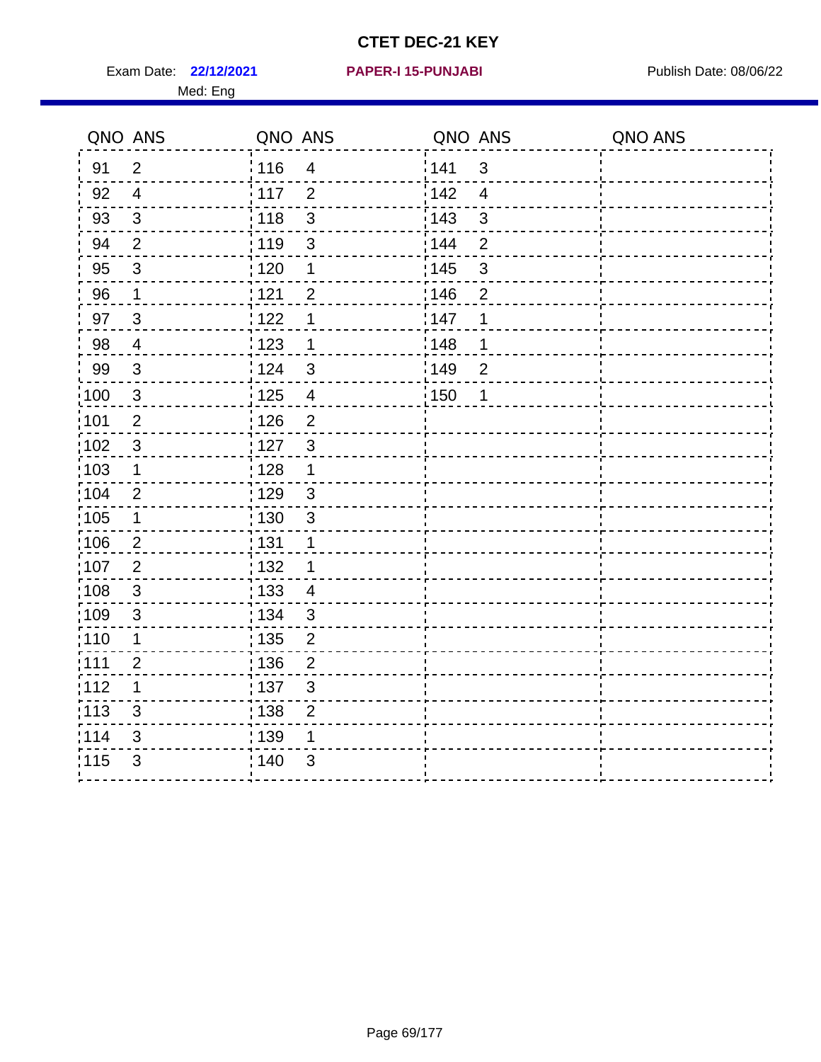# CTET DEC-21 KEY

Exam Date: **22/12/2021** **PAPER-I 15-PUNJABI** Publish Date: 08/06/22

Med: Eng

| QNO | ANS | QNO | ANS | QNO | ANS | QNO | ANS |
|---|---|---|---|---|---|---|---|
| 91 | 2 | 116 | 4 | 141 | 3 | | |
| 92 | 4 | 117 | 2 | 142 | 4 | | |
| 93 | 3 | 118 | 3 | 143 | 3 | | |
| 94 | 2 | 119 | 3 | 144 | 2 | | |
| 95 | 3 | 120 | 1 | 145 | 3 | | |
| 96 | 1 | 121 | 2 | 146 | 2 | | |
| 97 | 3 | 122 | 1 | 147 | 1 | | |
| 98 | 4 | 123 | 1 | 148 | 1 | | |
| 99 | 3 | 124 | 3 | 149 | 2 | | |
| 100 | 3 | 125 | 4 | 150 | 1 | | |
| 101 | 2 | 126 | 2 | | | | |
| 102 | 3 | 127 | 3 | | | | |
| 103 | 1 | 128 | 1 | | | | |
| 104 | 2 | 129 | 3 | | | | |
| 105 | 1 | 130 | 3 | | | | |
| 106 | 2 | 131 | 1 | | | | |
| 107 | 2 | 132 | 1 | | | | |
| 108 | 3 | 133 | 4 | | | | |
| 109 | 3 | 134 | 3 | | | | |
| 110 | 1 | 135 | 2 | | | | |
| 111 | 2 | 136 | 2 | | | | |
| 112 | 1 | 137 | 3 | | | | |
| 113 | 3 | 138 | 2 | | | | |
| 114 | 3 | 139 | 1 | | | | |
| 115 | 3 | 140 | 3 | | | | |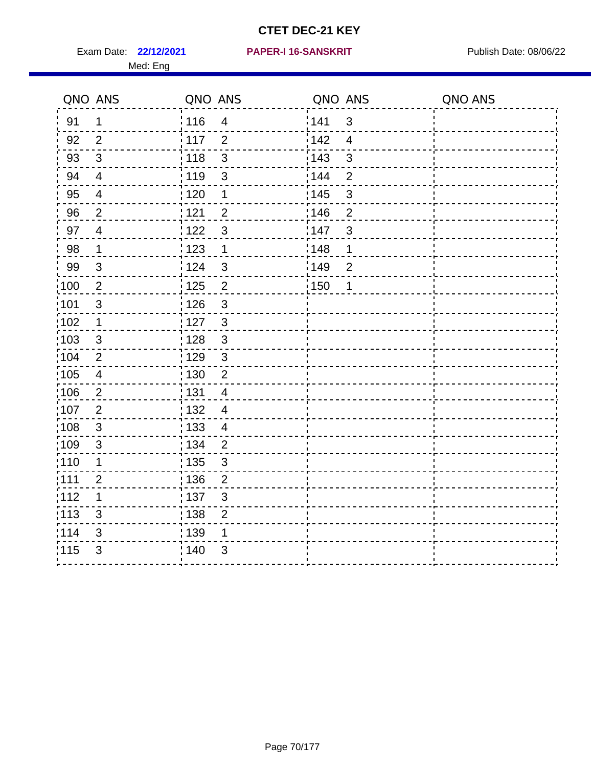# CTET DEC-21 KEY

Exam Date: **22/12/2021** **PAPER-I 16-SANSKRIT** Publish Date: 08/06/22

Med: Eng

| QNO | ANS | QNO | ANS | QNO | ANS | QNO | ANS |
|---|---|---|---|---|---|---|---|
| 91 | 1 | 116 | 4 | 141 | 3 | | |
| 92 | 2 | 117 | 2 | 142 | 4 | | |
| 93 | 3 | 118 | 3 | 143 | 3 | | |
| 94 | 4 | 119 | 3 | 144 | 2 | | |
| 95 | 4 | 120 | 1 | 145 | 3 | | |
| 96 | 2 | 121 | 2 | 146 | 2 | | |
| 97 | 4 | 122 | 3 | 147 | 3 | | |
| 98 | 1 | 123 | 1 | 148 | 1 | | |
| 99 | 3 | 124 | 3 | 149 | 2 | | |
| 100 | 2 | 125 | 2 | 150 | 1 | | |
| 101 | 3 | 126 | 3 | | | | |
| 102 | 1 | 127 | 3 | | | | |
| 103 | 3 | 128 | 3 | | | | |
| 104 | 2 | 129 | 3 | | | | |
| 105 | 4 | 130 | 2 | | | | |
| 106 | 2 | 131 | 4 | | | | |
| 107 | 2 | 132 | 4 | | | | |
| 108 | 3 | 133 | 4 | | | | |
| 109 | 3 | 134 | 2 | | | | |
| 110 | 1 | 135 | 3 | | | | |
| 111 | 2 | 136 | 2 | | | | |
| 112 | 1 | 137 | 3 | | | | |
| 113 | 3 | 138 | 2 | | | | |
| 114 | 3 | 139 | 1 | | | | |
| 115 | 3 | 140 | 3 | | | | |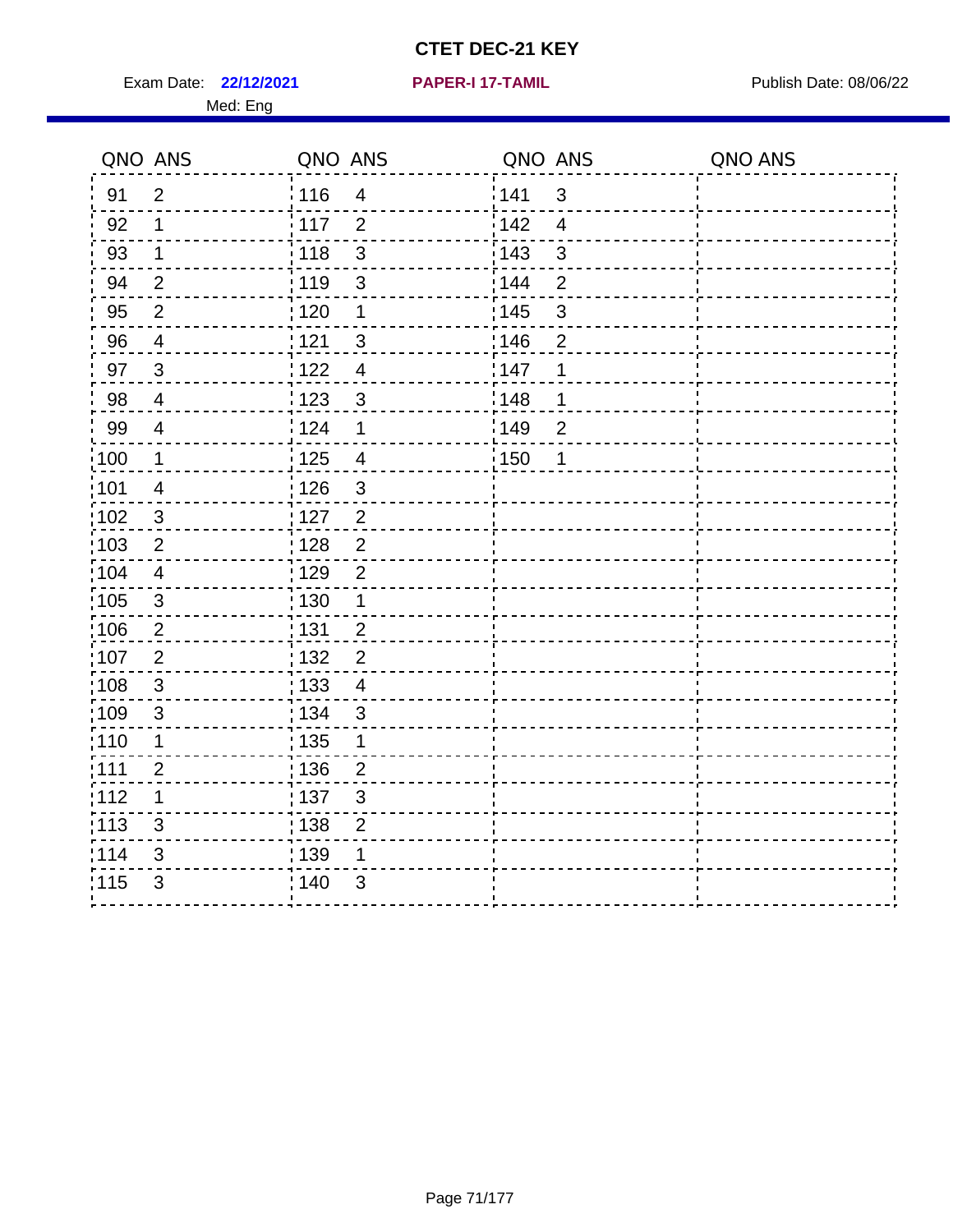# CTET DEC-21 KEY

Exam Date: **22/12/2021** **PAPER-I 17-TAMIL** Publish Date: 08/06/22

Med: Eng

| QNO | ANS | QNO | ANS | QNO | ANS | QNO | ANS |
|---|---|---|---|---|---|---|---|
| 91 | 2 | 116 | 4 | 141 | 3 | | |
| 92 | 1 | 117 | 2 | 142 | 4 | | |
| 93 | 1 | 118 | 3 | 143 | 3 | | |
| 94 | 2 | 119 | 3 | 144 | 2 | | |
| 95 | 2 | 120 | 1 | 145 | 3 | | |
| 96 | 4 | 121 | 3 | 146 | 2 | | |
| 97 | 3 | 122 | 4 | 147 | 1 | | |
| 98 | 4 | 123 | 3 | 148 | 1 | | |
| 99 | 4 | 124 | 1 | 149 | 2 | | |
| 100 | 1 | 125 | 4 | 150 | 1 | | |
| 101 | 4 | 126 | 3 | | | | |
| 102 | 3 | 127 | 2 | | | | |
| 103 | 2 | 128 | 2 | | | | |
| 104 | 4 | 129 | 2 | | | | |
| 105 | 3 | 130 | 1 | | | | |
| 106 | 2 | 131 | 2 | | | | |
| 107 | 2 | 132 | 2 | | | | |
| 108 | 3 | 133 | 4 | | | | |
| 109 | 3 | 134 | 3 | | | | |
| 110 | 1 | 135 | 1 | | | | |
| 111 | 2 | 136 | 2 | | | | |
| 112 | 1 | 137 | 3 | | | | |
| 113 | 3 | 138 | 2 | | | | |
| 114 | 3 | 139 | 1 | | | | |
| 115 | 3 | 140 | 3 | | | | |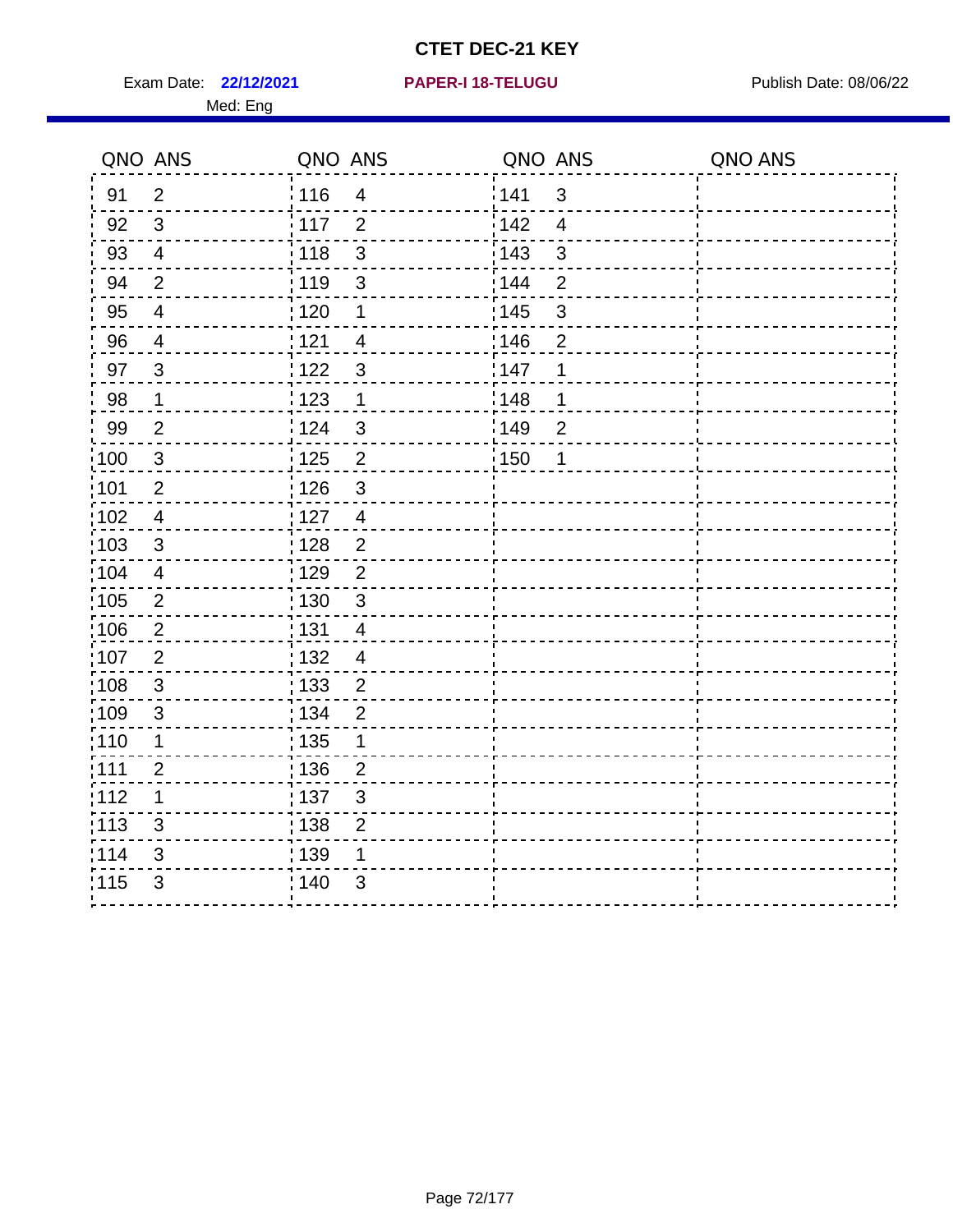# CTET DEC-21 KEY

Exam Date: **22/12/2021** **PAPER-I 18-TELUGU** Publish Date: 08/06/22

Med: Eng

| QNO | ANS | QNO | ANS | QNO | ANS | QNO | ANS |
|---|---|---|---|---|---|---|---|
| 91 | 2 | 116 | 4 | 141 | 3 | | |
| 92 | 3 | 117 | 2 | 142 | 4 | | |
| 93 | 4 | 118 | 3 | 143 | 3 | | |
| 94 | 2 | 119 | 3 | 144 | 2 | | |
| 95 | 4 | 120 | 1 | 145 | 3 | | |
| 96 | 4 | 121 | 4 | 146 | 2 | | |
| 97 | 3 | 122 | 3 | 147 | 1 | | |
| 98 | 1 | 123 | 1 | 148 | 1 | | |
| 99 | 2 | 124 | 3 | 149 | 2 | | |
| 100 | 3 | 125 | 2 | 150 | 1 | | |
| 101 | 2 | 126 | 3 | | | | |
| 102 | 4 | 127 | 4 | | | | |
| 103 | 3 | 128 | 2 | | | | |
| 104 | 4 | 129 | 2 | | | | |
| 105 | 2 | 130 | 3 | | | | |
| 106 | 2 | 131 | 4 | | | | |
| 107 | 2 | 132 | 4 | | | | |
| 108 | 3 | 133 | 2 | | | | |
| 109 | 3 | 134 | 2 | | | | |
| 110 | 1 | 135 | 1 | | | | |
| 111 | 2 | 136 | 2 | | | | |
| 112 | 1 | 137 | 3 | | | | |
| 113 | 3 | 138 | 2 | | | | |
| 114 | 3 | 139 | 1 | | | | |
| 115 | 3 | 140 | 3 | | | | |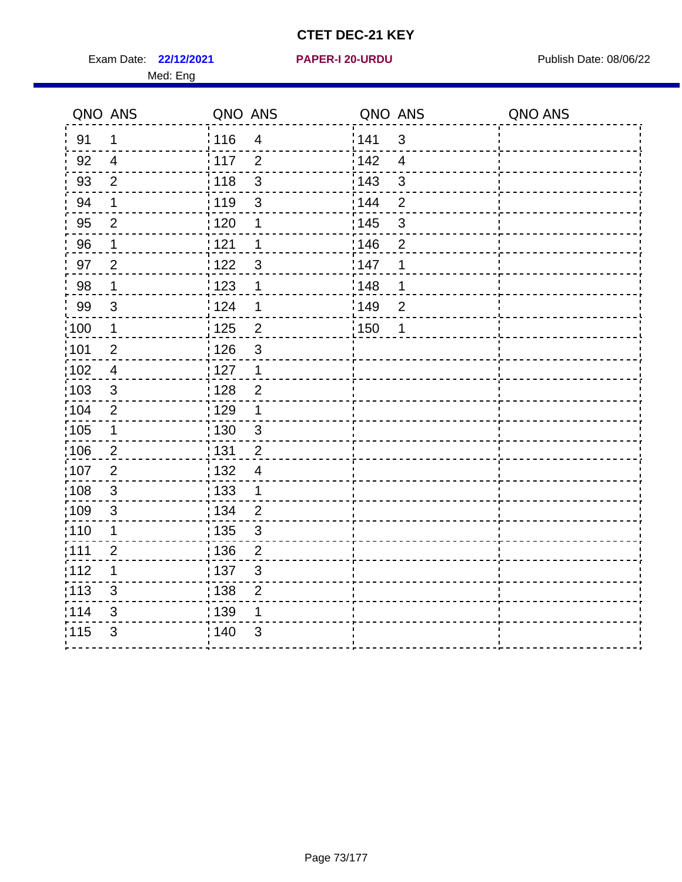# CTET DEC-21 KEY

Exam Date: **22/12/2021** **PAPER-I 20-URDU** Publish Date: 08/06/22

Med: Eng

| QNO | ANS | QNO | ANS | QNO | ANS | QNO | ANS |
|---|---|---|---|---|---|---|---|
| 91 | 1 | 116 | 4 | 141 | 3 | | |
| 92 | 4 | 117 | 2 | 142 | 4 | | |
| 93 | 2 | 118 | 3 | 143 | 3 | | |
| 94 | 1 | 119 | 3 | 144 | 2 | | |
| 95 | 2 | 120 | 1 | 145 | 3 | | |
| 96 | 1 | 121 | 1 | 146 | 2 | | |
| 97 | 2 | 122 | 3 | 147 | 1 | | |
| 98 | 1 | 123 | 1 | 148 | 1 | | |
| 99 | 3 | 124 | 1 | 149 | 2 | | |
| 100 | 1 | 125 | 2 | 150 | 1 | | |
| 101 | 2 | 126 | 3 | | | | |
| 102 | 4 | 127 | 1 | | | | |
| 103 | 3 | 128 | 2 | | | | |
| 104 | 2 | 129 | 1 | | | | |
| 105 | 1 | 130 | 3 | | | | |
| 106 | 2 | 131 | 2 | | | | |
| 107 | 2 | 132 | 4 | | | | |
| 108 | 3 | 133 | 1 | | | | |
| 109 | 3 | 134 | 2 | | | | |
| 110 | 1 | 135 | 3 | | | | |
| 111 | 2 | 136 | 2 | | | | |
| 112 | 1 | 137 | 3 | | | | |
| 113 | 3 | 138 | 2 | | | | |
| 114 | 3 | 139 | 1 | | | | |
| 115 | 3 | 140 | 3 | | | | |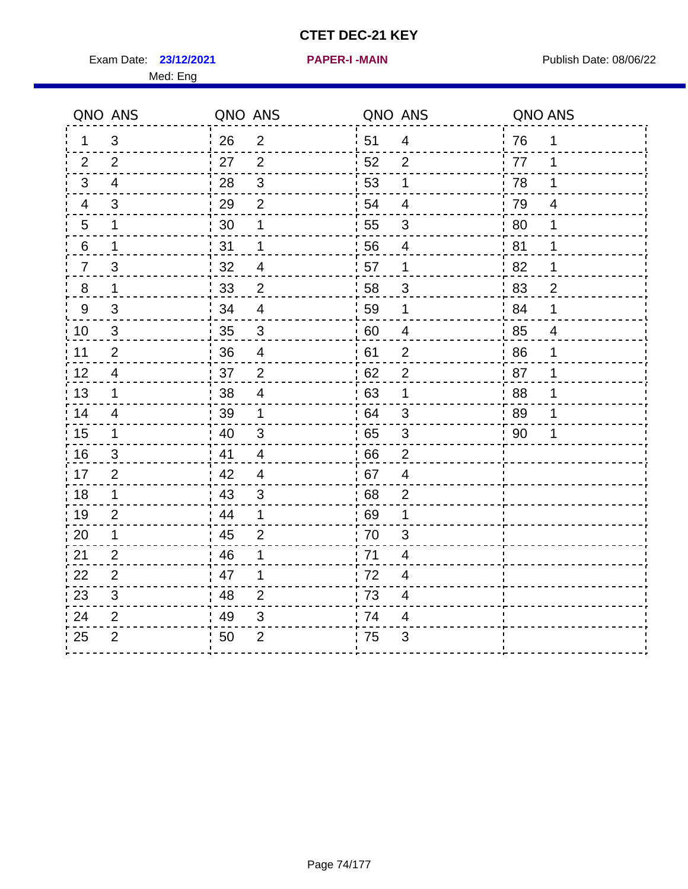# CTET DEC-21 KEY

Exam Date: **23/12/2021** **PAPER-I -MAIN** Publish Date: 08/06/22

Med: Eng

| QNO | ANS | QNO | ANS | QNO | ANS | QNO | ANS |
|---|---|---|---|---|---|---|---|
| 1 | 3 | 26 | 2 | 51 | 4 | 76 | 1 |
| 2 | 2 | 27 | 2 | 52 | 2 | 77 | 1 |
| 3 | 4 | 28 | 3 | 53 | 1 | 78 | 1 |
| 4 | 3 | 29 | 2 | 54 | 4 | 79 | 4 |
| 5 | 1 | 30 | 1 | 55 | 3 | 80 | 1 |
| 6 | 1 | 31 | 1 | 56 | 4 | 81 | 1 |
| 7 | 3 | 32 | 4 | 57 | 1 | 82 | 1 |
| 8 | 1 | 33 | 2 | 58 | 3 | 83 | 2 |
| 9 | 3 | 34 | 4 | 59 | 1 | 84 | 1 |
| 10 | 3 | 35 | 3 | 60 | 4 | 85 | 4 |
| 11 | 2 | 36 | 4 | 61 | 2 | 86 | 1 |
| 12 | 4 | 37 | 2 | 62 | 2 | 87 | 1 |
| 13 | 1 | 38 | 4 | 63 | 1 | 88 | 1 |
| 14 | 4 | 39 | 1 | 64 | 3 | 89 | 1 |
| 15 | 1 | 40 | 3 | 65 | 3 | 90 | 1 |
| 16 | 3 | 41 | 4 | 66 | 2 | | |
| 17 | 2 | 42 | 4 | 67 | 4 | | |
| 18 | 1 | 43 | 3 | 68 | 2 | | |
| 19 | 2 | 44 | 1 | 69 | 1 | | |
| 20 | 1 | 45 | 2 | 70 | 3 | | |
| 21 | 2 | 46 | 1 | 71 | 4 | | |
| 22 | 2 | 47 | 1 | 72 | 4 | | |
| 23 | 3 | 48 | 2 | 73 | 4 | | |
| 24 | 2 | 49 | 3 | 74 | 4 | | |
| 25 | 2 | 50 | 2 | 75 | 3 | | |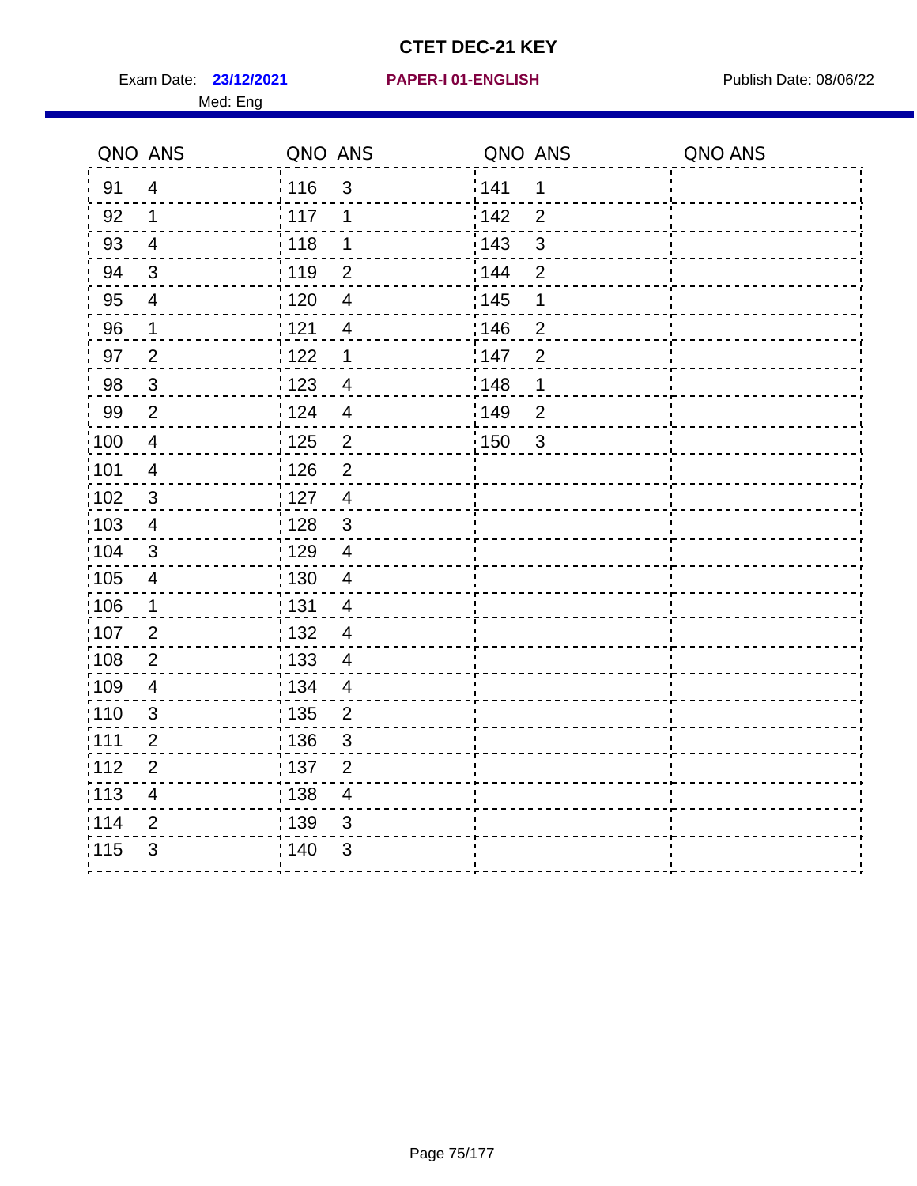# CTET DEC-21 KEY

Exam Date: **23/12/2021** **PAPER-I 01-ENGLISH** Publish Date: 08/06/22

Med: Eng

| QNO | ANS | QNO | ANS | QNO | ANS | QNO | ANS |
|---|---|---|---|---|---|---|---|
| 91 | 4 | 116 | 3 | 141 | 1 | | |
| 92 | 1 | 117 | 1 | 142 | 2 | | |
| 93 | 4 | 118 | 1 | 143 | 3 | | |
| 94 | 3 | 119 | 2 | 144 | 2 | | |
| 95 | 4 | 120 | 4 | 145 | 1 | | |
| 96 | 1 | 121 | 4 | 146 | 2 | | |
| 97 | 2 | 122 | 1 | 147 | 2 | | |
| 98 | 3 | 123 | 4 | 148 | 1 | | |
| 99 | 2 | 124 | 4 | 149 | 2 | | |
| 100 | 4 | 125 | 2 | 150 | 3 | | |
| 101 | 4 | 126 | 2 | | | | |
| 102 | 3 | 127 | 4 | | | | |
| 103 | 4 | 128 | 3 | | | | |
| 104 | 3 | 129 | 4 | | | | |
| 105 | 4 | 130 | 4 | | | | |
| 106 | 1 | 131 | 4 | | | | |
| 107 | 2 | 132 | 4 | | | | |
| 108 | 2 | 133 | 4 | | | | |
| 109 | 4 | 134 | 4 | | | | |
| 110 | 3 | 135 | 2 | | | | |
| 111 | 2 | 136 | 3 | | | | |
| 112 | 2 | 137 | 2 | | | | |
| 113 | 4 | 138 | 4 | | | | |
| 114 | 2 | 139 | 3 | | | | |
| 115 | 3 | 140 | 3 | | | | |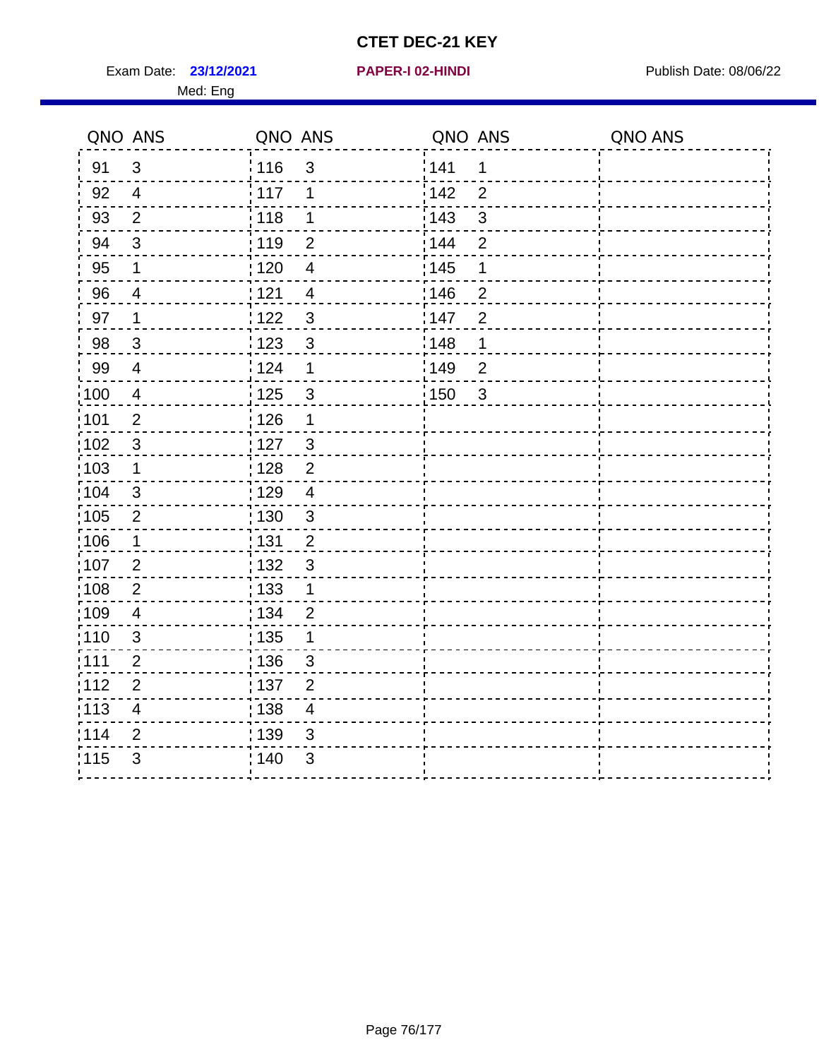# CTET DEC-21 KEY

Exam Date: **23/12/2021** **PAPER-I 02-HINDI** Publish Date: 08/06/22

Med: Eng

| QNO | ANS | QNO | ANS | QNO | ANS | QNO | ANS |
|---|---|---|---|---|---|---|---|
| 91 | 3 | 116 | 3 | 141 | 1 | | |
| 92 | 4 | 117 | 1 | 142 | 2 | | |
| 93 | 2 | 118 | 1 | 143 | 3 | | |
| 94 | 3 | 119 | 2 | 144 | 2 | | |
| 95 | 1 | 120 | 4 | 145 | 1 | | |
| 96 | 4 | 121 | 4 | 146 | 2 | | |
| 97 | 1 | 122 | 3 | 147 | 2 | | |
| 98 | 3 | 123 | 3 | 148 | 1 | | |
| 99 | 4 | 124 | 1 | 149 | 2 | | |
| 100 | 4 | 125 | 3 | 150 | 3 | | |
| 101 | 2 | 126 | 1 | | | | |
| 102 | 3 | 127 | 3 | | | | |
| 103 | 1 | 128 | 2 | | | | |
| 104 | 3 | 129 | 4 | | | | |
| 105 | 2 | 130 | 3 | | | | |
| 106 | 1 | 131 | 2 | | | | |
| 107 | 2 | 132 | 3 | | | | |
| 108 | 2 | 133 | 1 | | | | |
| 109 | 4 | 134 | 2 | | | | |
| 110 | 3 | 135 | 1 | | | | |
| 111 | 2 | 136 | 3 | | | | |
| 112 | 2 | 137 | 2 | | | | |
| 113 | 4 | 138 | 4 | | | | |
| 114 | 2 | 139 | 3 | | | | |
| 115 | 3 | 140 | 3 | | | | |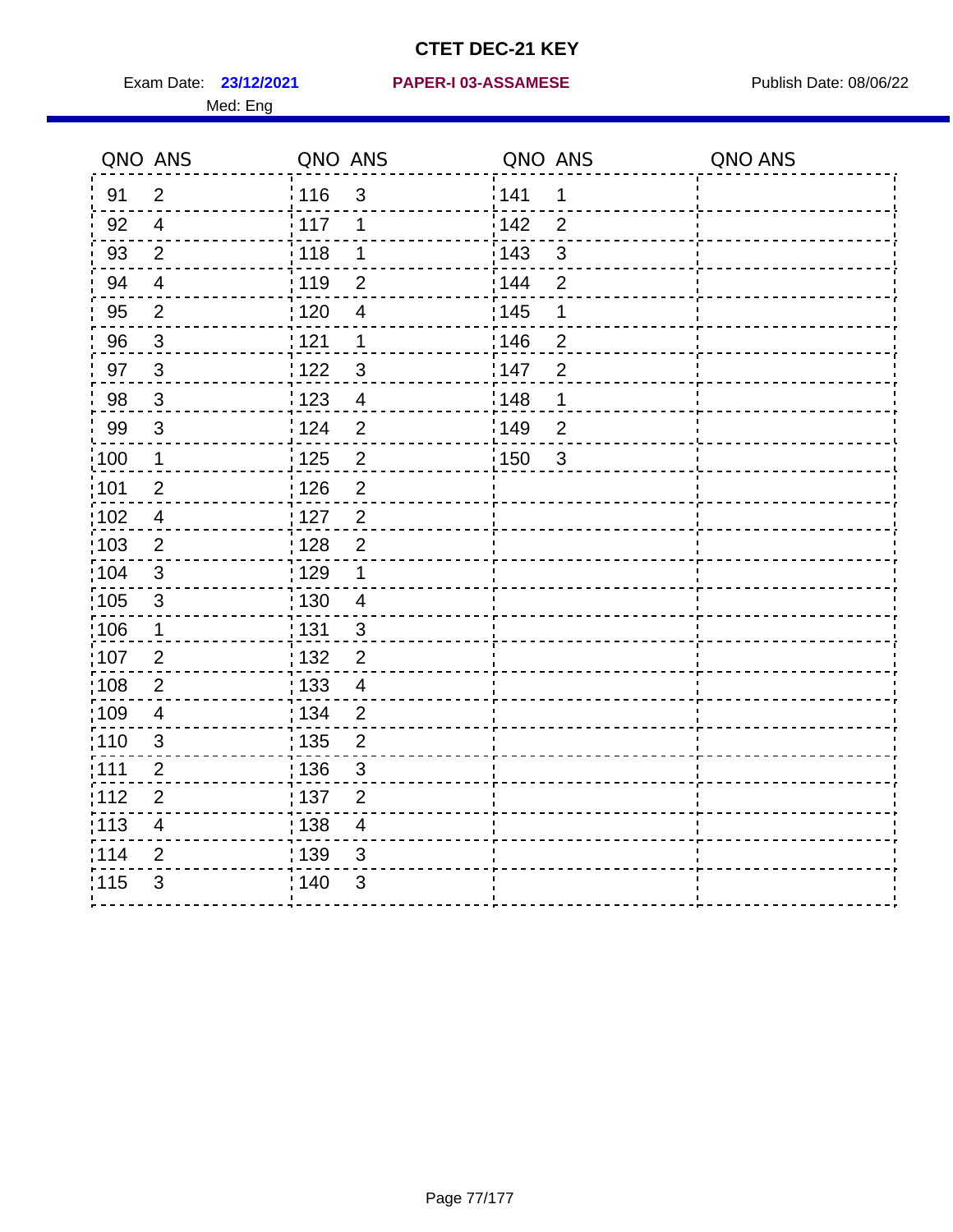# CTET DEC-21 KEY

Exam Date: **23/12/2021** **PAPER-I 03-ASSAMESE** Publish Date: 08/06/22

Med: Eng

| QNO | ANS | QNO | ANS | QNO | ANS | QNO | ANS |
|---|---|---|---|---|---|---|---|
| 91 | 2 | 116 | 3 | 141 | 1 | | |
| 92 | 4 | 117 | 1 | 142 | 2 | | |
| 93 | 2 | 118 | 1 | 143 | 3 | | |
| 94 | 4 | 119 | 2 | 144 | 2 | | |
| 95 | 2 | 120 | 4 | 145 | 1 | | |
| 96 | 3 | 121 | 1 | 146 | 2 | | |
| 97 | 3 | 122 | 3 | 147 | 2 | | |
| 98 | 3 | 123 | 4 | 148 | 1 | | |
| 99 | 3 | 124 | 2 | 149 | 2 | | |
| 100 | 1 | 125 | 2 | 150 | 3 | | |
| 101 | 2 | 126 | 2 | | | | |
| 102 | 4 | 127 | 2 | | | | |
| 103 | 2 | 128 | 2 | | | | |
| 104 | 3 | 129 | 1 | | | | |
| 105 | 3 | 130 | 4 | | | | |
| 106 | 1 | 131 | 3 | | | | |
| 107 | 2 | 132 | 2 | | | | |
| 108 | 2 | 133 | 4 | | | | |
| 109 | 4 | 134 | 2 | | | | |
| 110 | 3 | 135 | 2 | | | | |
| 111 | 2 | 136 | 3 | | | | |
| 112 | 2 | 137 | 2 | | | | |
| 113 | 4 | 138 | 4 | | | | |
| 114 | 2 | 139 | 3 | | | | |
| 115 | 3 | 140 | 3 | | | | |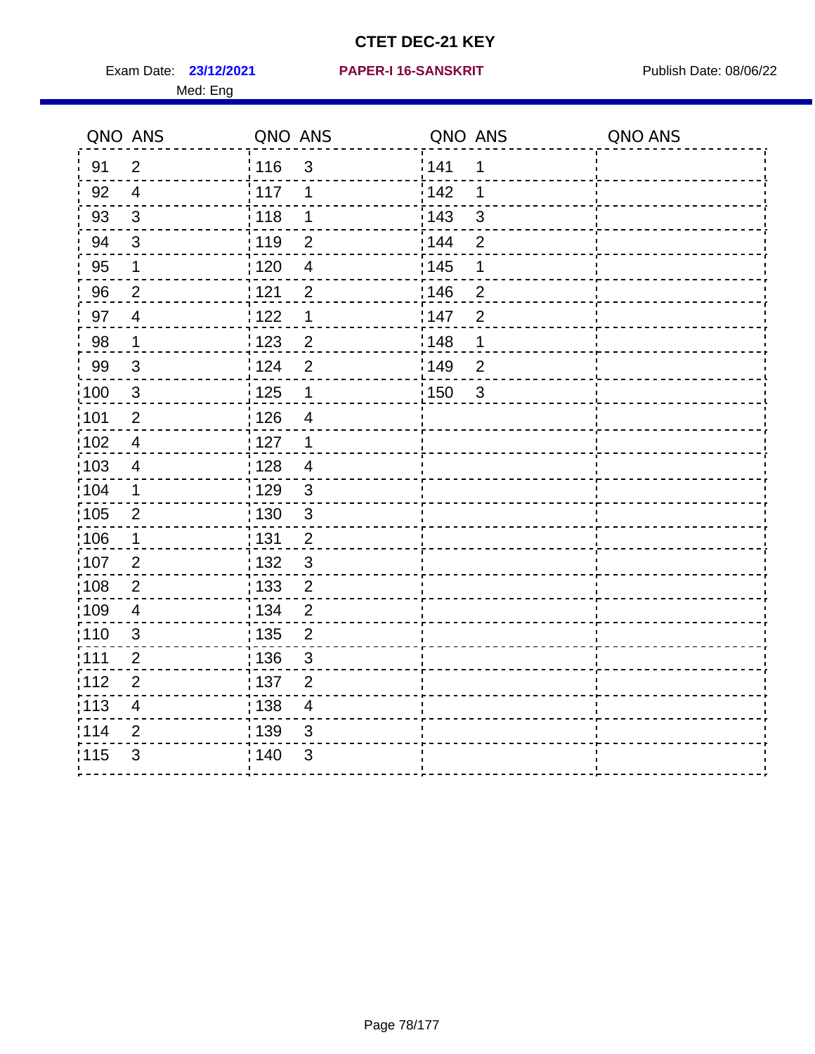# CTET DEC-21 KEY

Exam Date: **23/12/2021** **PAPER-I 16-SANSKRIT** Publish Date: 08/06/22

Med: Eng

| QNO | ANS | QNO | ANS | QNO | ANS | QNO | ANS |
|---|---|---|---|---|---|---|---|
| 91 | 2 | 116 | 3 | 141 | 1 | | |
| 92 | 4 | 117 | 1 | 142 | 1 | | |
| 93 | 3 | 118 | 1 | 143 | 3 | | |
| 94 | 3 | 119 | 2 | 144 | 2 | | |
| 95 | 1 | 120 | 4 | 145 | 1 | | |
| 96 | 2 | 121 | 2 | 146 | 2 | | |
| 97 | 4 | 122 | 1 | 147 | 2 | | |
| 98 | 1 | 123 | 2 | 148 | 1 | | |
| 99 | 3 | 124 | 2 | 149 | 2 | | |
| 100 | 3 | 125 | 1 | 150 | 3 | | |
| 101 | 2 | 126 | 4 | | | | |
| 102 | 4 | 127 | 1 | | | | |
| 103 | 4 | 128 | 4 | | | | |
| 104 | 1 | 129 | 3 | | | | |
| 105 | 2 | 130 | 3 | | | | |
| 106 | 1 | 131 | 2 | | | | |
| 107 | 2 | 132 | 3 | | | | |
| 108 | 2 | 133 | 2 | | | | |
| 109 | 4 | 134 | 2 | | | | |
| 110 | 3 | 135 | 2 | | | | |
| 111 | 2 | 136 | 3 | | | | |
| 112 | 2 | 137 | 2 | | | | |
| 113 | 4 | 138 | 4 | | | | |
| 114 | 2 | 139 | 3 | | | | |
| 115 | 3 | 140 | 3 | | | | |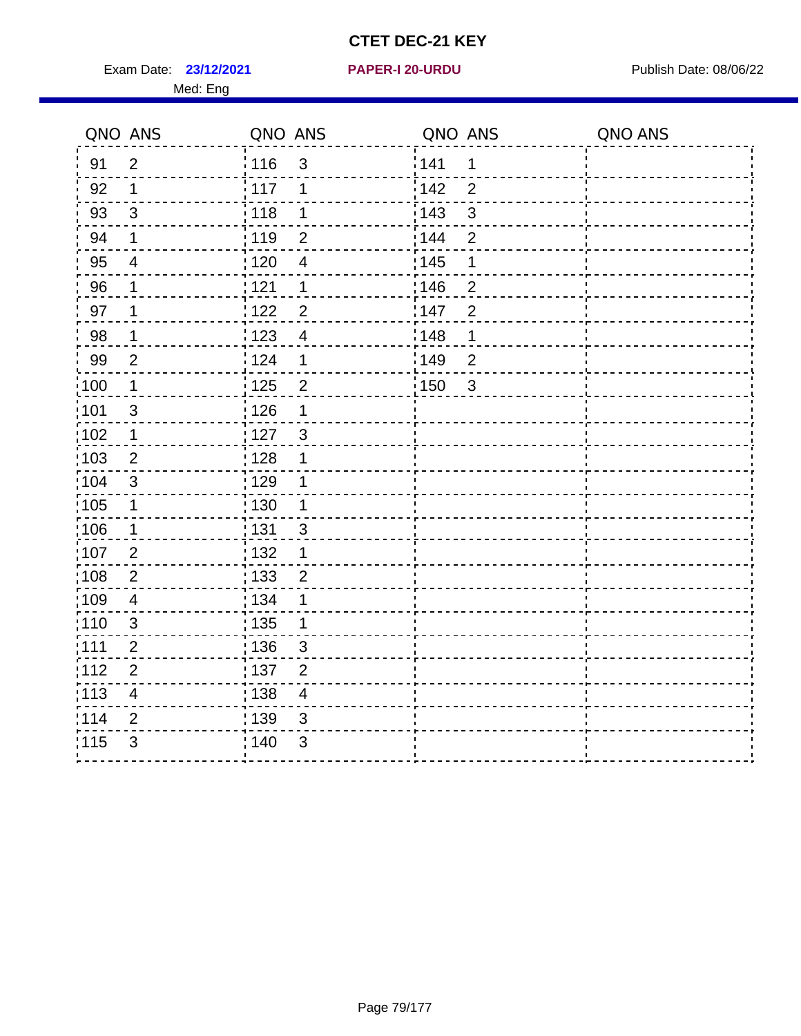# CTET DEC-21 KEY

Exam Date: **23/12/2021** **PAPER-I 20-URDU** Publish Date: 08/06/22

Med: Eng

| QNO | ANS | QNO | ANS | QNO | ANS | QNO | ANS |
|---|---|---|---|---|---|---|---|
| 91 | 2 | 116 | 3 | 141 | 1 | | |
| 92 | 1 | 117 | 1 | 142 | 2 | | |
| 93 | 3 | 118 | 1 | 143 | 3 | | |
| 94 | 1 | 119 | 2 | 144 | 2 | | |
| 95 | 4 | 120 | 4 | 145 | 1 | | |
| 96 | 1 | 121 | 1 | 146 | 2 | | |
| 97 | 1 | 122 | 2 | 147 | 2 | | |
| 98 | 1 | 123 | 4 | 148 | 1 | | |
| 99 | 2 | 124 | 1 | 149 | 2 | | |
| 100 | 1 | 125 | 2 | 150 | 3 | | |
| 101 | 3 | 126 | 1 | | | | |
| 102 | 1 | 127 | 3 | | | | |
| 103 | 2 | 128 | 1 | | | | |
| 104 | 3 | 129 | 1 | | | | |
| 105 | 1 | 130 | 1 | | | | |
| 106 | 1 | 131 | 3 | | | | |
| 107 | 2 | 132 | 1 | | | | |
| 108 | 2 | 133 | 2 | | | | |
| 109 | 4 | 134 | 1 | | | | |
| 110 | 3 | 135 | 1 | | | | |
| 111 | 2 | 136 | 3 | | | | |
| 112 | 2 | 137 | 2 | | | | |
| 113 | 4 | 138 | 4 | | | | |
| 114 | 2 | 139 | 3 | | | | |
| 115 | 3 | 140 | 3 | | | | |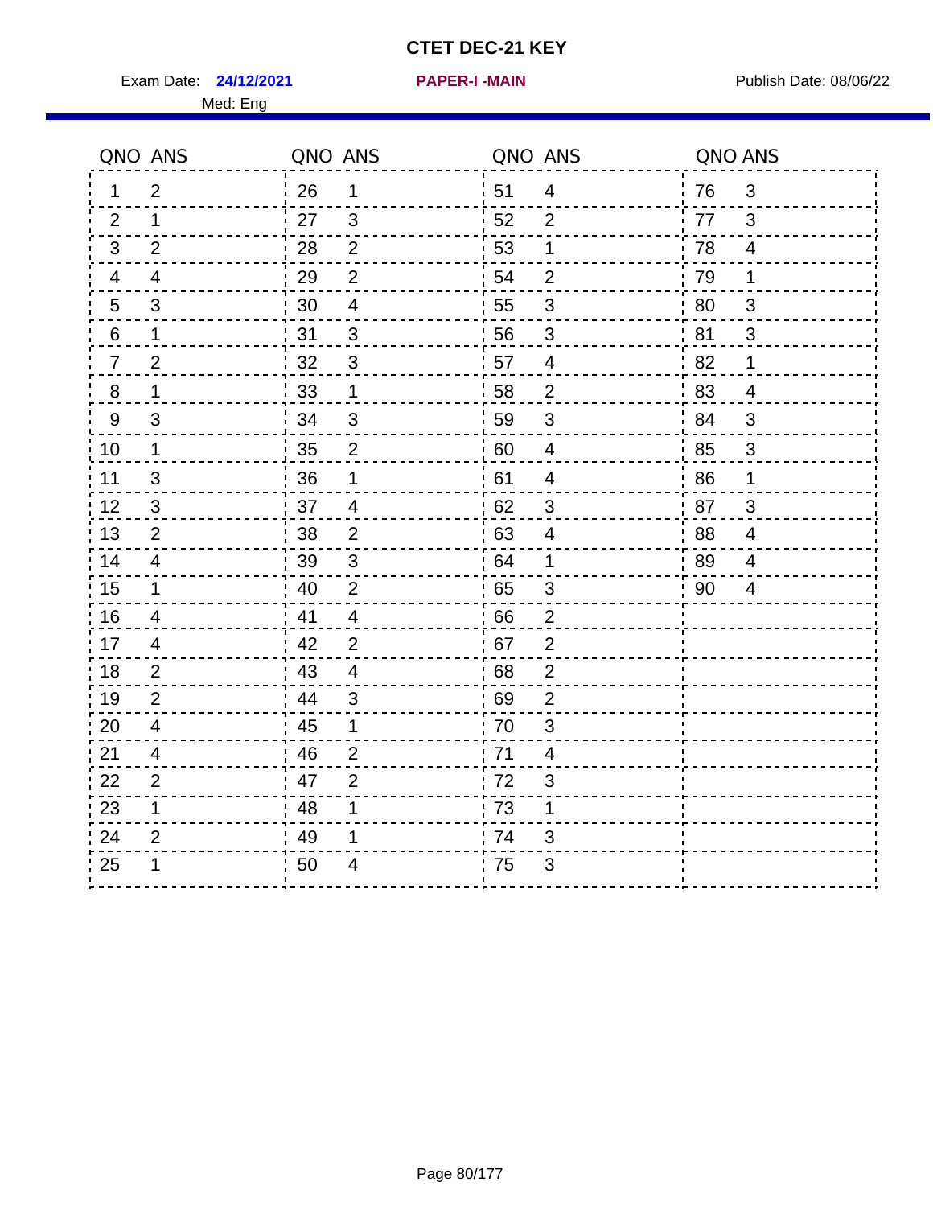# CTET DEC-21 KEY

Exam Date: **24/12/2021** **PAPER-I -MAIN** Publish Date: 08/06/22

Med: Eng

| QNO | ANS | QNO | ANS | QNO | ANS | QNO | ANS |
|---|---|---|---|---|---|---|---|
| 1 | 2 | 26 | 1 | 51 | 4 | 76 | 3 |
| 2 | 1 | 27 | 3 | 52 | 2 | 77 | 3 |
| 3 | 2 | 28 | 2 | 53 | 1 | 78 | 4 |
| 4 | 4 | 29 | 2 | 54 | 2 | 79 | 1 |
| 5 | 3 | 30 | 4 | 55 | 3 | 80 | 3 |
| 6 | 1 | 31 | 3 | 56 | 3 | 81 | 3 |
| 7 | 2 | 32 | 3 | 57 | 4 | 82 | 1 |
| 8 | 1 | 33 | 1 | 58 | 2 | 83 | 4 |
| 9 | 3 | 34 | 3 | 59 | 3 | 84 | 3 |
| 10 | 1 | 35 | 2 | 60 | 4 | 85 | 3 |
| 11 | 3 | 36 | 1 | 61 | 4 | 86 | 1 |
| 12 | 3 | 37 | 4 | 62 | 3 | 87 | 3 |
| 13 | 2 | 38 | 2 | 63 | 4 | 88 | 4 |
| 14 | 4 | 39 | 3 | 64 | 1 | 89 | 4 |
| 15 | 1 | 40 | 2 | 65 | 3 | 90 | 4 |
| 16 | 4 | 41 | 4 | 66 | 2 | | |
| 17 | 4 | 42 | 2 | 67 | 2 | | |
| 18 | 2 | 43 | 4 | 68 | 2 | | |
| 19 | 2 | 44 | 3 | 69 | 2 | | |
| 20 | 4 | 45 | 1 | 70 | 3 | | |
| 21 | 4 | 46 | 2 | 71 | 4 | | |
| 22 | 2 | 47 | 2 | 72 | 3 | | |
| 23 | 1 | 48 | 1 | 73 | 1 | | |
| 24 | 2 | 49 | 1 | 74 | 3 | | |
| 25 | 1 | 50 | 4 | 75 | 3 | | |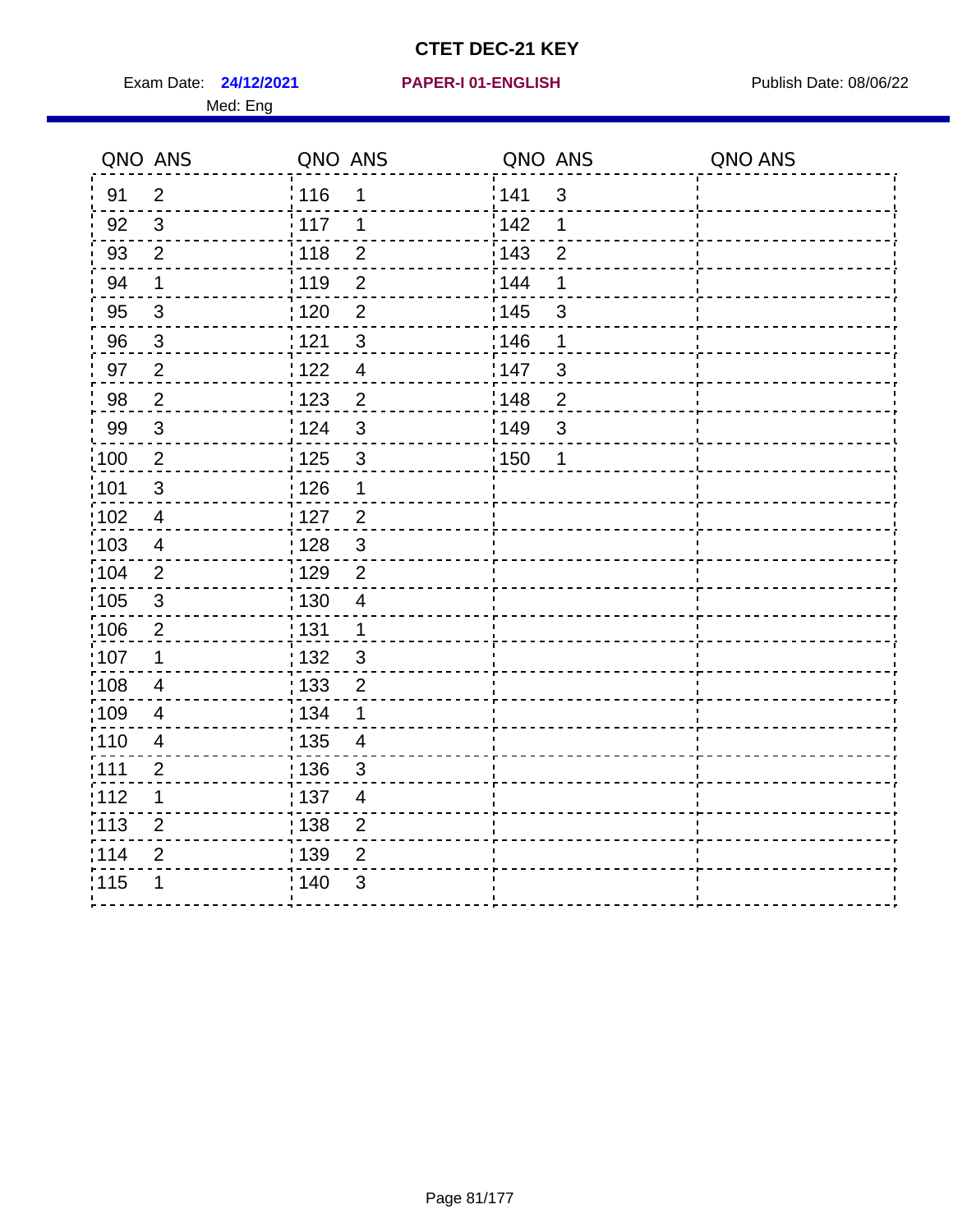# CTET DEC-21 KEY

Exam Date: **24/12/2021** **PAPER-I 01-ENGLISH** Publish Date: 08/06/22

Med: Eng

| QNO | ANS | QNO | ANS | QNO | ANS | QNO | ANS |
|---|---|---|---|---|---|---|---|
| 91 | 2 | 116 | 1 | 141 | 3 | | |
| 92 | 3 | 117 | 1 | 142 | 1 | | |
| 93 | 2 | 118 | 2 | 143 | 2 | | |
| 94 | 1 | 119 | 2 | 144 | 1 | | |
| 95 | 3 | 120 | 2 | 145 | 3 | | |
| 96 | 3 | 121 | 3 | 146 | 1 | | |
| 97 | 2 | 122 | 4 | 147 | 3 | | |
| 98 | 2 | 123 | 2 | 148 | 2 | | |
| 99 | 3 | 124 | 3 | 149 | 3 | | |
| 100 | 2 | 125 | 3 | 150 | 1 | | |
| 101 | 3 | 126 | 1 | | | | |
| 102 | 4 | 127 | 2 | | | | |
| 103 | 4 | 128 | 3 | | | | |
| 104 | 2 | 129 | 2 | | | | |
| 105 | 3 | 130 | 4 | | | | |
| 106 | 2 | 131 | 1 | | | | |
| 107 | 1 | 132 | 3 | | | | |
| 108 | 4 | 133 | 2 | | | | |
| 109 | 4 | 134 | 1 | | | | |
| 110 | 4 | 135 | 4 | | | | |
| 111 | 2 | 136 | 3 | | | | |
| 112 | 1 | 137 | 4 | | | | |
| 113 | 2 | 138 | 2 | | | | |
| 114 | 2 | 139 | 2 | | | | |
| 115 | 1 | 140 | 3 | | | | |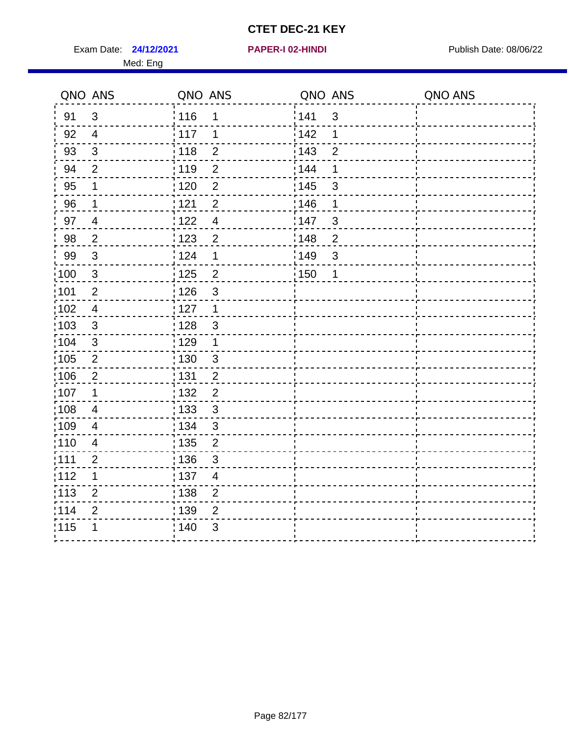# CTET DEC-21 KEY

Exam Date: **24/12/2021** **PAPER-I 02-HINDI** Publish Date: 08/06/22

Med: Eng

| QNO | ANS | QNO | ANS | QNO | ANS | QNO | ANS |
|---|---|---|---|---|---|---|---|
| 91 | 3 | 116 | 1 | 141 | 3 | | |
| 92 | 4 | 117 | 1 | 142 | 1 | | |
| 93 | 3 | 118 | 2 | 143 | 2 | | |
| 94 | 2 | 119 | 2 | 144 | 1 | | |
| 95 | 1 | 120 | 2 | 145 | 3 | | |
| 96 | 1 | 121 | 2 | 146 | 1 | | |
| 97 | 4 | 122 | 4 | 147 | 3 | | |
| 98 | 2 | 123 | 2 | 148 | 2 | | |
| 99 | 3 | 124 | 1 | 149 | 3 | | |
| 100 | 3 | 125 | 2 | 150 | 1 | | |
| 101 | 2 | 126 | 3 | | | | |
| 102 | 4 | 127 | 1 | | | | |
| 103 | 3 | 128 | 3 | | | | |
| 104 | 3 | 129 | 1 | | | | |
| 105 | 2 | 130 | 3 | | | | |
| 106 | 2 | 131 | 2 | | | | |
| 107 | 1 | 132 | 2 | | | | |
| 108 | 4 | 133 | 3 | | | | |
| 109 | 4 | 134 | 3 | | | | |
| 110 | 4 | 135 | 2 | | | | |
| 111 | 2 | 136 | 3 | | | | |
| 112 | 1 | 137 | 4 | | | | |
| 113 | 2 | 138 | 2 | | | | |
| 114 | 2 | 139 | 2 | | | | |
| 115 | 1 | 140 | 3 | | | | |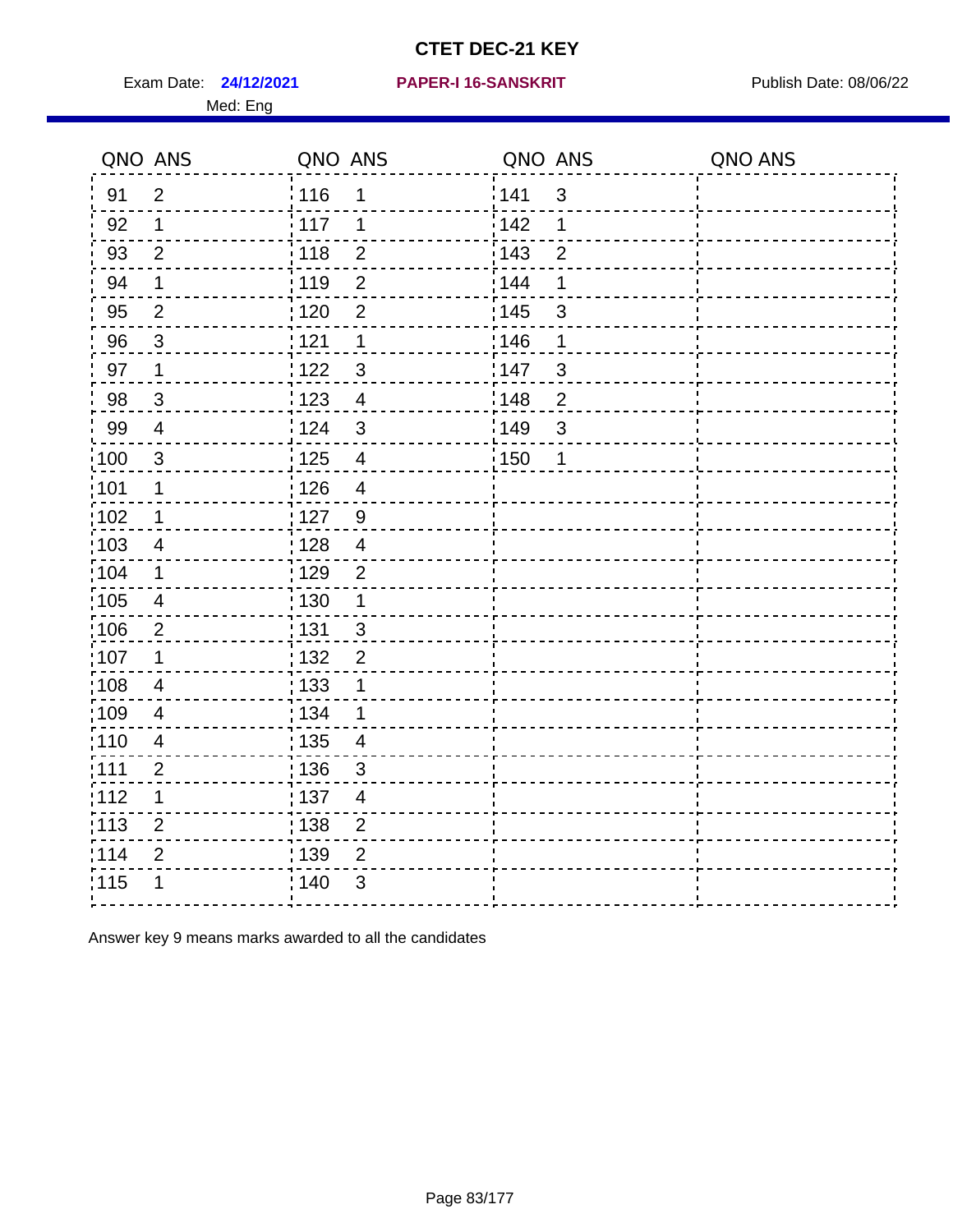# CTET DEC-21 KEY

Exam Date: **24/12/2021** **PAPER-I 16-SANSKRIT** Publish Date: 08/06/22

Med: Eng

| QNO | ANS | QNO | ANS | QNO | ANS | QNO | ANS |
|---|---|---|---|---|---|---|---|
| 91 | 2 | 116 | 1 | 141 | 3 | | |
| 92 | 1 | 117 | 1 | 142 | 1 | | |
| 93 | 2 | 118 | 2 | 143 | 2 | | |
| 94 | 1 | 119 | 2 | 144 | 1 | | |
| 95 | 2 | 120 | 2 | 145 | 3 | | |
| 96 | 3 | 121 | 1 | 146 | 1 | | |
| 97 | 1 | 122 | 3 | 147 | 3 | | |
| 98 | 3 | 123 | 4 | 148 | 2 | | |
| 99 | 4 | 124 | 3 | 149 | 3 | | |
| 100 | 3 | 125 | 4 | 150 | 1 | | |
| 101 | 1 | 126 | 4 | | | | |
| 102 | 1 | 127 | 9 | | | | |
| 103 | 4 | 128 | 4 | | | | |
| 104 | 1 | 129 | 2 | | | | |
| 105 | 4 | 130 | 1 | | | | |
| 106 | 2 | 131 | 3 | | | | |
| 107 | 1 | 132 | 2 | | | | |
| 108 | 4 | 133 | 1 | | | | |
| 109 | 4 | 134 | 1 | | | | |
| 110 | 4 | 135 | 4 | | | | |
| 111 | 2 | 136 | 3 | | | | |
| 112 | 1 | 137 | 4 | | | | |
| 113 | 2 | 138 | 2 | | | | |
| 114 | 2 | 139 | 2 | | | | |
| 115 | 1 | 140 | 3 | | | | |

Answer key 9 means marks awarded to all the candidates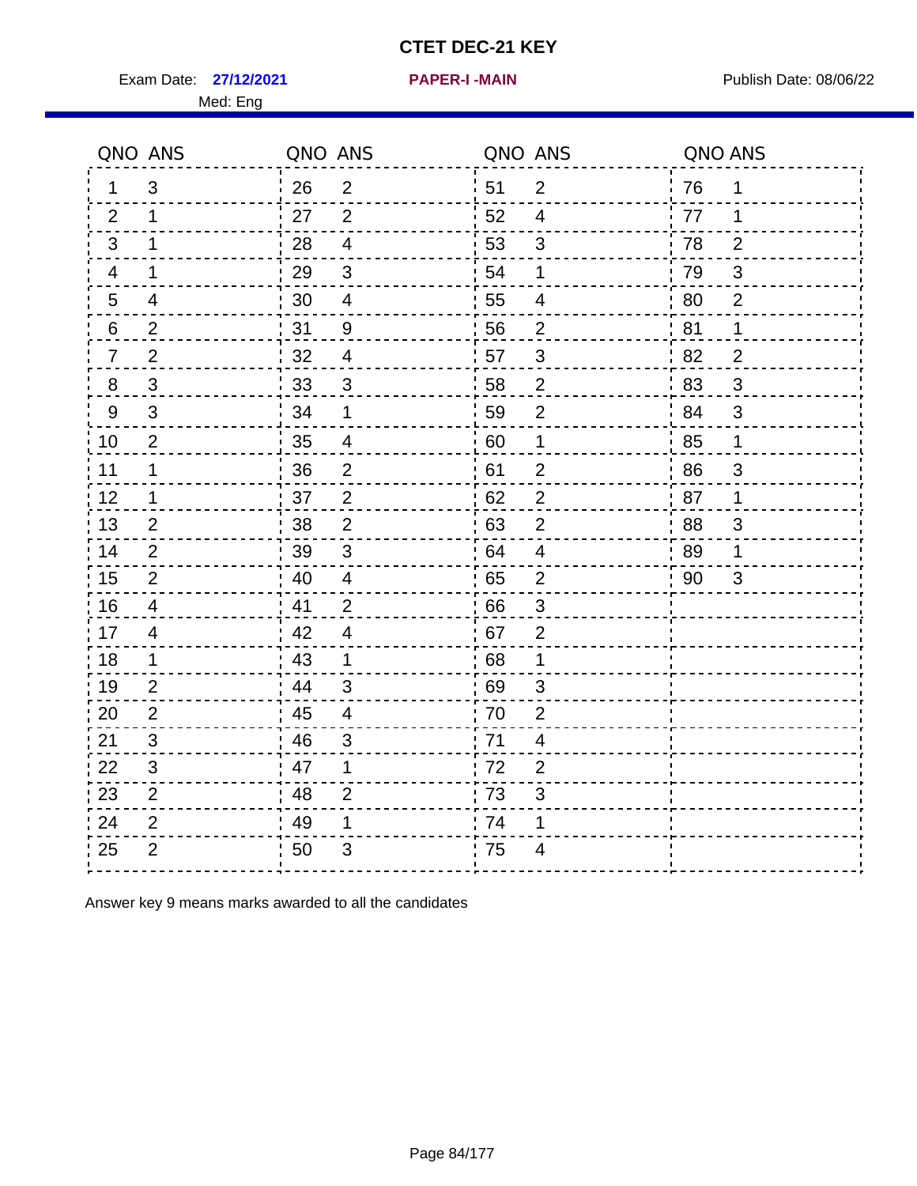# CTET DEC-21 KEY

Exam Date: **27/12/2021** **PAPER-I -MAIN** Publish Date: 08/06/22

Med: Eng

| QNO | ANS | QNO | ANS | QNO | ANS | QNO | ANS |
|---|---|---|---|---|---|---|---|
| 1 | 3 | 26 | 2 | 51 | 2 | 76 | 1 |
| 2 | 1 | 27 | 2 | 52 | 4 | 77 | 1 |
| 3 | 1 | 28 | 4 | 53 | 3 | 78 | 2 |
| 4 | 1 | 29 | 3 | 54 | 1 | 79 | 3 |
| 5 | 4 | 30 | 4 | 55 | 4 | 80 | 2 |
| 6 | 2 | 31 | 9 | 56 | 2 | 81 | 1 |
| 7 | 2 | 32 | 4 | 57 | 3 | 82 | 2 |
| 8 | 3 | 33 | 3 | 58 | 2 | 83 | 3 |
| 9 | 3 | 34 | 1 | 59 | 2 | 84 | 3 |
| 10 | 2 | 35 | 4 | 60 | 1 | 85 | 1 |
| 11 | 1 | 36 | 2 | 61 | 2 | 86 | 3 |
| 12 | 1 | 37 | 2 | 62 | 2 | 87 | 1 |
| 13 | 2 | 38 | 2 | 63 | 2 | 88 | 3 |
| 14 | 2 | 39 | 3 | 64 | 4 | 89 | 1 |
| 15 | 2 | 40 | 4 | 65 | 2 | 90 | 3 |
| 16 | 4 | 41 | 2 | 66 | 3 | | |
| 17 | 4 | 42 | 4 | 67 | 2 | | |
| 18 | 1 | 43 | 1 | 68 | 1 | | |
| 19 | 2 | 44 | 3 | 69 | 3 | | |
| 20 | 2 | 45 | 4 | 70 | 2 | | |
| 21 | 3 | 46 | 3 | 71 | 4 | | |
| 22 | 3 | 47 | 1 | 72 | 2 | | |
| 23 | 2 | 48 | 2 | 73 | 3 | | |
| 24 | 2 | 49 | 1 | 74 | 1 | | |
| 25 | 2 | 50 | 3 | 75 | 4 | | |

Answer key 9 means marks awarded to all the candidates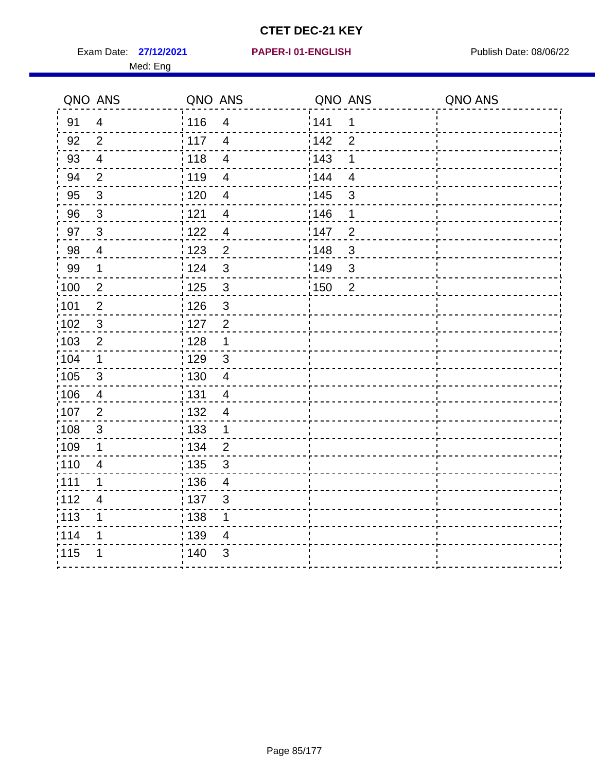# CTET DEC-21 KEY

Exam Date: **27/12/2021** **PAPER-I 01-ENGLISH** Publish Date: 08/06/22

Med: Eng

| QNO | ANS | QNO | ANS | QNO | ANS | QNO | ANS |
|---|---|---|---|---|---|---|---|
| 91 | 4 | 116 | 4 | 141 | 1 | | |
| 92 | 2 | 117 | 4 | 142 | 2 | | |
| 93 | 4 | 118 | 4 | 143 | 1 | | |
| 94 | 2 | 119 | 4 | 144 | 4 | | |
| 95 | 3 | 120 | 4 | 145 | 3 | | |
| 96 | 3 | 121 | 4 | 146 | 1 | | |
| 97 | 3 | 122 | 4 | 147 | 2 | | |
| 98 | 4 | 123 | 2 | 148 | 3 | | |
| 99 | 1 | 124 | 3 | 149 | 3 | | |
| 100 | 2 | 125 | 3 | 150 | 2 | | |
| 101 | 2 | 126 | 3 | | | | |
| 102 | 3 | 127 | 2 | | | | |
| 103 | 2 | 128 | 1 | | | | |
| 104 | 1 | 129 | 3 | | | | |
| 105 | 3 | 130 | 4 | | | | |
| 106 | 4 | 131 | 4 | | | | |
| 107 | 2 | 132 | 4 | | | | |
| 108 | 3 | 133 | 1 | | | | |
| 109 | 1 | 134 | 2 | | | | |
| 110 | 4 | 135 | 3 | | | | |
| 111 | 1 | 136 | 4 | | | | |
| 112 | 4 | 137 | 3 | | | | |
| 113 | 1 | 138 | 1 | | | | |
| 114 | 1 | 139 | 4 | | | | |
| 115 | 1 | 140 | 3 | | | | |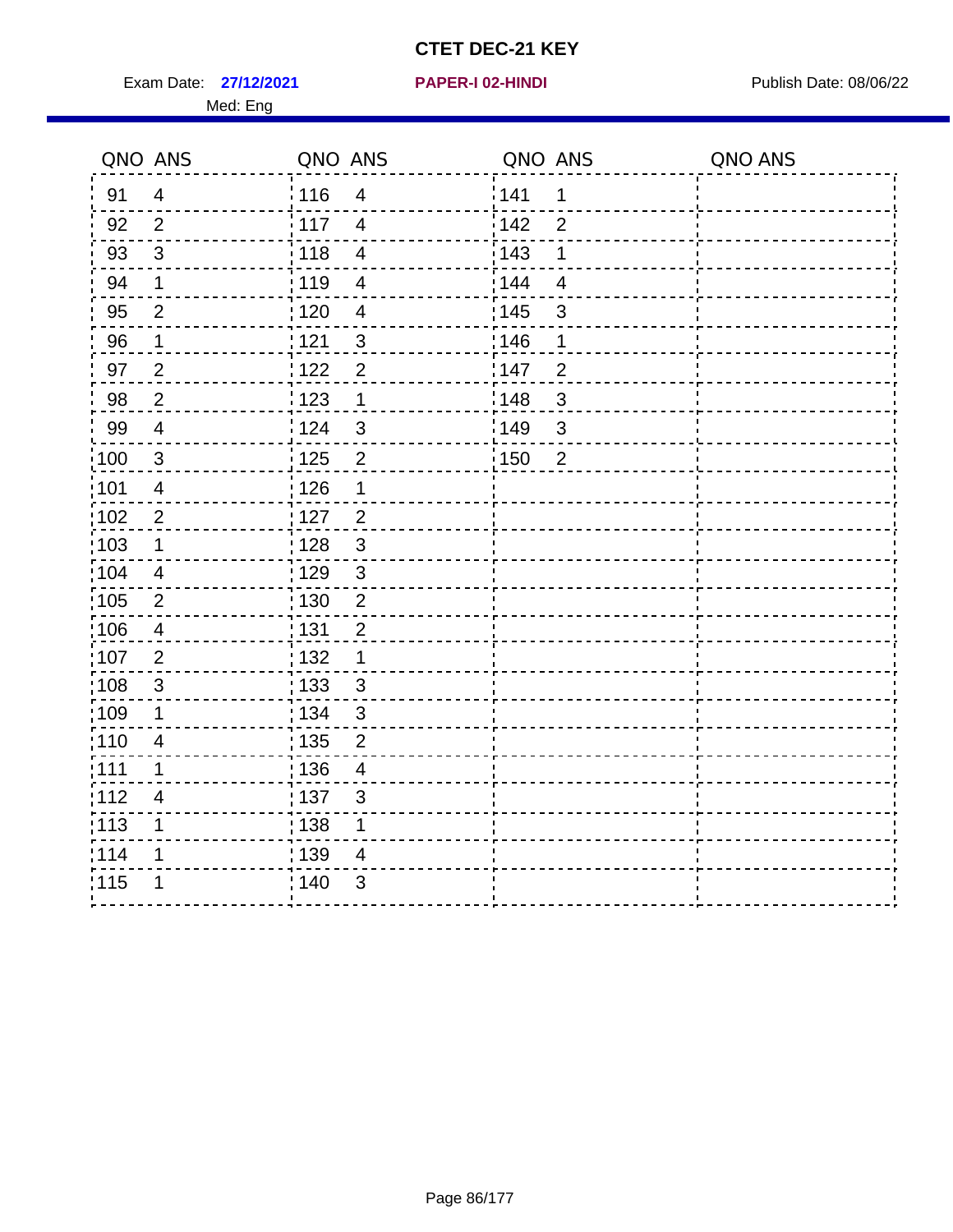# CTET DEC-21 KEY

Exam Date: **27/12/2021** **PAPER-I 02-HINDI** Publish Date: 08/06/22

Med: Eng

| QNO | ANS | QNO | ANS | QNO | ANS | QNO | ANS |
|---|---|---|---|---|---|---|---|
| 91 | 4 | 116 | 4 | 141 | 1 | | |
| 92 | 2 | 117 | 4 | 142 | 2 | | |
| 93 | 3 | 118 | 4 | 143 | 1 | | |
| 94 | 1 | 119 | 4 | 144 | 4 | | |
| 95 | 2 | 120 | 4 | 145 | 3 | | |
| 96 | 1 | 121 | 3 | 146 | 1 | | |
| 97 | 2 | 122 | 2 | 147 | 2 | | |
| 98 | 2 | 123 | 1 | 148 | 3 | | |
| 99 | 4 | 124 | 3 | 149 | 3 | | |
| 100 | 3 | 125 | 2 | 150 | 2 | | |
| 101 | 4 | 126 | 1 | | | | |
| 102 | 2 | 127 | 2 | | | | |
| 103 | 1 | 128 | 3 | | | | |
| 104 | 4 | 129 | 3 | | | | |
| 105 | 2 | 130 | 2 | | | | |
| 106 | 4 | 131 | 2 | | | | |
| 107 | 2 | 132 | 1 | | | | |
| 108 | 3 | 133 | 3 | | | | |
| 109 | 1 | 134 | 3 | | | | |
| 110 | 4 | 135 | 2 | | | | |
| 111 | 1 | 136 | 4 | | | | |
| 112 | 4 | 137 | 3 | | | | |
| 113 | 1 | 138 | 1 | | | | |
| 114 | 1 | 139 | 4 | | | | |
| 115 | 1 | 140 | 3 | | | | |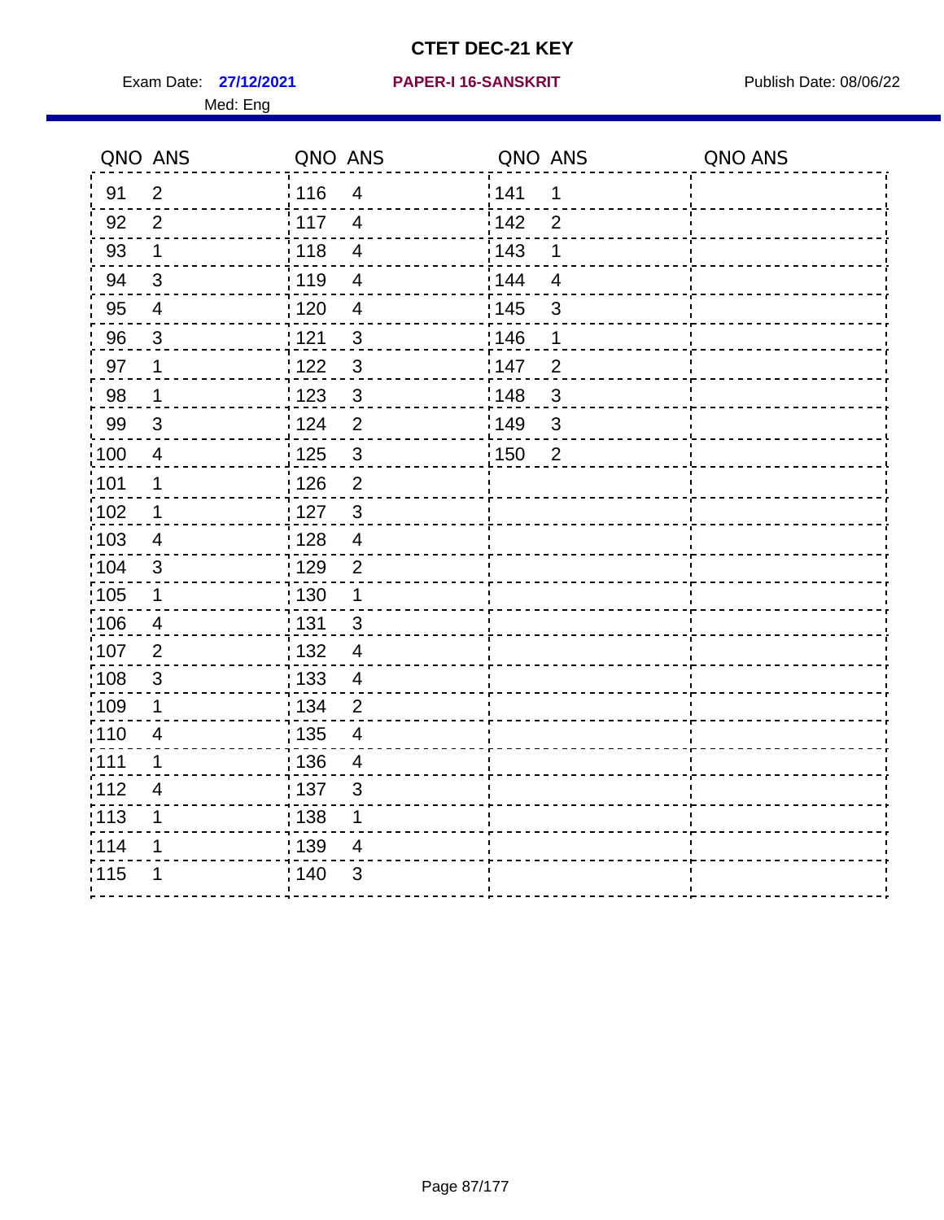# CTET DEC-21 KEY

Exam Date: **27/12/2021** **PAPER-I 16-SANSKRIT** Publish Date: 08/06/22

Med: Eng

| QNO | ANS | QNO | ANS | QNO | ANS | QNO | ANS |
|---|---|---|---|---|---|---|---|
| 91 | 2 | 116 | 4 | 141 | 1 | | |
| 92 | 2 | 117 | 4 | 142 | 2 | | |
| 93 | 1 | 118 | 4 | 143 | 1 | | |
| 94 | 3 | 119 | 4 | 144 | 4 | | |
| 95 | 4 | 120 | 4 | 145 | 3 | | |
| 96 | 3 | 121 | 3 | 146 | 1 | | |
| 97 | 1 | 122 | 3 | 147 | 2 | | |
| 98 | 1 | 123 | 3 | 148 | 3 | | |
| 99 | 3 | 124 | 2 | 149 | 3 | | |
| 100 | 4 | 125 | 3 | 150 | 2 | | |
| 101 | 1 | 126 | 2 | | | | |
| 102 | 1 | 127 | 3 | | | | |
| 103 | 4 | 128 | 4 | | | | |
| 104 | 3 | 129 | 2 | | | | |
| 105 | 1 | 130 | 1 | | | | |
| 106 | 4 | 131 | 3 | | | | |
| 107 | 2 | 132 | 4 | | | | |
| 108 | 3 | 133 | 4 | | | | |
| 109 | 1 | 134 | 2 | | | | |
| 110 | 4 | 135 | 4 | | | | |
| 111 | 1 | 136 | 4 | | | | |
| 112 | 4 | 137 | 3 | | | | |
| 113 | 1 | 138 | 1 | | | | |
| 114 | 1 | 139 | 4 | | | | |
| 115 | 1 | 140 | 3 | | | | |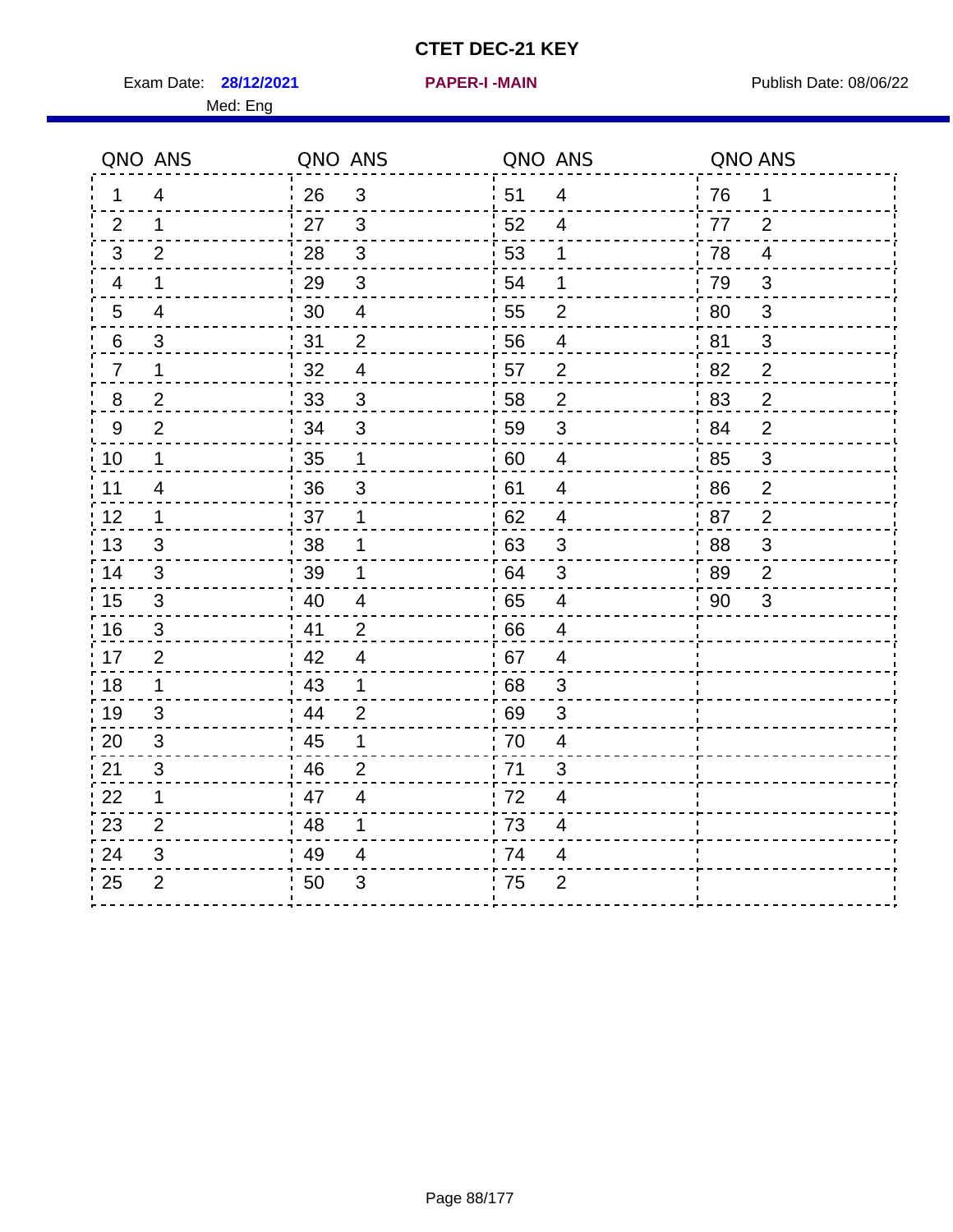# CTET DEC-21 KEY

Exam Date: **28/12/2021** **PAPER-I -MAIN** Publish Date: 08/06/22

Med: Eng

| QNO | ANS | QNO | ANS | QNO | ANS | QNO | ANS |
|---|---|---|---|---|---|---|---|
| 1 | 4 | 26 | 3 | 51 | 4 | 76 | 1 |
| 2 | 1 | 27 | 3 | 52 | 4 | 77 | 2 |
| 3 | 2 | 28 | 3 | 53 | 1 | 78 | 4 |
| 4 | 1 | 29 | 3 | 54 | 1 | 79 | 3 |
| 5 | 4 | 30 | 4 | 55 | 2 | 80 | 3 |
| 6 | 3 | 31 | 2 | 56 | 4 | 81 | 3 |
| 7 | 1 | 32 | 4 | 57 | 2 | 82 | 2 |
| 8 | 2 | 33 | 3 | 58 | 2 | 83 | 2 |
| 9 | 2 | 34 | 3 | 59 | 3 | 84 | 2 |
| 10 | 1 | 35 | 1 | 60 | 4 | 85 | 3 |
| 11 | 4 | 36 | 3 | 61 | 4 | 86 | 2 |
| 12 | 1 | 37 | 1 | 62 | 4 | 87 | 2 |
| 13 | 3 | 38 | 1 | 63 | 3 | 88 | 3 |
| 14 | 3 | 39 | 1 | 64 | 3 | 89 | 2 |
| 15 | 3 | 40 | 4 | 65 | 4 | 90 | 3 |
| 16 | 3 | 41 | 2 | 66 | 4 | | |
| 17 | 2 | 42 | 4 | 67 | 4 | | |
| 18 | 1 | 43 | 1 | 68 | 3 | | |
| 19 | 3 | 44 | 2 | 69 | 3 | | |
| 20 | 3 | 45 | 1 | 70 | 4 | | |
| 21 | 3 | 46 | 2 | 71 | 3 | | |
| 22 | 1 | 47 | 4 | 72 | 4 | | |
| 23 | 2 | 48 | 1 | 73 | 4 | | |
| 24 | 3 | 49 | 4 | 74 | 4 | | |
| 25 | 2 | 50 | 3 | 75 | 2 | | |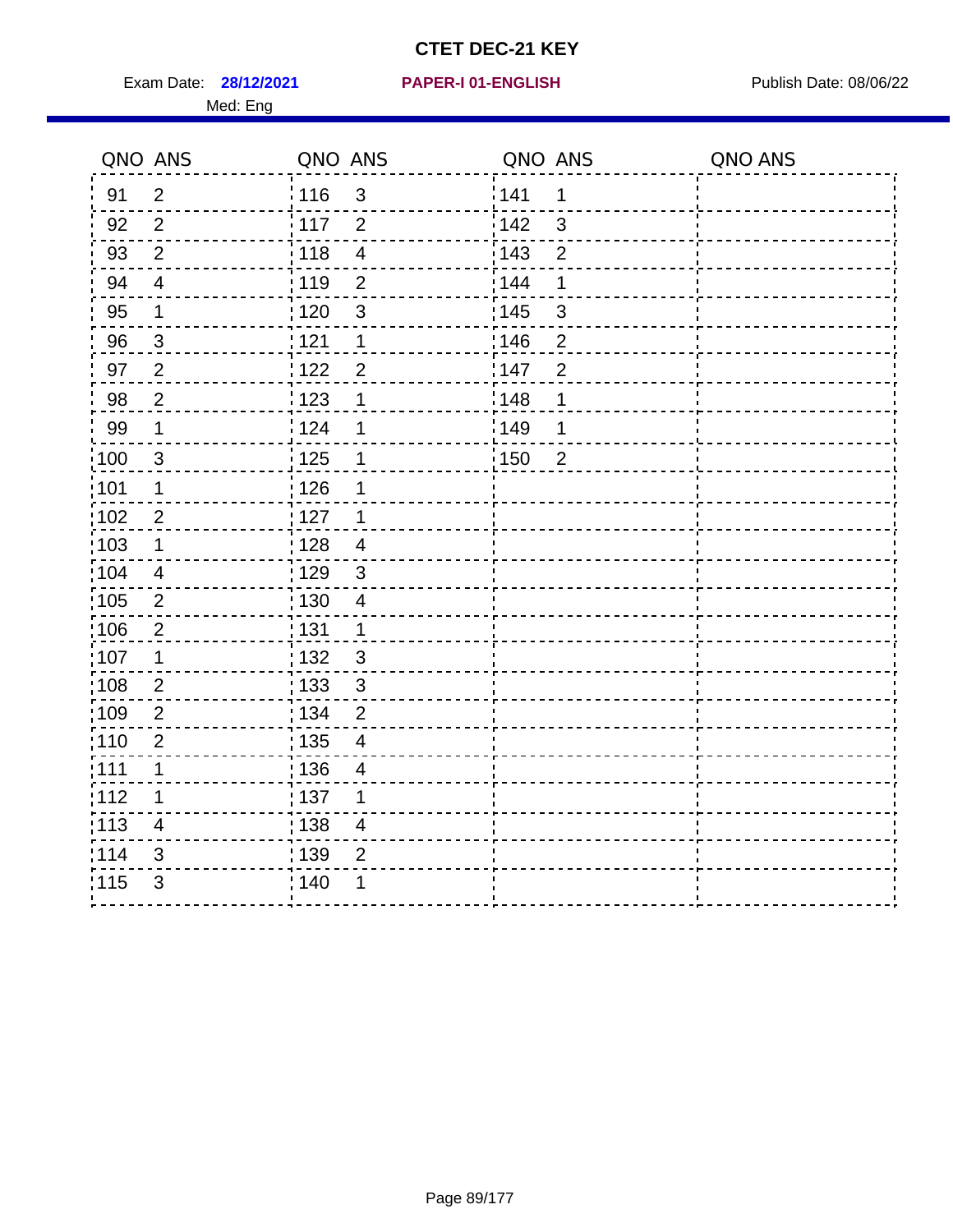# CTET DEC-21 KEY

Exam Date: **28/12/2021** **PAPER-I 01-ENGLISH** Publish Date: 08/06/22

Med: Eng

| QNO | ANS | QNO | ANS | QNO | ANS | QNO | ANS |
|---|---|---|---|---|---|---|---|
| 91 | 2 | 116 | 3 | 141 | 1 | | |
| 92 | 2 | 117 | 2 | 142 | 3 | | |
| 93 | 2 | 118 | 4 | 143 | 2 | | |
| 94 | 4 | 119 | 2 | 144 | 1 | | |
| 95 | 1 | 120 | 3 | 145 | 3 | | |
| 96 | 3 | 121 | 1 | 146 | 2 | | |
| 97 | 2 | 122 | 2 | 147 | 2 | | |
| 98 | 2 | 123 | 1 | 148 | 1 | | |
| 99 | 1 | 124 | 1 | 149 | 1 | | |
| 100 | 3 | 125 | 1 | 150 | 2 | | |
| 101 | 1 | 126 | 1 | | | | |
| 102 | 2 | 127 | 1 | | | | |
| 103 | 1 | 128 | 4 | | | | |
| 104 | 4 | 129 | 3 | | | | |
| 105 | 2 | 130 | 4 | | | | |
| 106 | 2 | 131 | 1 | | | | |
| 107 | 1 | 132 | 3 | | | | |
| 108 | 2 | 133 | 3 | | | | |
| 109 | 2 | 134 | 2 | | | | |
| 110 | 2 | 135 | 4 | | | | |
| 111 | 1 | 136 | 4 | | | | |
| 112 | 1 | 137 | 1 | | | | |
| 113 | 4 | 138 | 4 | | | | |
| 114 | 3 | 139 | 2 | | | | |
| 115 | 3 | 140 | 1 | | | | |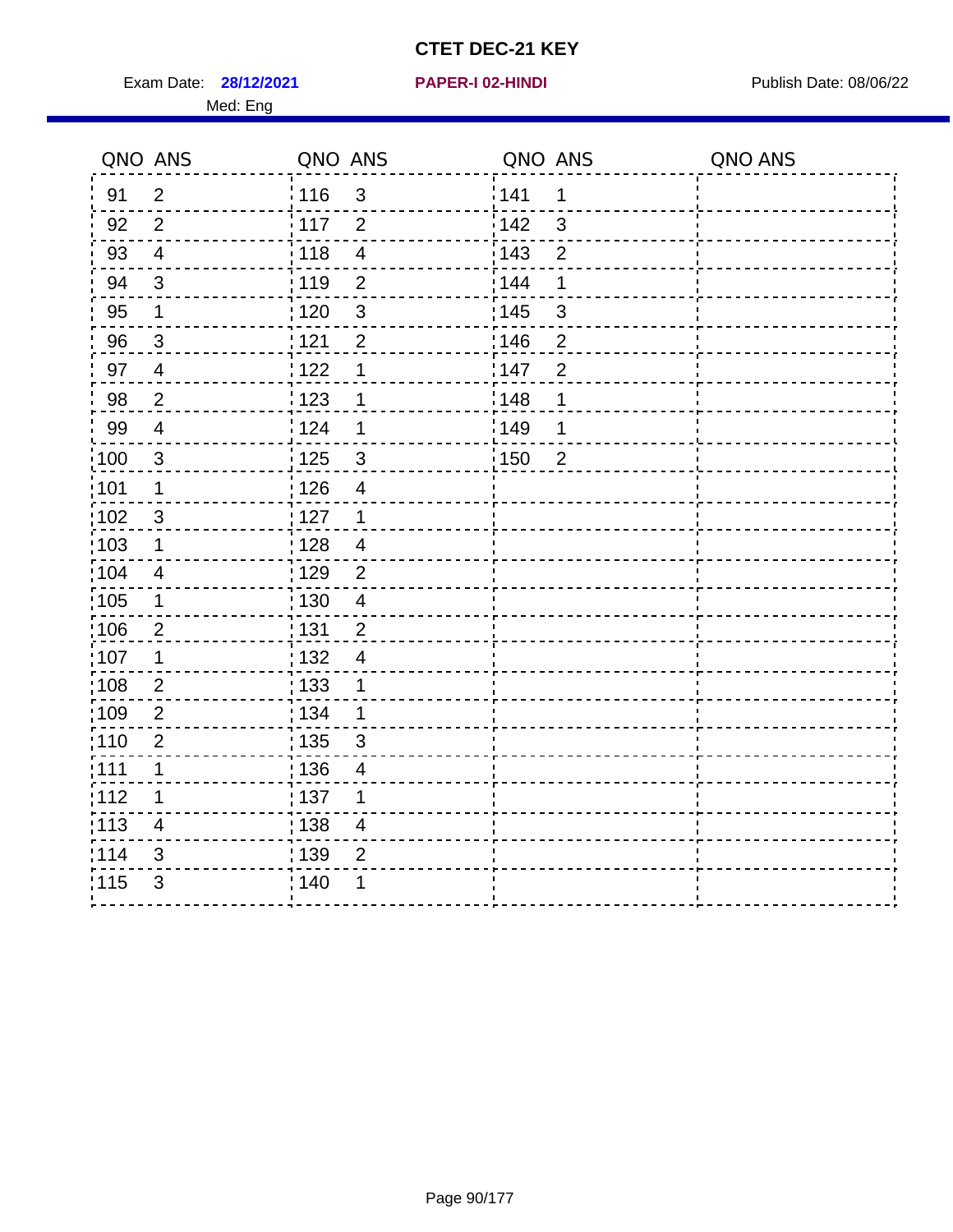# CTET DEC-21 KEY

Exam Date: **28/12/2021** **PAPER-I 02-HINDI** Publish Date: 08/06/22

Med: Eng

| QNO | ANS | QNO | ANS | QNO | ANS | QNO | ANS |
|---|---|---|---|---|---|---|---|
| 91 | 2 | 116 | 3 | 141 | 1 | | |
| 92 | 2 | 117 | 2 | 142 | 3 | | |
| 93 | 4 | 118 | 4 | 143 | 2 | | |
| 94 | 3 | 119 | 2 | 144 | 1 | | |
| 95 | 1 | 120 | 3 | 145 | 3 | | |
| 96 | 3 | 121 | 2 | 146 | 2 | | |
| 97 | 4 | 122 | 1 | 147 | 2 | | |
| 98 | 2 | 123 | 1 | 148 | 1 | | |
| 99 | 4 | 124 | 1 | 149 | 1 | | |
| 100 | 3 | 125 | 3 | 150 | 2 | | |
| 101 | 1 | 126 | 4 | | | | |
| 102 | 3 | 127 | 1 | | | | |
| 103 | 1 | 128 | 4 | | | | |
| 104 | 4 | 129 | 2 | | | | |
| 105 | 1 | 130 | 4 | | | | |
| 106 | 2 | 131 | 2 | | | | |
| 107 | 1 | 132 | 4 | | | | |
| 108 | 2 | 133 | 1 | | | | |
| 109 | 2 | 134 | 1 | | | | |
| 110 | 2 | 135 | 3 | | | | |
| 111 | 1 | 136 | 4 | | | | |
| 112 | 1 | 137 | 1 | | | | |
| 113 | 4 | 138 | 4 | | | | |
| 114 | 3 | 139 | 2 | | | | |
| 115 | 3 | 140 | 1 | | | | |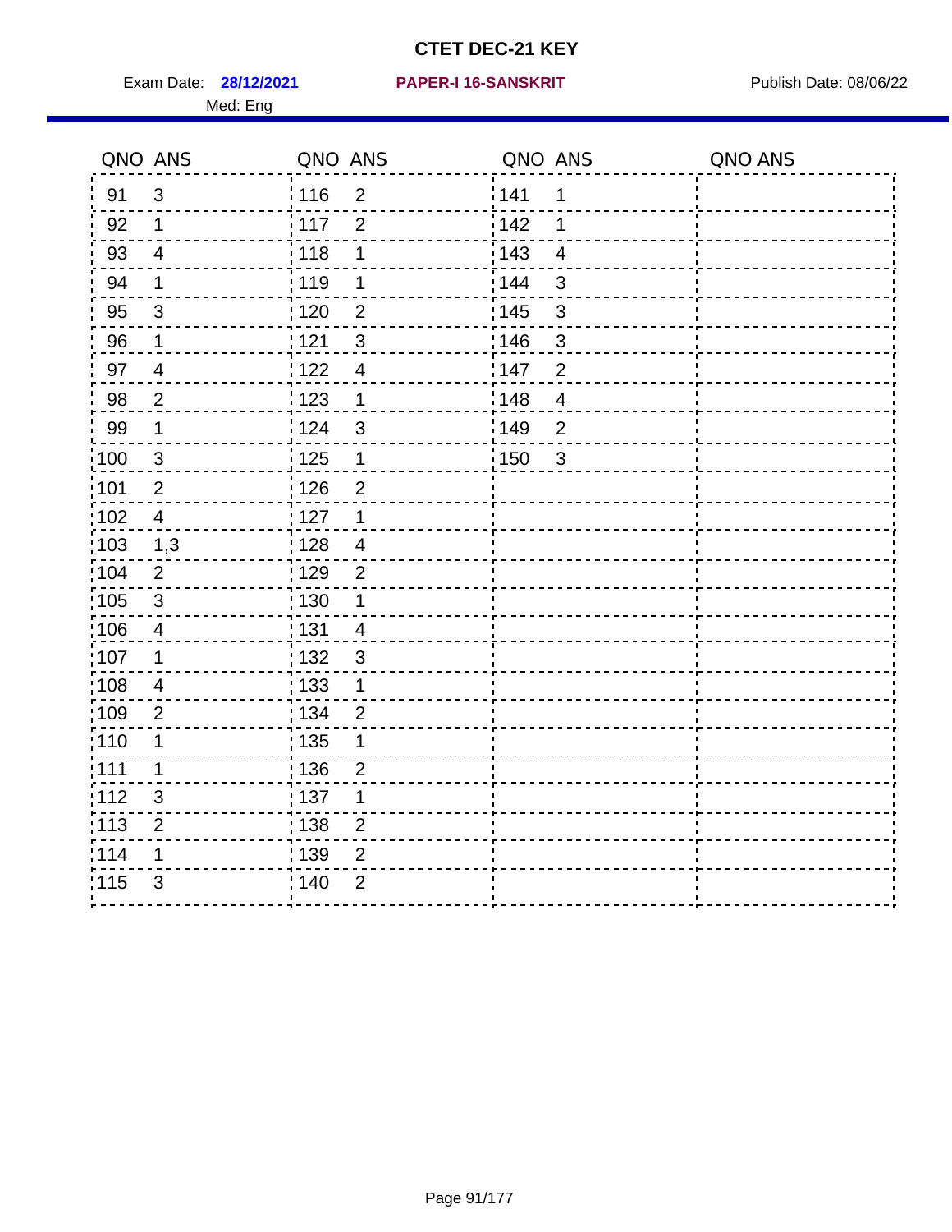# CTET DEC-21 KEY

Exam Date: **28/12/2021** **PAPER-I 16-SANSKRIT** Publish Date: 08/06/22

Med: Eng

| QNO | ANS | QNO | ANS | QNO | ANS | QNO | ANS |
|---|---|---|---|---|---|---|---|
| 91 | 3 | 116 | 2 | 141 | 1 | | |
| 92 | 1 | 117 | 2 | 142 | 1 | | |
| 93 | 4 | 118 | 1 | 143 | 4 | | |
| 94 | 1 | 119 | 1 | 144 | 3 | | |
| 95 | 3 | 120 | 2 | 145 | 3 | | |
| 96 | 1 | 121 | 3 | 146 | 3 | | |
| 97 | 4 | 122 | 4 | 147 | 2 | | |
| 98 | 2 | 123 | 1 | 148 | 4 | | |
| 99 | 1 | 124 | 3 | 149 | 2 | | |
| 100 | 3 | 125 | 1 | 150 | 3 | | |
| 101 | 2 | 126 | 2 | | | | |
| 102 | 4 | 127 | 1 | | | | |
| 103 | 1,3 | 128 | 4 | | | | |
| 104 | 2 | 129 | 2 | | | | |
| 105 | 3 | 130 | 1 | | | | |
| 106 | 4 | 131 | 4 | | | | |
| 107 | 1 | 132 | 3 | | | | |
| 108 | 4 | 133 | 1 | | | | |
| 109 | 2 | 134 | 2 | | | | |
| 110 | 1 | 135 | 1 | | | | |
| 111 | 1 | 136 | 2 | | | | |
| 112 | 3 | 137 | 1 | | | | |
| 113 | 2 | 138 | 2 | | | | |
| 114 | 1 | 139 | 2 | | | | |
| 115 | 3 | 140 | 2 | | | | |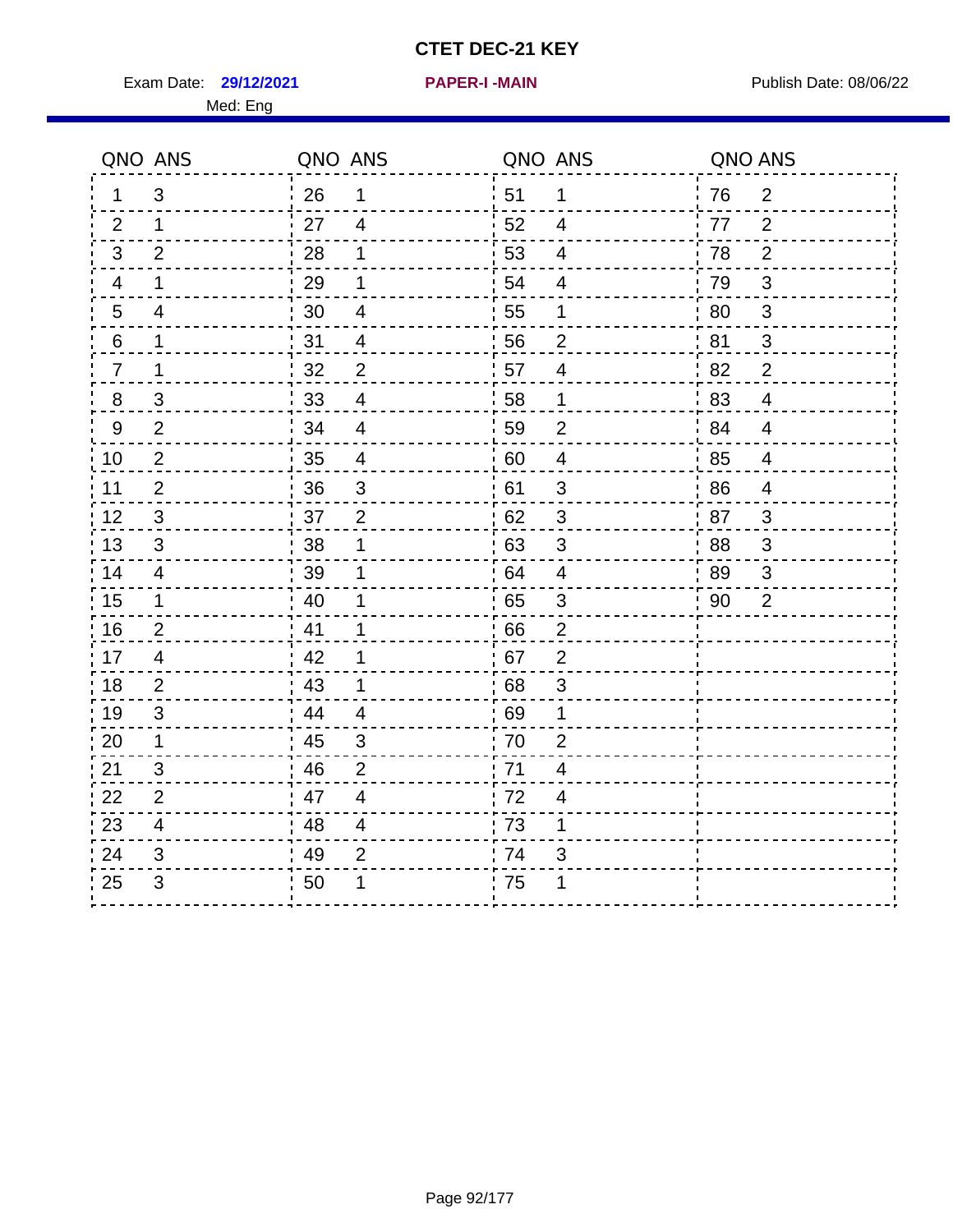# CTET DEC-21 KEY

Exam Date: **29/12/2021** **PAPER-I -MAIN** Publish Date: 08/06/22

Med: Eng

| QNO | ANS | QNO | ANS | QNO | ANS | QNO | ANS |
|---|---|---|---|---|---|---|---|
| 1 | 3 | 26 | 1 | 51 | 1 | 76 | 2 |
| 2 | 1 | 27 | 4 | 52 | 4 | 77 | 2 |
| 3 | 2 | 28 | 1 | 53 | 4 | 78 | 2 |
| 4 | 1 | 29 | 1 | 54 | 4 | 79 | 3 |
| 5 | 4 | 30 | 4 | 55 | 1 | 80 | 3 |
| 6 | 1 | 31 | 4 | 56 | 2 | 81 | 3 |
| 7 | 1 | 32 | 2 | 57 | 4 | 82 | 2 |
| 8 | 3 | 33 | 4 | 58 | 1 | 83 | 4 |
| 9 | 2 | 34 | 4 | 59 | 2 | 84 | 4 |
| 10 | 2 | 35 | 4 | 60 | 4 | 85 | 4 |
| 11 | 2 | 36 | 3 | 61 | 3 | 86 | 4 |
| 12 | 3 | 37 | 2 | 62 | 3 | 87 | 3 |
| 13 | 3 | 38 | 1 | 63 | 3 | 88 | 3 |
| 14 | 4 | 39 | 1 | 64 | 4 | 89 | 3 |
| 15 | 1 | 40 | 1 | 65 | 3 | 90 | 2 |
| 16 | 2 | 41 | 1 | 66 | 2 | | |
| 17 | 4 | 42 | 1 | 67 | 2 | | |
| 18 | 2 | 43 | 1 | 68 | 3 | | |
| 19 | 3 | 44 | 4 | 69 | 1 | | |
| 20 | 1 | 45 | 3 | 70 | 2 | | |
| 21 | 3 | 46 | 2 | 71 | 4 | | |
| 22 | 2 | 47 | 4 | 72 | 4 | | |
| 23 | 4 | 48 | 4 | 73 | 1 | | |
| 24 | 3 | 49 | 2 | 74 | 3 | | |
| 25 | 3 | 50 | 1 | 75 | 1 | | |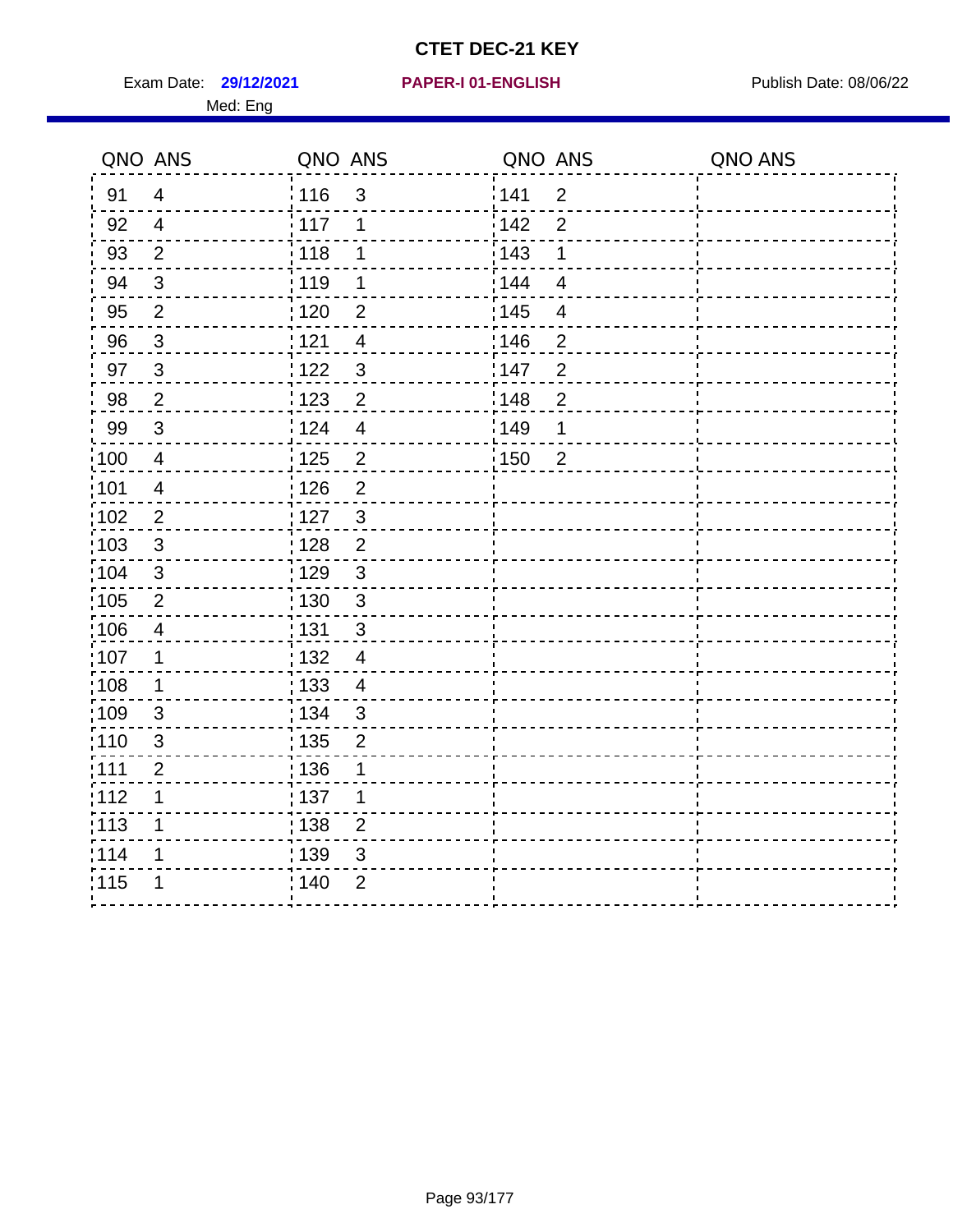# CTET DEC-21 KEY

Exam Date: **29/12/2021** **PAPER-I 01-ENGLISH** Publish Date: 08/06/22

Med: Eng

| QNO | ANS | QNO | ANS | QNO | ANS | QNO | ANS |
|---|---|---|---|---|---|---|---|
| 91 | 4 | 116 | 3 | 141 | 2 | | |
| 92 | 4 | 117 | 1 | 142 | 2 | | |
| 93 | 2 | 118 | 1 | 143 | 1 | | |
| 94 | 3 | 119 | 1 | 144 | 4 | | |
| 95 | 2 | 120 | 2 | 145 | 4 | | |
| 96 | 3 | 121 | 4 | 146 | 2 | | |
| 97 | 3 | 122 | 3 | 147 | 2 | | |
| 98 | 2 | 123 | 2 | 148 | 2 | | |
| 99 | 3 | 124 | 4 | 149 | 1 | | |
| 100 | 4 | 125 | 2 | 150 | 2 | | |
| 101 | 4 | 126 | 2 | | | | |
| 102 | 2 | 127 | 3 | | | | |
| 103 | 3 | 128 | 2 | | | | |
| 104 | 3 | 129 | 3 | | | | |
| 105 | 2 | 130 | 3 | | | | |
| 106 | 4 | 131 | 3 | | | | |
| 107 | 1 | 132 | 4 | | | | |
| 108 | 1 | 133 | 4 | | | | |
| 109 | 3 | 134 | 3 | | | | |
| 110 | 3 | 135 | 2 | | | | |
| 111 | 2 | 136 | 1 | | | | |
| 112 | 1 | 137 | 1 | | | | |
| 113 | 1 | 138 | 2 | | | | |
| 114 | 1 | 139 | 3 | | | | |
| 115 | 1 | 140 | 2 | | | | |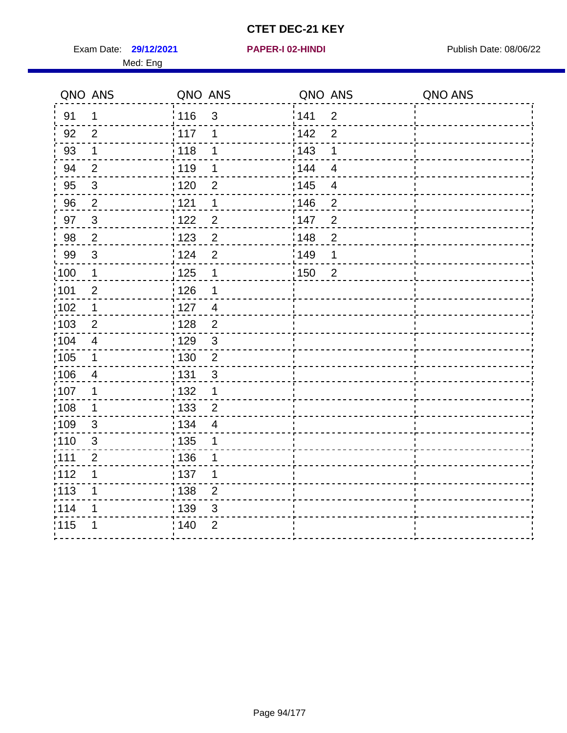# CTET DEC-21 KEY

Exam Date: **29/12/2021** **PAPER-I 02-HINDI** Publish Date: 08/06/22

Med: Eng

| QNO | ANS | QNO | ANS | QNO | ANS | QNO | ANS |
|---|---|---|---|---|---|---|---|
| 91 | 1 | 116 | 3 | 141 | 2 | | |
| 92 | 2 | 117 | 1 | 142 | 2 | | |
| 93 | 1 | 118 | 1 | 143 | 1 | | |
| 94 | 2 | 119 | 1 | 144 | 4 | | |
| 95 | 3 | 120 | 2 | 145 | 4 | | |
| 96 | 2 | 121 | 1 | 146 | 2 | | |
| 97 | 3 | 122 | 2 | 147 | 2 | | |
| 98 | 2 | 123 | 2 | 148 | 2 | | |
| 99 | 3 | 124 | 2 | 149 | 1 | | |
| 100 | 1 | 125 | 1 | 150 | 2 | | |
| 101 | 2 | 126 | 1 | | | | |
| 102 | 1 | 127 | 4 | | | | |
| 103 | 2 | 128 | 2 | | | | |
| 104 | 4 | 129 | 3 | | | | |
| 105 | 1 | 130 | 2 | | | | |
| 106 | 4 | 131 | 3 | | | | |
| 107 | 1 | 132 | 1 | | | | |
| 108 | 1 | 133 | 2 | | | | |
| 109 | 3 | 134 | 4 | | | | |
| 110 | 3 | 135 | 1 | | | | |
| 111 | 2 | 136 | 1 | | | | |
| 112 | 1 | 137 | 1 | | | | |
| 113 | 1 | 138 | 2 | | | | |
| 114 | 1 | 139 | 3 | | | | |
| 115 | 1 | 140 | 2 | | | | |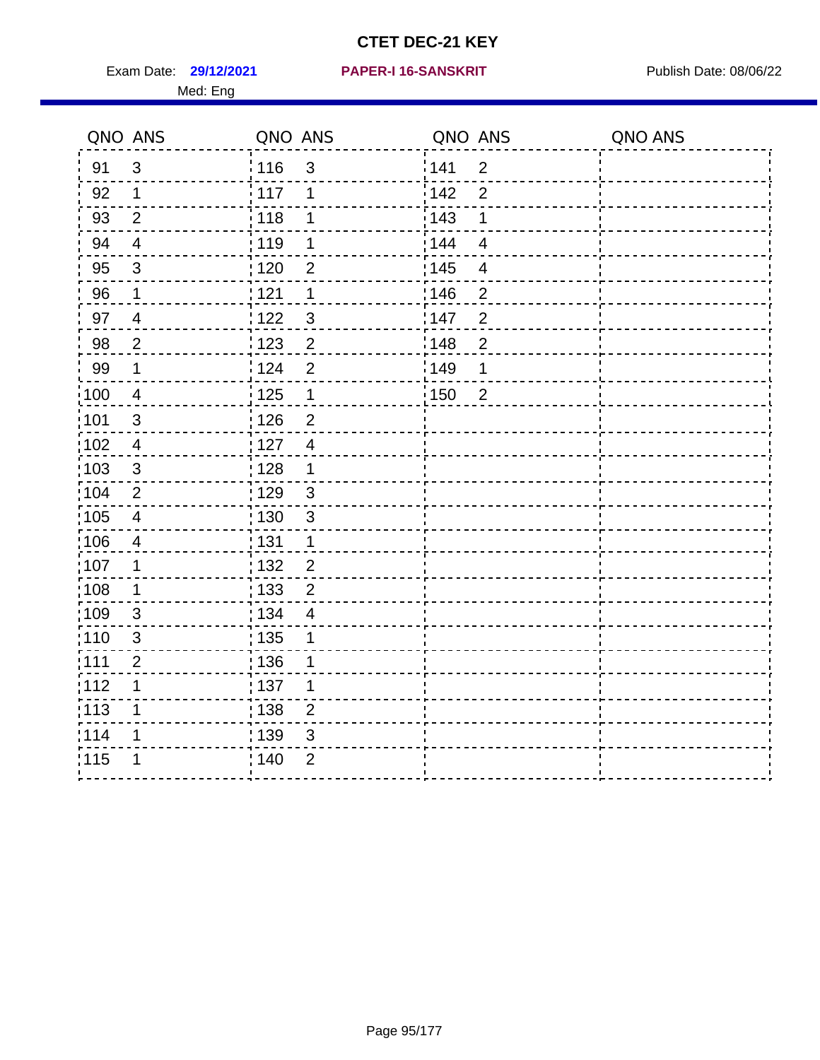# CTET DEC-21 KEY

Exam Date: **29/12/2021** **PAPER-I 16-SANSKRIT** Publish Date: 08/06/22

Med: Eng

| QNO | ANS | QNO | ANS | QNO | ANS | QNO | ANS |
|---|---|---|---|---|---|---|---|
| 91 | 3 | 116 | 3 | 141 | 2 | | |
| 92 | 1 | 117 | 1 | 142 | 2 | | |
| 93 | 2 | 118 | 1 | 143 | 1 | | |
| 94 | 4 | 119 | 1 | 144 | 4 | | |
| 95 | 3 | 120 | 2 | 145 | 4 | | |
| 96 | 1 | 121 | 1 | 146 | 2 | | |
| 97 | 4 | 122 | 3 | 147 | 2 | | |
| 98 | 2 | 123 | 2 | 148 | 2 | | |
| 99 | 1 | 124 | 2 | 149 | 1 | | |
| 100 | 4 | 125 | 1 | 150 | 2 | | |
| 101 | 3 | 126 | 2 | | | | |
| 102 | 4 | 127 | 4 | | | | |
| 103 | 3 | 128 | 1 | | | | |
| 104 | 2 | 129 | 3 | | | | |
| 105 | 4 | 130 | 3 | | | | |
| 106 | 4 | 131 | 1 | | | | |
| 107 | 1 | 132 | 2 | | | | |
| 108 | 1 | 133 | 2 | | | | |
| 109 | 3 | 134 | 4 | | | | |
| 110 | 3 | 135 | 1 | | | | |
| 111 | 2 | 136 | 1 | | | | |
| 112 | 1 | 137 | 1 | | | | |
| 113 | 1 | 138 | 2 | | | | |
| 114 | 1 | 139 | 3 | | | | |
| 115 | 1 | 140 | 2 | | | | |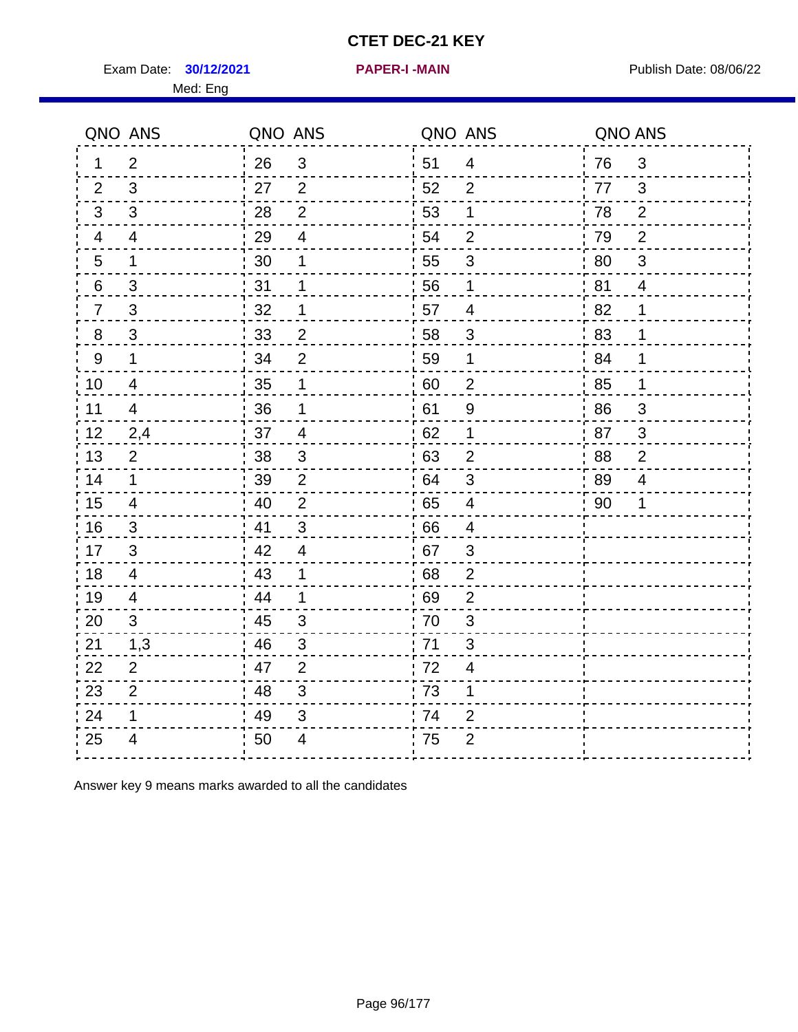# CTET DEC-21 KEY

Exam Date: **30/12/2021** **PAPER-I -MAIN** Publish Date: 08/06/22

Med: Eng

| QNO | ANS | QNO | ANS | QNO | ANS | QNO | ANS |
|---|---|---|---|---|---|---|---|
| 1 | 2 | 26 | 3 | 51 | 4 | 76 | 3 |
| 2 | 3 | 27 | 2 | 52 | 2 | 77 | 3 |
| 3 | 3 | 28 | 2 | 53 | 1 | 78 | 2 |
| 4 | 4 | 29 | 4 | 54 | 2 | 79 | 2 |
| 5 | 1 | 30 | 1 | 55 | 3 | 80 | 3 |
| 6 | 3 | 31 | 1 | 56 | 1 | 81 | 4 |
| 7 | 3 | 32 | 1 | 57 | 4 | 82 | 1 |
| 8 | 3 | 33 | 2 | 58 | 3 | 83 | 1 |
| 9 | 1 | 34 | 2 | 59 | 1 | 84 | 1 |
| 10 | 4 | 35 | 1 | 60 | 2 | 85 | 1 |
| 11 | 4 | 36 | 1 | 61 | 9 | 86 | 3 |
| 12 | 2,4 | 37 | 4 | 62 | 1 | 87 | 3 |
| 13 | 2 | 38 | 3 | 63 | 2 | 88 | 2 |
| 14 | 1 | 39 | 2 | 64 | 3 | 89 | 4 |
| 15 | 4 | 40 | 2 | 65 | 4 | 90 | 1 |
| 16 | 3 | 41 | 3 | 66 | 4 | | |
| 17 | 3 | 42 | 4 | 67 | 3 | | |
| 18 | 4 | 43 | 1 | 68 | 2 | | |
| 19 | 4 | 44 | 1 | 69 | 2 | | |
| 20 | 3 | 45 | 3 | 70 | 3 | | |
| 21 | 1,3 | 46 | 3 | 71 | 3 | | |
| 22 | 2 | 47 | 2 | 72 | 4 | | |
| 23 | 2 | 48 | 3 | 73 | 1 | | |
| 24 | 1 | 49 | 3 | 74 | 2 | | |
| 25 | 4 | 50 | 4 | 75 | 2 | | |

Answer key 9 means marks awarded to all the candidates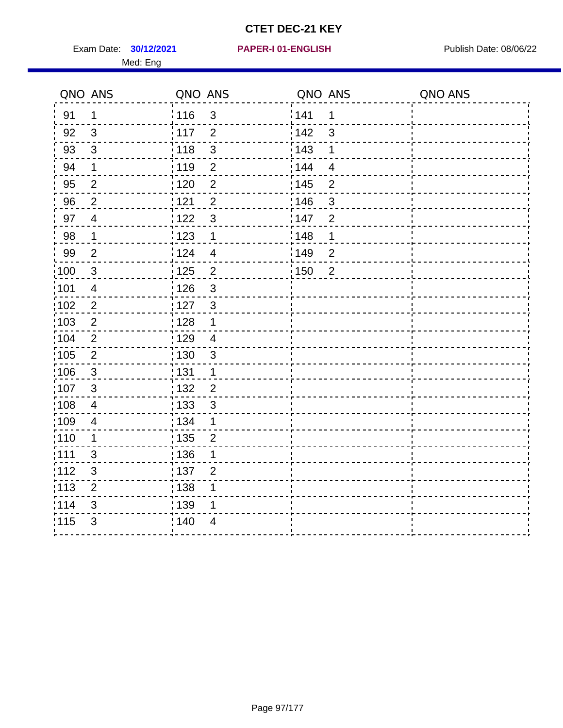# CTET DEC-21 KEY

Exam Date: **30/12/2021** **PAPER-I 01-ENGLISH** Publish Date: 08/06/22

Med: Eng

| QNO | ANS | QNO | ANS | QNO | ANS | QNO | ANS |
|---|---|---|---|---|---|---|---|
| 91 | 1 | 116 | 3 | 141 | 1 | | |
| 92 | 3 | 117 | 2 | 142 | 3 | | |
| 93 | 3 | 118 | 3 | 143 | 1 | | |
| 94 | 1 | 119 | 2 | 144 | 4 | | |
| 95 | 2 | 120 | 2 | 145 | 2 | | |
| 96 | 2 | 121 | 2 | 146 | 3 | | |
| 97 | 4 | 122 | 3 | 147 | 2 | | |
| 98 | 1 | 123 | 1 | 148 | 1 | | |
| 99 | 2 | 124 | 4 | 149 | 2 | | |
| 100 | 3 | 125 | 2 | 150 | 2 | | |
| 101 | 4 | 126 | 3 | | | | |
| 102 | 2 | 127 | 3 | | | | |
| 103 | 2 | 128 | 1 | | | | |
| 104 | 2 | 129 | 4 | | | | |
| 105 | 2 | 130 | 3 | | | | |
| 106 | 3 | 131 | 1 | | | | |
| 107 | 3 | 132 | 2 | | | | |
| 108 | 4 | 133 | 3 | | | | |
| 109 | 4 | 134 | 1 | | | | |
| 110 | 1 | 135 | 2 | | | | |
| 111 | 3 | 136 | 1 | | | | |
| 112 | 3 | 137 | 2 | | | | |
| 113 | 2 | 138 | 1 | | | | |
| 114 | 3 | 139 | 1 | | | | |
| 115 | 3 | 140 | 4 | | | | |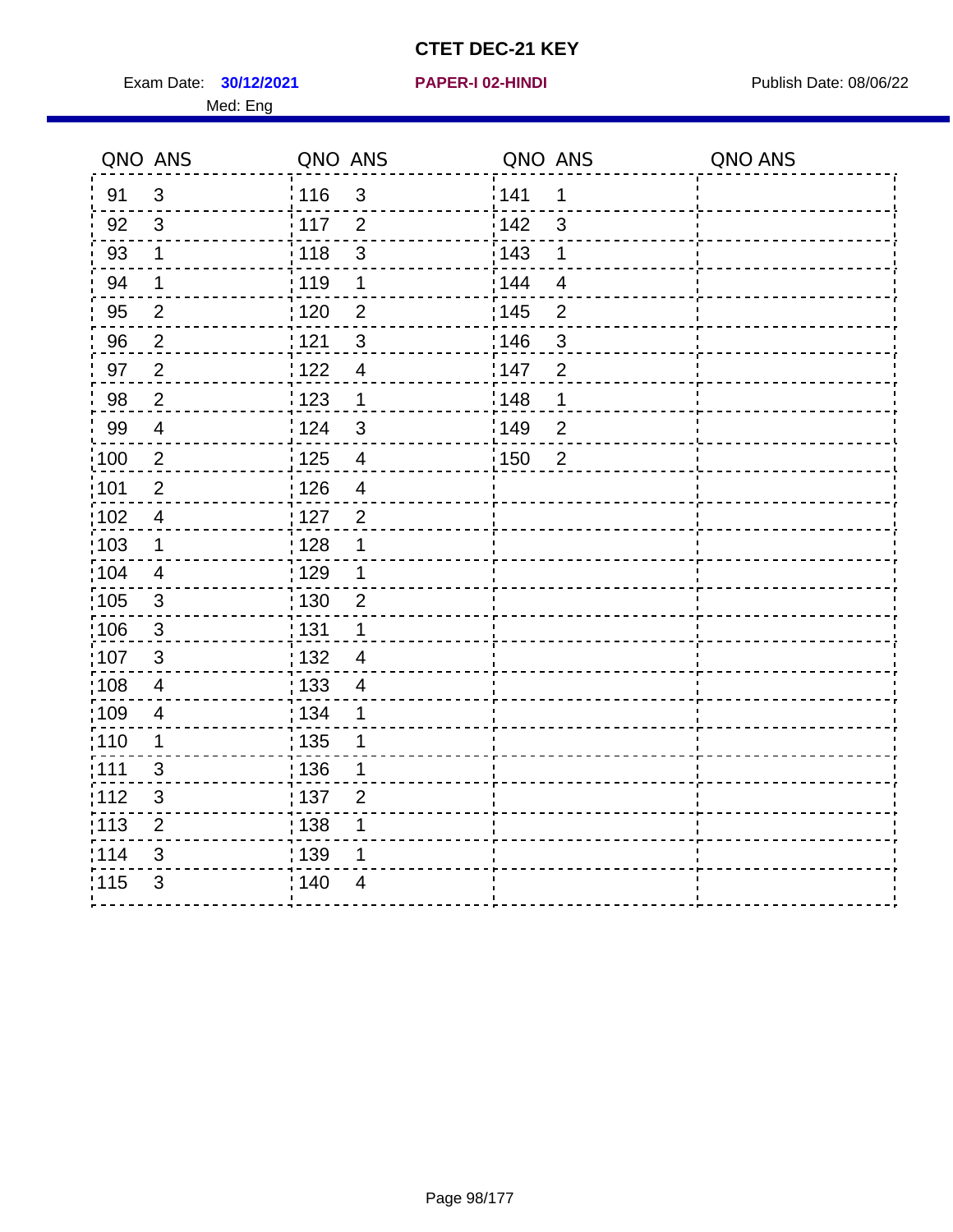# CTET DEC-21 KEY

Exam Date: **30/12/2021** **PAPER-I 02-HINDI** Publish Date: 08/06/22

Med: Eng

| QNO | ANS | QNO | ANS | QNO | ANS | QNO | ANS |
|---|---|---|---|---|---|---|---|
| 91 | 3 | 116 | 3 | 141 | 1 | | |
| 92 | 3 | 117 | 2 | 142 | 3 | | |
| 93 | 1 | 118 | 3 | 143 | 1 | | |
| 94 | 1 | 119 | 1 | 144 | 4 | | |
| 95 | 2 | 120 | 2 | 145 | 2 | | |
| 96 | 2 | 121 | 3 | 146 | 3 | | |
| 97 | 2 | 122 | 4 | 147 | 2 | | |
| 98 | 2 | 123 | 1 | 148 | 1 | | |
| 99 | 4 | 124 | 3 | 149 | 2 | | |
| 100 | 2 | 125 | 4 | 150 | 2 | | |
| 101 | 2 | 126 | 4 | | | | |
| 102 | 4 | 127 | 2 | | | | |
| 103 | 1 | 128 | 1 | | | | |
| 104 | 4 | 129 | 1 | | | | |
| 105 | 3 | 130 | 2 | | | | |
| 106 | 3 | 131 | 1 | | | | |
| 107 | 3 | 132 | 4 | | | | |
| 108 | 4 | 133 | 4 | | | | |
| 109 | 4 | 134 | 1 | | | | |
| 110 | 1 | 135 | 1 | | | | |
| 111 | 3 | 136 | 1 | | | | |
| 112 | 3 | 137 | 2 | | | | |
| 113 | 2 | 138 | 1 | | | | |
| 114 | 3 | 139 | 1 | | | | |
| 115 | 3 | 140 | 4 | | | | |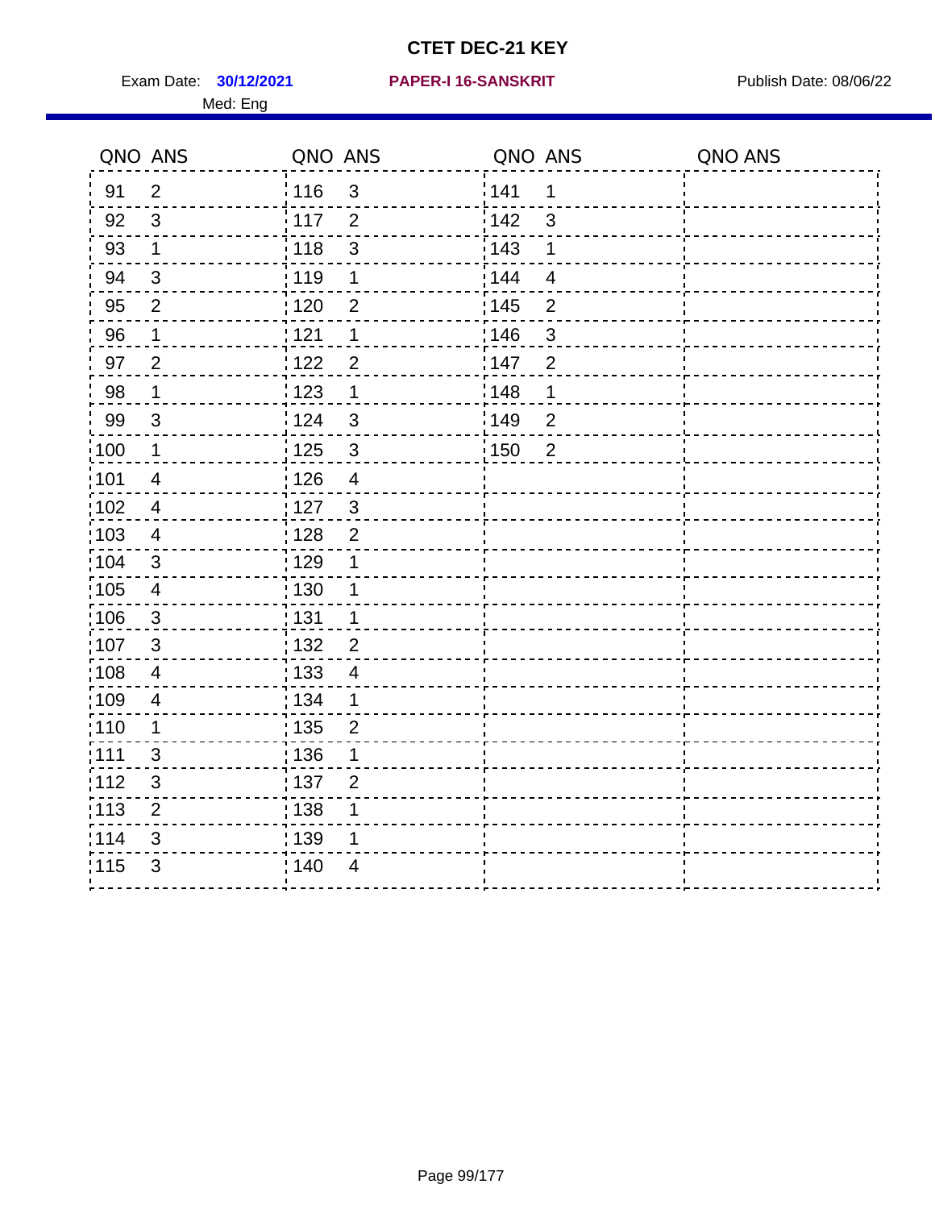# CTET DEC-21 KEY

Exam Date: **30/12/2021** **PAPER-I 16-SANSKRIT** Publish Date: 08/06/22

Med: Eng

| QNO | ANS | QNO | ANS | QNO | ANS | QNO | ANS |
|---|---|---|---|---|---|---|---|
| 91 | 2 | 116 | 3 | 141 | 1 | | |
| 92 | 3 | 117 | 2 | 142 | 3 | | |
| 93 | 1 | 118 | 3 | 143 | 1 | | |
| 94 | 3 | 119 | 1 | 144 | 4 | | |
| 95 | 2 | 120 | 2 | 145 | 2 | | |
| 96 | 1 | 121 | 1 | 146 | 3 | | |
| 97 | 2 | 122 | 2 | 147 | 2 | | |
| 98 | 1 | 123 | 1 | 148 | 1 | | |
| 99 | 3 | 124 | 3 | 149 | 2 | | |
| 100 | 1 | 125 | 3 | 150 | 2 | | |
| 101 | 4 | 126 | 4 | | | | |
| 102 | 4 | 127 | 3 | | | | |
| 103 | 4 | 128 | 2 | | | | |
| 104 | 3 | 129 | 1 | | | | |
| 105 | 4 | 130 | 1 | | | | |
| 106 | 3 | 131 | 1 | | | | |
| 107 | 3 | 132 | 2 | | | | |
| 108 | 4 | 133 | 4 | | | | |
| 109 | 4 | 134 | 1 | | | | |
| 110 | 1 | 135 | 2 | | | | |
| 111 | 3 | 136 | 1 | | | | |
| 112 | 3 | 137 | 2 | | | | |
| 113 | 2 | 138 | 1 | | | | |
| 114 | 3 | 139 | 1 | | | | |
| 115 | 3 | 140 | 4 | | | | |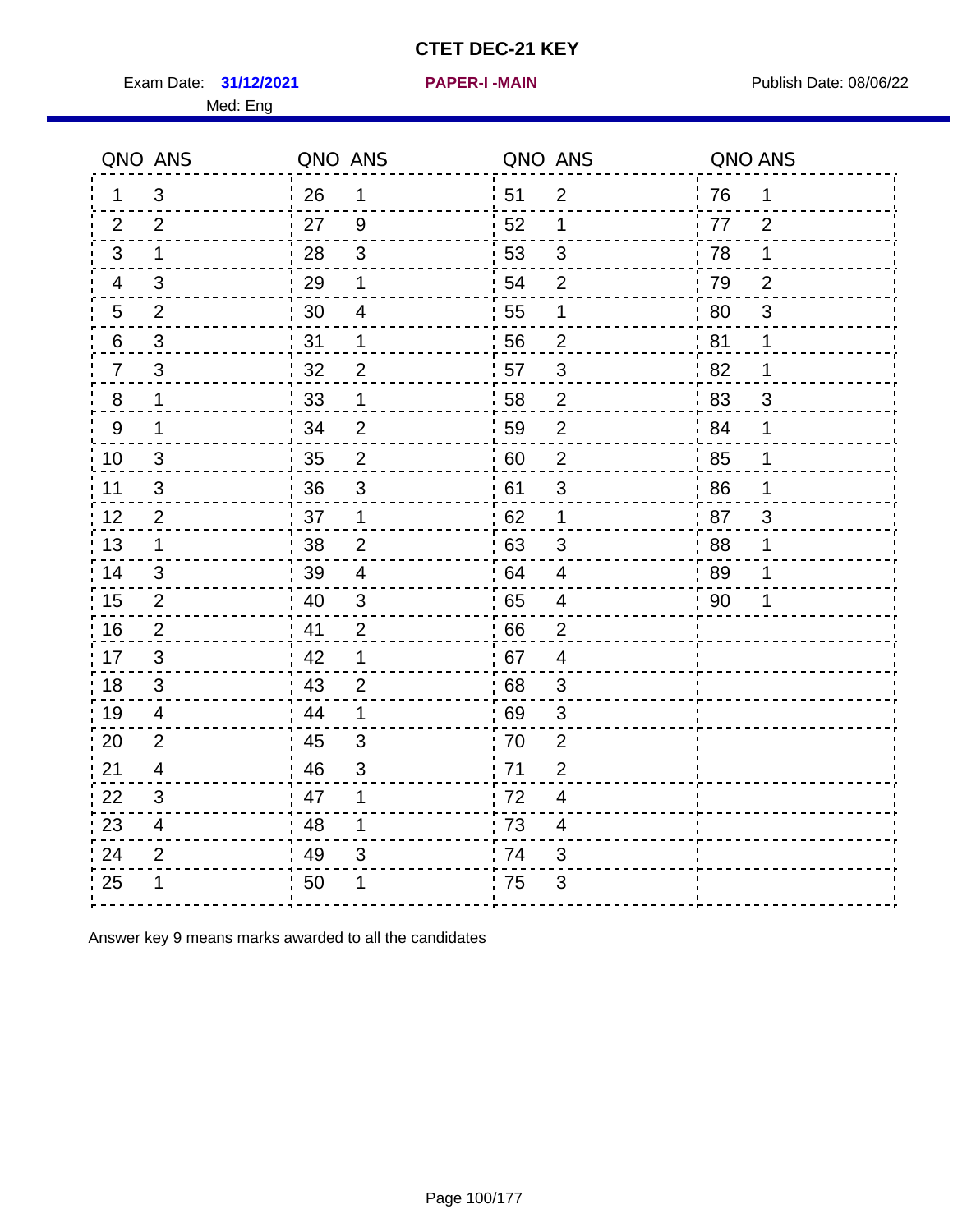# CTET DEC-21 KEY

Exam Date: **31/12/2021** **PAPER-I -MAIN** Publish Date: 08/06/22

Med: Eng

| QNO | ANS | QNO | ANS | QNO | ANS | QNO | ANS |
|---|---|---|---|---|---|---|---|
| 1 | 3 | 26 | 1 | 51 | 2 | 76 | 1 |
| 2 | 2 | 27 | 9 | 52 | 1 | 77 | 2 |
| 3 | 1 | 28 | 3 | 53 | 3 | 78 | 1 |
| 4 | 3 | 29 | 1 | 54 | 2 | 79 | 2 |
| 5 | 2 | 30 | 4 | 55 | 1 | 80 | 3 |
| 6 | 3 | 31 | 1 | 56 | 2 | 81 | 1 |
| 7 | 3 | 32 | 2 | 57 | 3 | 82 | 1 |
| 8 | 1 | 33 | 1 | 58 | 2 | 83 | 3 |
| 9 | 1 | 34 | 2 | 59 | 2 | 84 | 1 |
| 10 | 3 | 35 | 2 | 60 | 2 | 85 | 1 |
| 11 | 3 | 36 | 3 | 61 | 3 | 86 | 1 |
| 12 | 2 | 37 | 1 | 62 | 1 | 87 | 3 |
| 13 | 1 | 38 | 2 | 63 | 3 | 88 | 1 |
| 14 | 3 | 39 | 4 | 64 | 4 | 89 | 1 |
| 15 | 2 | 40 | 3 | 65 | 4 | 90 | 1 |
| 16 | 2 | 41 | 2 | 66 | 2 | | |
| 17 | 3 | 42 | 1 | 67 | 4 | | |
| 18 | 3 | 43 | 2 | 68 | 3 | | |
| 19 | 4 | 44 | 1 | 69 | 3 | | |
| 20 | 2 | 45 | 3 | 70 | 2 | | |
| 21 | 4 | 46 | 3 | 71 | 2 | | |
| 22 | 3 | 47 | 1 | 72 | 4 | | |
| 23 | 4 | 48 | 1 | 73 | 4 | | |
| 24 | 2 | 49 | 3 | 74 | 3 | | |
| 25 | 1 | 50 | 1 | 75 | 3 | | |

Answer key 9 means marks awarded to all the candidates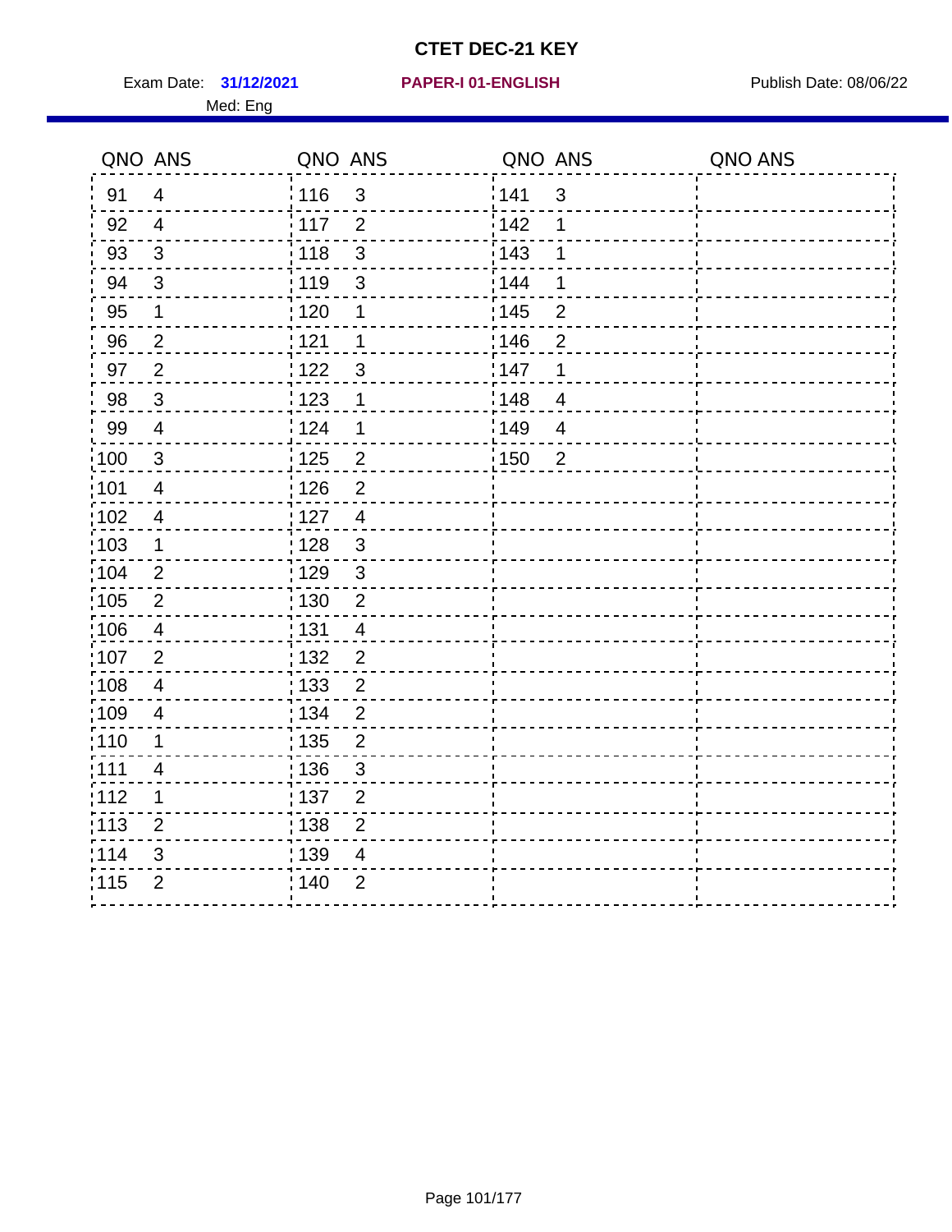# CTET DEC-21 KEY

Exam Date: **31/12/2021** **PAPER-I 01-ENGLISH** Publish Date: 08/06/22

Med: Eng

| QNO | ANS | QNO | ANS | QNO | ANS | QNO | ANS |
|---|---|---|---|---|---|---|---|
| 91 | 4 | 116 | 3 | 141 | 3 | | |
| 92 | 4 | 117 | 2 | 142 | 1 | | |
| 93 | 3 | 118 | 3 | 143 | 1 | | |
| 94 | 3 | 119 | 3 | 144 | 1 | | |
| 95 | 1 | 120 | 1 | 145 | 2 | | |
| 96 | 2 | 121 | 1 | 146 | 2 | | |
| 97 | 2 | 122 | 3 | 147 | 1 | | |
| 98 | 3 | 123 | 1 | 148 | 4 | | |
| 99 | 4 | 124 | 1 | 149 | 4 | | |
| 100 | 3 | 125 | 2 | 150 | 2 | | |
| 101 | 4 | 126 | 2 | | | | |
| 102 | 4 | 127 | 4 | | | | |
| 103 | 1 | 128 | 3 | | | | |
| 104 | 2 | 129 | 3 | | | | |
| 105 | 2 | 130 | 2 | | | | |
| 106 | 4 | 131 | 4 | | | | |
| 107 | 2 | 132 | 2 | | | | |
| 108 | 4 | 133 | 2 | | | | |
| 109 | 4 | 134 | 2 | | | | |
| 110 | 1 | 135 | 2 | | | | |
| 111 | 4 | 136 | 3 | | | | |
| 112 | 1 | 137 | 2 | | | | |
| 113 | 2 | 138 | 2 | | | | |
| 114 | 3 | 139 | 4 | | | | |
| 115 | 2 | 140 | 2 | | | | |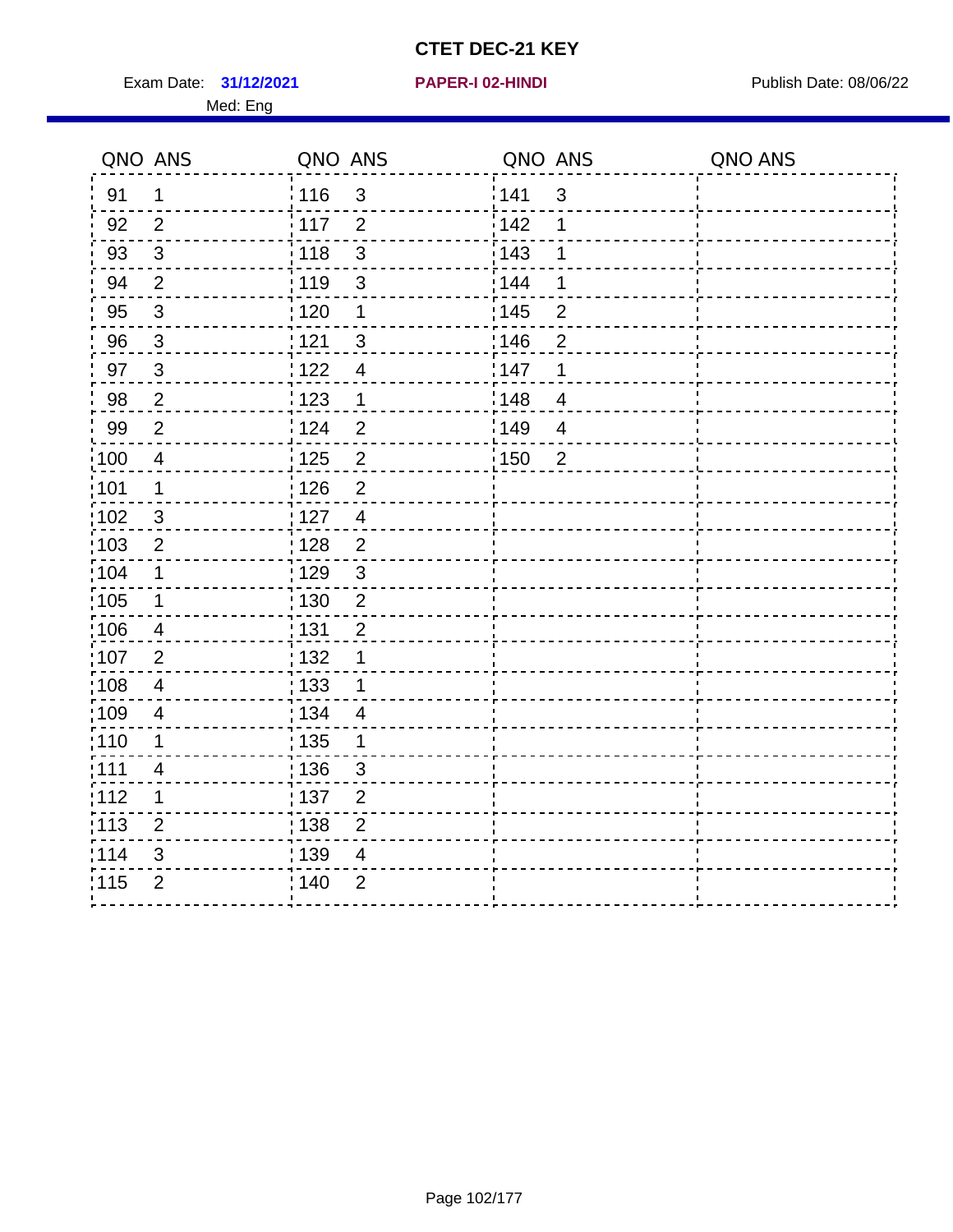# CTET DEC-21 KEY

Exam Date: **31/12/2021** **PAPER-I 02-HINDI** Publish Date: 08/06/22

Med: Eng

| QNO | ANS | QNO | ANS | QNO | ANS | QNO | ANS |
|---|---|---|---|---|---|---|---|
| 91 | 1 | 116 | 3 | 141 | 3 | | |
| 92 | 2 | 117 | 2 | 142 | 1 | | |
| 93 | 3 | 118 | 3 | 143 | 1 | | |
| 94 | 2 | 119 | 3 | 144 | 1 | | |
| 95 | 3 | 120 | 1 | 145 | 2 | | |
| 96 | 3 | 121 | 3 | 146 | 2 | | |
| 97 | 3 | 122 | 4 | 147 | 1 | | |
| 98 | 2 | 123 | 1 | 148 | 4 | | |
| 99 | 2 | 124 | 2 | 149 | 4 | | |
| 100 | 4 | 125 | 2 | 150 | 2 | | |
| 101 | 1 | 126 | 2 | | | | |
| 102 | 3 | 127 | 4 | | | | |
| 103 | 2 | 128 | 2 | | | | |
| 104 | 1 | 129 | 3 | | | | |
| 105 | 1 | 130 | 2 | | | | |
| 106 | 4 | 131 | 2 | | | | |
| 107 | 2 | 132 | 1 | | | | |
| 108 | 4 | 133 | 1 | | | | |
| 109 | 4 | 134 | 4 | | | | |
| 110 | 1 | 135 | 1 | | | | |
| 111 | 4 | 136 | 3 | | | | |
| 112 | 1 | 137 | 2 | | | | |
| 113 | 2 | 138 | 2 | | | | |
| 114 | 3 | 139 | 4 | | | | |
| 115 | 2 | 140 | 2 | | | | |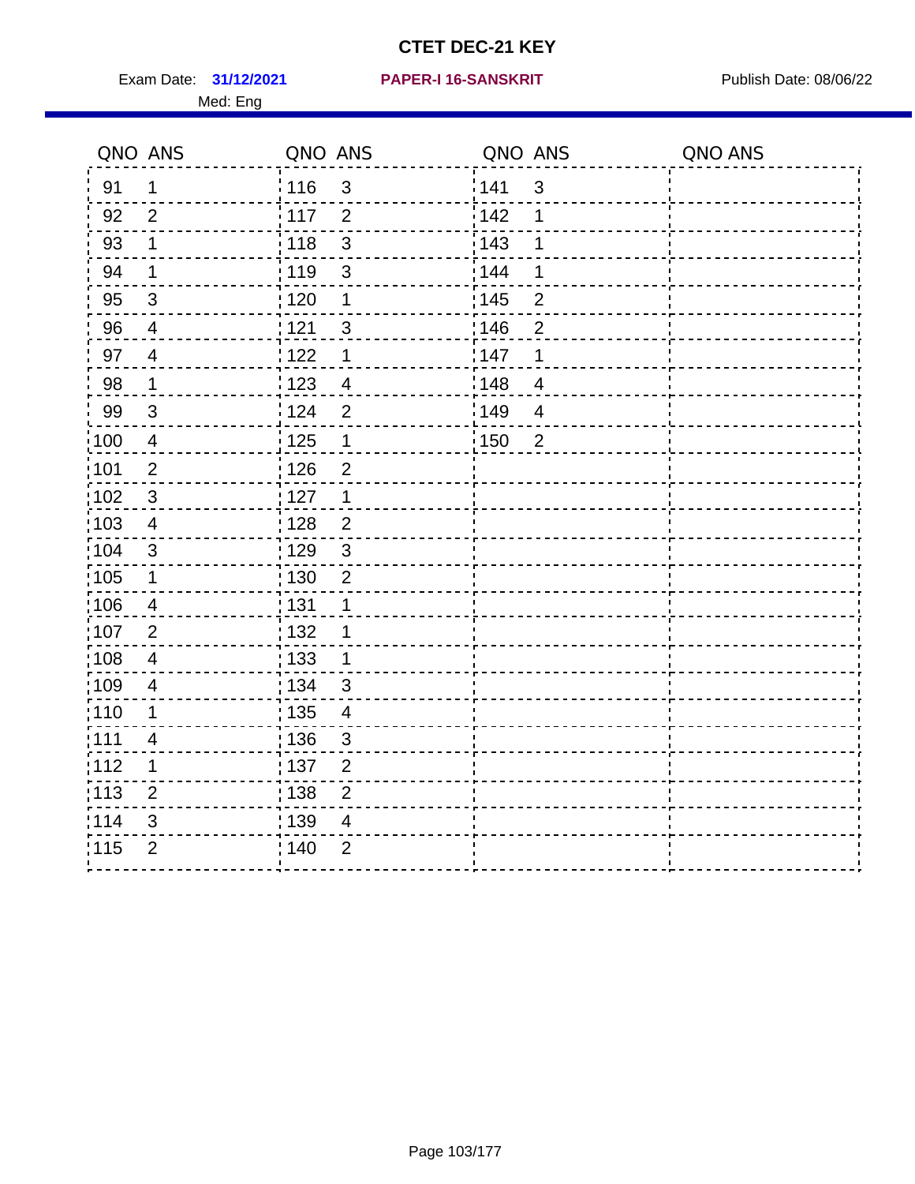# CTET DEC-21 KEY

Exam Date: **31/12/2021** **PAPER-I 16-SANSKRIT** Publish Date: 08/06/22

Med: Eng

| QNO | ANS | QNO | ANS | QNO | ANS | QNO | ANS |
|---|---|---|---|---|---|---|---|
| 91 | 1 | 116 | 3 | 141 | 3 | | |
| 92 | 2 | 117 | 2 | 142 | 1 | | |
| 93 | 1 | 118 | 3 | 143 | 1 | | |
| 94 | 1 | 119 | 3 | 144 | 1 | | |
| 95 | 3 | 120 | 1 | 145 | 2 | | |
| 96 | 4 | 121 | 3 | 146 | 2 | | |
| 97 | 4 | 122 | 1 | 147 | 1 | | |
| 98 | 1 | 123 | 4 | 148 | 4 | | |
| 99 | 3 | 124 | 2 | 149 | 4 | | |
| 100 | 4 | 125 | 1 | 150 | 2 | | |
| 101 | 2 | 126 | 2 | | | | |
| 102 | 3 | 127 | 1 | | | | |
| 103 | 4 | 128 | 2 | | | | |
| 104 | 3 | 129 | 3 | | | | |
| 105 | 1 | 130 | 2 | | | | |
| 106 | 4 | 131 | 1 | | | | |
| 107 | 2 | 132 | 1 | | | | |
| 108 | 4 | 133 | 1 | | | | |
| 109 | 4 | 134 | 3 | | | | |
| 110 | 1 | 135 | 4 | | | | |
| 111 | 4 | 136 | 3 | | | | |
| 112 | 1 | 137 | 2 | | | | |
| 113 | 2 | 138 | 2 | | | | |
| 114 | 3 | 139 | 4 | | | | |
| 115 | 2 | 140 | 2 | | | | |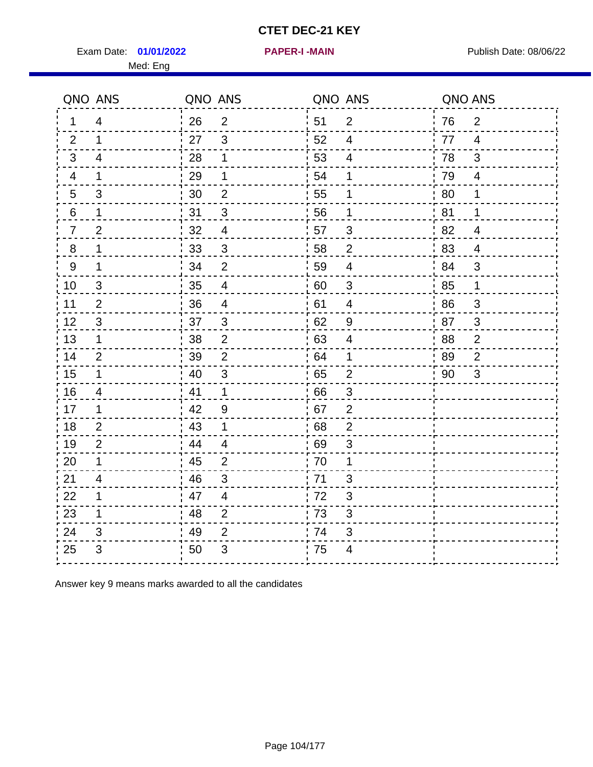# CTET DEC-21 KEY

Exam Date: **01/01/2022** **PAPER-I -MAIN** Publish Date: 08/06/22

Med: Eng

| QNO | ANS | QNO | ANS | QNO | ANS | QNO | ANS |
|---|---|---|---|---|---|---|---|
| 1 | 4 | 26 | 2 | 51 | 2 | 76 | 2 |
| 2 | 1 | 27 | 3 | 52 | 4 | 77 | 4 |
| 3 | 4 | 28 | 1 | 53 | 4 | 78 | 3 |
| 4 | 1 | 29 | 1 | 54 | 1 | 79 | 4 |
| 5 | 3 | 30 | 2 | 55 | 1 | 80 | 1 |
| 6 | 1 | 31 | 3 | 56 | 1 | 81 | 1 |
| 7 | 2 | 32 | 4 | 57 | 3 | 82 | 4 |
| 8 | 1 | 33 | 3 | 58 | 2 | 83 | 4 |
| 9 | 1 | 34 | 2 | 59 | 4 | 84 | 3 |
| 10 | 3 | 35 | 4 | 60 | 3 | 85 | 1 |
| 11 | 2 | 36 | 4 | 61 | 4 | 86 | 3 |
| 12 | 3 | 37 | 3 | 62 | 9 | 87 | 3 |
| 13 | 1 | 38 | 2 | 63 | 4 | 88 | 2 |
| 14 | 2 | 39 | 2 | 64 | 1 | 89 | 2 |
| 15 | 1 | 40 | 3 | 65 | 2 | 90 | 3 |
| 16 | 4 | 41 | 1 | 66 | 3 | | |
| 17 | 1 | 42 | 9 | 67 | 2 | | |
| 18 | 2 | 43 | 1 | 68 | 2 | | |
| 19 | 2 | 44 | 4 | 69 | 3 | | |
| 20 | 1 | 45 | 2 | 70 | 1 | | |
| 21 | 4 | 46 | 3 | 71 | 3 | | |
| 22 | 1 | 47 | 4 | 72 | 3 | | |
| 23 | 1 | 48 | 2 | 73 | 3 | | |
| 24 | 3 | 49 | 2 | 74 | 3 | | |
| 25 | 3 | 50 | 3 | 75 | 4 | | |

Answer key 9 means marks awarded to all the candidates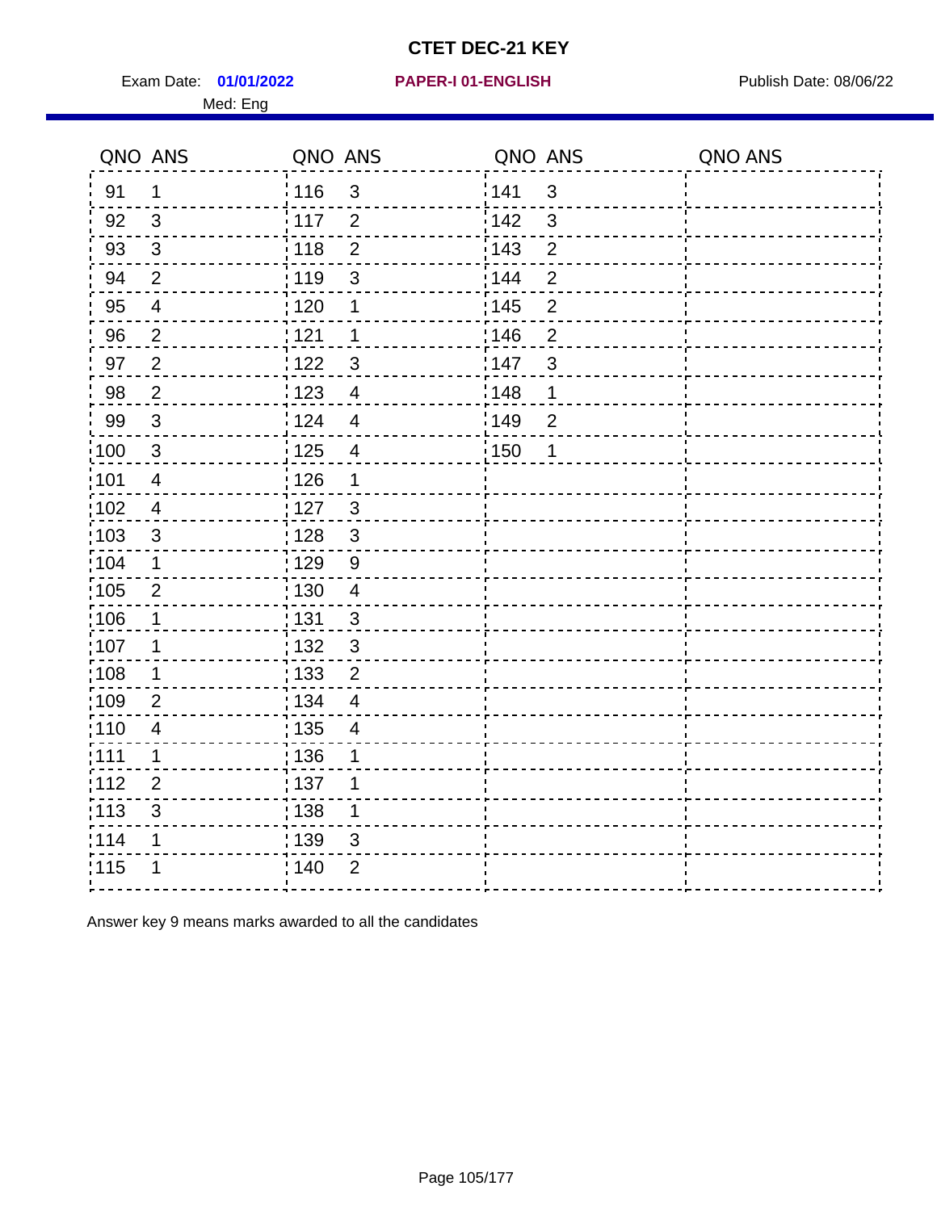# CTET DEC-21 KEY

Exam Date: **01/01/2022** **PAPER-I 01-ENGLISH** Publish Date: 08/06/22

Med: Eng

| QNO | ANS | QNO | ANS | QNO | ANS | QNO | ANS |
|---|---|---|---|---|---|---|---|
| 91 | 1 | 116 | 3 | 141 | 3 | | |
| 92 | 3 | 117 | 2 | 142 | 3 | | |
| 93 | 3 | 118 | 2 | 143 | 2 | | |
| 94 | 2 | 119 | 3 | 144 | 2 | | |
| 95 | 4 | 120 | 1 | 145 | 2 | | |
| 96 | 2 | 121 | 1 | 146 | 2 | | |
| 97 | 2 | 122 | 3 | 147 | 3 | | |
| 98 | 2 | 123 | 4 | 148 | 1 | | |
| 99 | 3 | 124 | 4 | 149 | 2 | | |
| 100 | 3 | 125 | 4 | 150 | 1 | | |
| 101 | 4 | 126 | 1 | | | | |
| 102 | 4 | 127 | 3 | | | | |
| 103 | 3 | 128 | 3 | | | | |
| 104 | 1 | 129 | 9 | | | | |
| 105 | 2 | 130 | 4 | | | | |
| 106 | 1 | 131 | 3 | | | | |
| 107 | 1 | 132 | 3 | | | | |
| 108 | 1 | 133 | 2 | | | | |
| 109 | 2 | 134 | 4 | | | | |
| 110 | 4 | 135 | 4 | | | | |
| 111 | 1 | 136 | 1 | | | | |
| 112 | 2 | 137 | 1 | | | | |
| 113 | 3 | 138 | 1 | | | | |
| 114 | 1 | 139 | 3 | | | | |
| 115 | 1 | 140 | 2 | | | | |

Answer key 9 means marks awarded to all the candidates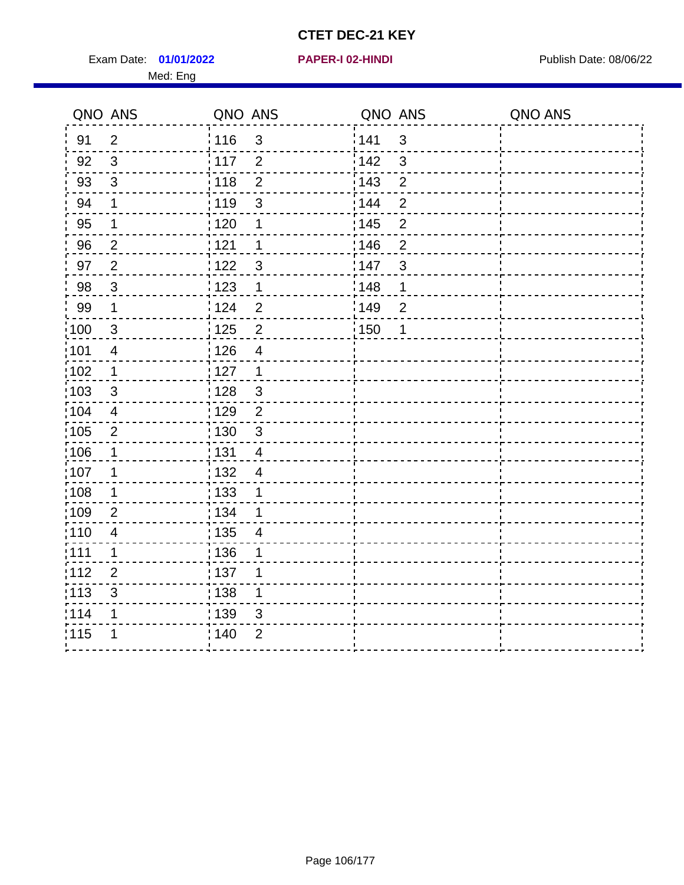# CTET DEC-21 KEY

Exam Date: **01/01/2022** **PAPER-I 02-HINDI** Publish Date: 08/06/22

Med: Eng

| QNO | ANS | QNO | ANS | QNO | ANS | QNO | ANS |
|---|---|---|---|---|---|---|---|
| 91 | 2 | 116 | 3 | 141 | 3 | | |
| 92 | 3 | 117 | 2 | 142 | 3 | | |
| 93 | 3 | 118 | 2 | 143 | 2 | | |
| 94 | 1 | 119 | 3 | 144 | 2 | | |
| 95 | 1 | 120 | 1 | 145 | 2 | | |
| 96 | 2 | 121 | 1 | 146 | 2 | | |
| 97 | 2 | 122 | 3 | 147 | 3 | | |
| 98 | 3 | 123 | 1 | 148 | 1 | | |
| 99 | 1 | 124 | 2 | 149 | 2 | | |
| 100 | 3 | 125 | 2 | 150 | 1 | | |
| 101 | 4 | 126 | 4 | | | | |
| 102 | 1 | 127 | 1 | | | | |
| 103 | 3 | 128 | 3 | | | | |
| 104 | 4 | 129 | 2 | | | | |
| 105 | 2 | 130 | 3 | | | | |
| 106 | 1 | 131 | 4 | | | | |
| 107 | 1 | 132 | 4 | | | | |
| 108 | 1 | 133 | 1 | | | | |
| 109 | 2 | 134 | 1 | | | | |
| 110 | 4 | 135 | 4 | | | | |
| 111 | 1 | 136 | 1 | | | | |
| 112 | 2 | 137 | 1 | | | | |
| 113 | 3 | 138 | 1 | | | | |
| 114 | 1 | 139 | 3 | | | | |
| 115 | 1 | 140 | 2 | | | | |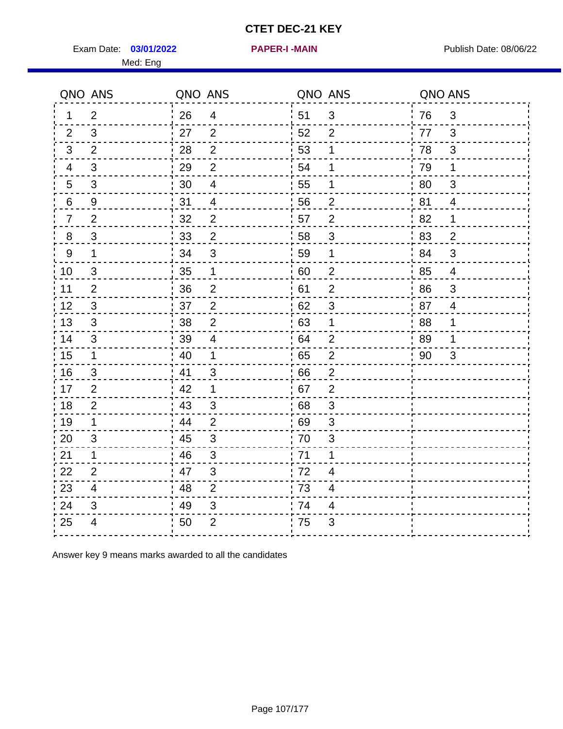# CTET DEC-21 KEY

Exam Date: **03/01/2022** **PAPER-I -MAIN** Publish Date: 08/06/22

Med: Eng

| QNO | ANS | QNO | ANS | QNO | ANS | QNO | ANS |
|---|---|---|---|---|---|---|---|
| 1 | 2 | 26 | 4 | 51 | 3 | 76 | 3 |
| 2 | 3 | 27 | 2 | 52 | 2 | 77 | 3 |
| 3 | 2 | 28 | 2 | 53 | 1 | 78 | 3 |
| 4 | 3 | 29 | 2 | 54 | 1 | 79 | 1 |
| 5 | 3 | 30 | 4 | 55 | 1 | 80 | 3 |
| 6 | 9 | 31 | 4 | 56 | 2 | 81 | 4 |
| 7 | 2 | 32 | 2 | 57 | 2 | 82 | 1 |
| 8 | 3 | 33 | 2 | 58 | 3 | 83 | 2 |
| 9 | 1 | 34 | 3 | 59 | 1 | 84 | 3 |
| 10 | 3 | 35 | 1 | 60 | 2 | 85 | 4 |
| 11 | 2 | 36 | 2 | 61 | 2 | 86 | 3 |
| 12 | 3 | 37 | 2 | 62 | 3 | 87 | 4 |
| 13 | 3 | 38 | 2 | 63 | 1 | 88 | 1 |
| 14 | 3 | 39 | 4 | 64 | 2 | 89 | 1 |
| 15 | 1 | 40 | 1 | 65 | 2 | 90 | 3 |
| 16 | 3 | 41 | 3 | 66 | 2 | | |
| 17 | 2 | 42 | 1 | 67 | 2 | | |
| 18 | 2 | 43 | 3 | 68 | 3 | | |
| 19 | 1 | 44 | 2 | 69 | 3 | | |
| 20 | 3 | 45 | 3 | 70 | 3 | | |
| 21 | 1 | 46 | 3 | 71 | 1 | | |
| 22 | 2 | 47 | 3 | 72 | 4 | | |
| 23 | 4 | 48 | 2 | 73 | 4 | | |
| 24 | 3 | 49 | 3 | 74 | 4 | | |
| 25 | 4 | 50 | 2 | 75 | 3 | | |

Answer key 9 means marks awarded to all the candidates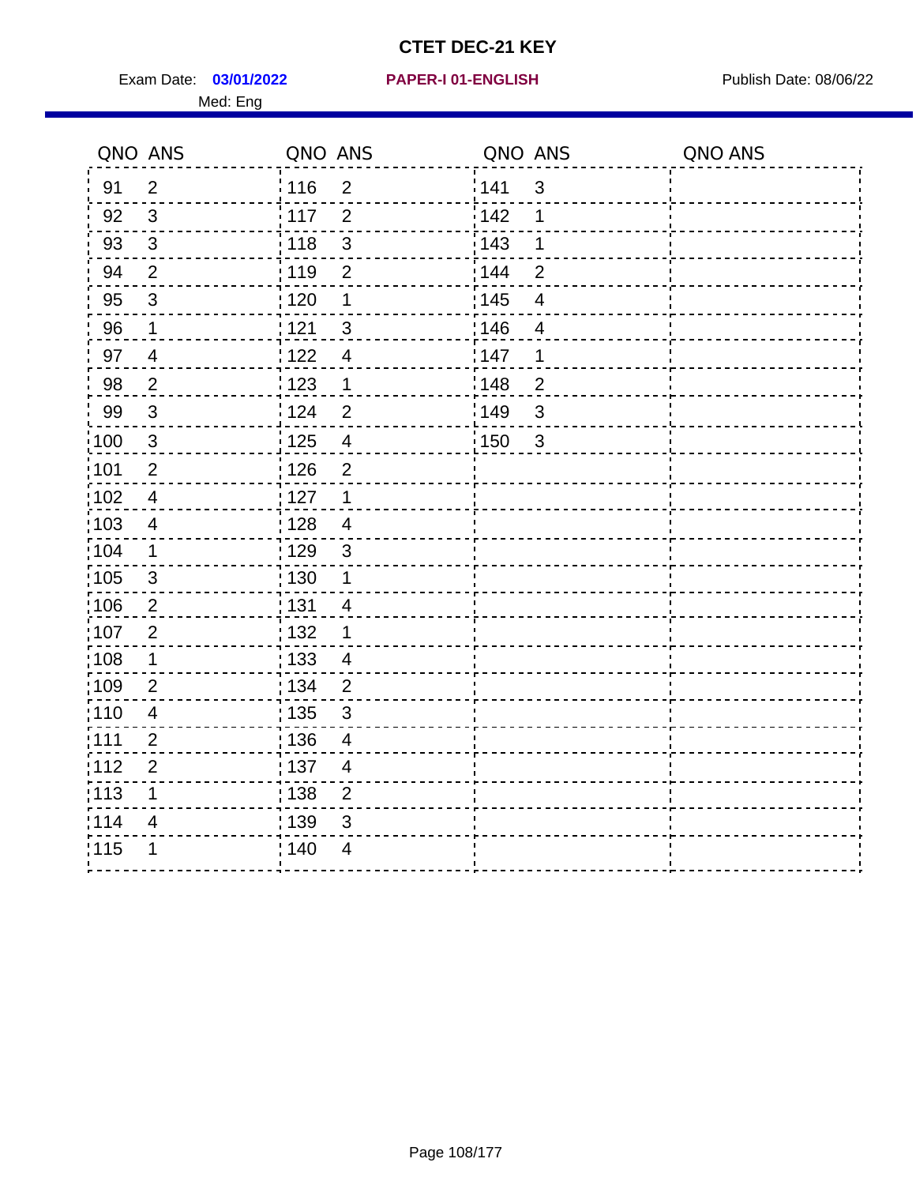# CTET DEC-21 KEY

Exam Date: **03/01/2022** **PAPER-I 01-ENGLISH** Publish Date: 08/06/22

Med: Eng

| QNO | ANS | QNO | ANS | QNO | ANS | QNO | ANS |
|---|---|---|---|---|---|---|---|
| 91 | 2 | 116 | 2 | 141 | 3 | | |
| 92 | 3 | 117 | 2 | 142 | 1 | | |
| 93 | 3 | 118 | 3 | 143 | 1 | | |
| 94 | 2 | 119 | 2 | 144 | 2 | | |
| 95 | 3 | 120 | 1 | 145 | 4 | | |
| 96 | 1 | 121 | 3 | 146 | 4 | | |
| 97 | 4 | 122 | 4 | 147 | 1 | | |
| 98 | 2 | 123 | 1 | 148 | 2 | | |
| 99 | 3 | 124 | 2 | 149 | 3 | | |
| 100 | 3 | 125 | 4 | 150 | 3 | | |
| 101 | 2 | 126 | 2 | | | | |
| 102 | 4 | 127 | 1 | | | | |
| 103 | 4 | 128 | 4 | | | | |
| 104 | 1 | 129 | 3 | | | | |
| 105 | 3 | 130 | 1 | | | | |
| 106 | 2 | 131 | 4 | | | | |
| 107 | 2 | 132 | 1 | | | | |
| 108 | 1 | 133 | 4 | | | | |
| 109 | 2 | 134 | 2 | | | | |
| 110 | 4 | 135 | 3 | | | | |
| 111 | 2 | 136 | 4 | | | | |
| 112 | 2 | 137 | 4 | | | | |
| 113 | 1 | 138 | 2 | | | | |
| 114 | 4 | 139 | 3 | | | | |
| 115 | 1 | 140 | 4 | | | | |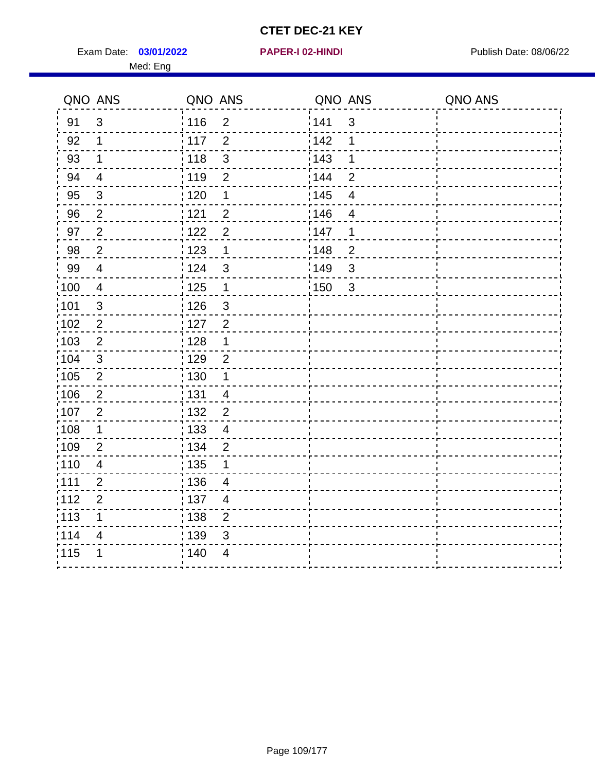# CTET DEC-21 KEY

Exam Date: **03/01/2022** **PAPER-I 02-HINDI** Publish Date: 08/06/22

Med: Eng

| QNO | ANS | QNO | ANS | QNO | ANS | QNO | ANS |
|---|---|---|---|---|---|---|---|
| 91 | 3 | 116 | 2 | 141 | 3 | | |
| 92 | 1 | 117 | 2 | 142 | 1 | | |
| 93 | 1 | 118 | 3 | 143 | 1 | | |
| 94 | 4 | 119 | 2 | 144 | 2 | | |
| 95 | 3 | 120 | 1 | 145 | 4 | | |
| 96 | 2 | 121 | 2 | 146 | 4 | | |
| 97 | 2 | 122 | 2 | 147 | 1 | | |
| 98 | 2 | 123 | 1 | 148 | 2 | | |
| 99 | 4 | 124 | 3 | 149 | 3 | | |
| 100 | 4 | 125 | 1 | 150 | 3 | | |
| 101 | 3 | 126 | 3 | | | | |
| 102 | 2 | 127 | 2 | | | | |
| 103 | 2 | 128 | 1 | | | | |
| 104 | 3 | 129 | 2 | | | | |
| 105 | 2 | 130 | 1 | | | | |
| 106 | 2 | 131 | 4 | | | | |
| 107 | 2 | 132 | 2 | | | | |
| 108 | 1 | 133 | 4 | | | | |
| 109 | 2 | 134 | 2 | | | | |
| 110 | 4 | 135 | 1 | | | | |
| 111 | 2 | 136 | 4 | | | | |
| 112 | 2 | 137 | 4 | | | | |
| 113 | 1 | 138 | 2 | | | | |
| 114 | 4 | 139 | 3 | | | | |
| 115 | 1 | 140 | 4 | | | | |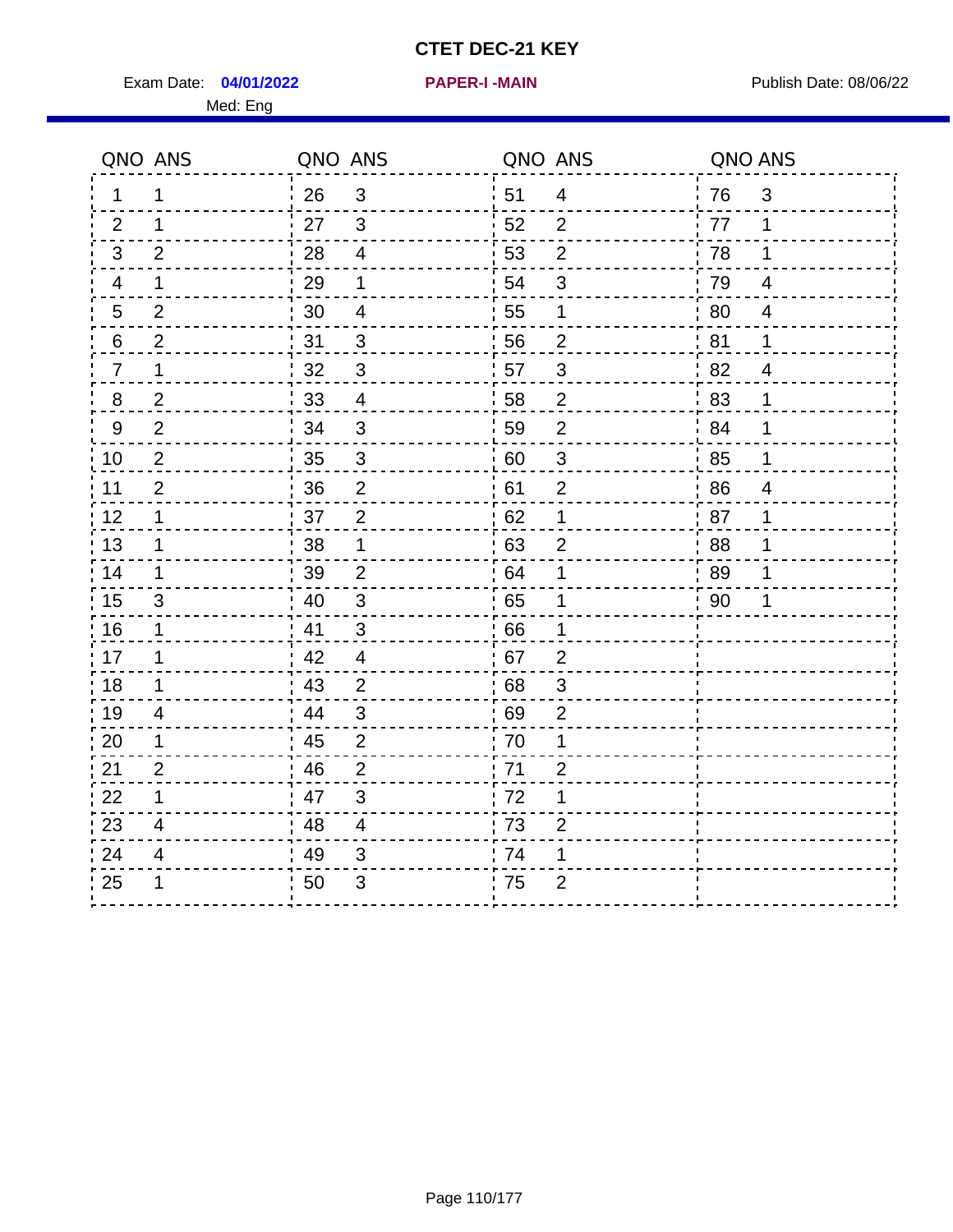# CTET DEC-21 KEY

Exam Date: **04/01/2022** **PAPER-I -MAIN** Publish Date: 08/06/22

Med: Eng

| QNO | ANS | QNO | ANS | QNO | ANS | QNO | ANS |
|---|---|---|---|---|---|---|---|
| 1 | 1 | 26 | 3 | 51 | 4 | 76 | 3 |
| 2 | 1 | 27 | 3 | 52 | 2 | 77 | 1 |
| 3 | 2 | 28 | 4 | 53 | 2 | 78 | 1 |
| 4 | 1 | 29 | 1 | 54 | 3 | 79 | 4 |
| 5 | 2 | 30 | 4 | 55 | 1 | 80 | 4 |
| 6 | 2 | 31 | 3 | 56 | 2 | 81 | 1 |
| 7 | 1 | 32 | 3 | 57 | 3 | 82 | 4 |
| 8 | 2 | 33 | 4 | 58 | 2 | 83 | 1 |
| 9 | 2 | 34 | 3 | 59 | 2 | 84 | 1 |
| 10 | 2 | 35 | 3 | 60 | 3 | 85 | 1 |
| 11 | 2 | 36 | 2 | 61 | 2 | 86 | 4 |
| 12 | 1 | 37 | 2 | 62 | 1 | 87 | 1 |
| 13 | 1 | 38 | 1 | 63 | 2 | 88 | 1 |
| 14 | 1 | 39 | 2 | 64 | 1 | 89 | 1 |
| 15 | 3 | 40 | 3 | 65 | 1 | 90 | 1 |
| 16 | 1 | 41 | 3 | 66 | 1 | | |
| 17 | 1 | 42 | 4 | 67 | 2 | | |
| 18 | 1 | 43 | 2 | 68 | 3 | | |
| 19 | 4 | 44 | 3 | 69 | 2 | | |
| 20 | 1 | 45 | 2 | 70 | 1 | | |
| 21 | 2 | 46 | 2 | 71 | 2 | | |
| 22 | 1 | 47 | 3 | 72 | 1 | | |
| 23 | 4 | 48 | 4 | 73 | 2 | | |
| 24 | 4 | 49 | 3 | 74 | 1 | | |
| 25 | 1 | 50 | 3 | 75 | 2 | | |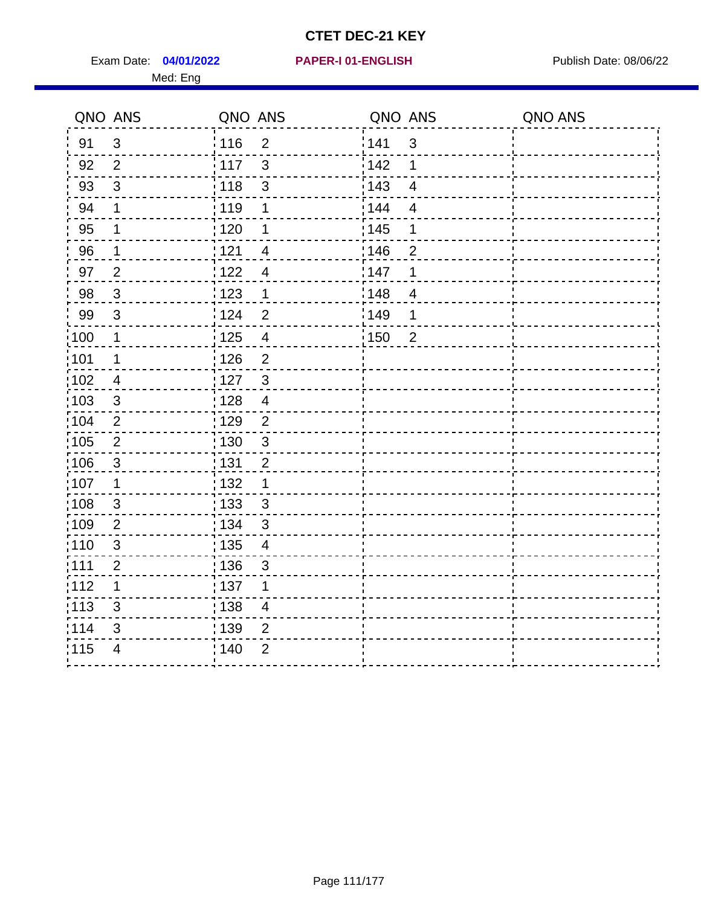# CTET DEC-21 KEY

Exam Date: **04/01/2022** **PAPER-I 01-ENGLISH** Publish Date: 08/06/22

Med: Eng

| QNO | ANS | QNO | ANS | QNO | ANS | QNO | ANS |
|---|---|---|---|---|---|---|---|
| 91 | 3 | 116 | 2 | 141 | 3 | | |
| 92 | 2 | 117 | 3 | 142 | 1 | | |
| 93 | 3 | 118 | 3 | 143 | 4 | | |
| 94 | 1 | 119 | 1 | 144 | 4 | | |
| 95 | 1 | 120 | 1 | 145 | 1 | | |
| 96 | 1 | 121 | 4 | 146 | 2 | | |
| 97 | 2 | 122 | 4 | 147 | 1 | | |
| 98 | 3 | 123 | 1 | 148 | 4 | | |
| 99 | 3 | 124 | 2 | 149 | 1 | | |
| 100 | 1 | 125 | 4 | 150 | 2 | | |
| 101 | 1 | 126 | 2 | | | | |
| 102 | 4 | 127 | 3 | | | | |
| 103 | 3 | 128 | 4 | | | | |
| 104 | 2 | 129 | 2 | | | | |
| 105 | 2 | 130 | 3 | | | | |
| 106 | 3 | 131 | 2 | | | | |
| 107 | 1 | 132 | 1 | | | | |
| 108 | 3 | 133 | 3 | | | | |
| 109 | 2 | 134 | 3 | | | | |
| 110 | 3 | 135 | 4 | | | | |
| 111 | 2 | 136 | 3 | | | | |
| 112 | 1 | 137 | 1 | | | | |
| 113 | 3 | 138 | 4 | | | | |
| 114 | 3 | 139 | 2 | | | | |
| 115 | 4 | 140 | 2 | | | | |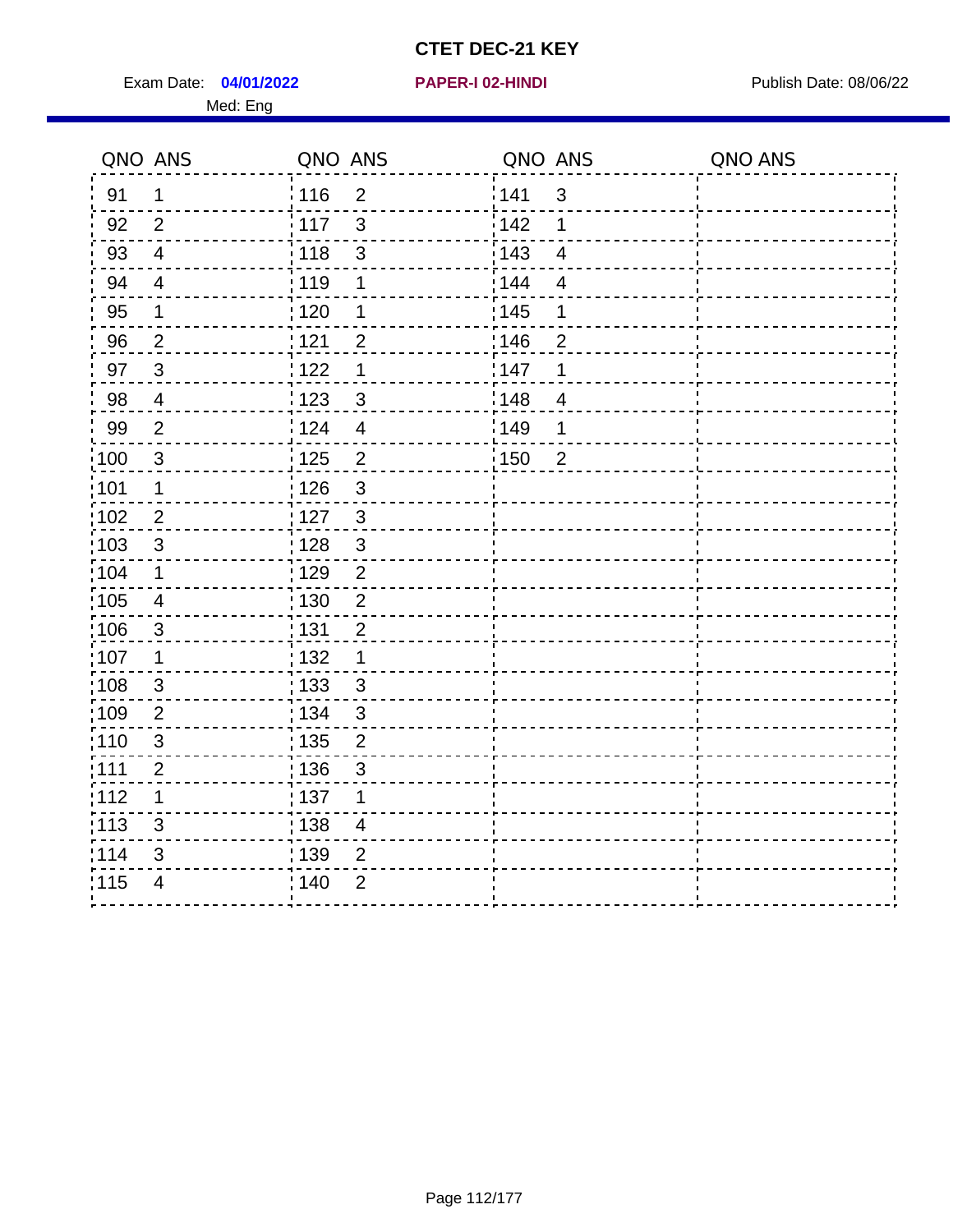# CTET DEC-21 KEY

Exam Date: **04/01/2022** **PAPER-I 02-HINDI** Publish Date: 08/06/22

Med: Eng

| QNO | ANS | QNO | ANS | QNO | ANS | QNO | ANS |
|---|---|---|---|---|---|---|---|
| 91 | 1 | 116 | 2 | 141 | 3 | | |
| 92 | 2 | 117 | 3 | 142 | 1 | | |
| 93 | 4 | 118 | 3 | 143 | 4 | | |
| 94 | 4 | 119 | 1 | 144 | 4 | | |
| 95 | 1 | 120 | 1 | 145 | 1 | | |
| 96 | 2 | 121 | 2 | 146 | 2 | | |
| 97 | 3 | 122 | 1 | 147 | 1 | | |
| 98 | 4 | 123 | 3 | 148 | 4 | | |
| 99 | 2 | 124 | 4 | 149 | 1 | | |
| 100 | 3 | 125 | 2 | 150 | 2 | | |
| 101 | 1 | 126 | 3 | | | | |
| 102 | 2 | 127 | 3 | | | | |
| 103 | 3 | 128 | 3 | | | | |
| 104 | 1 | 129 | 2 | | | | |
| 105 | 4 | 130 | 2 | | | | |
| 106 | 3 | 131 | 2 | | | | |
| 107 | 1 | 132 | 1 | | | | |
| 108 | 3 | 133 | 3 | | | | |
| 109 | 2 | 134 | 3 | | | | |
| 110 | 3 | 135 | 2 | | | | |
| 111 | 2 | 136 | 3 | | | | |
| 112 | 1 | 137 | 1 | | | | |
| 113 | 3 | 138 | 4 | | | | |
| 114 | 3 | 139 | 2 | | | | |
| 115 | 4 | 140 | 2 | | | | |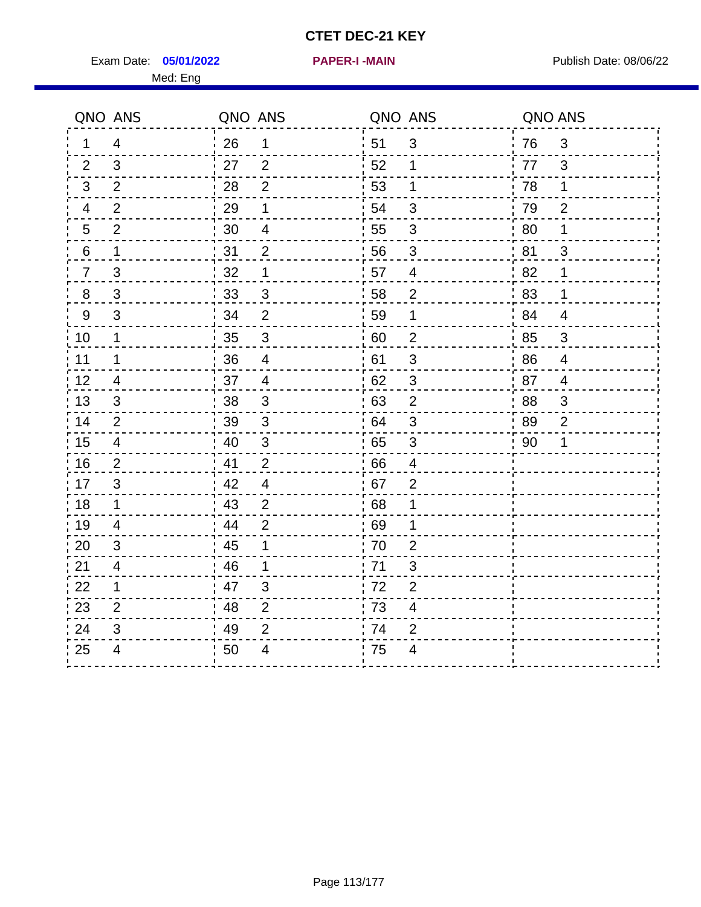# CTET DEC-21 KEY

Exam Date: **05/01/2022** **PAPER-I -MAIN** Publish Date: 08/06/22

Med: Eng

| QNO | ANS | QNO | ANS | QNO | ANS | QNO | ANS |
|---|---|---|---|---|---|---|---|
| 1 | 4 | 26 | 1 | 51 | 3 | 76 | 3 |
| 2 | 3 | 27 | 2 | 52 | 1 | 77 | 3 |
| 3 | 2 | 28 | 2 | 53 | 1 | 78 | 1 |
| 4 | 2 | 29 | 1 | 54 | 3 | 79 | 2 |
| 5 | 2 | 30 | 4 | 55 | 3 | 80 | 1 |
| 6 | 1 | 31 | 2 | 56 | 3 | 81 | 3 |
| 7 | 3 | 32 | 1 | 57 | 4 | 82 | 1 |
| 8 | 3 | 33 | 3 | 58 | 2 | 83 | 1 |
| 9 | 3 | 34 | 2 | 59 | 1 | 84 | 4 |
| 10 | 1 | 35 | 3 | 60 | 2 | 85 | 3 |
| 11 | 1 | 36 | 4 | 61 | 3 | 86 | 4 |
| 12 | 4 | 37 | 4 | 62 | 3 | 87 | 4 |
| 13 | 3 | 38 | 3 | 63 | 2 | 88 | 3 |
| 14 | 2 | 39 | 3 | 64 | 3 | 89 | 2 |
| 15 | 4 | 40 | 3 | 65 | 3 | 90 | 1 |
| 16 | 2 | 41 | 2 | 66 | 4 | | |
| 17 | 3 | 42 | 4 | 67 | 2 | | |
| 18 | 1 | 43 | 2 | 68 | 1 | | |
| 19 | 4 | 44 | 2 | 69 | 1 | | |
| 20 | 3 | 45 | 1 | 70 | 2 | | |
| 21 | 4 | 46 | 1 | 71 | 3 | | |
| 22 | 1 | 47 | 3 | 72 | 2 | | |
| 23 | 2 | 48 | 2 | 73 | 4 | | |
| 24 | 3 | 49 | 2 | 74 | 2 | | |
| 25 | 4 | 50 | 4 | 75 | 4 | | |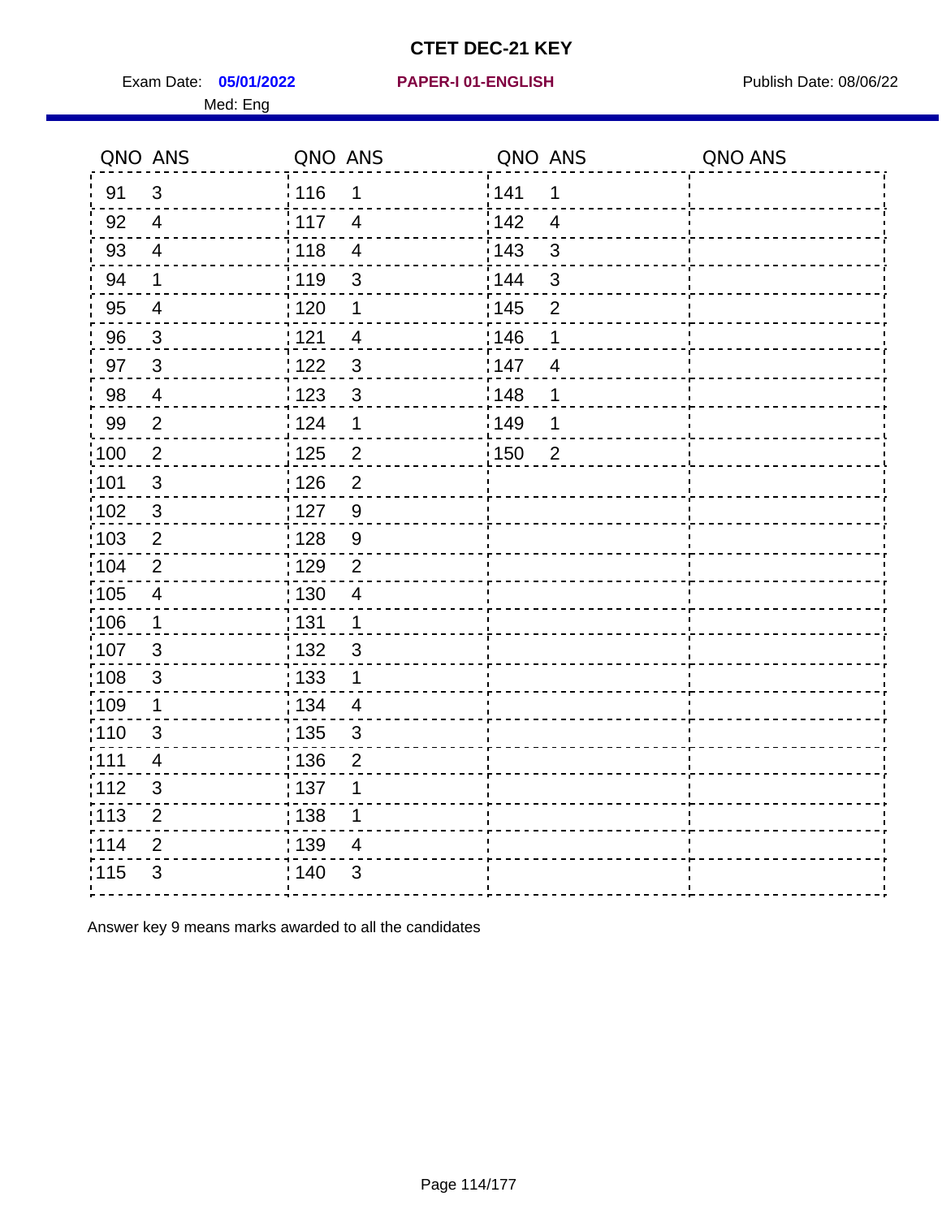# CTET DEC-21 KEY

Exam Date: **05/01/2022** **PAPER-I 01-ENGLISH** Publish Date: 08/06/22

Med: Eng

| QNO | ANS | QNO | ANS | QNO | ANS | QNO | ANS |
|---|---|---|---|---|---|---|---|
| 91 | 3 | 116 | 1 | 141 | 1 | | |
| 92 | 4 | 117 | 4 | 142 | 4 | | |
| 93 | 4 | 118 | 4 | 143 | 3 | | |
| 94 | 1 | 119 | 3 | 144 | 3 | | |
| 95 | 4 | 120 | 1 | 145 | 2 | | |
| 96 | 3 | 121 | 4 | 146 | 1 | | |
| 97 | 3 | 122 | 3 | 147 | 4 | | |
| 98 | 4 | 123 | 3 | 148 | 1 | | |
| 99 | 2 | 124 | 1 | 149 | 1 | | |
| 100 | 2 | 125 | 2 | 150 | 2 | | |
| 101 | 3 | 126 | 2 | | | | |
| 102 | 3 | 127 | 9 | | | | |
| 103 | 2 | 128 | 9 | | | | |
| 104 | 2 | 129 | 2 | | | | |
| 105 | 4 | 130 | 4 | | | | |
| 106 | 1 | 131 | 1 | | | | |
| 107 | 3 | 132 | 3 | | | | |
| 108 | 3 | 133 | 1 | | | | |
| 109 | 1 | 134 | 4 | | | | |
| 110 | 3 | 135 | 3 | | | | |
| 111 | 4 | 136 | 2 | | | | |
| 112 | 3 | 137 | 1 | | | | |
| 113 | 2 | 138 | 1 | | | | |
| 114 | 2 | 139 | 4 | | | | |
| 115 | 3 | 140 | 3 | | | | |

Answer key 9 means marks awarded to all the candidates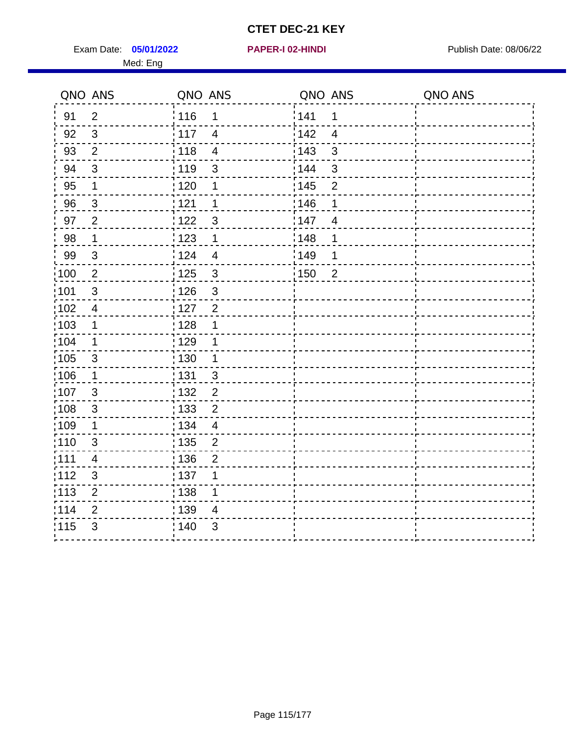# CTET DEC-21 KEY

Exam Date: **05/01/2022** **PAPER-I 02-HINDI** Publish Date: 08/06/22

Med: Eng

| QNO | ANS | QNO | ANS | QNO | ANS | QNO | ANS |
|---|---|---|---|---|---|---|---|
| 91 | 2 | 116 | 1 | 141 | 1 | | |
| 92 | 3 | 117 | 4 | 142 | 4 | | |
| 93 | 2 | 118 | 4 | 143 | 3 | | |
| 94 | 3 | 119 | 3 | 144 | 3 | | |
| 95 | 1 | 120 | 1 | 145 | 2 | | |
| 96 | 3 | 121 | 1 | 146 | 1 | | |
| 97 | 2 | 122 | 3 | 147 | 4 | | |
| 98 | 1 | 123 | 1 | 148 | 1 | | |
| 99 | 3 | 124 | 4 | 149 | 1 | | |
| 100 | 2 | 125 | 3 | 150 | 2 | | |
| 101 | 3 | 126 | 3 | | | | |
| 102 | 4 | 127 | 2 | | | | |
| 103 | 1 | 128 | 1 | | | | |
| 104 | 1 | 129 | 1 | | | | |
| 105 | 3 | 130 | 1 | | | | |
| 106 | 1 | 131 | 3 | | | | |
| 107 | 3 | 132 | 2 | | | | |
| 108 | 3 | 133 | 2 | | | | |
| 109 | 1 | 134 | 4 | | | | |
| 110 | 3 | 135 | 2 | | | | |
| 111 | 4 | 136 | 2 | | | | |
| 112 | 3 | 137 | 1 | | | | |
| 113 | 2 | 138 | 1 | | | | |
| 114 | 2 | 139 | 4 | | | | |
| 115 | 3 | 140 | 3 | | | | |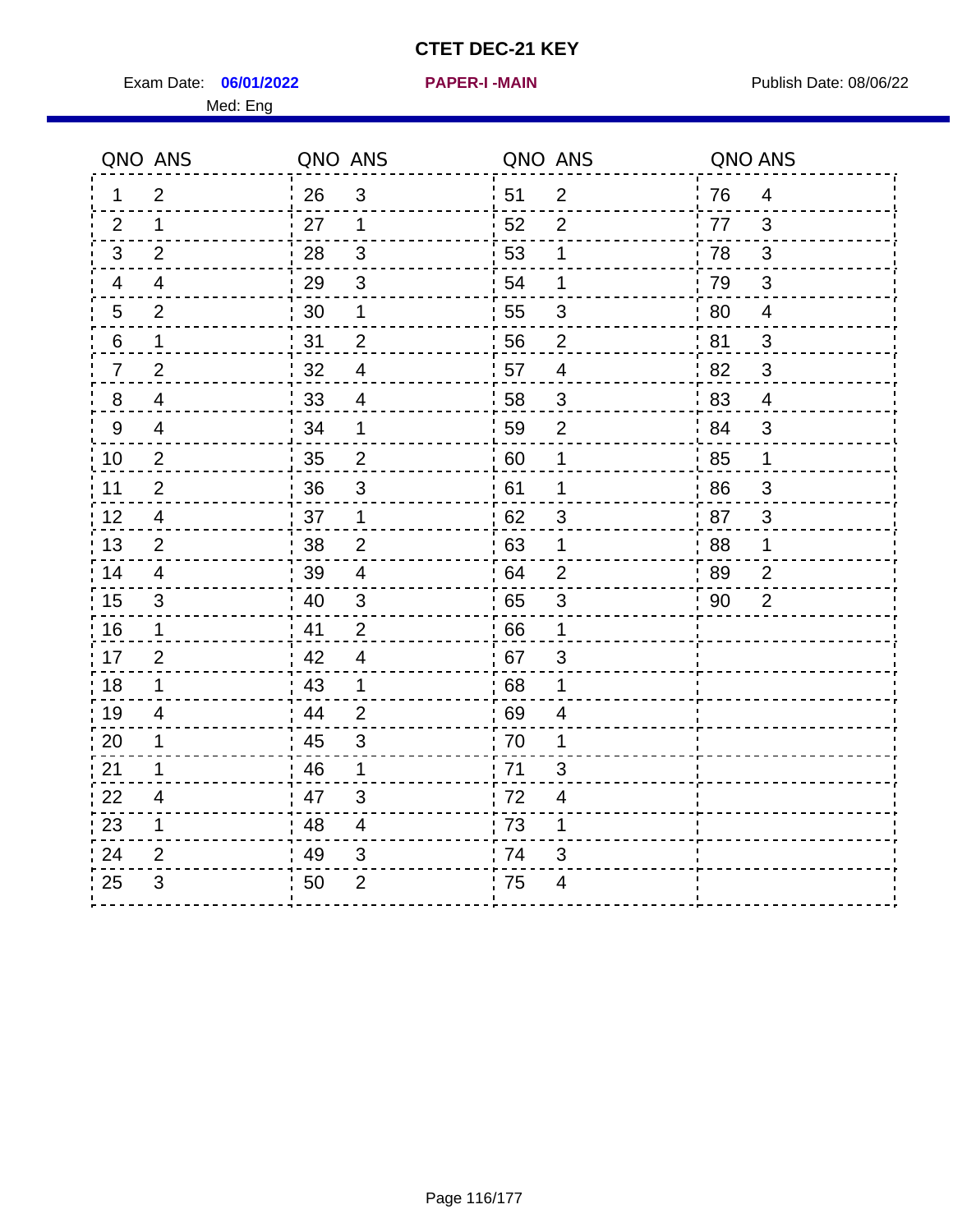# CTET DEC-21 KEY

Exam Date: **06/01/2022** **PAPER-I -MAIN** Publish Date: 08/06/22

Med: Eng

| QNO | ANS | QNO | ANS | QNO | ANS | QNO | ANS |
|---|---|---|---|---|---|---|---|
| 1 | 2 | 26 | 3 | 51 | 2 | 76 | 4 |
| 2 | 1 | 27 | 1 | 52 | 2 | 77 | 3 |
| 3 | 2 | 28 | 3 | 53 | 1 | 78 | 3 |
| 4 | 4 | 29 | 3 | 54 | 1 | 79 | 3 |
| 5 | 2 | 30 | 1 | 55 | 3 | 80 | 4 |
| 6 | 1 | 31 | 2 | 56 | 2 | 81 | 3 |
| 7 | 2 | 32 | 4 | 57 | 4 | 82 | 3 |
| 8 | 4 | 33 | 4 | 58 | 3 | 83 | 4 |
| 9 | 4 | 34 | 1 | 59 | 2 | 84 | 3 |
| 10 | 2 | 35 | 2 | 60 | 1 | 85 | 1 |
| 11 | 2 | 36 | 3 | 61 | 1 | 86 | 3 |
| 12 | 4 | 37 | 1 | 62 | 3 | 87 | 3 |
| 13 | 2 | 38 | 2 | 63 | 1 | 88 | 1 |
| 14 | 4 | 39 | 4 | 64 | 2 | 89 | 2 |
| 15 | 3 | 40 | 3 | 65 | 3 | 90 | 2 |
| 16 | 1 | 41 | 2 | 66 | 1 | | |
| 17 | 2 | 42 | 4 | 67 | 3 | | |
| 18 | 1 | 43 | 1 | 68 | 1 | | |
| 19 | 4 | 44 | 2 | 69 | 4 | | |
| 20 | 1 | 45 | 3 | 70 | 1 | | |
| 21 | 1 | 46 | 1 | 71 | 3 | | |
| 22 | 4 | 47 | 3 | 72 | 4 | | |
| 23 | 1 | 48 | 4 | 73 | 1 | | |
| 24 | 2 | 49 | 3 | 74 | 3 | | |
| 25 | 3 | 50 | 2 | 75 | 4 | | |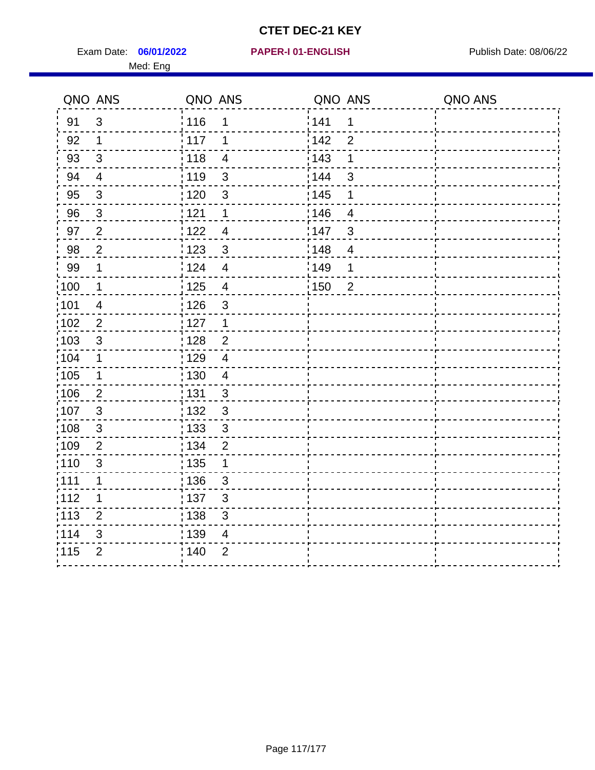# CTET DEC-21 KEY

Exam Date: **06/01/2022** **PAPER-I 01-ENGLISH** Publish Date: 08/06/22

Med: Eng

| QNO | ANS | QNO | ANS | QNO | ANS | QNO | ANS |
|---|---|---|---|---|---|---|---|
| 91 | 3 | 116 | 1 | 141 | 1 | | |
| 92 | 1 | 117 | 1 | 142 | 2 | | |
| 93 | 3 | 118 | 4 | 143 | 1 | | |
| 94 | 4 | 119 | 3 | 144 | 3 | | |
| 95 | 3 | 120 | 3 | 145 | 1 | | |
| 96 | 3 | 121 | 1 | 146 | 4 | | |
| 97 | 2 | 122 | 4 | 147 | 3 | | |
| 98 | 2 | 123 | 3 | 148 | 4 | | |
| 99 | 1 | 124 | 4 | 149 | 1 | | |
| 100 | 1 | 125 | 4 | 150 | 2 | | |
| 101 | 4 | 126 | 3 | | | | |
| 102 | 2 | 127 | 1 | | | | |
| 103 | 3 | 128 | 2 | | | | |
| 104 | 1 | 129 | 4 | | | | |
| 105 | 1 | 130 | 4 | | | | |
| 106 | 2 | 131 | 3 | | | | |
| 107 | 3 | 132 | 3 | | | | |
| 108 | 3 | 133 | 3 | | | | |
| 109 | 2 | 134 | 2 | | | | |
| 110 | 3 | 135 | 1 | | | | |
| 111 | 1 | 136 | 3 | | | | |
| 112 | 1 | 137 | 3 | | | | |
| 113 | 2 | 138 | 3 | | | | |
| 114 | 3 | 139 | 4 | | | | |
| 115 | 2 | 140 | 2 | | | | |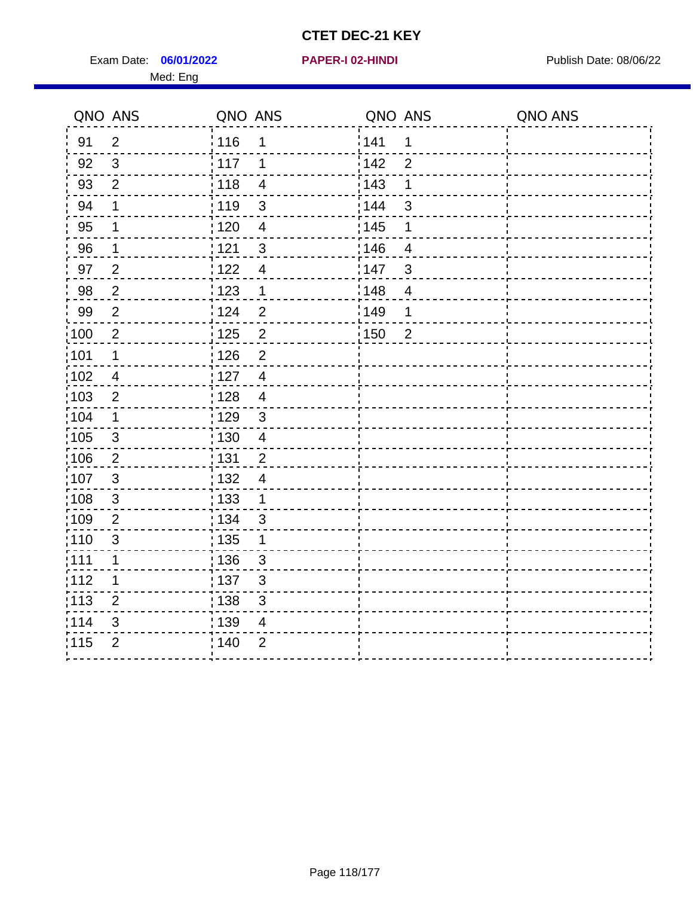# CTET DEC-21 KEY

Exam Date: **06/01/2022** **PAPER-I 02-HINDI** Publish Date: 08/06/22

Med: Eng

| QNO | ANS | QNO | ANS | QNO | ANS | QNO | ANS |
|---|---|---|---|---|---|---|---|
| 91 | 2 | 116 | 1 | 141 | 1 | | |
| 92 | 3 | 117 | 1 | 142 | 2 | | |
| 93 | 2 | 118 | 4 | 143 | 1 | | |
| 94 | 1 | 119 | 3 | 144 | 3 | | |
| 95 | 1 | 120 | 4 | 145 | 1 | | |
| 96 | 1 | 121 | 3 | 146 | 4 | | |
| 97 | 2 | 122 | 4 | 147 | 3 | | |
| 98 | 2 | 123 | 1 | 148 | 4 | | |
| 99 | 2 | 124 | 2 | 149 | 1 | | |
| 100 | 2 | 125 | 2 | 150 | 2 | | |
| 101 | 1 | 126 | 2 | | | | |
| 102 | 4 | 127 | 4 | | | | |
| 103 | 2 | 128 | 4 | | | | |
| 104 | 1 | 129 | 3 | | | | |
| 105 | 3 | 130 | 4 | | | | |
| 106 | 2 | 131 | 2 | | | | |
| 107 | 3 | 132 | 4 | | | | |
| 108 | 3 | 133 | 1 | | | | |
| 109 | 2 | 134 | 3 | | | | |
| 110 | 3 | 135 | 1 | | | | |
| 111 | 1 | 136 | 3 | | | | |
| 112 | 1 | 137 | 3 | | | | |
| 113 | 2 | 138 | 3 | | | | |
| 114 | 3 | 139 | 4 | | | | |
| 115 | 2 | 140 | 2 | | | | |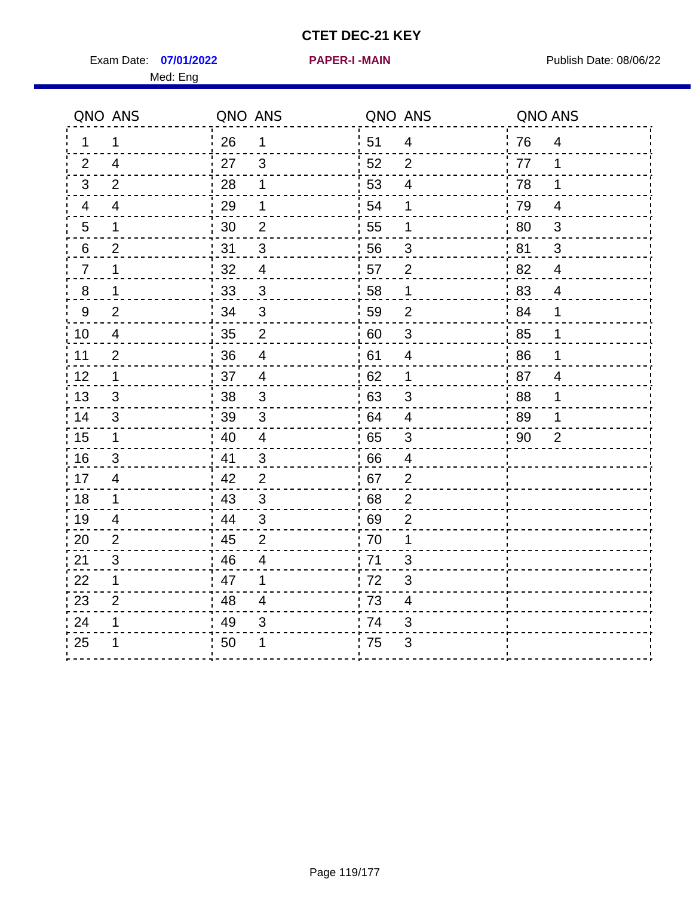# CTET DEC-21 KEY

Exam Date: **07/01/2022** **PAPER-I -MAIN** Publish Date: 08/06/22

Med: Eng

| QNO | ANS | QNO | ANS | QNO | ANS | QNO | ANS |
|---|---|---|---|---|---|---|---|
| 1 | 1 | 26 | 1 | 51 | 4 | 76 | 4 |
| 2 | 4 | 27 | 3 | 52 | 2 | 77 | 1 |
| 3 | 2 | 28 | 1 | 53 | 4 | 78 | 1 |
| 4 | 4 | 29 | 1 | 54 | 1 | 79 | 4 |
| 5 | 1 | 30 | 2 | 55 | 1 | 80 | 3 |
| 6 | 2 | 31 | 3 | 56 | 3 | 81 | 3 |
| 7 | 1 | 32 | 4 | 57 | 2 | 82 | 4 |
| 8 | 1 | 33 | 3 | 58 | 1 | 83 | 4 |
| 9 | 2 | 34 | 3 | 59 | 2 | 84 | 1 |
| 10 | 4 | 35 | 2 | 60 | 3 | 85 | 1 |
| 11 | 2 | 36 | 4 | 61 | 4 | 86 | 1 |
| 12 | 1 | 37 | 4 | 62 | 1 | 87 | 4 |
| 13 | 3 | 38 | 3 | 63 | 3 | 88 | 1 |
| 14 | 3 | 39 | 3 | 64 | 4 | 89 | 1 |
| 15 | 1 | 40 | 4 | 65 | 3 | 90 | 2 |
| 16 | 3 | 41 | 3 | 66 | 4 | | |
| 17 | 4 | 42 | 2 | 67 | 2 | | |
| 18 | 1 | 43 | 3 | 68 | 2 | | |
| 19 | 4 | 44 | 3 | 69 | 2 | | |
| 20 | 2 | 45 | 2 | 70 | 1 | | |
| 21 | 3 | 46 | 4 | 71 | 3 | | |
| 22 | 1 | 47 | 1 | 72 | 3 | | |
| 23 | 2 | 48 | 4 | 73 | 4 | | |
| 24 | 1 | 49 | 3 | 74 | 3 | | |
| 25 | 1 | 50 | 1 | 75 | 3 | | |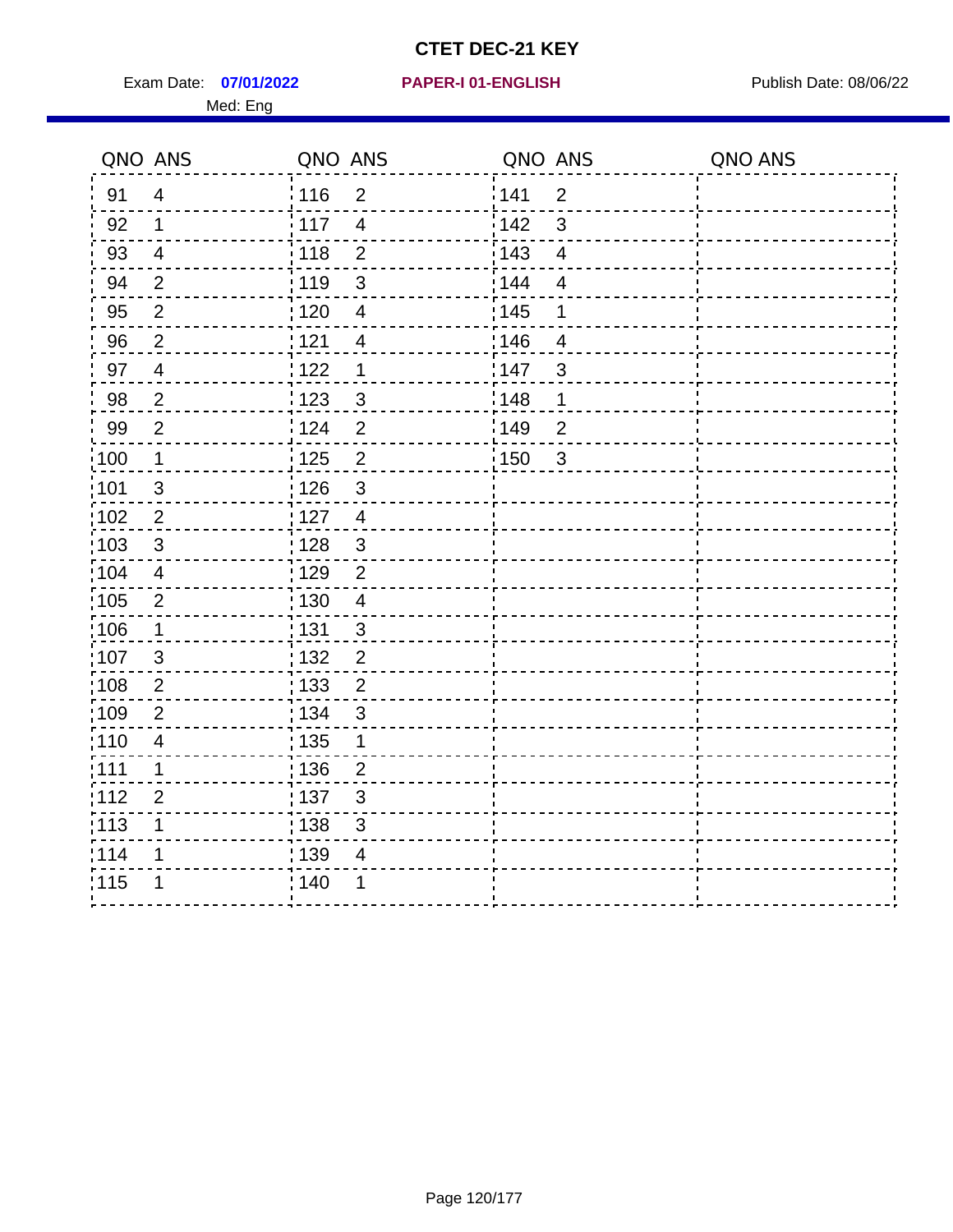# CTET DEC-21 KEY

Exam Date: **07/01/2022** **PAPER-I 01-ENGLISH** Publish Date: 08/06/22

Med: Eng

| QNO | ANS | QNO | ANS | QNO | ANS | QNO | ANS |
|---|---|---|---|---|---|---|---|
| 91 | 4 | 116 | 2 | 141 | 2 | | |
| 92 | 1 | 117 | 4 | 142 | 3 | | |
| 93 | 4 | 118 | 2 | 143 | 4 | | |
| 94 | 2 | 119 | 3 | 144 | 4 | | |
| 95 | 2 | 120 | 4 | 145 | 1 | | |
| 96 | 2 | 121 | 4 | 146 | 4 | | |
| 97 | 4 | 122 | 1 | 147 | 3 | | |
| 98 | 2 | 123 | 3 | 148 | 1 | | |
| 99 | 2 | 124 | 2 | 149 | 2 | | |
| 100 | 1 | 125 | 2 | 150 | 3 | | |
| 101 | 3 | 126 | 3 | | | | |
| 102 | 2 | 127 | 4 | | | | |
| 103 | 3 | 128 | 3 | | | | |
| 104 | 4 | 129 | 2 | | | | |
| 105 | 2 | 130 | 4 | | | | |
| 106 | 1 | 131 | 3 | | | | |
| 107 | 3 | 132 | 2 | | | | |
| 108 | 2 | 133 | 2 | | | | |
| 109 | 2 | 134 | 3 | | | | |
| 110 | 4 | 135 | 1 | | | | |
| 111 | 1 | 136 | 2 | | | | |
| 112 | 2 | 137 | 3 | | | | |
| 113 | 1 | 138 | 3 | | | | |
| 114 | 1 | 139 | 4 | | | | |
| 115 | 1 | 140 | 1 | | | | |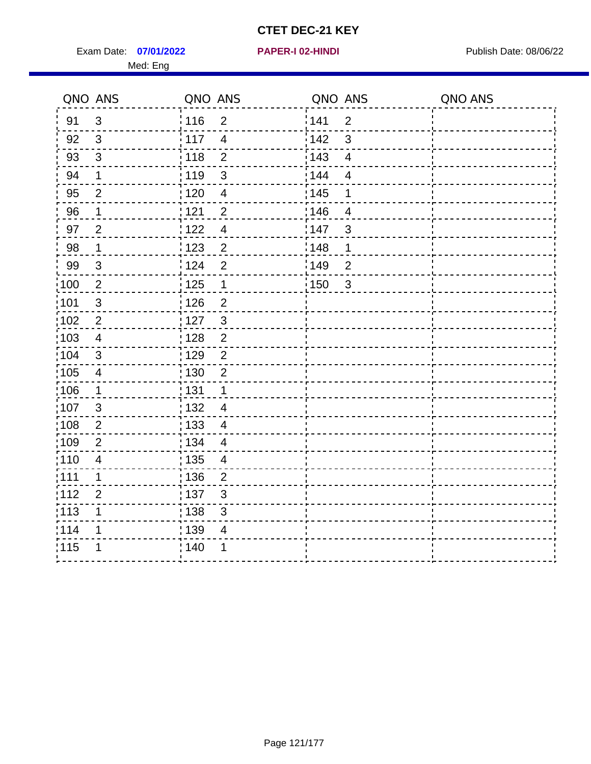# CTET DEC-21 KEY

Exam Date: **07/01/2022** **PAPER-I 02-HINDI** Publish Date: 08/06/22

Med: Eng

| QNO | ANS | QNO | ANS | QNO | ANS | QNO | ANS |
|---|---|---|---|---|---|---|---|
| 91 | 3 | 116 | 2 | 141 | 2 | | |
| 92 | 3 | 117 | 4 | 142 | 3 | | |
| 93 | 3 | 118 | 2 | 143 | 4 | | |
| 94 | 1 | 119 | 3 | 144 | 4 | | |
| 95 | 2 | 120 | 4 | 145 | 1 | | |
| 96 | 1 | 121 | 2 | 146 | 4 | | |
| 97 | 2 | 122 | 4 | 147 | 3 | | |
| 98 | 1 | 123 | 2 | 148 | 1 | | |
| 99 | 3 | 124 | 2 | 149 | 2 | | |
| 100 | 2 | 125 | 1 | 150 | 3 | | |
| 101 | 3 | 126 | 2 | | | | |
| 102 | 2 | 127 | 3 | | | | |
| 103 | 4 | 128 | 2 | | | | |
| 104 | 3 | 129 | 2 | | | | |
| 105 | 4 | 130 | 2 | | | | |
| 106 | 1 | 131 | 1 | | | | |
| 107 | 3 | 132 | 4 | | | | |
| 108 | 2 | 133 | 4 | | | | |
| 109 | 2 | 134 | 4 | | | | |
| 110 | 4 | 135 | 4 | | | | |
| 111 | 1 | 136 | 2 | | | | |
| 112 | 2 | 137 | 3 | | | | |
| 113 | 1 | 138 | 3 | | | | |
| 114 | 1 | 139 | 4 | | | | |
| 115 | 1 | 140 | 1 | | | | |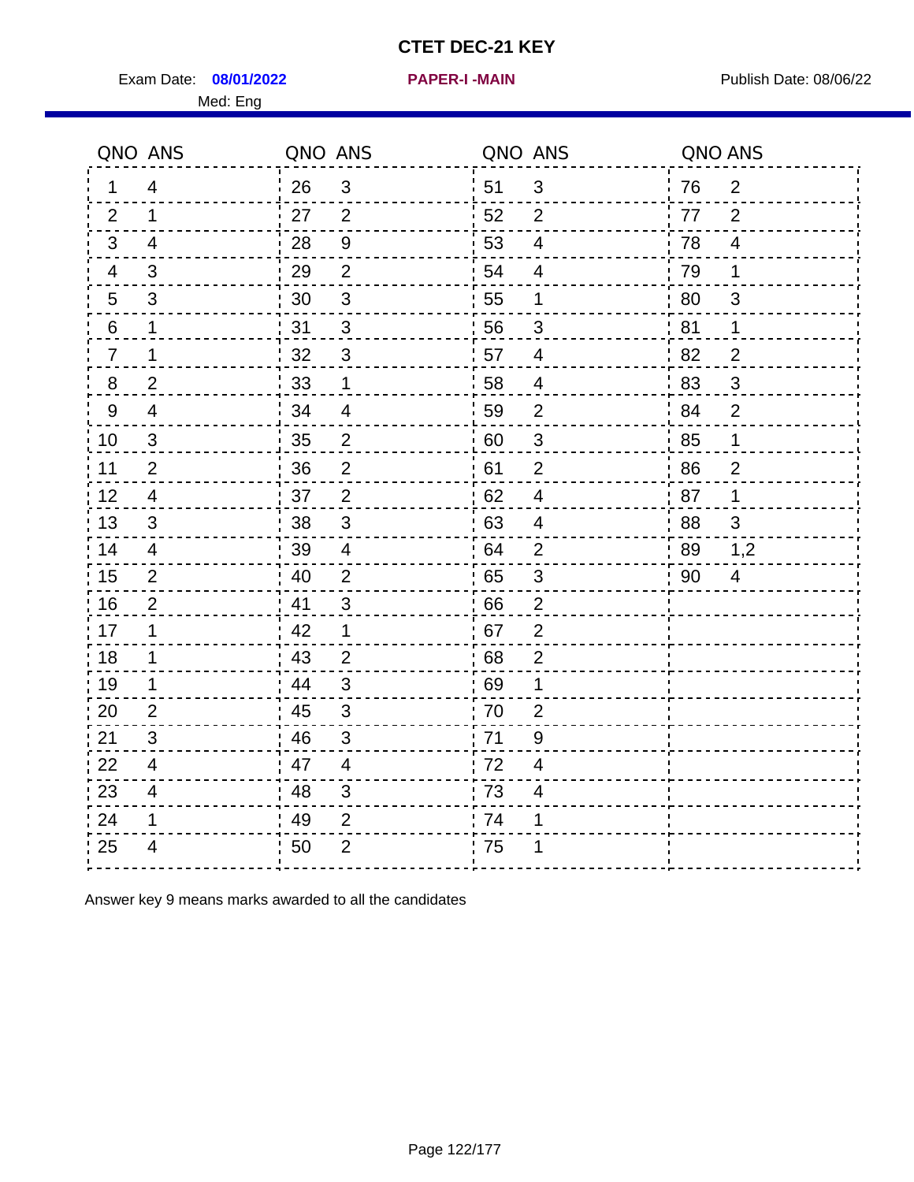# CTET DEC-21 KEY

Exam Date: **08/01/2022** **PAPER-I -MAIN** Publish Date: 08/06/22

Med: Eng

| QNO | ANS | QNO | ANS | QNO | ANS | QNO | ANS |
|---|---|---|---|---|---|---|---|
| 1 | 4 | 26 | 3 | 51 | 3 | 76 | 2 |
| 2 | 1 | 27 | 2 | 52 | 2 | 77 | 2 |
| 3 | 4 | 28 | 9 | 53 | 4 | 78 | 4 |
| 4 | 3 | 29 | 2 | 54 | 4 | 79 | 1 |
| 5 | 3 | 30 | 3 | 55 | 1 | 80 | 3 |
| 6 | 1 | 31 | 3 | 56 | 3 | 81 | 1 |
| 7 | 1 | 32 | 3 | 57 | 4 | 82 | 2 |
| 8 | 2 | 33 | 1 | 58 | 4 | 83 | 3 |
| 9 | 4 | 34 | 4 | 59 | 2 | 84 | 2 |
| 10 | 3 | 35 | 2 | 60 | 3 | 85 | 1 |
| 11 | 2 | 36 | 2 | 61 | 2 | 86 | 2 |
| 12 | 4 | 37 | 2 | 62 | 4 | 87 | 1 |
| 13 | 3 | 38 | 3 | 63 | 4 | 88 | 3 |
| 14 | 4 | 39 | 4 | 64 | 2 | 89 | 1,2 |
| 15 | 2 | 40 | 2 | 65 | 3 | 90 | 4 |
| 16 | 2 | 41 | 3 | 66 | 2 | | |
| 17 | 1 | 42 | 1 | 67 | 2 | | |
| 18 | 1 | 43 | 2 | 68 | 2 | | |
| 19 | 1 | 44 | 3 | 69 | 1 | | |
| 20 | 2 | 45 | 3 | 70 | 2 | | |
| 21 | 3 | 46 | 3 | 71 | 9 | | |
| 22 | 4 | 47 | 4 | 72 | 4 | | |
| 23 | 4 | 48 | 3 | 73 | 4 | | |
| 24 | 1 | 49 | 2 | 74 | 1 | | |
| 25 | 4 | 50 | 2 | 75 | 1 | | |

Answer key 9 means marks awarded to all the candidates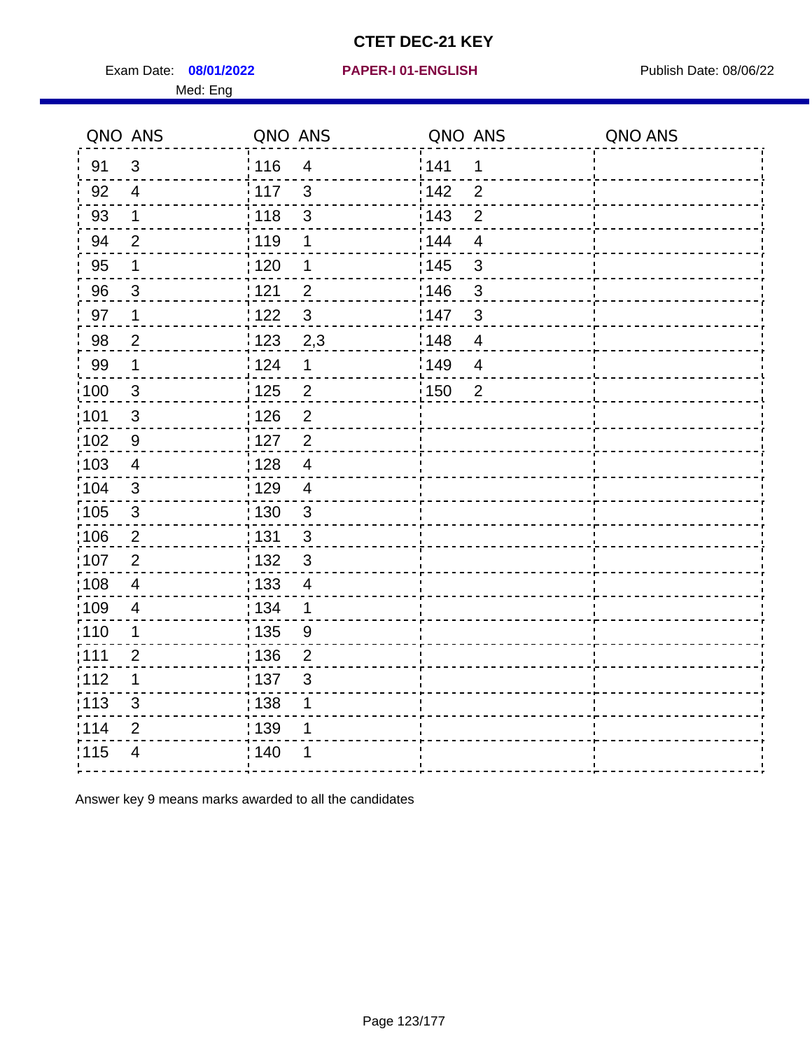# CTET DEC-21 KEY

Exam Date: **08/01/2022** **PAPER-I 01-ENGLISH** Publish Date: 08/06/22

Med: Eng

| QNO | ANS | QNO | ANS | QNO | ANS | QNO | ANS |
|---|---|---|---|---|---|---|---|
| 91 | 3 | 116 | 4 | 141 | 1 | | |
| 92 | 4 | 117 | 3 | 142 | 2 | | |
| 93 | 1 | 118 | 3 | 143 | 2 | | |
| 94 | 2 | 119 | 1 | 144 | 4 | | |
| 95 | 1 | 120 | 1 | 145 | 3 | | |
| 96 | 3 | 121 | 2 | 146 | 3 | | |
| 97 | 1 | 122 | 3 | 147 | 3 | | |
| 98 | 2 | 123 | 2,3 | 148 | 4 | | |
| 99 | 1 | 124 | 1 | 149 | 4 | | |
| 100 | 3 | 125 | 2 | 150 | 2 | | |
| 101 | 3 | 126 | 2 | | | | |
| 102 | 9 | 127 | 2 | | | | |
| 103 | 4 | 128 | 4 | | | | |
| 104 | 3 | 129 | 4 | | | | |
| 105 | 3 | 130 | 3 | | | | |
| 106 | 2 | 131 | 3 | | | | |
| 107 | 2 | 132 | 3 | | | | |
| 108 | 4 | 133 | 4 | | | | |
| 109 | 4 | 134 | 1 | | | | |
| 110 | 1 | 135 | 9 | | | | |
| 111 | 2 | 136 | 2 | | | | |
| 112 | 1 | 137 | 3 | | | | |
| 113 | 3 | 138 | 1 | | | | |
| 114 | 2 | 139 | 1 | | | | |
| 115 | 4 | 140 | 1 | | | | |

Answer key 9 means marks awarded to all the candidates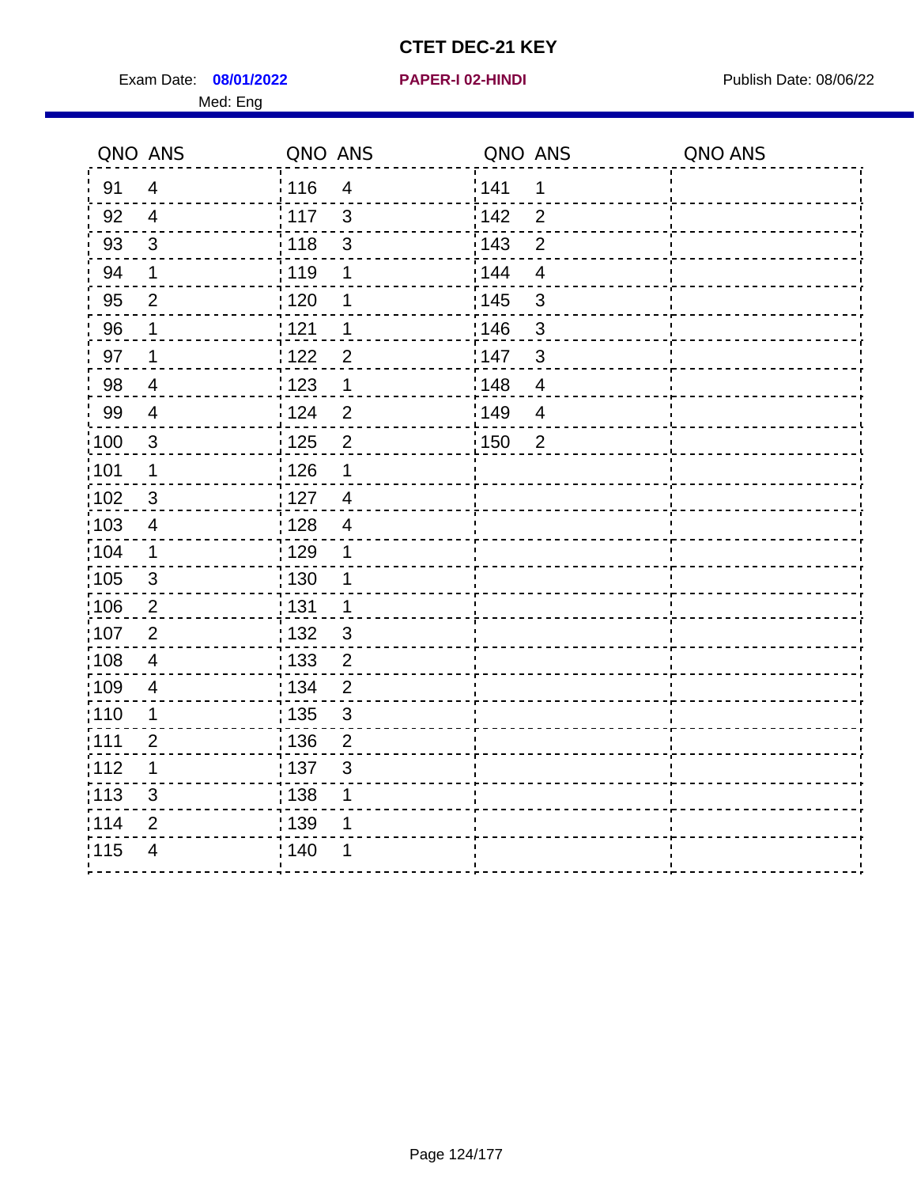# CTET DEC-21 KEY

Exam Date: **08/01/2022** **PAPER-I 02-HINDI** Publish Date: 08/06/22

Med: Eng

| QNO | ANS | QNO | ANS | QNO | ANS | QNO | ANS |
|---|---|---|---|---|---|---|---|
| 91 | 4 | 116 | 4 | 141 | 1 | | |
| 92 | 4 | 117 | 3 | 142 | 2 | | |
| 93 | 3 | 118 | 3 | 143 | 2 | | |
| 94 | 1 | 119 | 1 | 144 | 4 | | |
| 95 | 2 | 120 | 1 | 145 | 3 | | |
| 96 | 1 | 121 | 1 | 146 | 3 | | |
| 97 | 1 | 122 | 2 | 147 | 3 | | |
| 98 | 4 | 123 | 1 | 148 | 4 | | |
| 99 | 4 | 124 | 2 | 149 | 4 | | |
| 100 | 3 | 125 | 2 | 150 | 2 | | |
| 101 | 1 | 126 | 1 | | | | |
| 102 | 3 | 127 | 4 | | | | |
| 103 | 4 | 128 | 4 | | | | |
| 104 | 1 | 129 | 1 | | | | |
| 105 | 3 | 130 | 1 | | | | |
| 106 | 2 | 131 | 1 | | | | |
| 107 | 2 | 132 | 3 | | | | |
| 108 | 4 | 133 | 2 | | | | |
| 109 | 4 | 134 | 2 | | | | |
| 110 | 1 | 135 | 3 | | | | |
| 111 | 2 | 136 | 2 | | | | |
| 112 | 1 | 137 | 3 | | | | |
| 113 | 3 | 138 | 1 | | | | |
| 114 | 2 | 139 | 1 | | | | |
| 115 | 4 | 140 | 1 | | | | |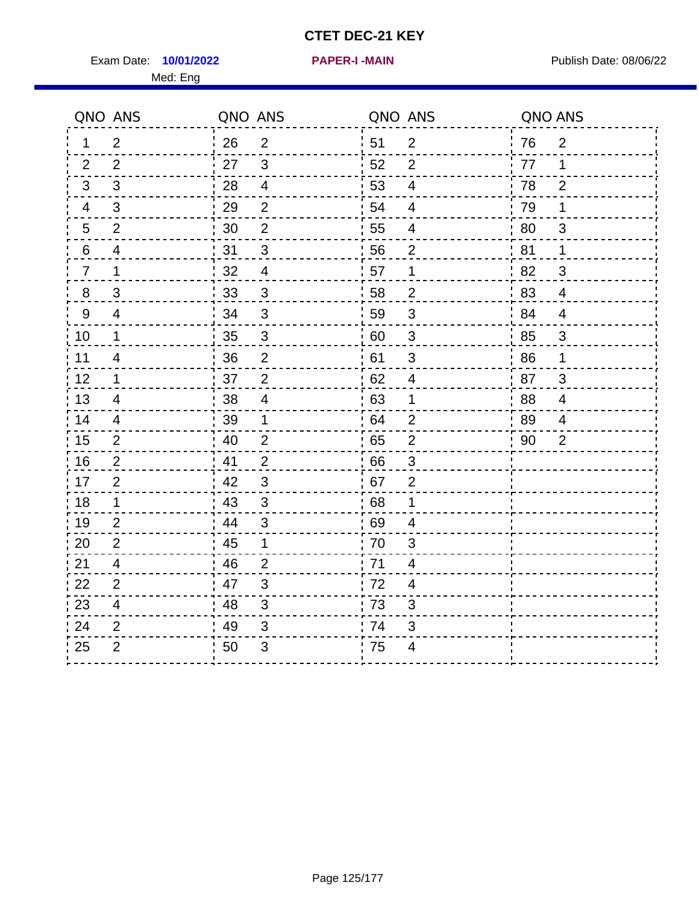# CTET DEC-21 KEY

Exam Date: **10/01/2022** **PAPER-I -MAIN** Publish Date: 08/06/22

Med: Eng

| QNO | ANS | QNO | ANS | QNO | ANS | QNO | ANS |
|---|---|---|---|---|---|---|---|
| 1 | 2 | 26 | 2 | 51 | 2 | 76 | 2 |
| 2 | 2 | 27 | 3 | 52 | 2 | 77 | 1 |
| 3 | 3 | 28 | 4 | 53 | 4 | 78 | 2 |
| 4 | 3 | 29 | 2 | 54 | 4 | 79 | 1 |
| 5 | 2 | 30 | 2 | 55 | 4 | 80 | 3 |
| 6 | 4 | 31 | 3 | 56 | 2 | 81 | 1 |
| 7 | 1 | 32 | 4 | 57 | 1 | 82 | 3 |
| 8 | 3 | 33 | 3 | 58 | 2 | 83 | 4 |
| 9 | 4 | 34 | 3 | 59 | 3 | 84 | 4 |
| 10 | 1 | 35 | 3 | 60 | 3 | 85 | 3 |
| 11 | 4 | 36 | 2 | 61 | 3 | 86 | 1 |
| 12 | 1 | 37 | 2 | 62 | 4 | 87 | 3 |
| 13 | 4 | 38 | 4 | 63 | 1 | 88 | 4 |
| 14 | 4 | 39 | 1 | 64 | 2 | 89 | 4 |
| 15 | 2 | 40 | 2 | 65 | 2 | 90 | 2 |
| 16 | 2 | 41 | 2 | 66 | 3 | | |
| 17 | 2 | 42 | 3 | 67 | 2 | | |
| 18 | 1 | 43 | 3 | 68 | 1 | | |
| 19 | 2 | 44 | 3 | 69 | 4 | | |
| 20 | 2 | 45 | 1 | 70 | 3 | | |
| 21 | 4 | 46 | 2 | 71 | 4 | | |
| 22 | 2 | 47 | 3 | 72 | 4 | | |
| 23 | 4 | 48 | 3 | 73 | 3 | | |
| 24 | 2 | 49 | 3 | 74 | 3 | | |
| 25 | 2 | 50 | 3 | 75 | 4 | | |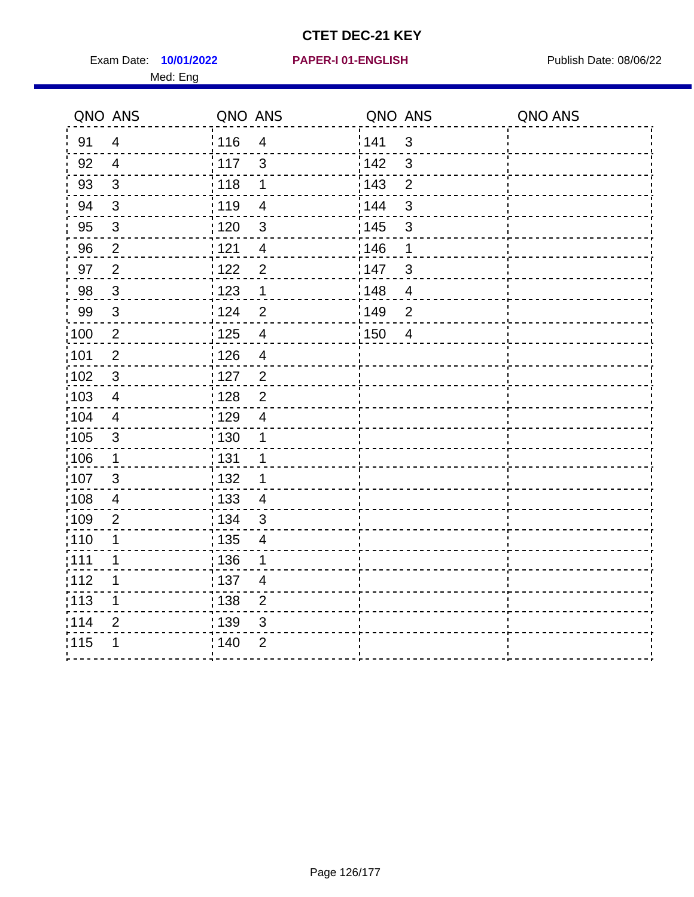# CTET DEC-21 KEY

Exam Date: **10/01/2022** **PAPER-I 01-ENGLISH** Publish Date: 08/06/22

Med: Eng

| QNO | ANS | QNO | ANS | QNO | ANS | QNO | ANS |
|---|---|---|---|---|---|---|---|
| 91 | 4 | 116 | 4 | 141 | 3 | | |
| 92 | 4 | 117 | 3 | 142 | 3 | | |
| 93 | 3 | 118 | 1 | 143 | 2 | | |
| 94 | 3 | 119 | 4 | 144 | 3 | | |
| 95 | 3 | 120 | 3 | 145 | 3 | | |
| 96 | 2 | 121 | 4 | 146 | 1 | | |
| 97 | 2 | 122 | 2 | 147 | 3 | | |
| 98 | 3 | 123 | 1 | 148 | 4 | | |
| 99 | 3 | 124 | 2 | 149 | 2 | | |
| 100 | 2 | 125 | 4 | 150 | 4 | | |
| 101 | 2 | 126 | 4 | | | | |
| 102 | 3 | 127 | 2 | | | | |
| 103 | 4 | 128 | 2 | | | | |
| 104 | 4 | 129 | 4 | | | | |
| 105 | 3 | 130 | 1 | | | | |
| 106 | 1 | 131 | 1 | | | | |
| 107 | 3 | 132 | 1 | | | | |
| 108 | 4 | 133 | 4 | | | | |
| 109 | 2 | 134 | 3 | | | | |
| 110 | 1 | 135 | 4 | | | | |
| 111 | 1 | 136 | 1 | | | | |
| 112 | 1 | 137 | 4 | | | | |
| 113 | 1 | 138 | 2 | | | | |
| 114 | 2 | 139 | 3 | | | | |
| 115 | 1 | 140 | 2 | | | | |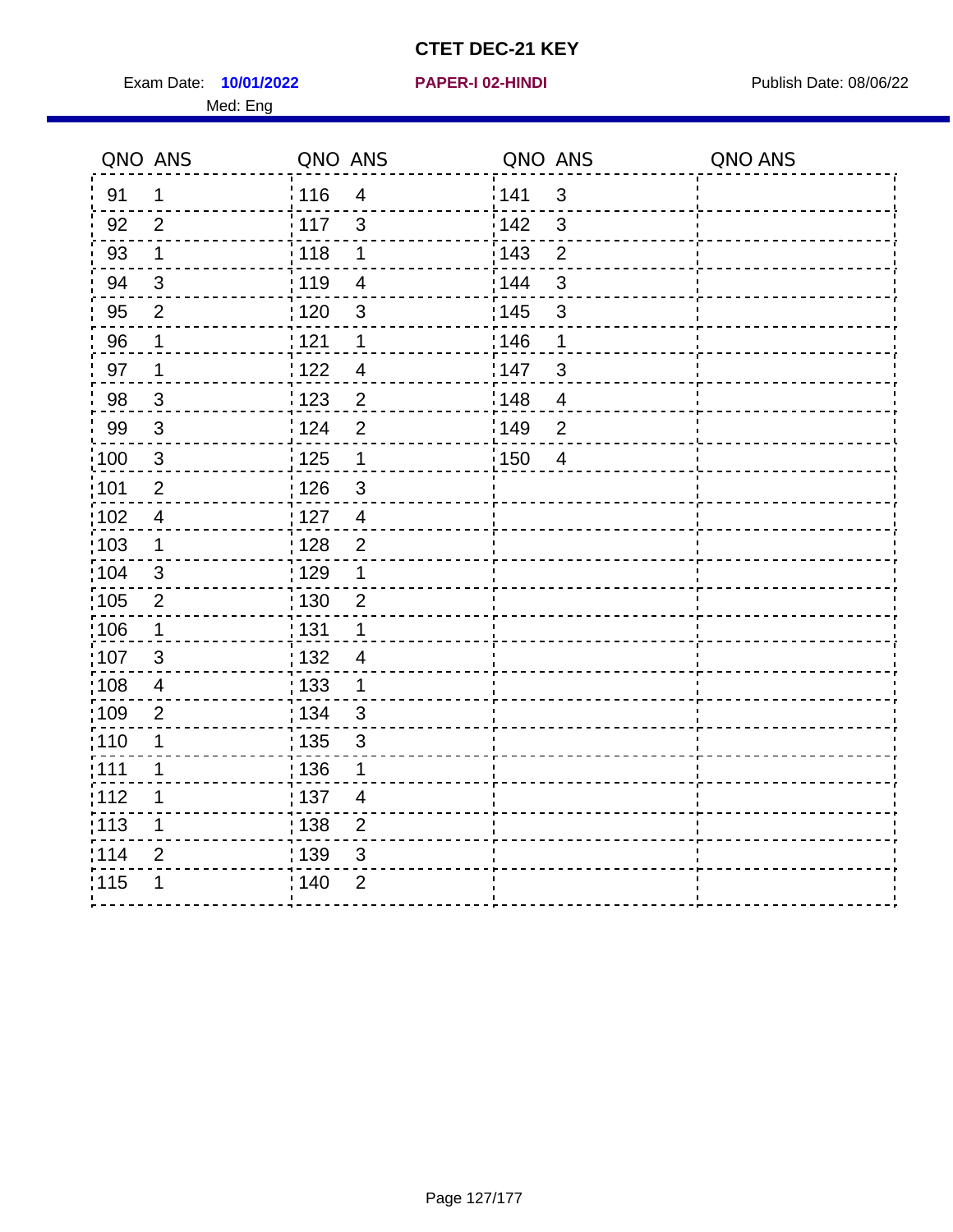# CTET DEC-21 KEY

Exam Date: **10/01/2022** **PAPER-I 02-HINDI** Publish Date: 08/06/22

Med: Eng

| QNO | ANS | QNO | ANS | QNO | ANS | QNO | ANS |
|---|---|---|---|---|---|---|---|
| 91 | 1 | 116 | 4 | 141 | 3 | | |
| 92 | 2 | 117 | 3 | 142 | 3 | | |
| 93 | 1 | 118 | 1 | 143 | 2 | | |
| 94 | 3 | 119 | 4 | 144 | 3 | | |
| 95 | 2 | 120 | 3 | 145 | 3 | | |
| 96 | 1 | 121 | 1 | 146 | 1 | | |
| 97 | 1 | 122 | 4 | 147 | 3 | | |
| 98 | 3 | 123 | 2 | 148 | 4 | | |
| 99 | 3 | 124 | 2 | 149 | 2 | | |
| 100 | 3 | 125 | 1 | 150 | 4 | | |
| 101 | 2 | 126 | 3 | | | | |
| 102 | 4 | 127 | 4 | | | | |
| 103 | 1 | 128 | 2 | | | | |
| 104 | 3 | 129 | 1 | | | | |
| 105 | 2 | 130 | 2 | | | | |
| 106 | 1 | 131 | 1 | | | | |
| 107 | 3 | 132 | 4 | | | | |
| 108 | 4 | 133 | 1 | | | | |
| 109 | 2 | 134 | 3 | | | | |
| 110 | 1 | 135 | 3 | | | | |
| 111 | 1 | 136 | 1 | | | | |
| 112 | 1 | 137 | 4 | | | | |
| 113 | 1 | 138 | 2 | | | | |
| 114 | 2 | 139 | 3 | | | | |
| 115 | 1 | 140 | 2 | | | | |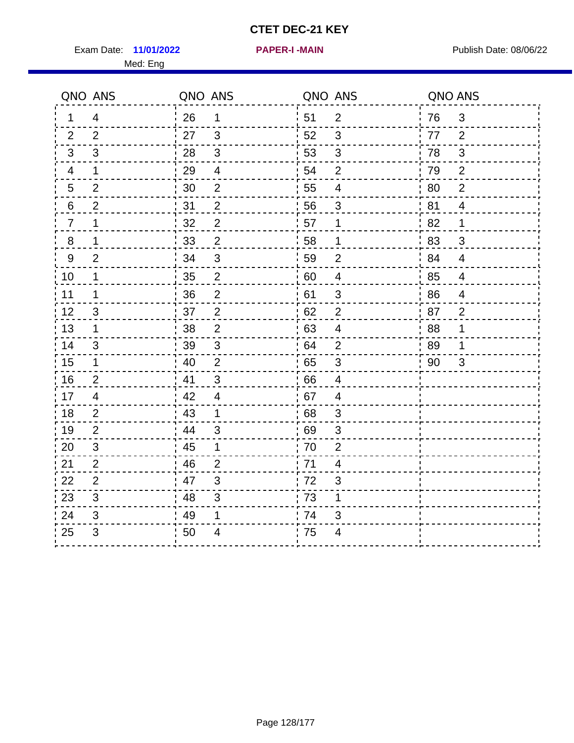# CTET DEC-21 KEY

Exam Date: **11/01/2022** | **PAPER-I -MAIN** | Publish Date: 08/06/22

Med: Eng

| QNO | ANS | QNO | ANS | QNO | ANS | QNO | ANS |
|---|---|---|---|---|---|---|---|
| 1 | 4 | 26 | 1 | 51 | 2 | 76 | 3 |
| 2 | 2 | 27 | 3 | 52 | 3 | 77 | 2 |
| 3 | 3 | 28 | 3 | 53 | 3 | 78 | 3 |
| 4 | 1 | 29 | 4 | 54 | 2 | 79 | 2 |
| 5 | 2 | 30 | 2 | 55 | 4 | 80 | 2 |
| 6 | 2 | 31 | 2 | 56 | 3 | 81 | 4 |
| 7 | 1 | 32 | 2 | 57 | 1 | 82 | 1 |
| 8 | 1 | 33 | 2 | 58 | 1 | 83 | 3 |
| 9 | 2 | 34 | 3 | 59 | 2 | 84 | 4 |
| 10 | 1 | 35 | 2 | 60 | 4 | 85 | 4 |
| 11 | 1 | 36 | 2 | 61 | 3 | 86 | 4 |
| 12 | 3 | 37 | 2 | 62 | 2 | 87 | 2 |
| 13 | 1 | 38 | 2 | 63 | 4 | 88 | 1 |
| 14 | 3 | 39 | 3 | 64 | 2 | 89 | 1 |
| 15 | 1 | 40 | 2 | 65 | 3 | 90 | 3 |
| 16 | 2 | 41 | 3 | 66 | 4 | | |
| 17 | 4 | 42 | 4 | 67 | 4 | | |
| 18 | 2 | 43 | 1 | 68 | 3 | | |
| 19 | 2 | 44 | 3 | 69 | 3 | | |
| 20 | 3 | 45 | 1 | 70 | 2 | | |
| 21 | 2 | 46 | 2 | 71 | 4 | | |
| 22 | 2 | 47 | 3 | 72 | 3 | | |
| 23 | 3 | 48 | 3 | 73 | 1 | | |
| 24 | 3 | 49 | 1 | 74 | 3 | | |
| 25 | 3 | 50 | 4 | 75 | 4 | | |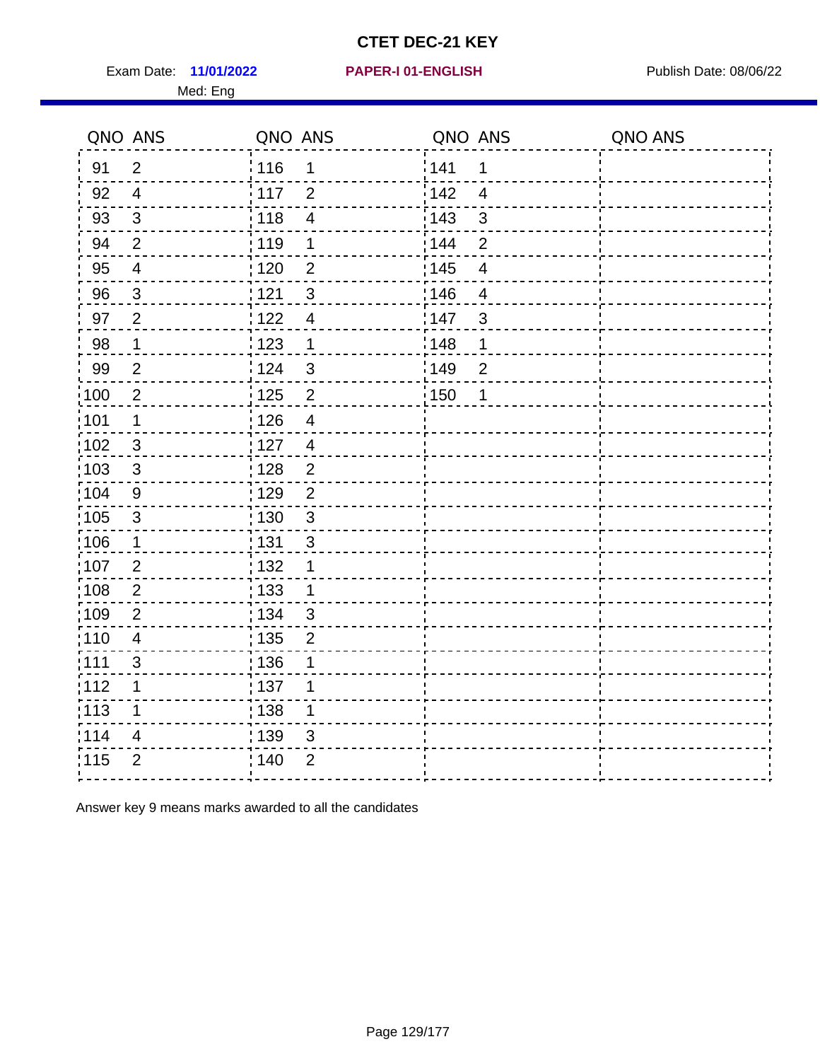# CTET DEC-21 KEY

Exam Date: **11/01/2022** **PAPER-I 01-ENGLISH** Publish Date: 08/06/22

Med: Eng

| QNO | ANS | QNO | ANS | QNO | ANS | QNO | ANS |
|---|---|---|---|---|---|---|---|
| 91 | 2 | 116 | 1 | 141 | 1 | | |
| 92 | 4 | 117 | 2 | 142 | 4 | | |
| 93 | 3 | 118 | 4 | 143 | 3 | | |
| 94 | 2 | 119 | 1 | 144 | 2 | | |
| 95 | 4 | 120 | 2 | 145 | 4 | | |
| 96 | 3 | 121 | 3 | 146 | 4 | | |
| 97 | 2 | 122 | 4 | 147 | 3 | | |
| 98 | 1 | 123 | 1 | 148 | 1 | | |
| 99 | 2 | 124 | 3 | 149 | 2 | | |
| 100 | 2 | 125 | 2 | 150 | 1 | | |
| 101 | 1 | 126 | 4 | | | | |
| 102 | 3 | 127 | 4 | | | | |
| 103 | 3 | 128 | 2 | | | | |
| 104 | 9 | 129 | 2 | | | | |
| 105 | 3 | 130 | 3 | | | | |
| 106 | 1 | 131 | 3 | | | | |
| 107 | 2 | 132 | 1 | | | | |
| 108 | 2 | 133 | 1 | | | | |
| 109 | 2 | 134 | 3 | | | | |
| 110 | 4 | 135 | 2 | | | | |
| 111 | 3 | 136 | 1 | | | | |
| 112 | 1 | 137 | 1 | | | | |
| 113 | 1 | 138 | 1 | | | | |
| 114 | 4 | 139 | 3 | | | | |
| 115 | 2 | 140 | 2 | | | | |

Answer key 9 means marks awarded to all the candidates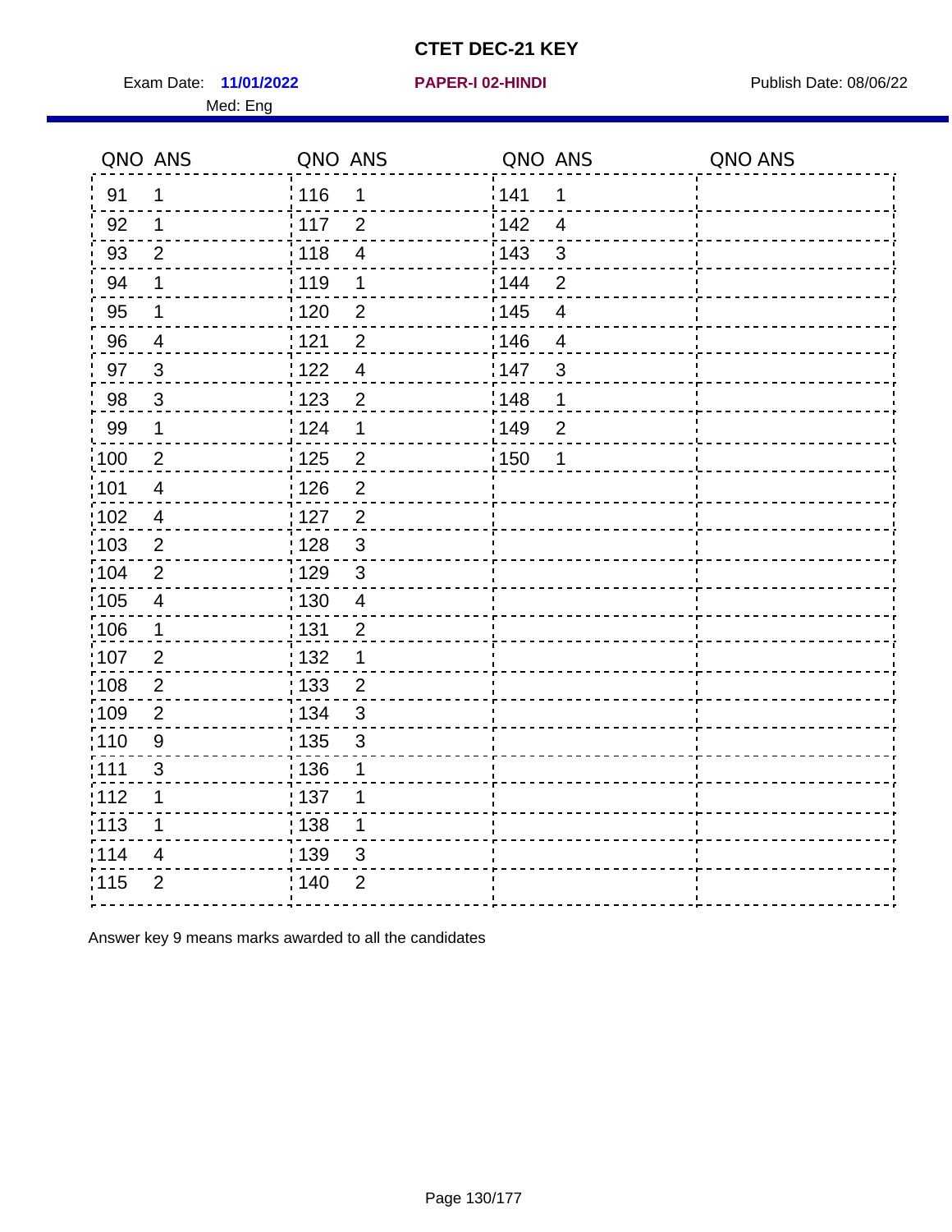# CTET DEC-21 KEY

Exam Date: **11/01/2022** **PAPER-I 02-HINDI** Publish Date: 08/06/22

Med: Eng

| QNO | ANS | QNO | ANS | QNO | ANS | QNO | ANS |
|---|---|---|---|---|---|---|---|
| 91 | 1 | 116 | 1 | 141 | 1 | | |
| 92 | 1 | 117 | 2 | 142 | 4 | | |
| 93 | 2 | 118 | 4 | 143 | 3 | | |
| 94 | 1 | 119 | 1 | 144 | 2 | | |
| 95 | 1 | 120 | 2 | 145 | 4 | | |
| 96 | 4 | 121 | 2 | 146 | 4 | | |
| 97 | 3 | 122 | 4 | 147 | 3 | | |
| 98 | 3 | 123 | 2 | 148 | 1 | | |
| 99 | 1 | 124 | 1 | 149 | 2 | | |
| 100 | 2 | 125 | 2 | 150 | 1 | | |
| 101 | 4 | 126 | 2 | | | | |
| 102 | 4 | 127 | 2 | | | | |
| 103 | 2 | 128 | 3 | | | | |
| 104 | 2 | 129 | 3 | | | | |
| 105 | 4 | 130 | 4 | | | | |
| 106 | 1 | 131 | 2 | | | | |
| 107 | 2 | 132 | 1 | | | | |
| 108 | 2 | 133 | 2 | | | | |
| 109 | 2 | 134 | 3 | | | | |
| 110 | 9 | 135 | 3 | | | | |
| 111 | 3 | 136 | 1 | | | | |
| 112 | 1 | 137 | 1 | | | | |
| 113 | 1 | 138 | 1 | | | | |
| 114 | 4 | 139 | 3 | | | | |
| 115 | 2 | 140 | 2 | | | | |

Answer key 9 means marks awarded to all the candidates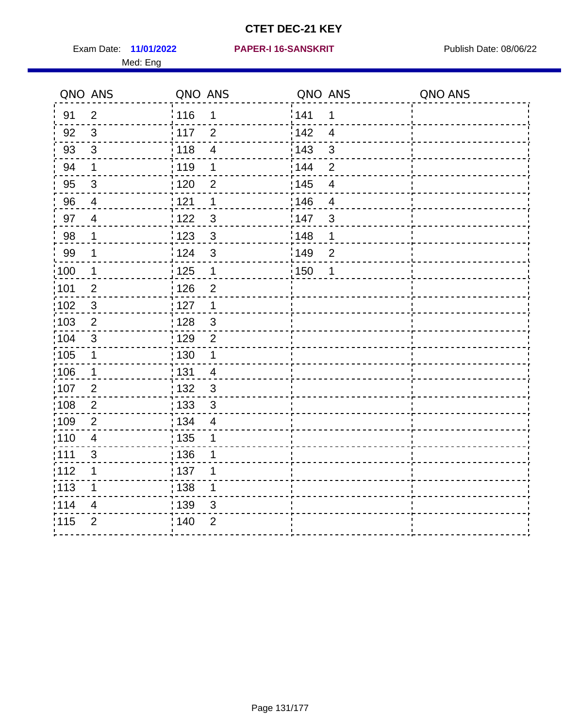# CTET DEC-21 KEY

Exam Date: **11/01/2022** **PAPER-I 16-SANSKRIT** Publish Date: 08/06/22

Med: Eng

| QNO | ANS | QNO | ANS | QNO | ANS | QNO | ANS |
|---|---|---|---|---|---|---|---|
| 91 | 2 | 116 | 1 | 141 | 1 | | |
| 92 | 3 | 117 | 2 | 142 | 4 | | |
| 93 | 3 | 118 | 4 | 143 | 3 | | |
| 94 | 1 | 119 | 1 | 144 | 2 | | |
| 95 | 3 | 120 | 2 | 145 | 4 | | |
| 96 | 4 | 121 | 1 | 146 | 4 | | |
| 97 | 4 | 122 | 3 | 147 | 3 | | |
| 98 | 1 | 123 | 3 | 148 | 1 | | |
| 99 | 1 | 124 | 3 | 149 | 2 | | |
| 100 | 1 | 125 | 1 | 150 | 1 | | |
| 101 | 2 | 126 | 2 | | | | |
| 102 | 3 | 127 | 1 | | | | |
| 103 | 2 | 128 | 3 | | | | |
| 104 | 3 | 129 | 2 | | | | |
| 105 | 1 | 130 | 1 | | | | |
| 106 | 1 | 131 | 4 | | | | |
| 107 | 2 | 132 | 3 | | | | |
| 108 | 2 | 133 | 3 | | | | |
| 109 | 2 | 134 | 4 | | | | |
| 110 | 4 | 135 | 1 | | | | |
| 111 | 3 | 136 | 1 | | | | |
| 112 | 1 | 137 | 1 | | | | |
| 113 | 1 | 138 | 1 | | | | |
| 114 | 4 | 139 | 3 | | | | |
| 115 | 2 | 140 | 2 | | | | |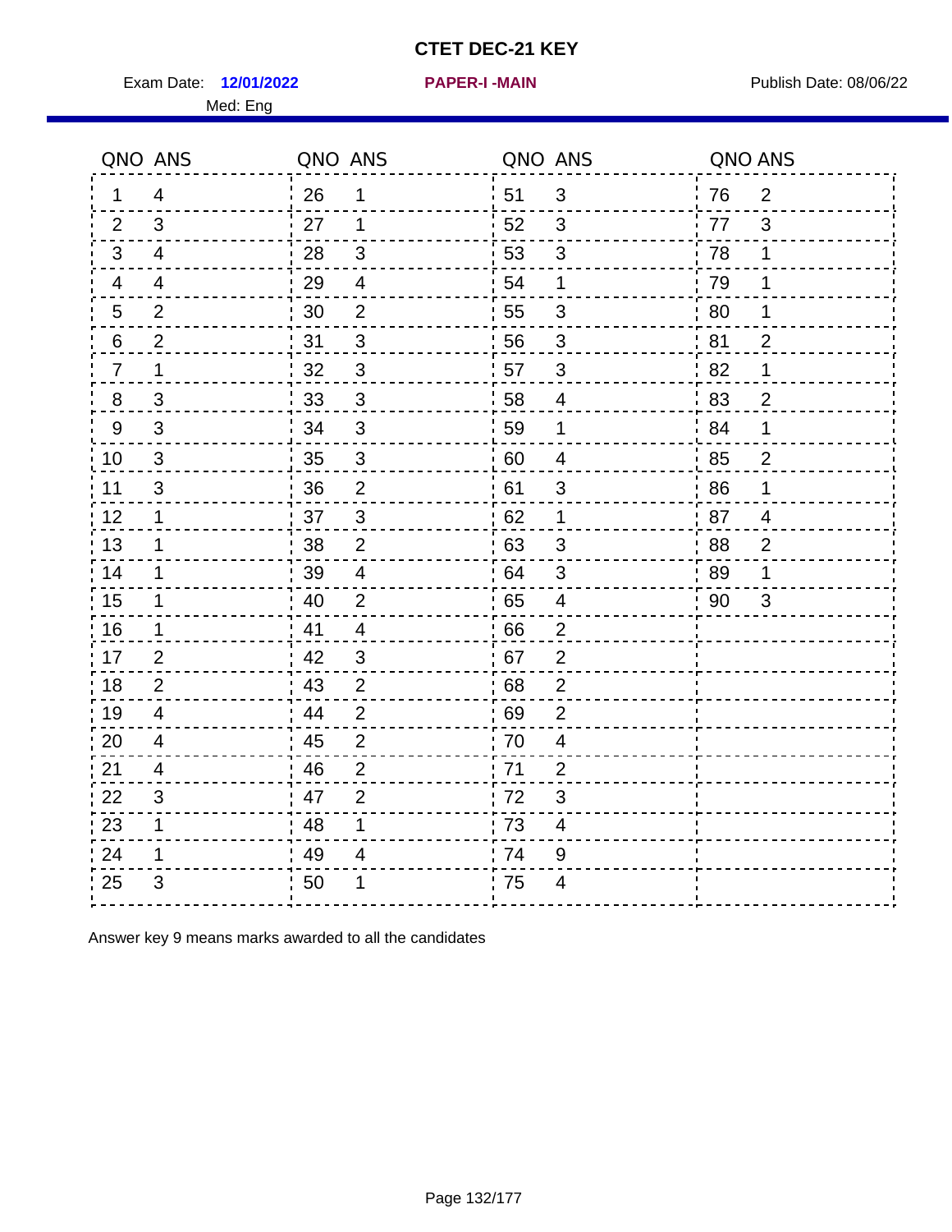# CTET DEC-21 KEY

Exam Date: **12/01/2022** **PAPER-I -MAIN** Publish Date: 08/06/22

Med: Eng

| QNO | ANS | QNO | ANS | QNO | ANS | QNO | ANS |
|---|---|---|---|---|---|---|---|
| 1 | 4 | 26 | 1 | 51 | 3 | 76 | 2 |
| 2 | 3 | 27 | 1 | 52 | 3 | 77 | 3 |
| 3 | 4 | 28 | 3 | 53 | 3 | 78 | 1 |
| 4 | 4 | 29 | 4 | 54 | 1 | 79 | 1 |
| 5 | 2 | 30 | 2 | 55 | 3 | 80 | 1 |
| 6 | 2 | 31 | 3 | 56 | 3 | 81 | 2 |
| 7 | 1 | 32 | 3 | 57 | 3 | 82 | 1 |
| 8 | 3 | 33 | 3 | 58 | 4 | 83 | 2 |
| 9 | 3 | 34 | 3 | 59 | 1 | 84 | 1 |
| 10 | 3 | 35 | 3 | 60 | 4 | 85 | 2 |
| 11 | 3 | 36 | 2 | 61 | 3 | 86 | 1 |
| 12 | 1 | 37 | 3 | 62 | 1 | 87 | 4 |
| 13 | 1 | 38 | 2 | 63 | 3 | 88 | 2 |
| 14 | 1 | 39 | 4 | 64 | 3 | 89 | 1 |
| 15 | 1 | 40 | 2 | 65 | 4 | 90 | 3 |
| 16 | 1 | 41 | 4 | 66 | 2 | | |
| 17 | 2 | 42 | 3 | 67 | 2 | | |
| 18 | 2 | 43 | 2 | 68 | 2 | | |
| 19 | 4 | 44 | 2 | 69 | 2 | | |
| 20 | 4 | 45 | 2 | 70 | 4 | | |
| 21 | 4 | 46 | 2 | 71 | 2 | | |
| 22 | 3 | 47 | 2 | 72 | 3 | | |
| 23 | 1 | 48 | 1 | 73 | 4 | | |
| 24 | 1 | 49 | 4 | 74 | 9 | | |
| 25 | 3 | 50 | 1 | 75 | 4 | | |

Answer key 9 means marks awarded to all the candidates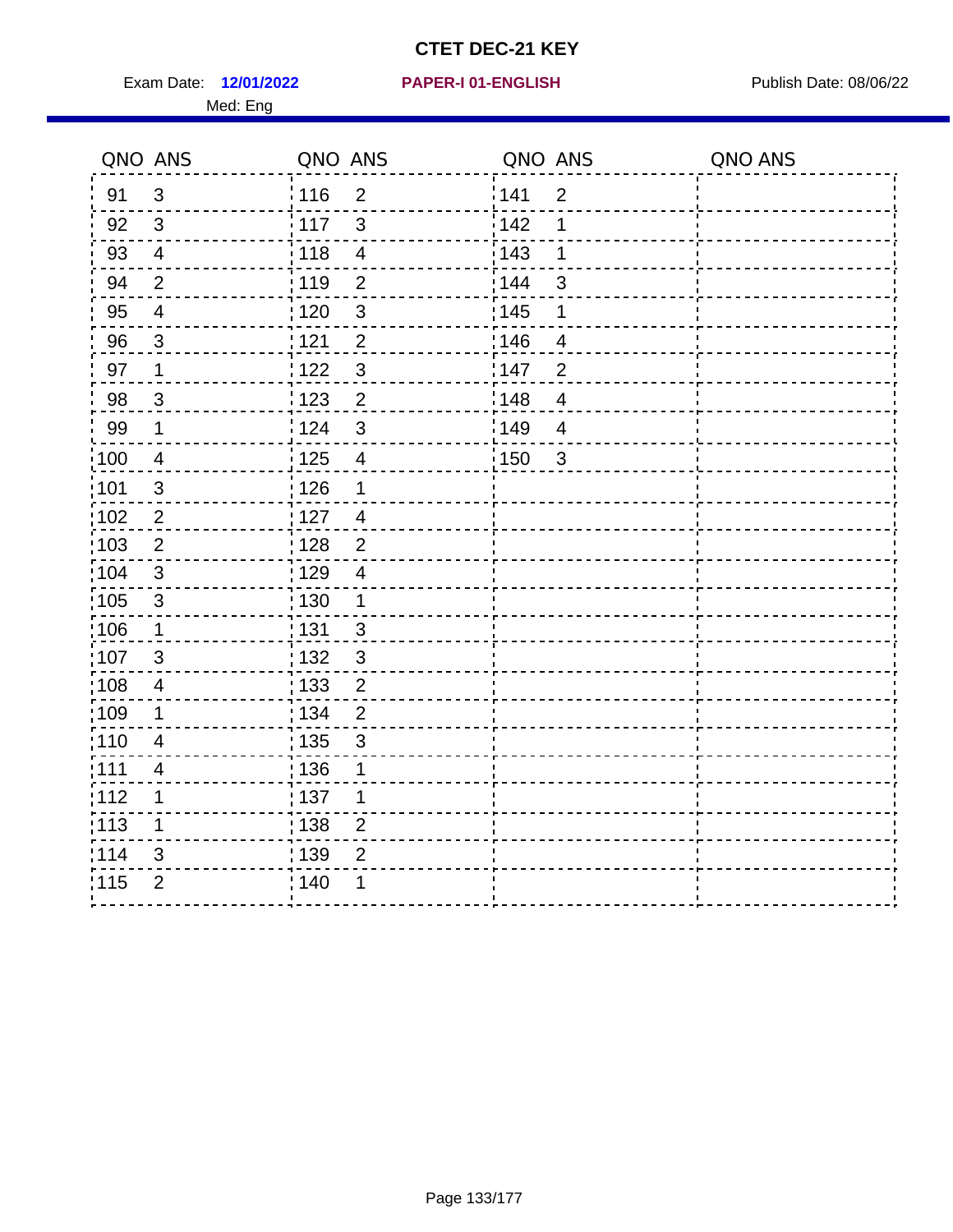# CTET DEC-21 KEY

Exam Date: **12/01/2022** **PAPER-I 01-ENGLISH** Publish Date: 08/06/22

Med: Eng

| QNO | ANS | QNO | ANS | QNO | ANS | QNO | ANS |
|---|---|---|---|---|---|---|---|
| 91 | 3 | 116 | 2 | 141 | 2 | | |
| 92 | 3 | 117 | 3 | 142 | 1 | | |
| 93 | 4 | 118 | 4 | 143 | 1 | | |
| 94 | 2 | 119 | 2 | 144 | 3 | | |
| 95 | 4 | 120 | 3 | 145 | 1 | | |
| 96 | 3 | 121 | 2 | 146 | 4 | | |
| 97 | 1 | 122 | 3 | 147 | 2 | | |
| 98 | 3 | 123 | 2 | 148 | 4 | | |
| 99 | 1 | 124 | 3 | 149 | 4 | | |
| 100 | 4 | 125 | 4 | 150 | 3 | | |
| 101 | 3 | 126 | 1 | | | | |
| 102 | 2 | 127 | 4 | | | | |
| 103 | 2 | 128 | 2 | | | | |
| 104 | 3 | 129 | 4 | | | | |
| 105 | 3 | 130 | 1 | | | | |
| 106 | 1 | 131 | 3 | | | | |
| 107 | 3 | 132 | 3 | | | | |
| 108 | 4 | 133 | 2 | | | | |
| 109 | 1 | 134 | 2 | | | | |
| 110 | 4 | 135 | 3 | | | | |
| 111 | 4 | 136 | 1 | | | | |
| 112 | 1 | 137 | 1 | | | | |
| 113 | 1 | 138 | 2 | | | | |
| 114 | 3 | 139 | 2 | | | | |
| 115 | 2 | 140 | 1 | | | | |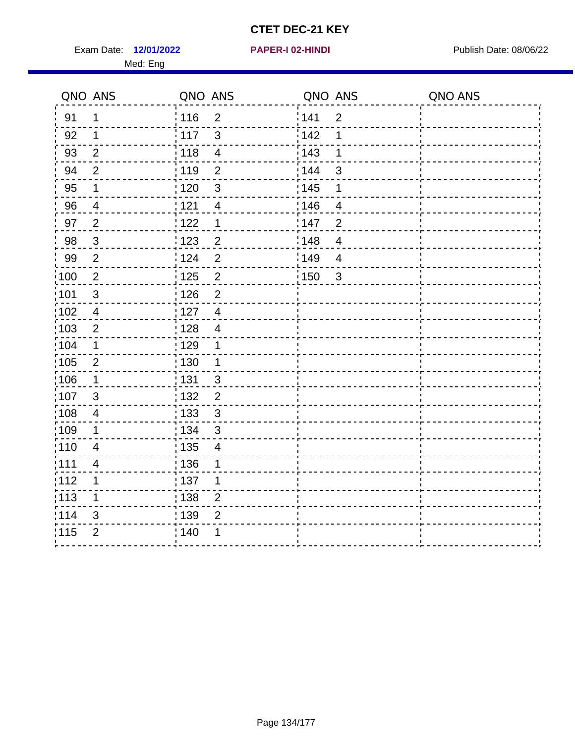# CTET DEC-21 KEY

Exam Date: **12/01/2022** **PAPER-I 02-HINDI** Publish Date: 08/06/22

Med: Eng

| QNO | ANS | QNO | ANS | QNO | ANS | QNO | ANS |
|---|---|---|---|---|---|---|---|
| 91 | 1 | 116 | 2 | 141 | 2 | | |
| 92 | 1 | 117 | 3 | 142 | 1 | | |
| 93 | 2 | 118 | 4 | 143 | 1 | | |
| 94 | 2 | 119 | 2 | 144 | 3 | | |
| 95 | 1 | 120 | 3 | 145 | 1 | | |
| 96 | 4 | 121 | 4 | 146 | 4 | | |
| 97 | 2 | 122 | 1 | 147 | 2 | | |
| 98 | 3 | 123 | 2 | 148 | 4 | | |
| 99 | 2 | 124 | 2 | 149 | 4 | | |
| 100 | 2 | 125 | 2 | 150 | 3 | | |
| 101 | 3 | 126 | 2 | | | | |
| 102 | 4 | 127 | 4 | | | | |
| 103 | 2 | 128 | 4 | | | | |
| 104 | 1 | 129 | 1 | | | | |
| 105 | 2 | 130 | 1 | | | | |
| 106 | 1 | 131 | 3 | | | | |
| 107 | 3 | 132 | 2 | | | | |
| 108 | 4 | 133 | 3 | | | | |
| 109 | 1 | 134 | 3 | | | | |
| 110 | 4 | 135 | 4 | | | | |
| 111 | 4 | 136 | 1 | | | | |
| 112 | 1 | 137 | 1 | | | | |
| 113 | 1 | 138 | 2 | | | | |
| 114 | 3 | 139 | 2 | | | | |
| 115 | 2 | 140 | 1 | | | | |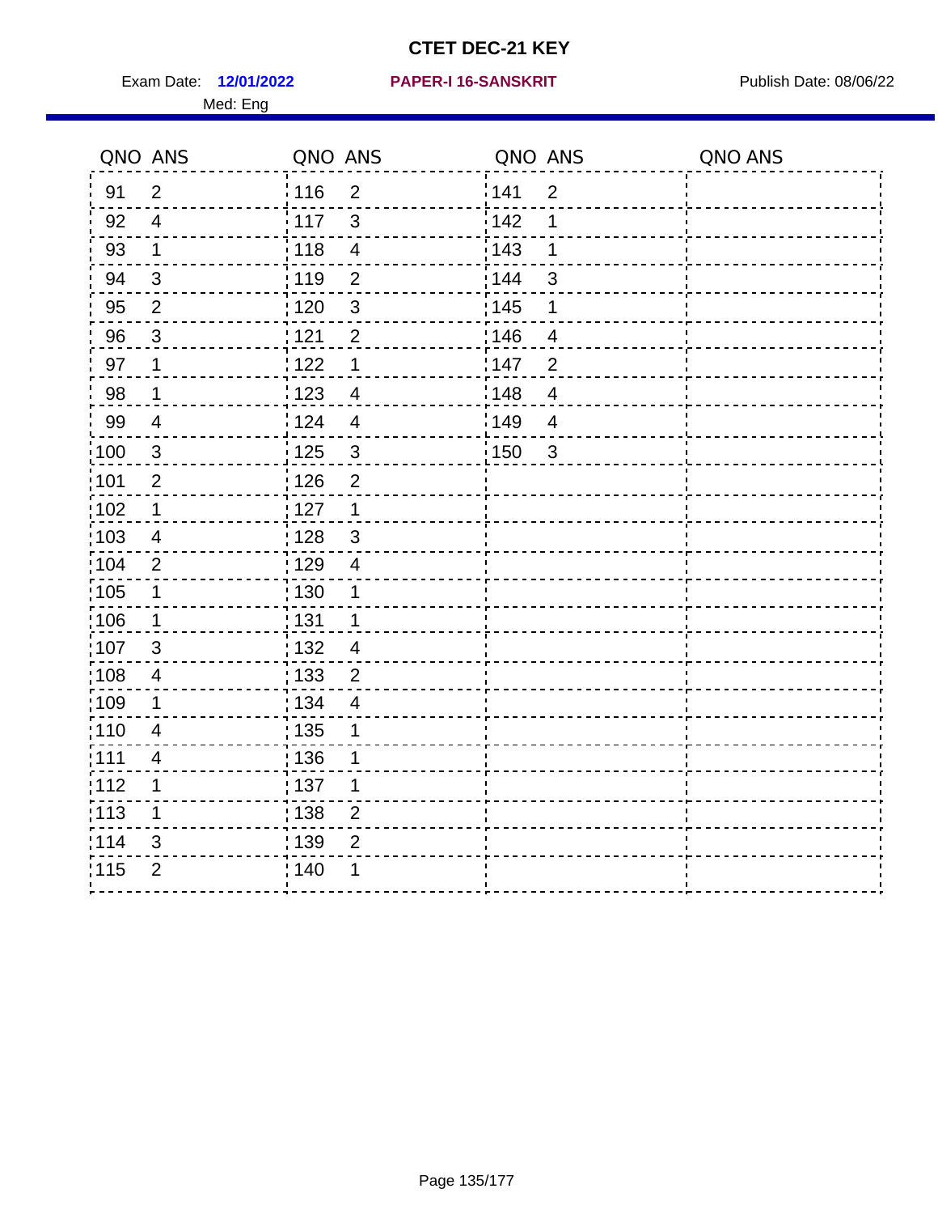# CTET DEC-21 KEY

Exam Date: **12/01/2022** **PAPER-I 16-SANSKRIT** Publish Date: 08/06/22

Med: Eng

| QNO | ANS | QNO | ANS | QNO | ANS | QNO | ANS |
|---|---|---|---|---|---|---|---|
| 91 | 2 | 116 | 2 | 141 | 2 | | |
| 92 | 4 | 117 | 3 | 142 | 1 | | |
| 93 | 1 | 118 | 4 | 143 | 1 | | |
| 94 | 3 | 119 | 2 | 144 | 3 | | |
| 95 | 2 | 120 | 3 | 145 | 1 | | |
| 96 | 3 | 121 | 2 | 146 | 4 | | |
| 97 | 1 | 122 | 1 | 147 | 2 | | |
| 98 | 1 | 123 | 4 | 148 | 4 | | |
| 99 | 4 | 124 | 4 | 149 | 4 | | |
| 100 | 3 | 125 | 3 | 150 | 3 | | |
| 101 | 2 | 126 | 2 | | | | |
| 102 | 1 | 127 | 1 | | | | |
| 103 | 4 | 128 | 3 | | | | |
| 104 | 2 | 129 | 4 | | | | |
| 105 | 1 | 130 | 1 | | | | |
| 106 | 1 | 131 | 1 | | | | |
| 107 | 3 | 132 | 4 | | | | |
| 108 | 4 | 133 | 2 | | | | |
| 109 | 1 | 134 | 4 | | | | |
| 110 | 4 | 135 | 1 | | | | |
| 111 | 4 | 136 | 1 | | | | |
| 112 | 1 | 137 | 1 | | | | |
| 113 | 1 | 138 | 2 | | | | |
| 114 | 3 | 139 | 2 | | | | |
| 115 | 2 | 140 | 1 | | | | |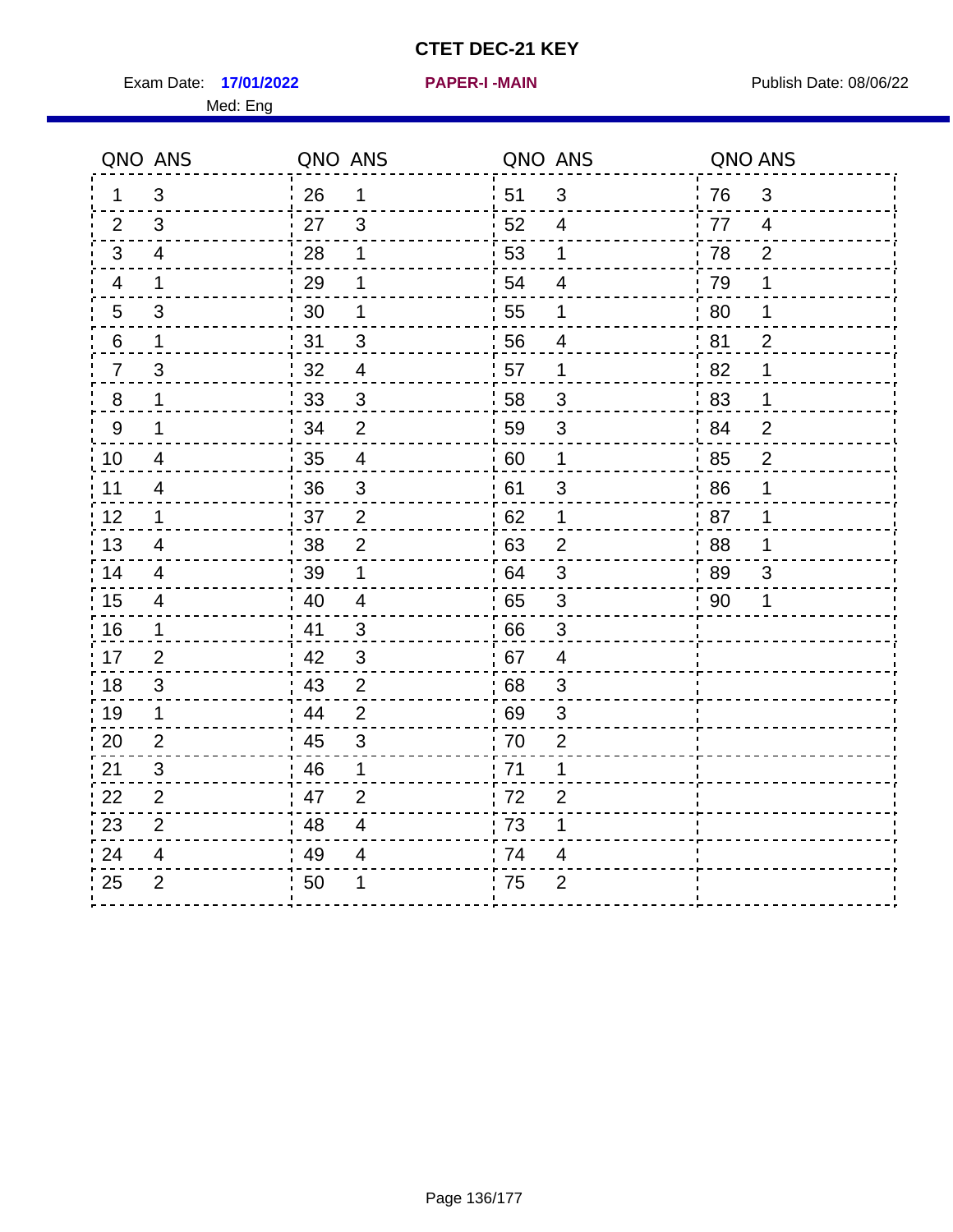# CTET DEC-21 KEY

Exam Date: **17/01/2022** **PAPER-I -MAIN** Publish Date: 08/06/22

Med: Eng

| QNO | ANS | QNO | ANS | QNO | ANS | QNO | ANS |
|---|---|---|---|---|---|---|---|
| 1 | 3 | 26 | 1 | 51 | 3 | 76 | 3 |
| 2 | 3 | 27 | 3 | 52 | 4 | 77 | 4 |
| 3 | 4 | 28 | 1 | 53 | 1 | 78 | 2 |
| 4 | 1 | 29 | 1 | 54 | 4 | 79 | 1 |
| 5 | 3 | 30 | 1 | 55 | 1 | 80 | 1 |
| 6 | 1 | 31 | 3 | 56 | 4 | 81 | 2 |
| 7 | 3 | 32 | 4 | 57 | 1 | 82 | 1 |
| 8 | 1 | 33 | 3 | 58 | 3 | 83 | 1 |
| 9 | 1 | 34 | 2 | 59 | 3 | 84 | 2 |
| 10 | 4 | 35 | 4 | 60 | 1 | 85 | 2 |
| 11 | 4 | 36 | 3 | 61 | 3 | 86 | 1 |
| 12 | 1 | 37 | 2 | 62 | 1 | 87 | 1 |
| 13 | 4 | 38 | 2 | 63 | 2 | 88 | 1 |
| 14 | 4 | 39 | 1 | 64 | 3 | 89 | 3 |
| 15 | 4 | 40 | 4 | 65 | 3 | 90 | 1 |
| 16 | 1 | 41 | 3 | 66 | 3 | | |
| 17 | 2 | 42 | 3 | 67 | 4 | | |
| 18 | 3 | 43 | 2 | 68 | 3 | | |
| 19 | 1 | 44 | 2 | 69 | 3 | | |
| 20 | 2 | 45 | 3 | 70 | 2 | | |
| 21 | 3 | 46 | 1 | 71 | 1 | | |
| 22 | 2 | 47 | 2 | 72 | 2 | | |
| 23 | 2 | 48 | 4 | 73 | 1 | | |
| 24 | 4 | 49 | 4 | 74 | 4 | | |
| 25 | 2 | 50 | 1 | 75 | 2 | | |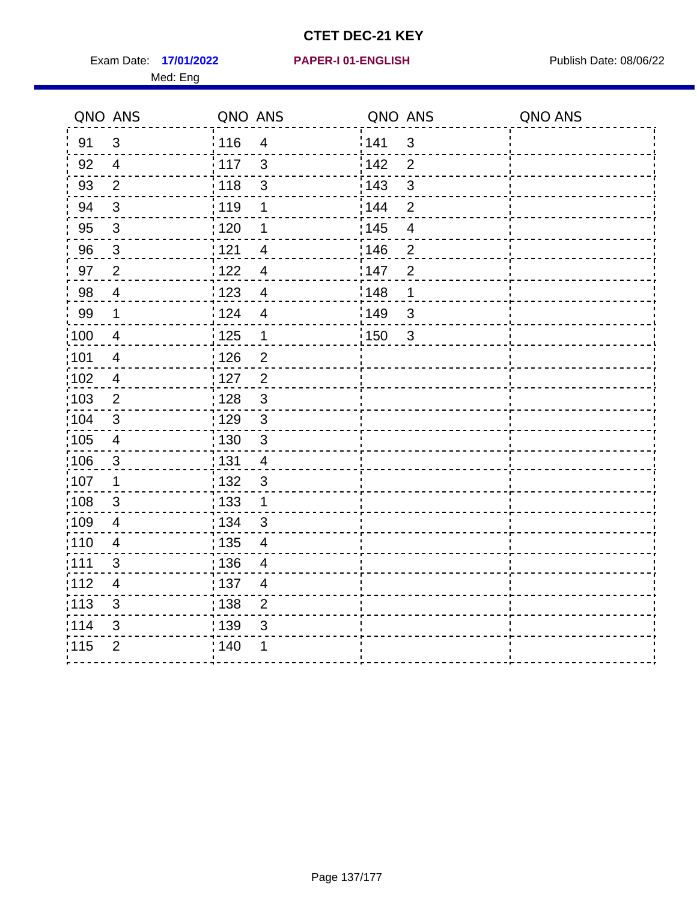# CTET DEC-21 KEY

Exam Date: **17/01/2022** **PAPER-I 01-ENGLISH** Publish Date: 08/06/22

Med: Eng

| QNO | ANS | QNO | ANS | QNO | ANS | QNO | ANS |
|---|---|---|---|---|---|---|---|
| 91 | 3 | 116 | 4 | 141 | 3 | | |
| 92 | 4 | 117 | 3 | 142 | 2 | | |
| 93 | 2 | 118 | 3 | 143 | 3 | | |
| 94 | 3 | 119 | 1 | 144 | 2 | | |
| 95 | 3 | 120 | 1 | 145 | 4 | | |
| 96 | 3 | 121 | 4 | 146 | 2 | | |
| 97 | 2 | 122 | 4 | 147 | 2 | | |
| 98 | 4 | 123 | 4 | 148 | 1 | | |
| 99 | 1 | 124 | 4 | 149 | 3 | | |
| 100 | 4 | 125 | 1 | 150 | 3 | | |
| 101 | 4 | 126 | 2 | | | | |
| 102 | 4 | 127 | 2 | | | | |
| 103 | 2 | 128 | 3 | | | | |
| 104 | 3 | 129 | 3 | | | | |
| 105 | 4 | 130 | 3 | | | | |
| 106 | 3 | 131 | 4 | | | | |
| 107 | 1 | 132 | 3 | | | | |
| 108 | 3 | 133 | 1 | | | | |
| 109 | 4 | 134 | 3 | | | | |
| 110 | 4 | 135 | 4 | | | | |
| 111 | 3 | 136 | 4 | | | | |
| 112 | 4 | 137 | 4 | | | | |
| 113 | 3 | 138 | 2 | | | | |
| 114 | 3 | 139 | 3 | | | | |
| 115 | 2 | 140 | 1 | | | | |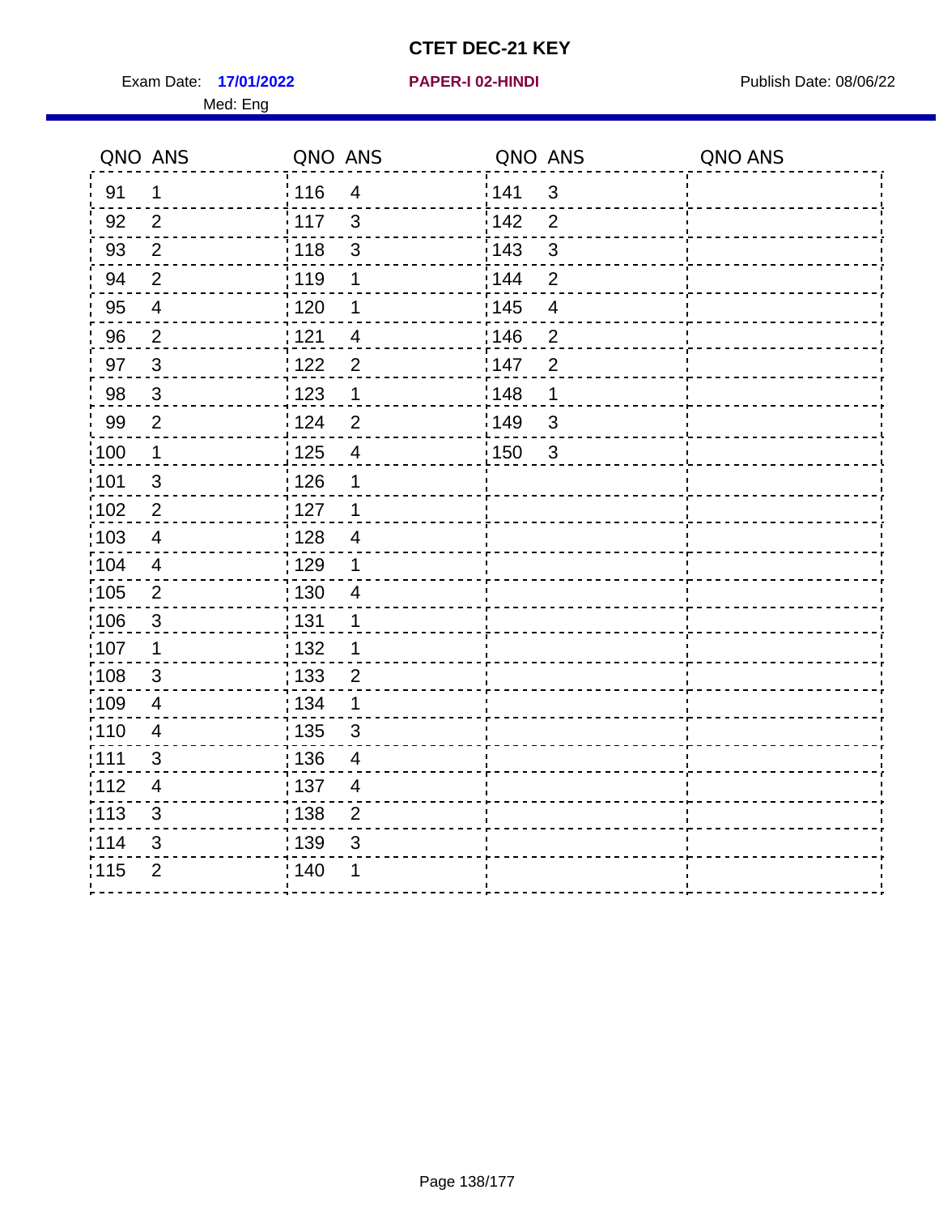# CTET DEC-21 KEY

Exam Date: **17/01/2022** **PAPER-I 02-HINDI** Publish Date: 08/06/22

Med: Eng

| QNO | ANS | QNO | ANS | QNO | ANS | QNO | ANS |
|---|---|---|---|---|---|---|---|
| 91 | 1 | 116 | 4 | 141 | 3 | | |
| 92 | 2 | 117 | 3 | 142 | 2 | | |
| 93 | 2 | 118 | 3 | 143 | 3 | | |
| 94 | 2 | 119 | 1 | 144 | 2 | | |
| 95 | 4 | 120 | 1 | 145 | 4 | | |
| 96 | 2 | 121 | 4 | 146 | 2 | | |
| 97 | 3 | 122 | 2 | 147 | 2 | | |
| 98 | 3 | 123 | 1 | 148 | 1 | | |
| 99 | 2 | 124 | 2 | 149 | 3 | | |
| 100 | 1 | 125 | 4 | 150 | 3 | | |
| 101 | 3 | 126 | 1 | | | | |
| 102 | 2 | 127 | 1 | | | | |
| 103 | 4 | 128 | 4 | | | | |
| 104 | 4 | 129 | 1 | | | | |
| 105 | 2 | 130 | 4 | | | | |
| 106 | 3 | 131 | 1 | | | | |
| 107 | 1 | 132 | 1 | | | | |
| 108 | 3 | 133 | 2 | | | | |
| 109 | 4 | 134 | 1 | | | | |
| 110 | 4 | 135 | 3 | | | | |
| 111 | 3 | 136 | 4 | | | | |
| 112 | 4 | 137 | 4 | | | | |
| 113 | 3 | 138 | 2 | | | | |
| 114 | 3 | 139 | 3 | | | | |
| 115 | 2 | 140 | 1 | | | | |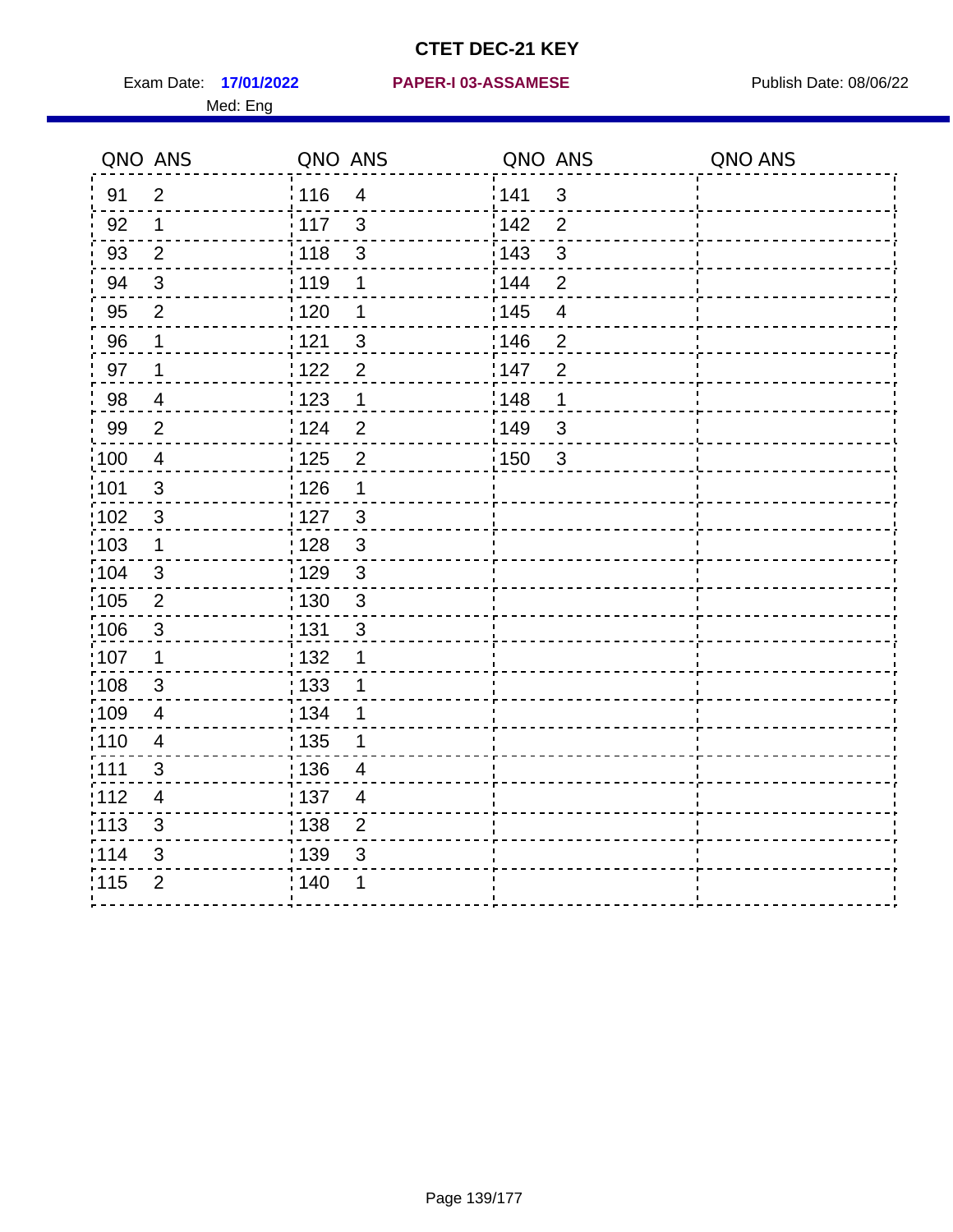# CTET DEC-21 KEY

Exam Date: **17/01/2022** **PAPER-I 03-ASSAMESE** Publish Date: 08/06/22

Med: Eng

| QNO | ANS | QNO | ANS | QNO | ANS | QNO | ANS |
|---|---|---|---|---|---|---|---|
| 91 | 2 | 116 | 4 | 141 | 3 | | |
| 92 | 1 | 117 | 3 | 142 | 2 | | |
| 93 | 2 | 118 | 3 | 143 | 3 | | |
| 94 | 3 | 119 | 1 | 144 | 2 | | |
| 95 | 2 | 120 | 1 | 145 | 4 | | |
| 96 | 1 | 121 | 3 | 146 | 2 | | |
| 97 | 1 | 122 | 2 | 147 | 2 | | |
| 98 | 4 | 123 | 1 | 148 | 1 | | |
| 99 | 2 | 124 | 2 | 149 | 3 | | |
| 100 | 4 | 125 | 2 | 150 | 3 | | |
| 101 | 3 | 126 | 1 | | | | |
| 102 | 3 | 127 | 3 | | | | |
| 103 | 1 | 128 | 3 | | | | |
| 104 | 3 | 129 | 3 | | | | |
| 105 | 2 | 130 | 3 | | | | |
| 106 | 3 | 131 | 3 | | | | |
| 107 | 1 | 132 | 1 | | | | |
| 108 | 3 | 133 | 1 | | | | |
| 109 | 4 | 134 | 1 | | | | |
| 110 | 4 | 135 | 1 | | | | |
| 111 | 3 | 136 | 4 | | | | |
| 112 | 4 | 137 | 4 | | | | |
| 113 | 3 | 138 | 2 | | | | |
| 114 | 3 | 139 | 3 | | | | |
| 115 | 2 | 140 | 1 | | | | |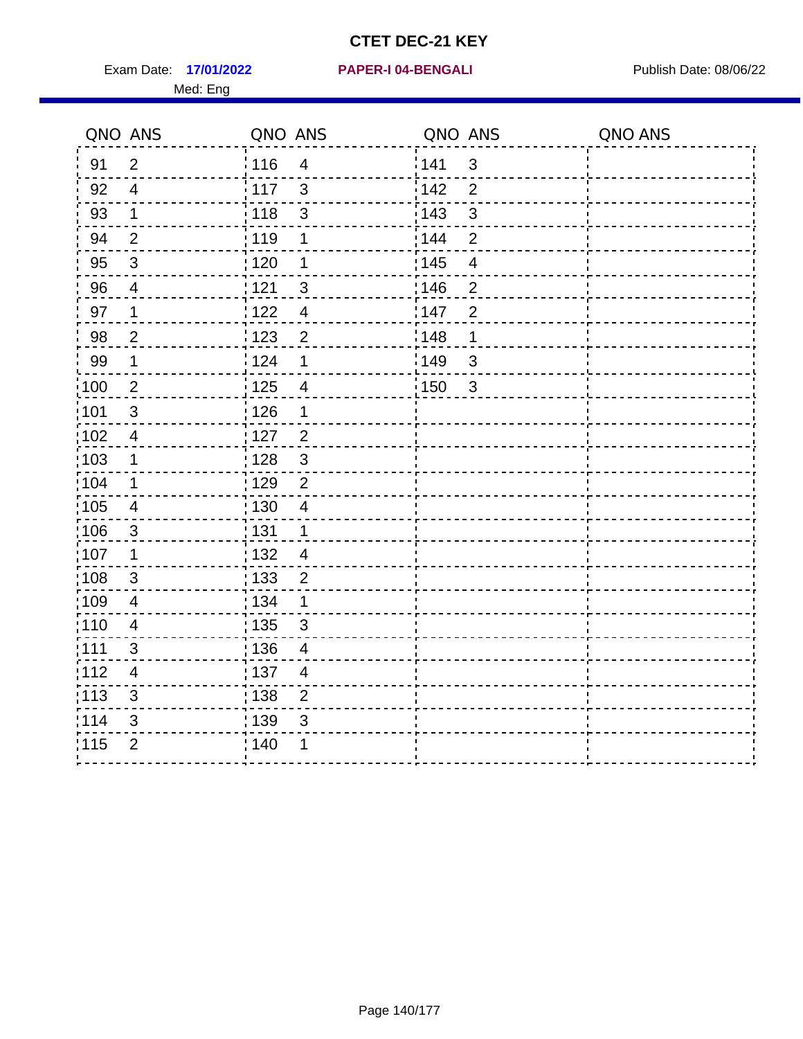# CTET DEC-21 KEY

Exam Date: **17/01/2022** **PAPER-I 04-BENGALI** Publish Date: 08/06/22

Med: Eng

| QNO | ANS | QNO | ANS | QNO | ANS | QNO | ANS |
|---|---|---|---|---|---|---|---|
| 91 | 2 | 116 | 4 | 141 | 3 | | |
| 92 | 4 | 117 | 3 | 142 | 2 | | |
| 93 | 1 | 118 | 3 | 143 | 3 | | |
| 94 | 2 | 119 | 1 | 144 | 2 | | |
| 95 | 3 | 120 | 1 | 145 | 4 | | |
| 96 | 4 | 121 | 3 | 146 | 2 | | |
| 97 | 1 | 122 | 4 | 147 | 2 | | |
| 98 | 2 | 123 | 2 | 148 | 1 | | |
| 99 | 1 | 124 | 1 | 149 | 3 | | |
| 100 | 2 | 125 | 4 | 150 | 3 | | |
| 101 | 3 | 126 | 1 | | | | |
| 102 | 4 | 127 | 2 | | | | |
| 103 | 1 | 128 | 3 | | | | |
| 104 | 1 | 129 | 2 | | | | |
| 105 | 4 | 130 | 4 | | | | |
| 106 | 3 | 131 | 1 | | | | |
| 107 | 1 | 132 | 4 | | | | |
| 108 | 3 | 133 | 2 | | | | |
| 109 | 4 | 134 | 1 | | | | |
| 110 | 4 | 135 | 3 | | | | |
| 111 | 3 | 136 | 4 | | | | |
| 112 | 4 | 137 | 4 | | | | |
| 113 | 3 | 138 | 2 | | | | |
| 114 | 3 | 139 | 3 | | | | |
| 115 | 2 | 140 | 1 | | | | |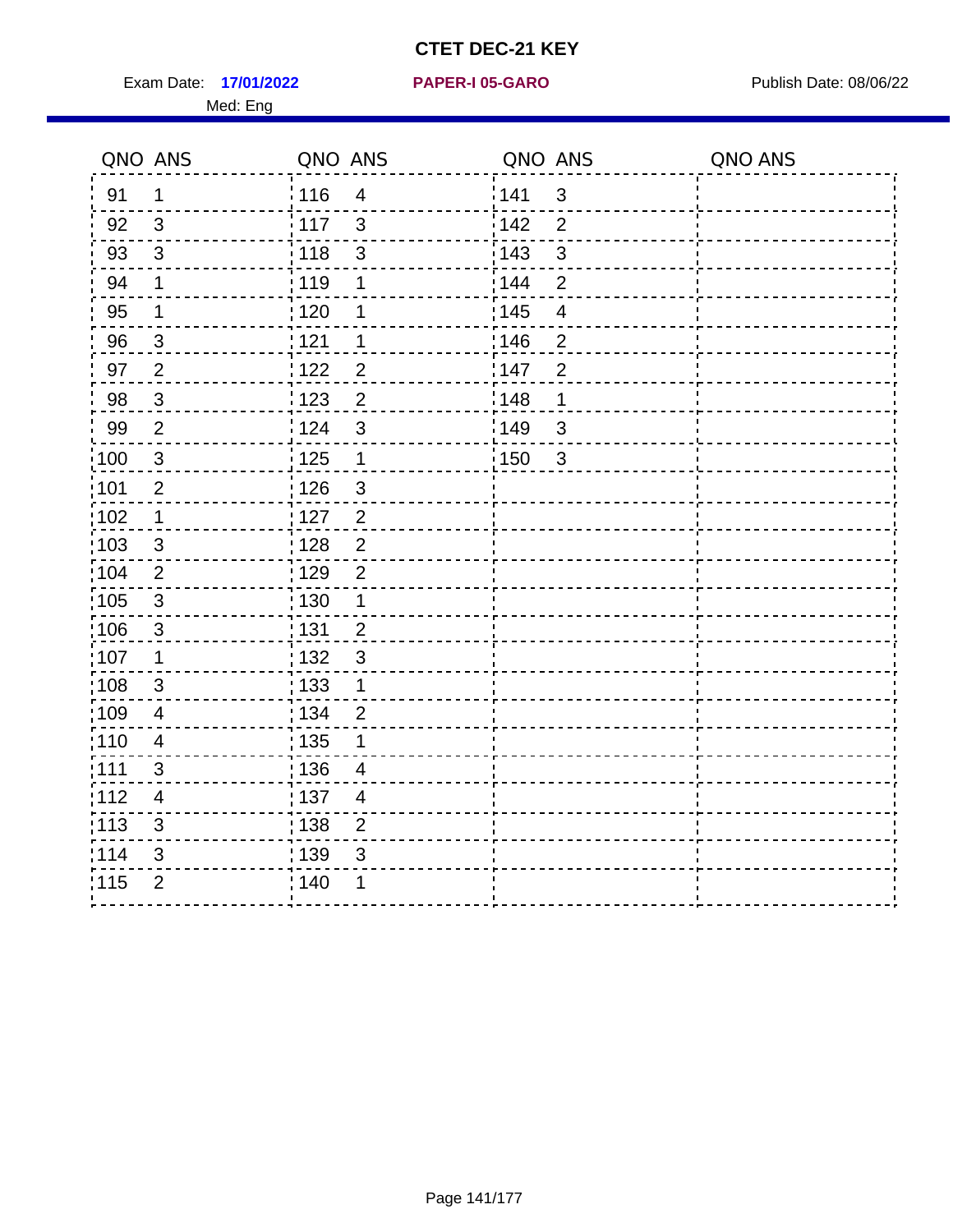# CTET DEC-21 KEY

Exam Date: **17/01/2022** **PAPER-I 05-GARO** Publish Date: 08/06/22

Med: Eng

| QNO | ANS | QNO | ANS | QNO | ANS | QNO | ANS |
|---|---|---|---|---|---|---|---|
| 91 | 1 | 116 | 4 | 141 | 3 | | |
| 92 | 3 | 117 | 3 | 142 | 2 | | |
| 93 | 3 | 118 | 3 | 143 | 3 | | |
| 94 | 1 | 119 | 1 | 144 | 2 | | |
| 95 | 1 | 120 | 1 | 145 | 4 | | |
| 96 | 3 | 121 | 1 | 146 | 2 | | |
| 97 | 2 | 122 | 2 | 147 | 2 | | |
| 98 | 3 | 123 | 2 | 148 | 1 | | |
| 99 | 2 | 124 | 3 | 149 | 3 | | |
| 100 | 3 | 125 | 1 | 150 | 3 | | |
| 101 | 2 | 126 | 3 | | | | |
| 102 | 1 | 127 | 2 | | | | |
| 103 | 3 | 128 | 2 | | | | |
| 104 | 2 | 129 | 2 | | | | |
| 105 | 3 | 130 | 1 | | | | |
| 106 | 3 | 131 | 2 | | | | |
| 107 | 1 | 132 | 3 | | | | |
| 108 | 3 | 133 | 1 | | | | |
| 109 | 4 | 134 | 2 | | | | |
| 110 | 4 | 135 | 1 | | | | |
| 111 | 3 | 136 | 4 | | | | |
| 112 | 4 | 137 | 4 | | | | |
| 113 | 3 | 138 | 2 | | | | |
| 114 | 3 | 139 | 3 | | | | |
| 115 | 2 | 140 | 1 | | | | |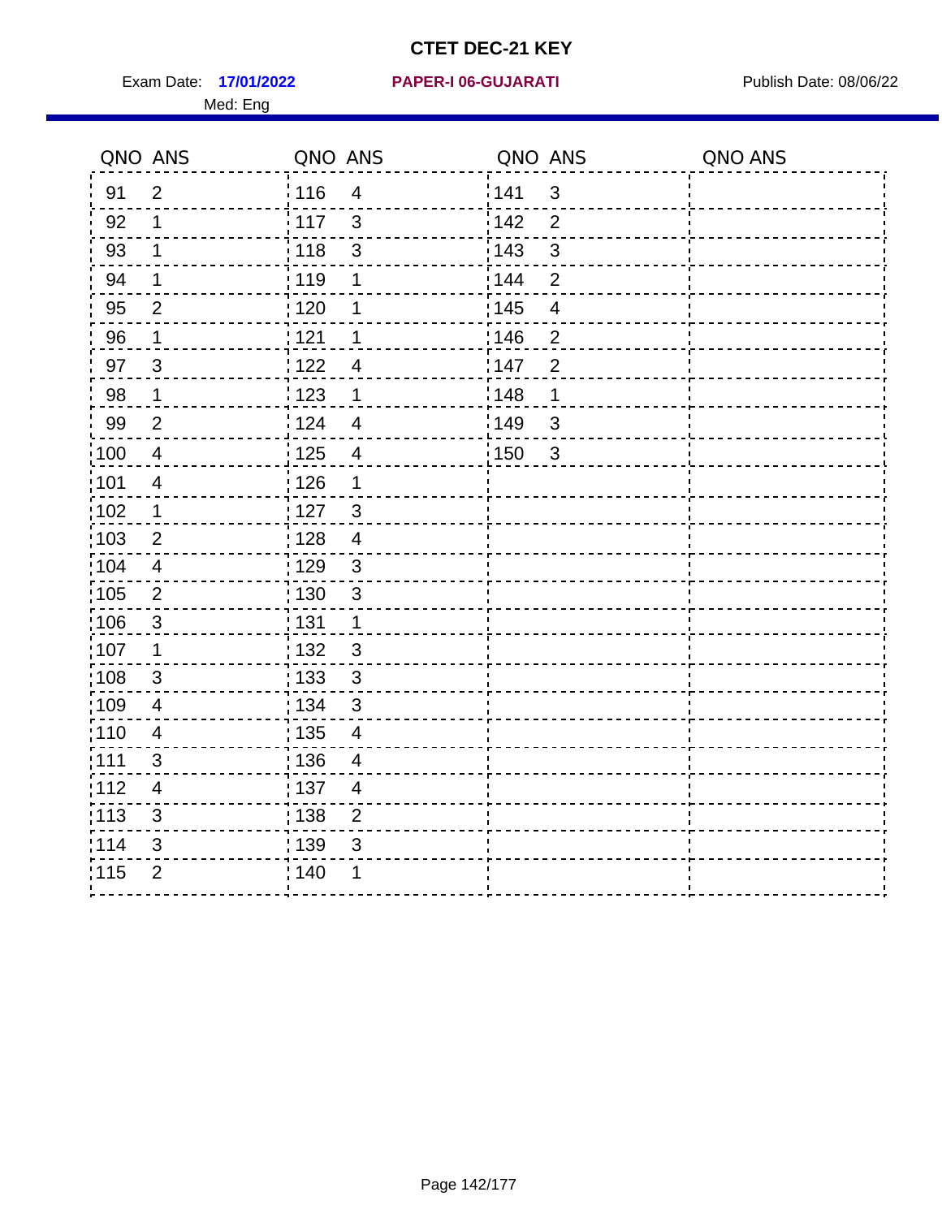# CTET DEC-21 KEY

Exam Date: **17/01/2022** **PAPER-I 06-GUJARATI** Publish Date: 08/06/22

Med: Eng

| QNO | ANS | QNO | ANS | QNO | ANS | QNO | ANS |
|---|---|---|---|---|---|---|---|
| 91 | 2 | 116 | 4 | 141 | 3 | | |
| 92 | 1 | 117 | 3 | 142 | 2 | | |
| 93 | 1 | 118 | 3 | 143 | 3 | | |
| 94 | 1 | 119 | 1 | 144 | 2 | | |
| 95 | 2 | 120 | 1 | 145 | 4 | | |
| 96 | 1 | 121 | 1 | 146 | 2 | | |
| 97 | 3 | 122 | 4 | 147 | 2 | | |
| 98 | 1 | 123 | 1 | 148 | 1 | | |
| 99 | 2 | 124 | 4 | 149 | 3 | | |
| 100 | 4 | 125 | 4 | 150 | 3 | | |
| 101 | 4 | 126 | 1 | | | | |
| 102 | 1 | 127 | 3 | | | | |
| 103 | 2 | 128 | 4 | | | | |
| 104 | 4 | 129 | 3 | | | | |
| 105 | 2 | 130 | 3 | | | | |
| 106 | 3 | 131 | 1 | | | | |
| 107 | 1 | 132 | 3 | | | | |
| 108 | 3 | 133 | 3 | | | | |
| 109 | 4 | 134 | 3 | | | | |
| 110 | 4 | 135 | 4 | | | | |
| 111 | 3 | 136 | 4 | | | | |
| 112 | 4 | 137 | 4 | | | | |
| 113 | 3 | 138 | 2 | | | | |
| 114 | 3 | 139 | 3 | | | | |
| 115 | 2 | 140 | 1 | | | | |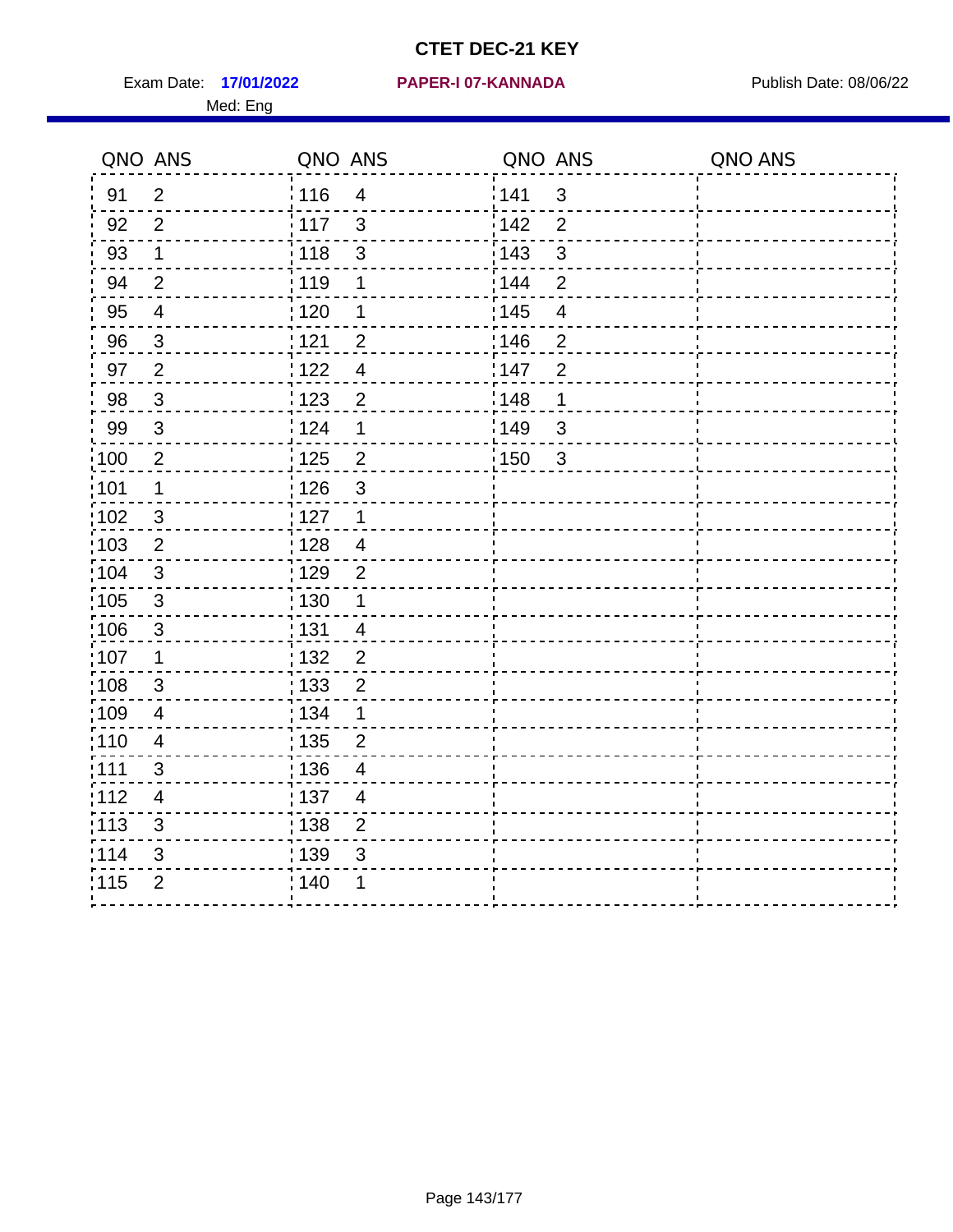# CTET DEC-21 KEY

Exam Date: **17/01/2022** **PAPER-I 07-KANNADA** Publish Date: 08/06/22

Med: Eng

| QNO | ANS | QNO | ANS | QNO | ANS | QNO | ANS |
|---|---|---|---|---|---|---|---|
| 91 | 2 | 116 | 4 | 141 | 3 | | |
| 92 | 2 | 117 | 3 | 142 | 2 | | |
| 93 | 1 | 118 | 3 | 143 | 3 | | |
| 94 | 2 | 119 | 1 | 144 | 2 | | |
| 95 | 4 | 120 | 1 | 145 | 4 | | |
| 96 | 3 | 121 | 2 | 146 | 2 | | |
| 97 | 2 | 122 | 4 | 147 | 2 | | |
| 98 | 3 | 123 | 2 | 148 | 1 | | |
| 99 | 3 | 124 | 1 | 149 | 3 | | |
| 100 | 2 | 125 | 2 | 150 | 3 | | |
| 101 | 1 | 126 | 3 | | | | |
| 102 | 3 | 127 | 1 | | | | |
| 103 | 2 | 128 | 4 | | | | |
| 104 | 3 | 129 | 2 | | | | |
| 105 | 3 | 130 | 1 | | | | |
| 106 | 3 | 131 | 4 | | | | |
| 107 | 1 | 132 | 2 | | | | |
| 108 | 3 | 133 | 2 | | | | |
| 109 | 4 | 134 | 1 | | | | |
| 110 | 4 | 135 | 2 | | | | |
| 111 | 3 | 136 | 4 | | | | |
| 112 | 4 | 137 | 4 | | | | |
| 113 | 3 | 138 | 2 | | | | |
| 114 | 3 | 139 | 3 | | | | |
| 115 | 2 | 140 | 1 | | | | |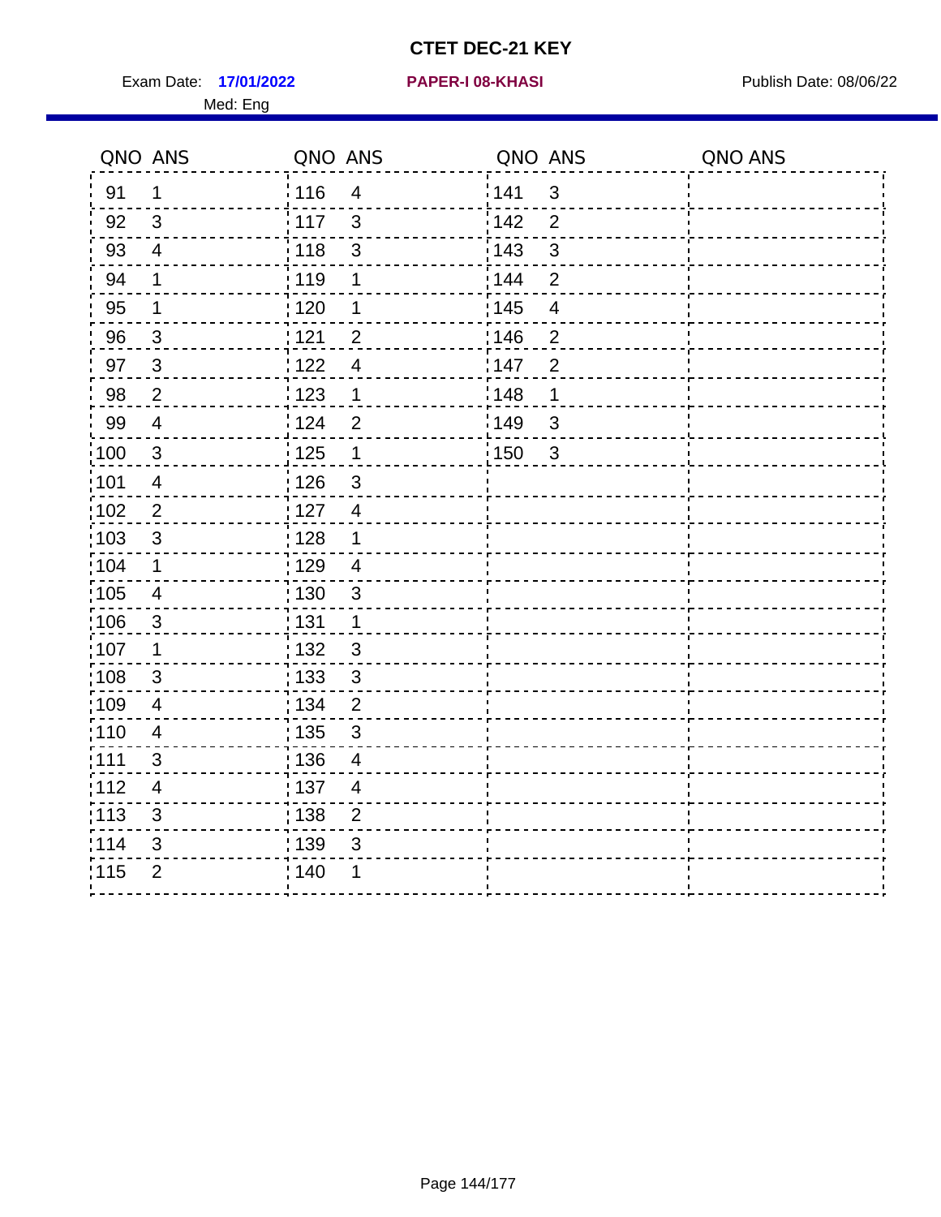# CTET DEC-21 KEY

Exam Date: **17/01/2022** **PAPER-I 08-KHASI** Publish Date: 08/06/22

Med: Eng

| QNO | ANS | QNO | ANS | QNO | ANS | QNO | ANS |
|---|---|---|---|---|---|---|---|
| 91 | 1 | 116 | 4 | 141 | 3 | | |
| 92 | 3 | 117 | 3 | 142 | 2 | | |
| 93 | 4 | 118 | 3 | 143 | 3 | | |
| 94 | 1 | 119 | 1 | 144 | 2 | | |
| 95 | 1 | 120 | 1 | 145 | 4 | | |
| 96 | 3 | 121 | 2 | 146 | 2 | | |
| 97 | 3 | 122 | 4 | 147 | 2 | | |
| 98 | 2 | 123 | 1 | 148 | 1 | | |
| 99 | 4 | 124 | 2 | 149 | 3 | | |
| 100 | 3 | 125 | 1 | 150 | 3 | | |
| 101 | 4 | 126 | 3 | | | | |
| 102 | 2 | 127 | 4 | | | | |
| 103 | 3 | 128 | 1 | | | | |
| 104 | 1 | 129 | 4 | | | | |
| 105 | 4 | 130 | 3 | | | | |
| 106 | 3 | 131 | 1 | | | | |
| 107 | 1 | 132 | 3 | | | | |
| 108 | 3 | 133 | 3 | | | | |
| 109 | 4 | 134 | 2 | | | | |
| 110 | 4 | 135 | 3 | | | | |
| 111 | 3 | 136 | 4 | | | | |
| 112 | 4 | 137 | 4 | | | | |
| 113 | 3 | 138 | 2 | | | | |
| 114 | 3 | 139 | 3 | | | | |
| 115 | 2 | 140 | 1 | | | | |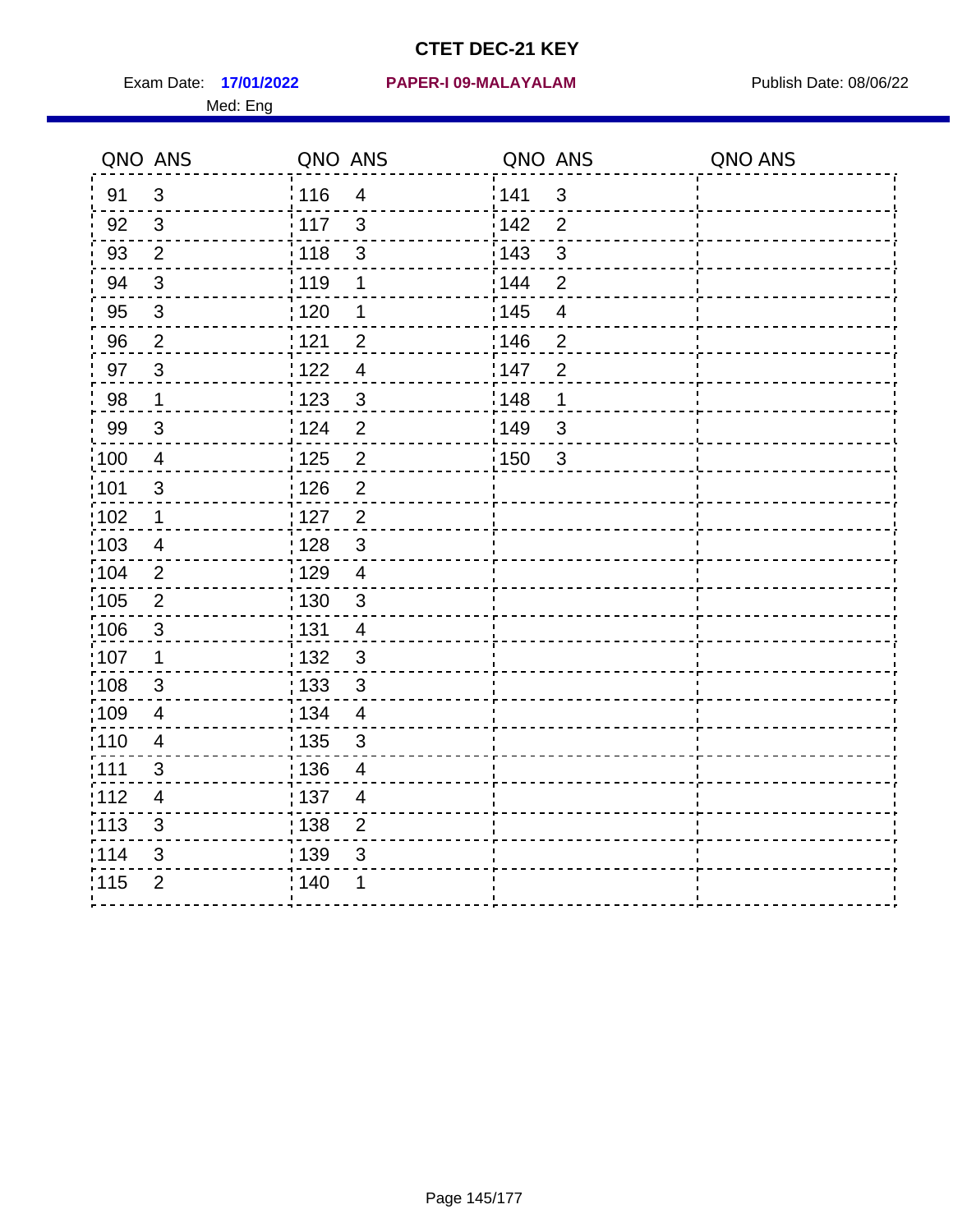# CTET DEC-21 KEY

Exam Date: **17/01/2022** **PAPER-I 09-MALAYALAM** Publish Date: 08/06/22

Med: Eng

| QNO | ANS | QNO | ANS | QNO | ANS | QNO | ANS |
|---|---|---|---|---|---|---|---|
| 91 | 3 | 116 | 4 | 141 | 3 | | |
| 92 | 3 | 117 | 3 | 142 | 2 | | |
| 93 | 2 | 118 | 3 | 143 | 3 | | |
| 94 | 3 | 119 | 1 | 144 | 2 | | |
| 95 | 3 | 120 | 1 | 145 | 4 | | |
| 96 | 2 | 121 | 2 | 146 | 2 | | |
| 97 | 3 | 122 | 4 | 147 | 2 | | |
| 98 | 1 | 123 | 3 | 148 | 1 | | |
| 99 | 3 | 124 | 2 | 149 | 3 | | |
| 100 | 4 | 125 | 2 | 150 | 3 | | |
| 101 | 3 | 126 | 2 | | | | |
| 102 | 1 | 127 | 2 | | | | |
| 103 | 4 | 128 | 3 | | | | |
| 104 | 2 | 129 | 4 | | | | |
| 105 | 2 | 130 | 3 | | | | |
| 106 | 3 | 131 | 4 | | | | |
| 107 | 1 | 132 | 3 | | | | |
| 108 | 3 | 133 | 3 | | | | |
| 109 | 4 | 134 | 4 | | | | |
| 110 | 4 | 135 | 3 | | | | |
| 111 | 3 | 136 | 4 | | | | |
| 112 | 4 | 137 | 4 | | | | |
| 113 | 3 | 138 | 2 | | | | |
| 114 | 3 | 139 | 3 | | | | |
| 115 | 2 | 140 | 1 | | | | |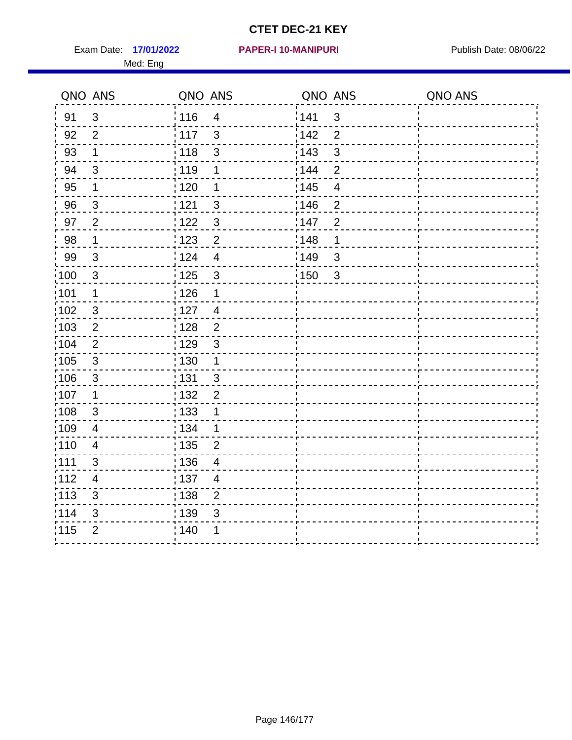# CTET DEC-21 KEY

Exam Date: **17/01/2022** **PAPER-I 10-MANIPURI** Publish Date: 08/06/22

Med: Eng

| QNO | ANS | QNO | ANS | QNO | ANS | QNO | ANS |
|---|---|---|---|---|---|---|---|
| 91 | 3 | 116 | 4 | 141 | 3 | | |
| 92 | 2 | 117 | 3 | 142 | 2 | | |
| 93 | 1 | 118 | 3 | 143 | 3 | | |
| 94 | 3 | 119 | 1 | 144 | 2 | | |
| 95 | 1 | 120 | 1 | 145 | 4 | | |
| 96 | 3 | 121 | 3 | 146 | 2 | | |
| 97 | 2 | 122 | 3 | 147 | 2 | | |
| 98 | 1 | 123 | 2 | 148 | 1 | | |
| 99 | 3 | 124 | 4 | 149 | 3 | | |
| 100 | 3 | 125 | 3 | 150 | 3 | | |
| 101 | 1 | 126 | 1 | | | | |
| 102 | 3 | 127 | 4 | | | | |
| 103 | 2 | 128 | 2 | | | | |
| 104 | 2 | 129 | 3 | | | | |
| 105 | 3 | 130 | 1 | | | | |
| 106 | 3 | 131 | 3 | | | | |
| 107 | 1 | 132 | 2 | | | | |
| 108 | 3 | 133 | 1 | | | | |
| 109 | 4 | 134 | 1 | | | | |
| 110 | 4 | 135 | 2 | | | | |
| 111 | 3 | 136 | 4 | | | | |
| 112 | 4 | 137 | 4 | | | | |
| 113 | 3 | 138 | 2 | | | | |
| 114 | 3 | 139 | 3 | | | | |
| 115 | 2 | 140 | 1 | | | | |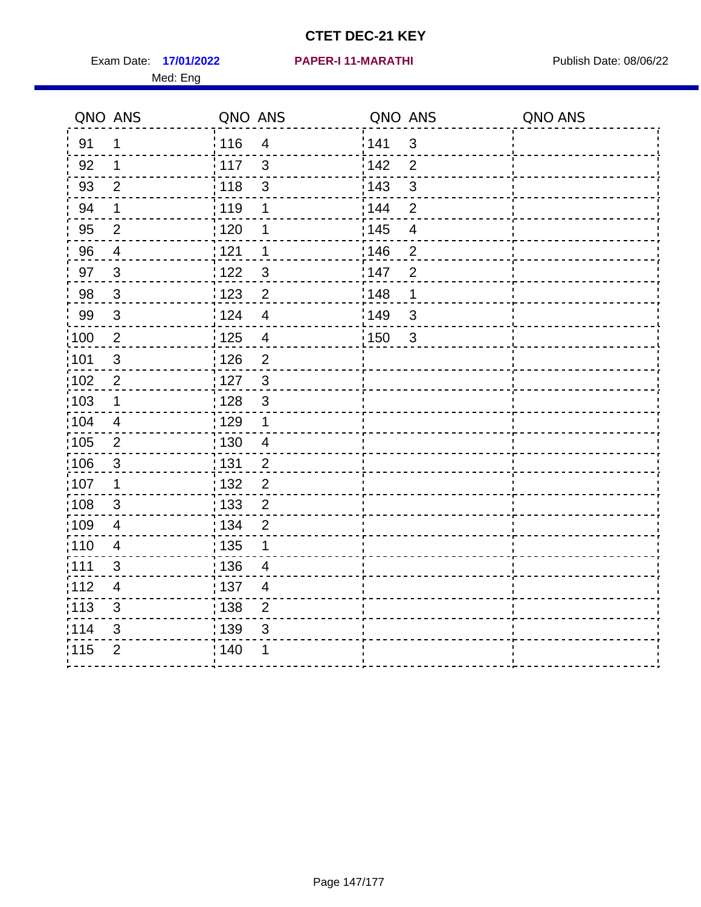# CTET DEC-21 KEY

Exam Date: **17/01/2022** **PAPER-I 11-MARATHI** Publish Date: 08/06/22

Med: Eng

| QNO | ANS | QNO | ANS | QNO | ANS | QNO | ANS |
|---|---|---|---|---|---|---|---|
| 91 | 1 | 116 | 4 | 141 | 3 | | |
| 92 | 1 | 117 | 3 | 142 | 2 | | |
| 93 | 2 | 118 | 3 | 143 | 3 | | |
| 94 | 1 | 119 | 1 | 144 | 2 | | |
| 95 | 2 | 120 | 1 | 145 | 4 | | |
| 96 | 4 | 121 | 1 | 146 | 2 | | |
| 97 | 3 | 122 | 3 | 147 | 2 | | |
| 98 | 3 | 123 | 2 | 148 | 1 | | |
| 99 | 3 | 124 | 4 | 149 | 3 | | |
| 100 | 2 | 125 | 4 | 150 | 3 | | |
| 101 | 3 | 126 | 2 | | | | |
| 102 | 2 | 127 | 3 | | | | |
| 103 | 1 | 128 | 3 | | | | |
| 104 | 4 | 129 | 1 | | | | |
| 105 | 2 | 130 | 4 | | | | |
| 106 | 3 | 131 | 2 | | | | |
| 107 | 1 | 132 | 2 | | | | |
| 108 | 3 | 133 | 2 | | | | |
| 109 | 4 | 134 | 2 | | | | |
| 110 | 4 | 135 | 1 | | | | |
| 111 | 3 | 136 | 4 | | | | |
| 112 | 4 | 137 | 4 | | | | |
| 113 | 3 | 138 | 2 | | | | |
| 114 | 3 | 139 | 3 | | | | |
| 115 | 2 | 140 | 1 | | | | |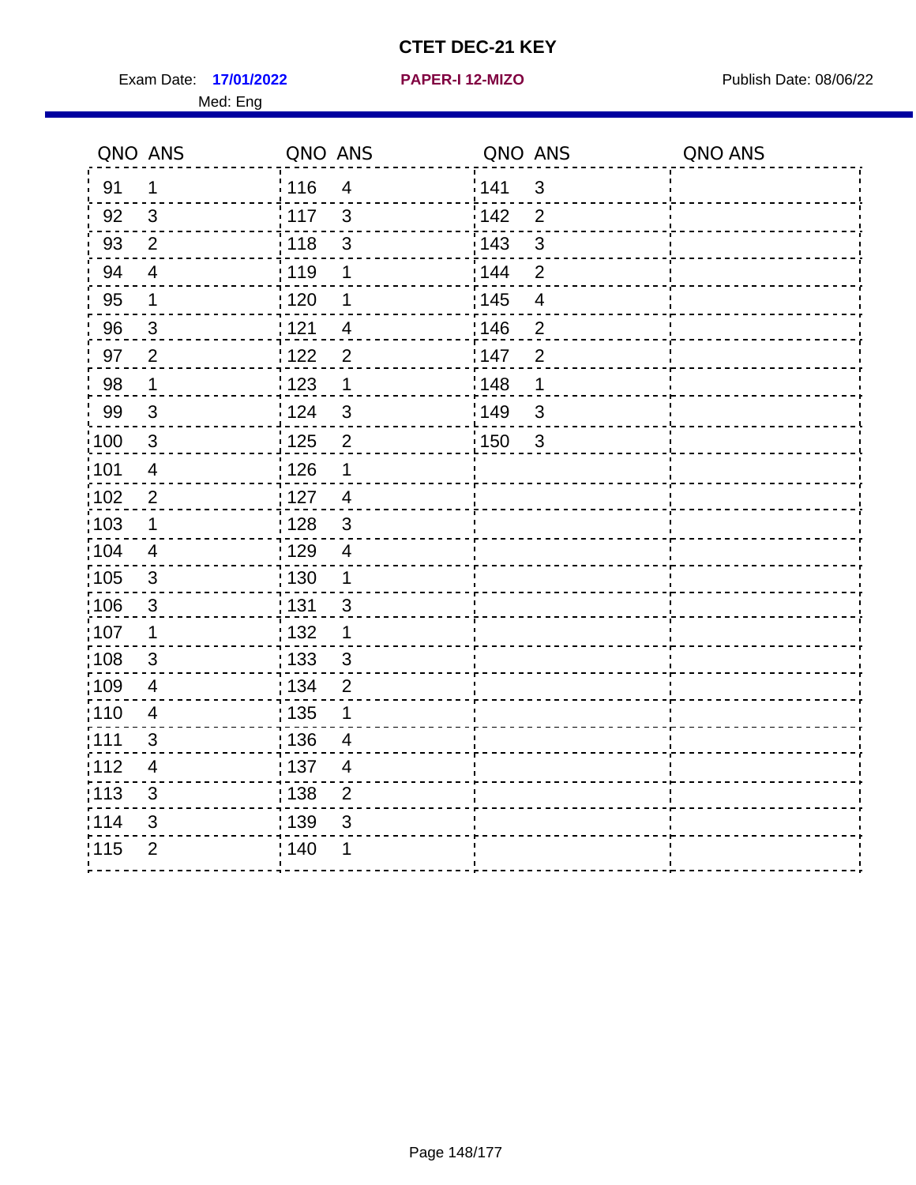# CTET DEC-21 KEY

Exam Date: **17/01/2022** **PAPER-I 12-MIZO** Publish Date: 08/06/22

Med: Eng

| QNO | ANS | QNO | ANS | QNO | ANS | QNO | ANS |
|---|---|---|---|---|---|---|---|
| 91 | 1 | 116 | 4 | 141 | 3 | | |
| 92 | 3 | 117 | 3 | 142 | 2 | | |
| 93 | 2 | 118 | 3 | 143 | 3 | | |
| 94 | 4 | 119 | 1 | 144 | 2 | | |
| 95 | 1 | 120 | 1 | 145 | 4 | | |
| 96 | 3 | 121 | 4 | 146 | 2 | | |
| 97 | 2 | 122 | 2 | 147 | 2 | | |
| 98 | 1 | 123 | 1 | 148 | 1 | | |
| 99 | 3 | 124 | 3 | 149 | 3 | | |
| 100 | 3 | 125 | 2 | 150 | 3 | | |
| 101 | 4 | 126 | 1 | | | | |
| 102 | 2 | 127 | 4 | | | | |
| 103 | 1 | 128 | 3 | | | | |
| 104 | 4 | 129 | 4 | | | | |
| 105 | 3 | 130 | 1 | | | | |
| 106 | 3 | 131 | 3 | | | | |
| 107 | 1 | 132 | 1 | | | | |
| 108 | 3 | 133 | 3 | | | | |
| 109 | 4 | 134 | 2 | | | | |
| 110 | 4 | 135 | 1 | | | | |
| 111 | 3 | 136 | 4 | | | | |
| 112 | 4 | 137 | 4 | | | | |
| 113 | 3 | 138 | 2 | | | | |
| 114 | 3 | 139 | 3 | | | | |
| 115 | 2 | 140 | 1 | | | | |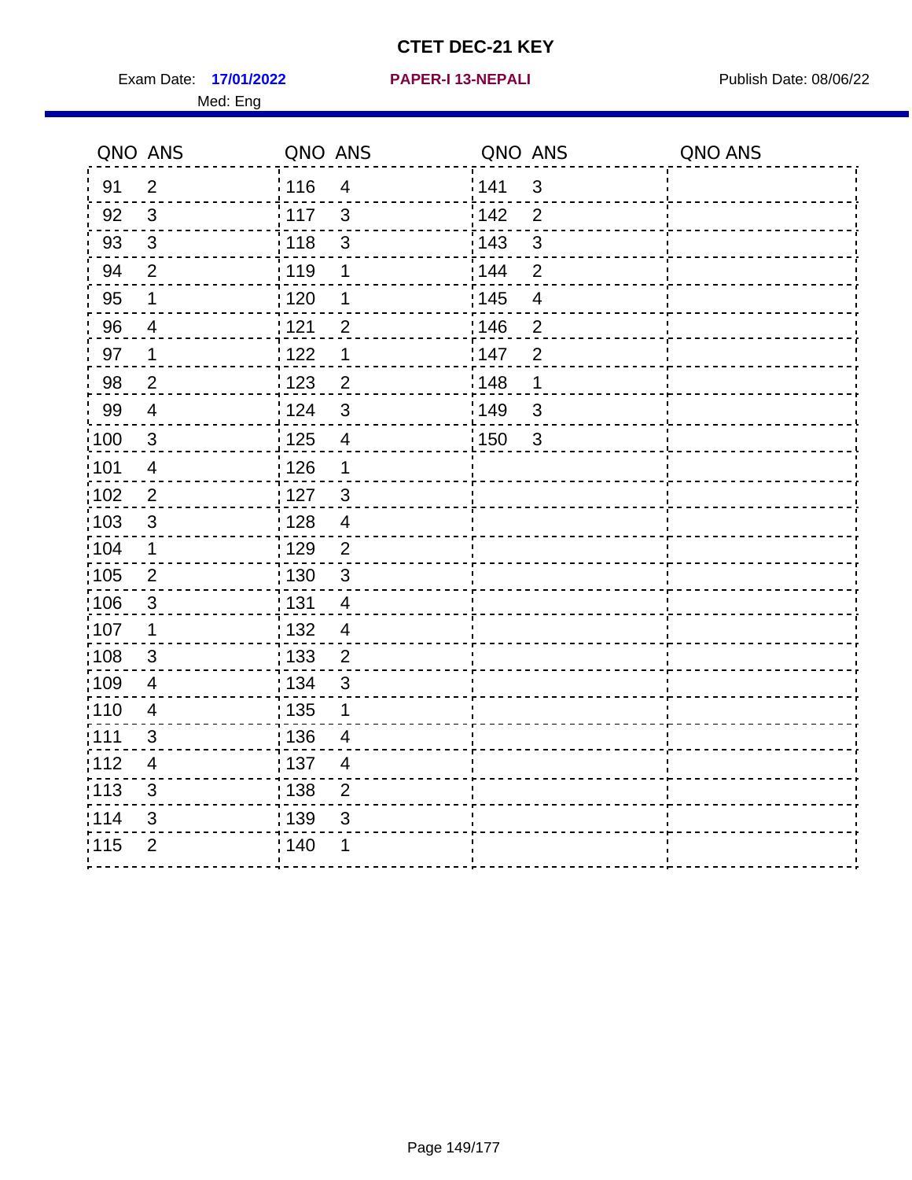# CTET DEC-21 KEY

Exam Date: **17/01/2022** **PAPER-I 13-NEPALI** Publish Date: 08/06/22

Med: Eng

| QNO | ANS | QNO | ANS | QNO | ANS | QNO | ANS |
|---|---|---|---|---|---|---|---|
| 91 | 2 | 116 | 4 | 141 | 3 | | |
| 92 | 3 | 117 | 3 | 142 | 2 | | |
| 93 | 3 | 118 | 3 | 143 | 3 | | |
| 94 | 2 | 119 | 1 | 144 | 2 | | |
| 95 | 1 | 120 | 1 | 145 | 4 | | |
| 96 | 4 | 121 | 2 | 146 | 2 | | |
| 97 | 1 | 122 | 1 | 147 | 2 | | |
| 98 | 2 | 123 | 2 | 148 | 1 | | |
| 99 | 4 | 124 | 3 | 149 | 3 | | |
| 100 | 3 | 125 | 4 | 150 | 3 | | |
| 101 | 4 | 126 | 1 | | | | |
| 102 | 2 | 127 | 3 | | | | |
| 103 | 3 | 128 | 4 | | | | |
| 104 | 1 | 129 | 2 | | | | |
| 105 | 2 | 130 | 3 | | | | |
| 106 | 3 | 131 | 4 | | | | |
| 107 | 1 | 132 | 4 | | | | |
| 108 | 3 | 133 | 2 | | | | |
| 109 | 4 | 134 | 3 | | | | |
| 110 | 4 | 135 | 1 | | | | |
| 111 | 3 | 136 | 4 | | | | |
| 112 | 4 | 137 | 4 | | | | |
| 113 | 3 | 138 | 2 | | | | |
| 114 | 3 | 139 | 3 | | | | |
| 115 | 2 | 140 | 1 | | | | |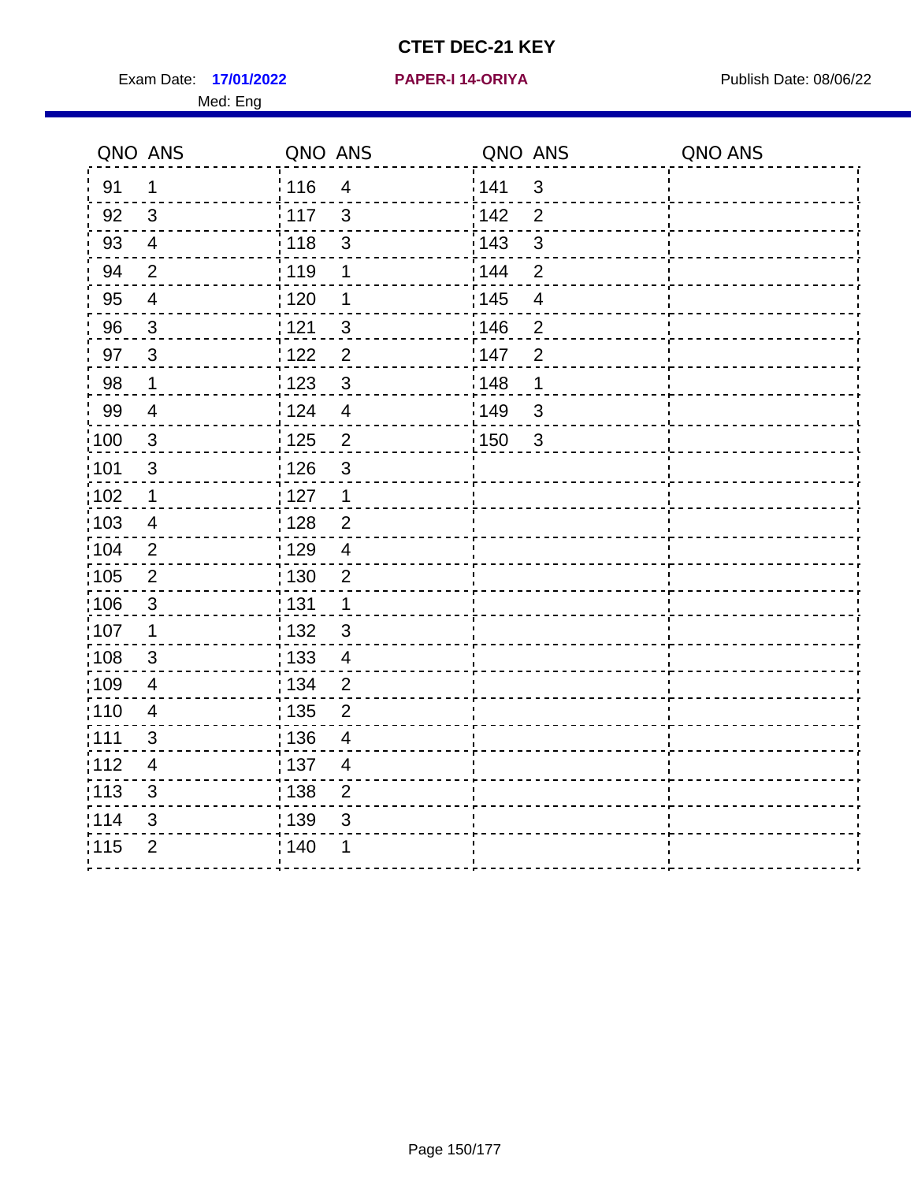# CTET DEC-21 KEY

Exam Date: **17/01/2022** **PAPER-I 14-ORIYA** Publish Date: 08/06/22

Med: Eng

| QNO | ANS | QNO | ANS | QNO | ANS | QNO | ANS |
|---|---|---|---|---|---|---|---|
| 91 | 1 | 116 | 4 | 141 | 3 | | |
| 92 | 3 | 117 | 3 | 142 | 2 | | |
| 93 | 4 | 118 | 3 | 143 | 3 | | |
| 94 | 2 | 119 | 1 | 144 | 2 | | |
| 95 | 4 | 120 | 1 | 145 | 4 | | |
| 96 | 3 | 121 | 3 | 146 | 2 | | |
| 97 | 3 | 122 | 2 | 147 | 2 | | |
| 98 | 1 | 123 | 3 | 148 | 1 | | |
| 99 | 4 | 124 | 4 | 149 | 3 | | |
| 100 | 3 | 125 | 2 | 150 | 3 | | |
| 101 | 3 | 126 | 3 | | | | |
| 102 | 1 | 127 | 1 | | | | |
| 103 | 4 | 128 | 2 | | | | |
| 104 | 2 | 129 | 4 | | | | |
| 105 | 2 | 130 | 2 | | | | |
| 106 | 3 | 131 | 1 | | | | |
| 107 | 1 | 132 | 3 | | | | |
| 108 | 3 | 133 | 4 | | | | |
| 109 | 4 | 134 | 2 | | | | |
| 110 | 4 | 135 | 2 | | | | |
| 111 | 3 | 136 | 4 | | | | |
| 112 | 4 | 137 | 4 | | | | |
| 113 | 3 | 138 | 2 | | | | |
| 114 | 3 | 139 | 3 | | | | |
| 115 | 2 | 140 | 1 | | | | |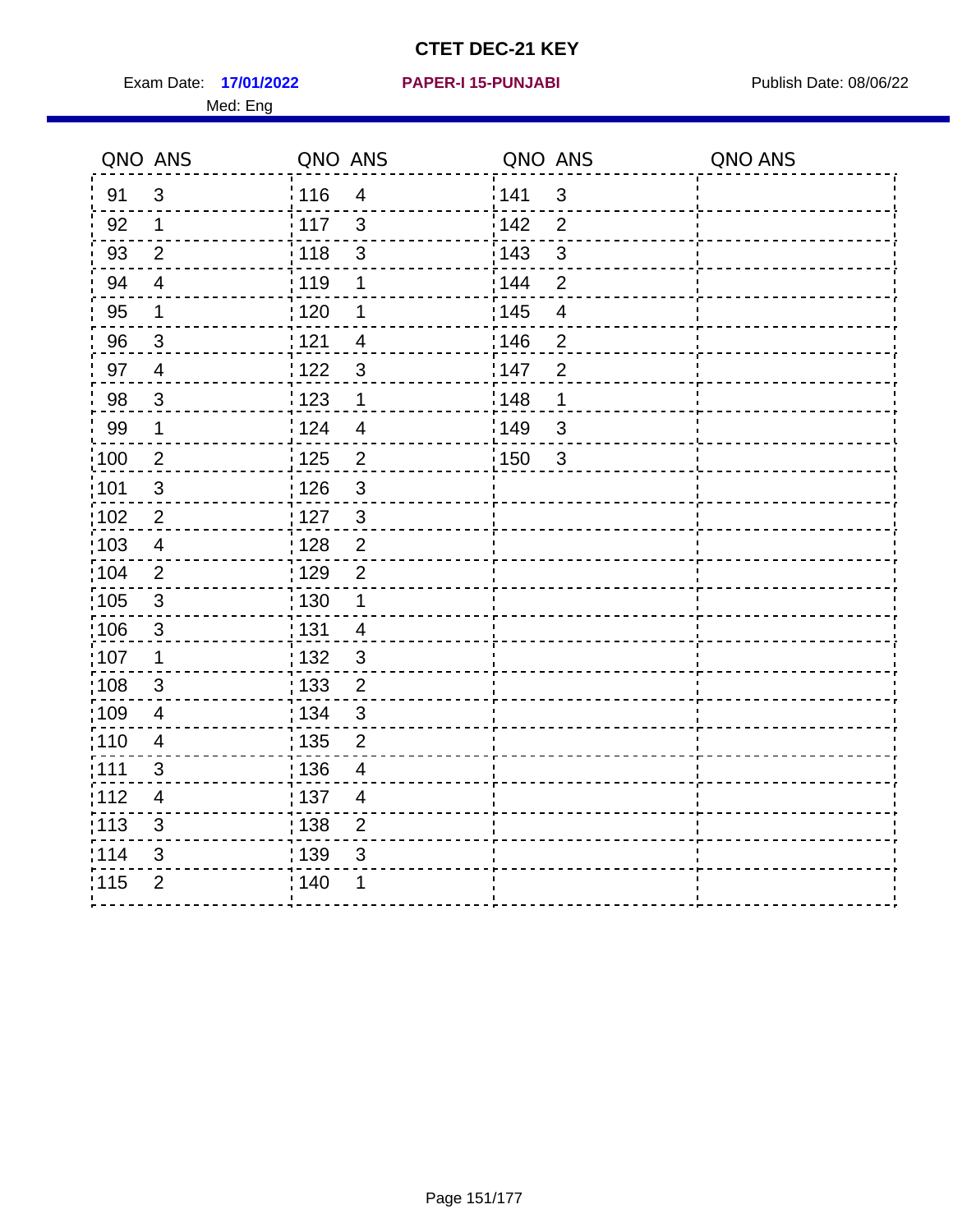# CTET DEC-21 KEY

Exam Date: **17/01/2022** **PAPER-I 15-PUNJABI** Publish Date: 08/06/22

Med: Eng

| QNO | ANS | QNO | ANS | QNO | ANS | QNO | ANS |
|---|---|---|---|---|---|---|---|
| 91 | 3 | 116 | 4 | 141 | 3 | | |
| 92 | 1 | 117 | 3 | 142 | 2 | | |
| 93 | 2 | 118 | 3 | 143 | 3 | | |
| 94 | 4 | 119 | 1 | 144 | 2 | | |
| 95 | 1 | 120 | 1 | 145 | 4 | | |
| 96 | 3 | 121 | 4 | 146 | 2 | | |
| 97 | 4 | 122 | 3 | 147 | 2 | | |
| 98 | 3 | 123 | 1 | 148 | 1 | | |
| 99 | 1 | 124 | 4 | 149 | 3 | | |
| 100 | 2 | 125 | 2 | 150 | 3 | | |
| 101 | 3 | 126 | 3 | | | | |
| 102 | 2 | 127 | 3 | | | | |
| 103 | 4 | 128 | 2 | | | | |
| 104 | 2 | 129 | 2 | | | | |
| 105 | 3 | 130 | 1 | | | | |
| 106 | 3 | 131 | 4 | | | | |
| 107 | 1 | 132 | 3 | | | | |
| 108 | 3 | 133 | 2 | | | | |
| 109 | 4 | 134 | 3 | | | | |
| 110 | 4 | 135 | 2 | | | | |
| 111 | 3 | 136 | 4 | | | | |
| 112 | 4 | 137 | 4 | | | | |
| 113 | 3 | 138 | 2 | | | | |
| 114 | 3 | 139 | 3 | | | | |
| 115 | 2 | 140 | 1 | | | | |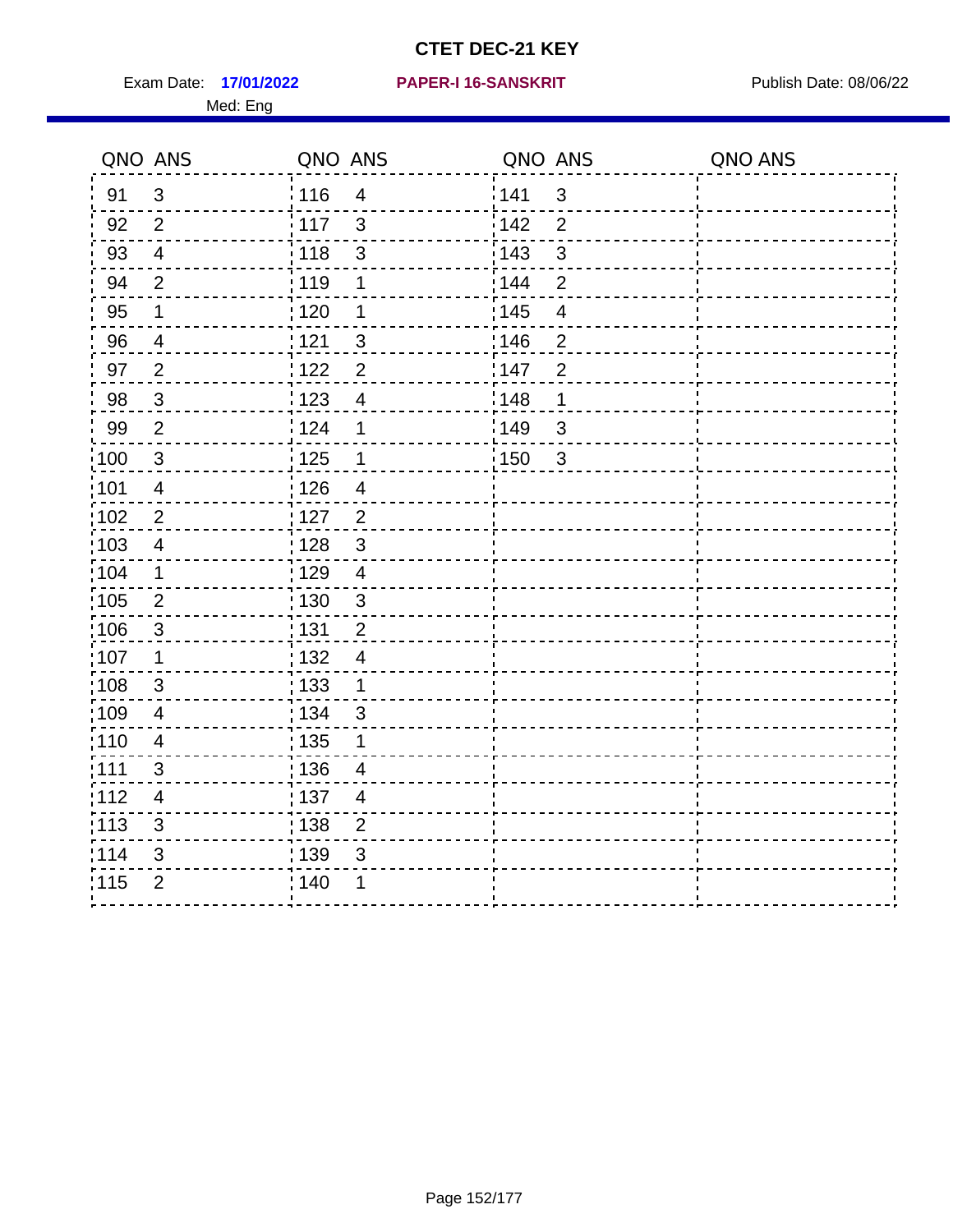# CTET DEC-21 KEY

Exam Date: **17/01/2022** **PAPER-I 16-SANSKRIT** Publish Date: 08/06/22

Med: Eng

| QNO | ANS | QNO | ANS | QNO | ANS | QNO | ANS |
|---|---|---|---|---|---|---|---|
| 91 | 3 | 116 | 4 | 141 | 3 | | |
| 92 | 2 | 117 | 3 | 142 | 2 | | |
| 93 | 4 | 118 | 3 | 143 | 3 | | |
| 94 | 2 | 119 | 1 | 144 | 2 | | |
| 95 | 1 | 120 | 1 | 145 | 4 | | |
| 96 | 4 | 121 | 3 | 146 | 2 | | |
| 97 | 2 | 122 | 2 | 147 | 2 | | |
| 98 | 3 | 123 | 4 | 148 | 1 | | |
| 99 | 2 | 124 | 1 | 149 | 3 | | |
| 100 | 3 | 125 | 1 | 150 | 3 | | |
| 101 | 4 | 126 | 4 | | | | |
| 102 | 2 | 127 | 2 | | | | |
| 103 | 4 | 128 | 3 | | | | |
| 104 | 1 | 129 | 4 | | | | |
| 105 | 2 | 130 | 3 | | | | |
| 106 | 3 | 131 | 2 | | | | |
| 107 | 1 | 132 | 4 | | | | |
| 108 | 3 | 133 | 1 | | | | |
| 109 | 4 | 134 | 3 | | | | |
| 110 | 4 | 135 | 1 | | | | |
| 111 | 3 | 136 | 4 | | | | |
| 112 | 4 | 137 | 4 | | | | |
| 113 | 3 | 138 | 2 | | | | |
| 114 | 3 | 139 | 3 | | | | |
| 115 | 2 | 140 | 1 | | | | |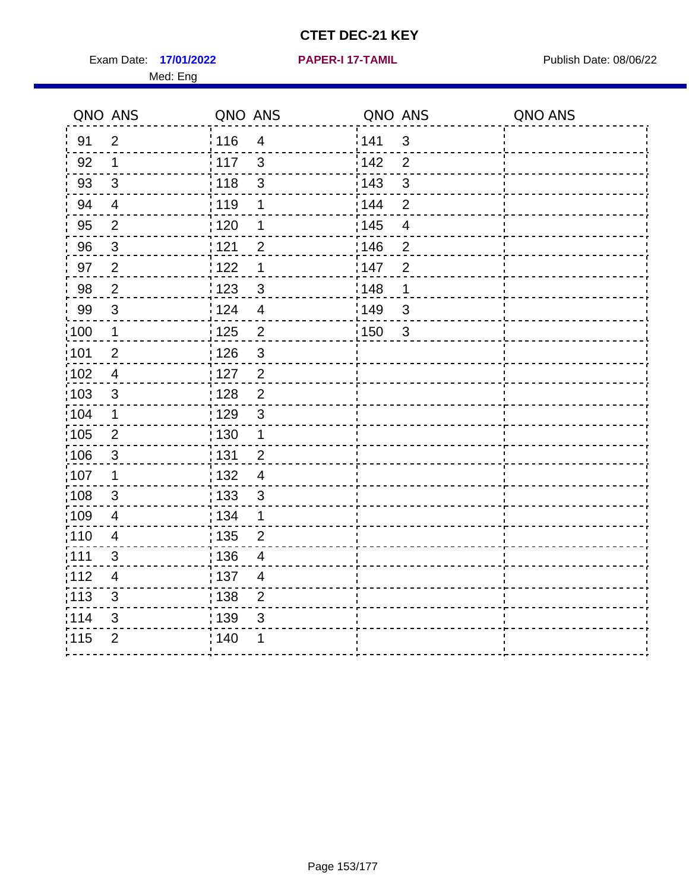# CTET DEC-21 KEY

Exam Date: **17/01/2022** **PAPER-I 17-TAMIL** Publish Date: 08/06/22

Med: Eng

| QNO | ANS | QNO | ANS | QNO | ANS | QNO | ANS |
|---|---|---|---|---|---|---|---|
| 91 | 2 | 116 | 4 | 141 | 3 | | |
| 92 | 1 | 117 | 3 | 142 | 2 | | |
| 93 | 3 | 118 | 3 | 143 | 3 | | |
| 94 | 4 | 119 | 1 | 144 | 2 | | |
| 95 | 2 | 120 | 1 | 145 | 4 | | |
| 96 | 3 | 121 | 2 | 146 | 2 | | |
| 97 | 2 | 122 | 1 | 147 | 2 | | |
| 98 | 2 | 123 | 3 | 148 | 1 | | |
| 99 | 3 | 124 | 4 | 149 | 3 | | |
| 100 | 1 | 125 | 2 | 150 | 3 | | |
| 101 | 2 | 126 | 3 | | | | |
| 102 | 4 | 127 | 2 | | | | |
| 103 | 3 | 128 | 2 | | | | |
| 104 | 1 | 129 | 3 | | | | |
| 105 | 2 | 130 | 1 | | | | |
| 106 | 3 | 131 | 2 | | | | |
| 107 | 1 | 132 | 4 | | | | |
| 108 | 3 | 133 | 3 | | | | |
| 109 | 4 | 134 | 1 | | | | |
| 110 | 4 | 135 | 2 | | | | |
| 111 | 3 | 136 | 4 | | | | |
| 112 | 4 | 137 | 4 | | | | |
| 113 | 3 | 138 | 2 | | | | |
| 114 | 3 | 139 | 3 | | | | |
| 115 | 2 | 140 | 1 | | | | |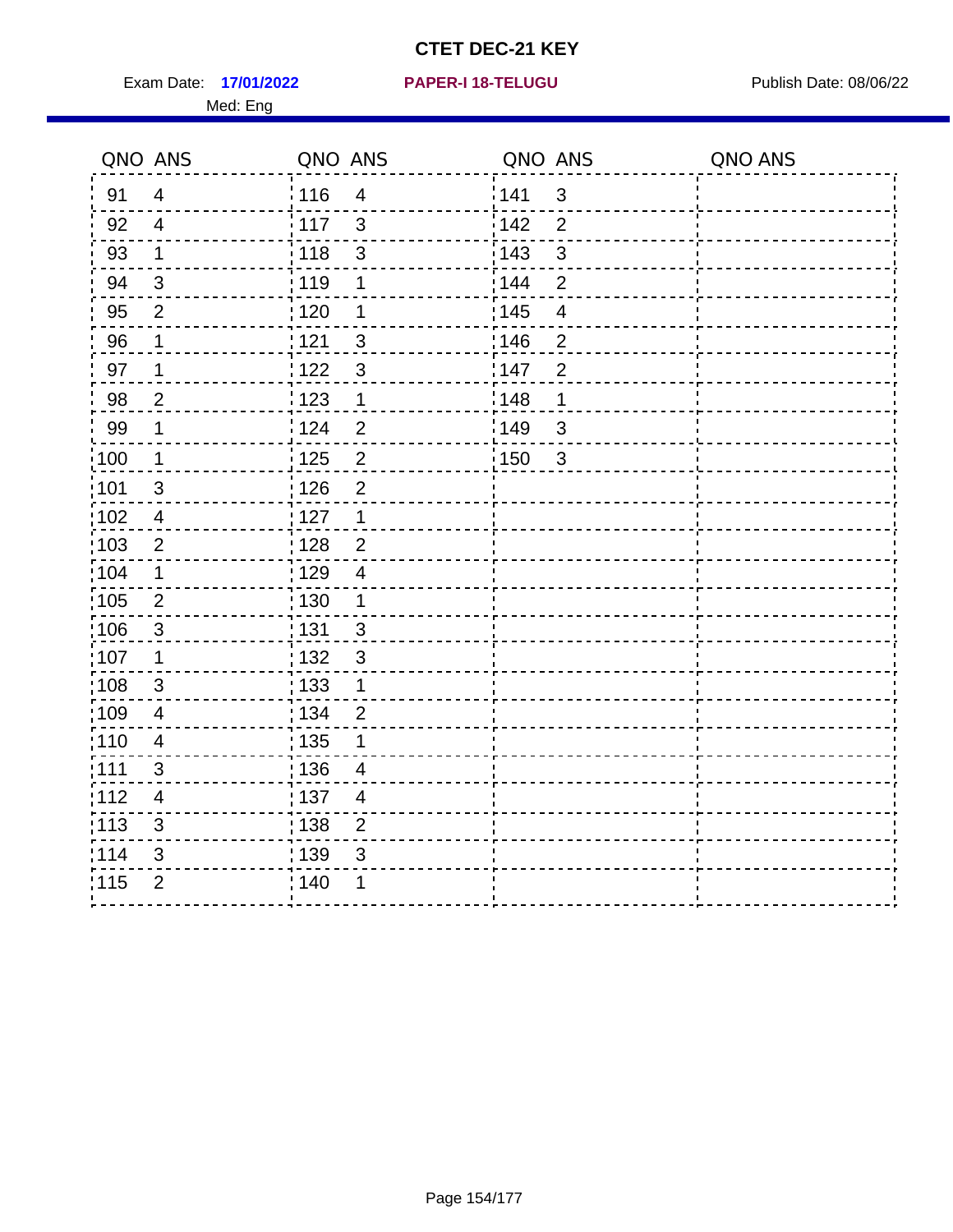# CTET DEC-21 KEY

Exam Date: **17/01/2022** **PAPER-I 18-TELUGU** Publish Date: 08/06/22

Med: Eng

| QNO | ANS | QNO | ANS | QNO | ANS | QNO | ANS |
|---|---|---|---|---|---|---|---|
| 91 | 4 | 116 | 4 | 141 | 3 | | |
| 92 | 4 | 117 | 3 | 142 | 2 | | |
| 93 | 1 | 118 | 3 | 143 | 3 | | |
| 94 | 3 | 119 | 1 | 144 | 2 | | |
| 95 | 2 | 120 | 1 | 145 | 4 | | |
| 96 | 1 | 121 | 3 | 146 | 2 | | |
| 97 | 1 | 122 | 3 | 147 | 2 | | |
| 98 | 2 | 123 | 1 | 148 | 1 | | |
| 99 | 1 | 124 | 2 | 149 | 3 | | |
| 100 | 1 | 125 | 2 | 150 | 3 | | |
| 101 | 3 | 126 | 2 | | | | |
| 102 | 4 | 127 | 1 | | | | |
| 103 | 2 | 128 | 2 | | | | |
| 104 | 1 | 129 | 4 | | | | |
| 105 | 2 | 130 | 1 | | | | |
| 106 | 3 | 131 | 3 | | | | |
| 107 | 1 | 132 | 3 | | | | |
| 108 | 3 | 133 | 1 | | | | |
| 109 | 4 | 134 | 2 | | | | |
| 110 | 4 | 135 | 1 | | | | |
| 111 | 3 | 136 | 4 | | | | |
| 112 | 4 | 137 | 4 | | | | |
| 113 | 3 | 138 | 2 | | | | |
| 114 | 3 | 139 | 3 | | | | |
| 115 | 2 | 140 | 1 | | | | |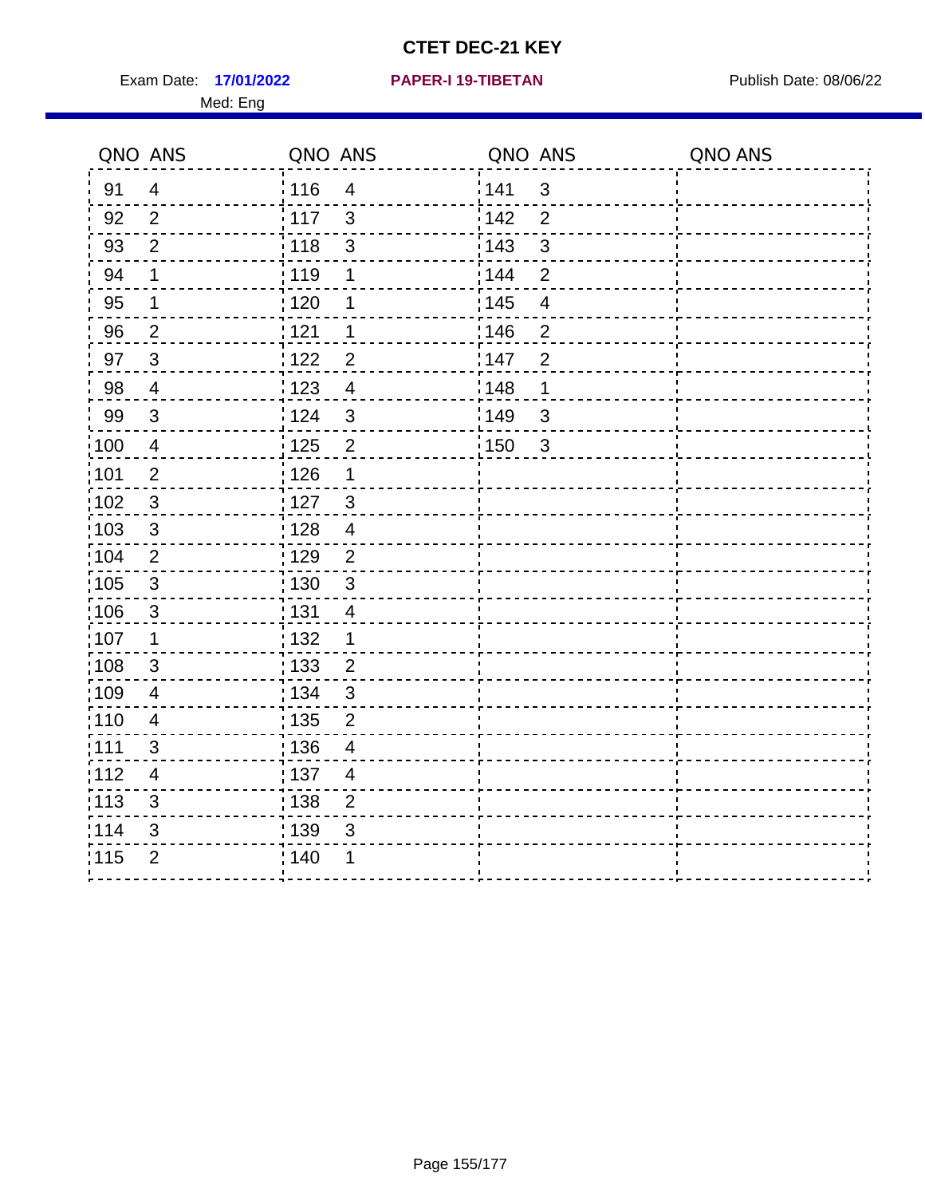# CTET DEC-21 KEY

Exam Date: **17/01/2022** **PAPER-I 19-TIBETAN** Publish Date: 08/06/22

Med: Eng

| QNO | ANS | QNO | ANS | QNO | ANS | QNO | ANS |
|---|---|---|---|---|---|---|---|
| 91 | 4 | 116 | 4 | 141 | 3 | | |
| 92 | 2 | 117 | 3 | 142 | 2 | | |
| 93 | 2 | 118 | 3 | 143 | 3 | | |
| 94 | 1 | 119 | 1 | 144 | 2 | | |
| 95 | 1 | 120 | 1 | 145 | 4 | | |
| 96 | 2 | 121 | 1 | 146 | 2 | | |
| 97 | 3 | 122 | 2 | 147 | 2 | | |
| 98 | 4 | 123 | 4 | 148 | 1 | | |
| 99 | 3 | 124 | 3 | 149 | 3 | | |
| 100 | 4 | 125 | 2 | 150 | 3 | | |
| 101 | 2 | 126 | 1 | | | | |
| 102 | 3 | 127 | 3 | | | | |
| 103 | 3 | 128 | 4 | | | | |
| 104 | 2 | 129 | 2 | | | | |
| 105 | 3 | 130 | 3 | | | | |
| 106 | 3 | 131 | 4 | | | | |
| 107 | 1 | 132 | 1 | | | | |
| 108 | 3 | 133 | 2 | | | | |
| 109 | 4 | 134 | 3 | | | | |
| 110 | 4 | 135 | 2 | | | | |
| 111 | 3 | 136 | 4 | | | | |
| 112 | 4 | 137 | 4 | | | | |
| 113 | 3 | 138 | 2 | | | | |
| 114 | 3 | 139 | 3 | | | | |
| 115 | 2 | 140 | 1 | | | | |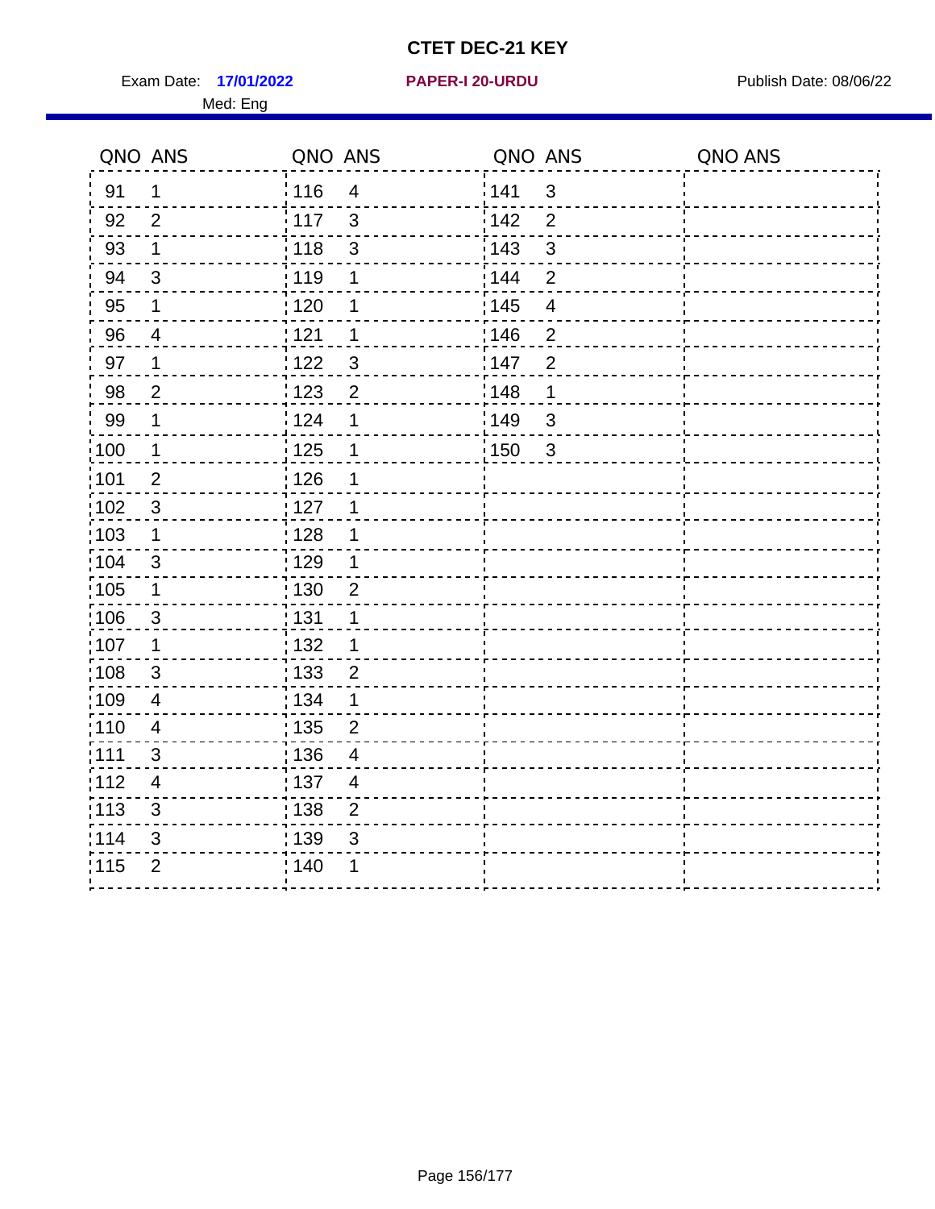# CTET DEC-21 KEY

Exam Date: **17/01/2022** **PAPER-I 20-URDU** Publish Date: 08/06/22

Med: Eng

| QNO | ANS | QNO | ANS | QNO | ANS | QNO | ANS |
|---|---|---|---|---|---|---|---|
| 91 | 1 | 116 | 4 | 141 | 3 | | |
| 92 | 2 | 117 | 3 | 142 | 2 | | |
| 93 | 1 | 118 | 3 | 143 | 3 | | |
| 94 | 3 | 119 | 1 | 144 | 2 | | |
| 95 | 1 | 120 | 1 | 145 | 4 | | |
| 96 | 4 | 121 | 1 | 146 | 2 | | |
| 97 | 1 | 122 | 3 | 147 | 2 | | |
| 98 | 2 | 123 | 2 | 148 | 1 | | |
| 99 | 1 | 124 | 1 | 149 | 3 | | |
| 100 | 1 | 125 | 1 | 150 | 3 | | |
| 101 | 2 | 126 | 1 | | | | |
| 102 | 3 | 127 | 1 | | | | |
| 103 | 1 | 128 | 1 | | | | |
| 104 | 3 | 129 | 1 | | | | |
| 105 | 1 | 130 | 2 | | | | |
| 106 | 3 | 131 | 1 | | | | |
| 107 | 1 | 132 | 1 | | | | |
| 108 | 3 | 133 | 2 | | | | |
| 109 | 4 | 134 | 1 | | | | |
| 110 | 4 | 135 | 2 | | | | |
| 111 | 3 | 136 | 4 | | | | |
| 112 | 4 | 137 | 4 | | | | |
| 113 | 3 | 138 | 2 | | | | |
| 114 | 3 | 139 | 3 | | | | |
| 115 | 2 | 140 | 1 | | | | |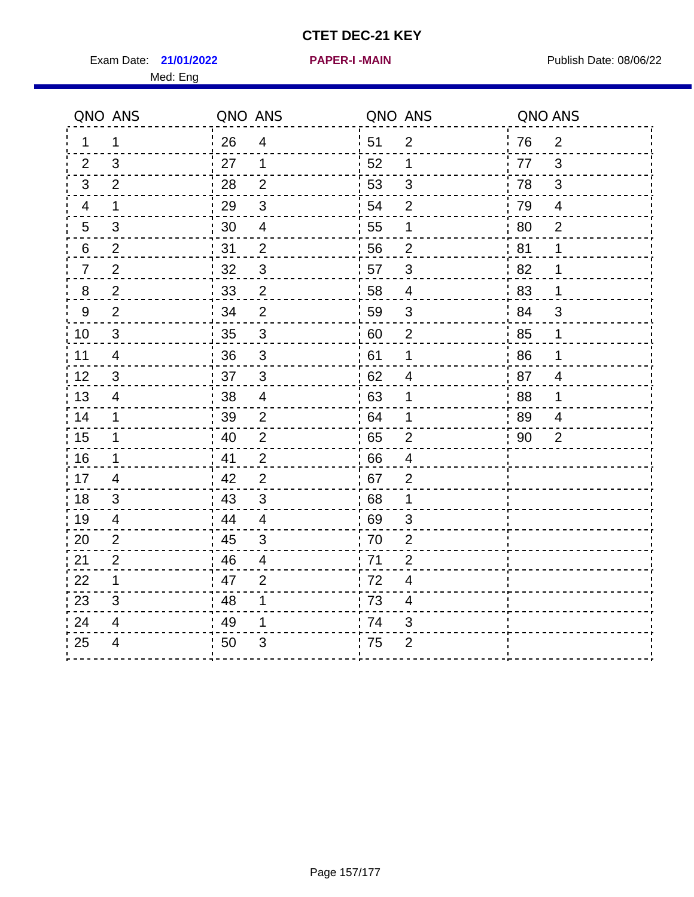# CTET DEC-21 KEY

Exam Date: **21/01/2022** **PAPER-I -MAIN** Publish Date: 08/06/22

Med: Eng

| QNO | ANS | QNO | ANS | QNO | ANS | QNO | ANS |
|---|---|---|---|---|---|---|---|
| 1 | 1 | 26 | 4 | 51 | 2 | 76 | 2 |
| 2 | 3 | 27 | 1 | 52 | 1 | 77 | 3 |
| 3 | 2 | 28 | 2 | 53 | 3 | 78 | 3 |
| 4 | 1 | 29 | 3 | 54 | 2 | 79 | 4 |
| 5 | 3 | 30 | 4 | 55 | 1 | 80 | 2 |
| 6 | 2 | 31 | 2 | 56 | 2 | 81 | 1 |
| 7 | 2 | 32 | 3 | 57 | 3 | 82 | 1 |
| 8 | 2 | 33 | 2 | 58 | 4 | 83 | 1 |
| 9 | 2 | 34 | 2 | 59 | 3 | 84 | 3 |
| 10 | 3 | 35 | 3 | 60 | 2 | 85 | 1 |
| 11 | 4 | 36 | 3 | 61 | 1 | 86 | 1 |
| 12 | 3 | 37 | 3 | 62 | 4 | 87 | 4 |
| 13 | 4 | 38 | 4 | 63 | 1 | 88 | 1 |
| 14 | 1 | 39 | 2 | 64 | 1 | 89 | 4 |
| 15 | 1 | 40 | 2 | 65 | 2 | 90 | 2 |
| 16 | 1 | 41 | 2 | 66 | 4 | | |
| 17 | 4 | 42 | 2 | 67 | 2 | | |
| 18 | 3 | 43 | 3 | 68 | 1 | | |
| 19 | 4 | 44 | 4 | 69 | 3 | | |
| 20 | 2 | 45 | 3 | 70 | 2 | | |
| 21 | 2 | 46 | 4 | 71 | 2 | | |
| 22 | 1 | 47 | 2 | 72 | 4 | | |
| 23 | 3 | 48 | 1 | 73 | 4 | | |
| 24 | 4 | 49 | 1 | 74 | 3 | | |
| 25 | 4 | 50 | 3 | 75 | 2 | | |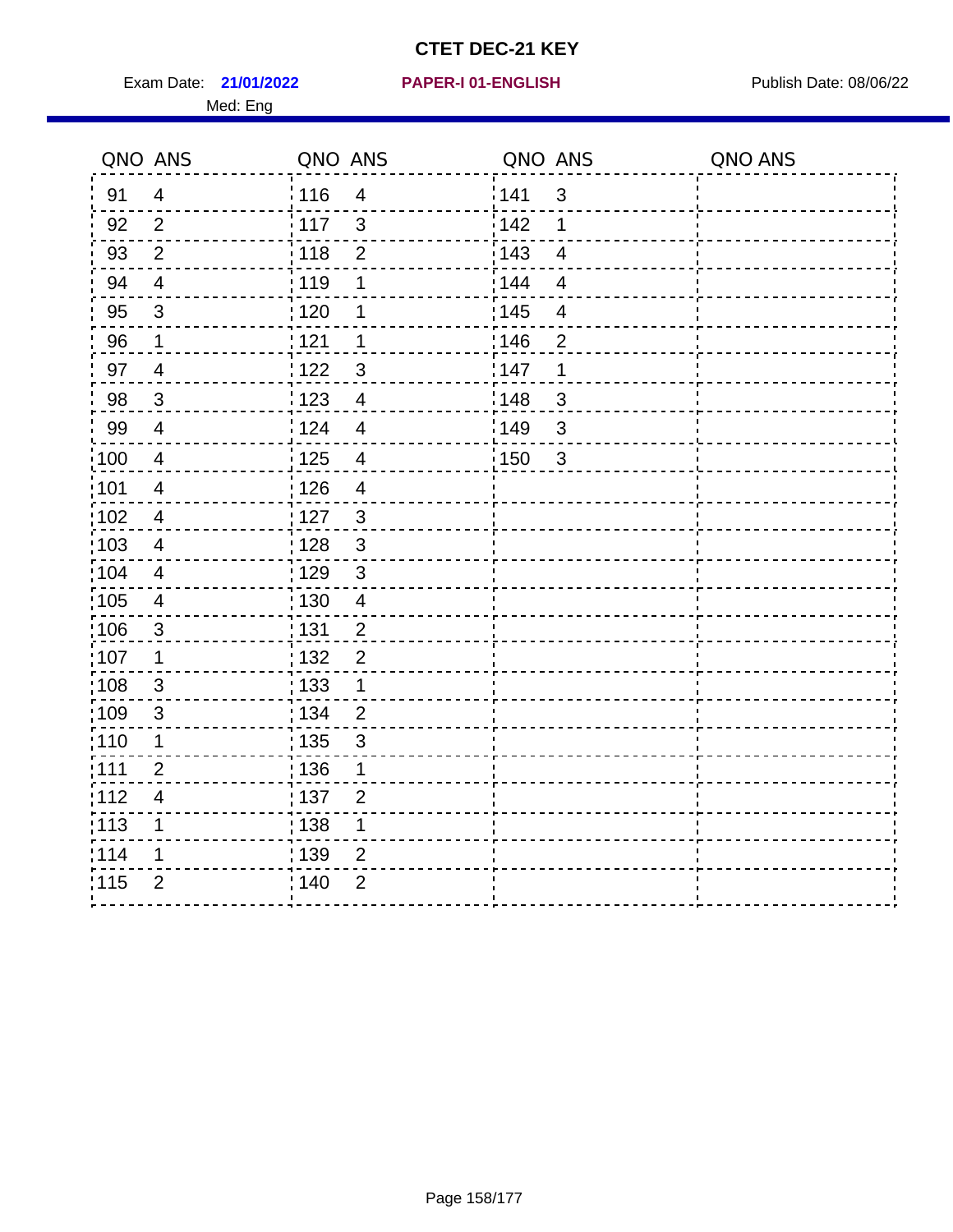# CTET DEC-21 KEY

Exam Date: **21/01/2022** **PAPER-I 01-ENGLISH** Publish Date: 08/06/22

Med: Eng

| QNO | ANS | QNO | ANS | QNO | ANS | QNO | ANS |
|---|---|---|---|---|---|---|---|
| 91 | 4 | 116 | 4 | 141 | 3 | | |
| 92 | 2 | 117 | 3 | 142 | 1 | | |
| 93 | 2 | 118 | 2 | 143 | 4 | | |
| 94 | 4 | 119 | 1 | 144 | 4 | | |
| 95 | 3 | 120 | 1 | 145 | 4 | | |
| 96 | 1 | 121 | 1 | 146 | 2 | | |
| 97 | 4 | 122 | 3 | 147 | 1 | | |
| 98 | 3 | 123 | 4 | 148 | 3 | | |
| 99 | 4 | 124 | 4 | 149 | 3 | | |
| 100 | 4 | 125 | 4 | 150 | 3 | | |
| 101 | 4 | 126 | 4 | | | | |
| 102 | 4 | 127 | 3 | | | | |
| 103 | 4 | 128 | 3 | | | | |
| 104 | 4 | 129 | 3 | | | | |
| 105 | 4 | 130 | 4 | | | | |
| 106 | 3 | 131 | 2 | | | | |
| 107 | 1 | 132 | 2 | | | | |
| 108 | 3 | 133 | 1 | | | | |
| 109 | 3 | 134 | 2 | | | | |
| 110 | 1 | 135 | 3 | | | | |
| 111 | 2 | 136 | 1 | | | | |
| 112 | 4 | 137 | 2 | | | | |
| 113 | 1 | 138 | 1 | | | | |
| 114 | 1 | 139 | 2 | | | | |
| 115 | 2 | 140 | 2 | | | | |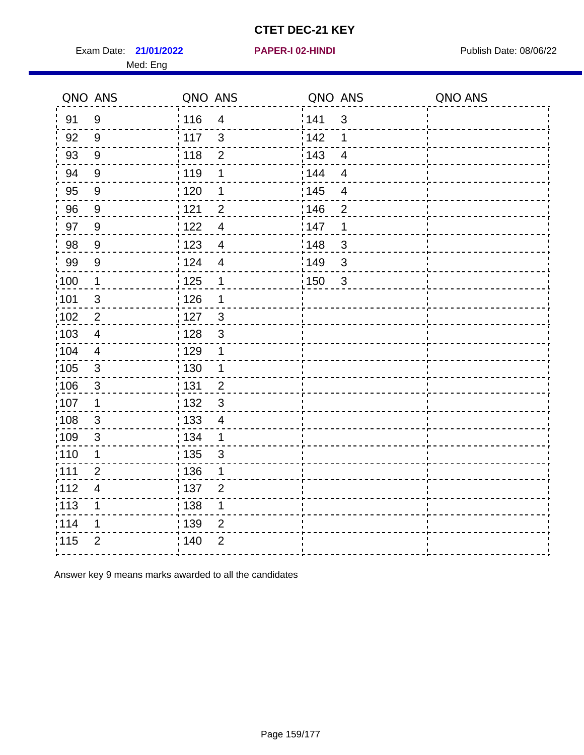# CTET DEC-21 KEY

Exam Date: **21/01/2022** **PAPER-I 02-HINDI** Publish Date: 08/06/22

Med: Eng

| QNO | ANS | QNO | ANS | QNO | ANS | QNO | ANS |
|---|---|---|---|---|---|---|---|
| 91 | 9 | 116 | 4 | 141 | 3 | | |
| 92 | 9 | 117 | 3 | 142 | 1 | | |
| 93 | 9 | 118 | 2 | 143 | 4 | | |
| 94 | 9 | 119 | 1 | 144 | 4 | | |
| 95 | 9 | 120 | 1 | 145 | 4 | | |
| 96 | 9 | 121 | 2 | 146 | 2 | | |
| 97 | 9 | 122 | 4 | 147 | 1 | | |
| 98 | 9 | 123 | 4 | 148 | 3 | | |
| 99 | 9 | 124 | 4 | 149 | 3 | | |
| 100 | 1 | 125 | 1 | 150 | 3 | | |
| 101 | 3 | 126 | 1 | | | | |
| 102 | 2 | 127 | 3 | | | | |
| 103 | 4 | 128 | 3 | | | | |
| 104 | 4 | 129 | 1 | | | | |
| 105 | 3 | 130 | 1 | | | | |
| 106 | 3 | 131 | 2 | | | | |
| 107 | 1 | 132 | 3 | | | | |
| 108 | 3 | 133 | 4 | | | | |
| 109 | 3 | 134 | 1 | | | | |
| 110 | 1 | 135 | 3 | | | | |
| 111 | 2 | 136 | 1 | | | | |
| 112 | 4 | 137 | 2 | | | | |
| 113 | 1 | 138 | 1 | | | | |
| 114 | 1 | 139 | 2 | | | | |
| 115 | 2 | 140 | 2 | | | | |

Answer key 9 means marks awarded to all the candidates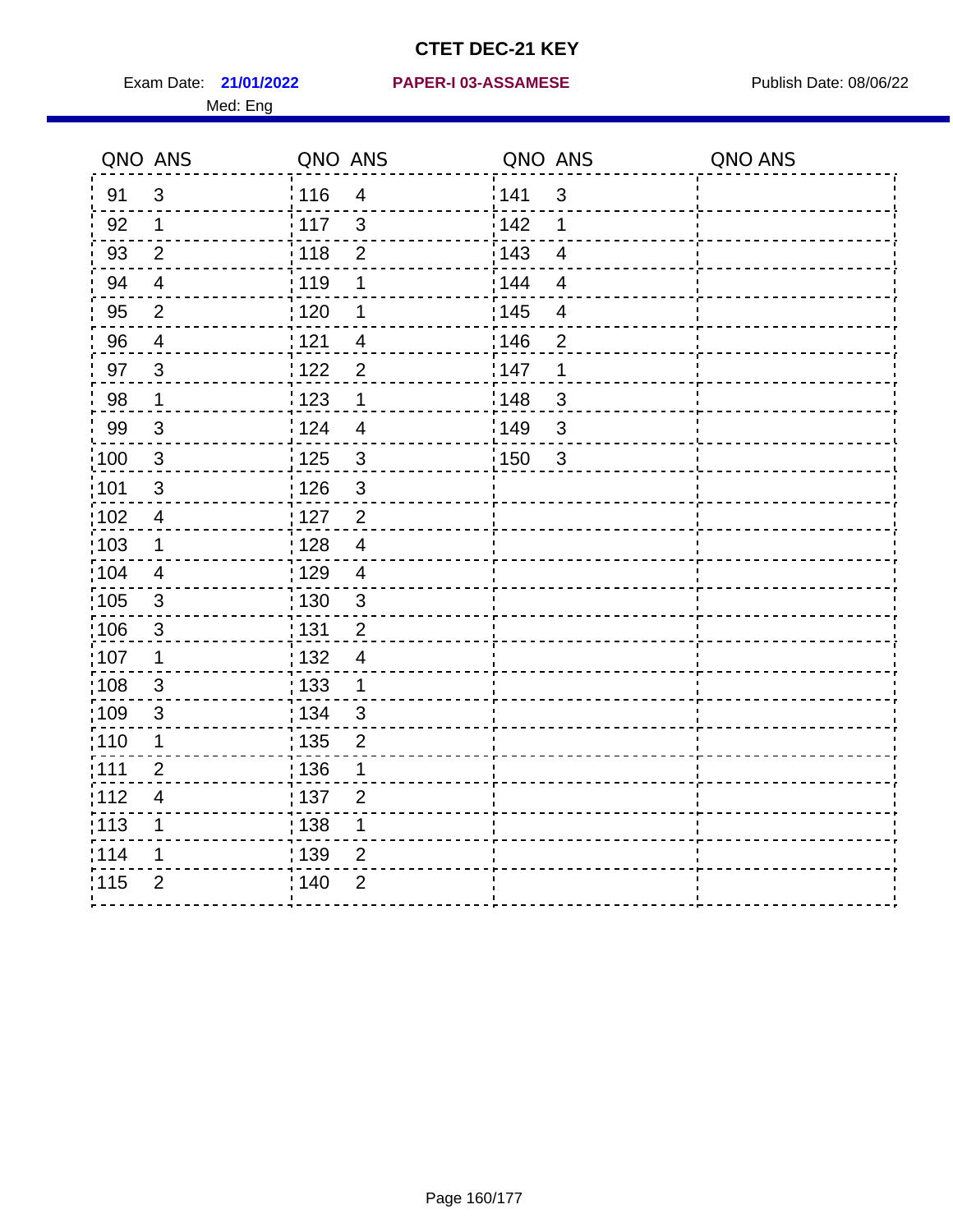# CTET DEC-21 KEY

Exam Date: **21/01/2022** **PAPER-I 03-ASSAMESE** Publish Date: 08/06/22

Med: Eng

| QNO | ANS | QNO | ANS | QNO | ANS | QNO | ANS |
|---|---|---|---|---|---|---|---|
| 91 | 3 | 116 | 4 | 141 | 3 | | |
| 92 | 1 | 117 | 3 | 142 | 1 | | |
| 93 | 2 | 118 | 2 | 143 | 4 | | |
| 94 | 4 | 119 | 1 | 144 | 4 | | |
| 95 | 2 | 120 | 1 | 145 | 4 | | |
| 96 | 4 | 121 | 4 | 146 | 2 | | |
| 97 | 3 | 122 | 2 | 147 | 1 | | |
| 98 | 1 | 123 | 1 | 148 | 3 | | |
| 99 | 3 | 124 | 4 | 149 | 3 | | |
| 100 | 3 | 125 | 3 | 150 | 3 | | |
| 101 | 3 | 126 | 3 | | | | |
| 102 | 4 | 127 | 2 | | | | |
| 103 | 1 | 128 | 4 | | | | |
| 104 | 4 | 129 | 4 | | | | |
| 105 | 3 | 130 | 3 | | | | |
| 106 | 3 | 131 | 2 | | | | |
| 107 | 1 | 132 | 4 | | | | |
| 108 | 3 | 133 | 1 | | | | |
| 109 | 3 | 134 | 3 | | | | |
| 110 | 1 | 135 | 2 | | | | |
| 111 | 2 | 136 | 1 | | | | |
| 112 | 4 | 137 | 2 | | | | |
| 113 | 1 | 138 | 1 | | | | |
| 114 | 1 | 139 | 2 | | | | |
| 115 | 2 | 140 | 2 | | | | |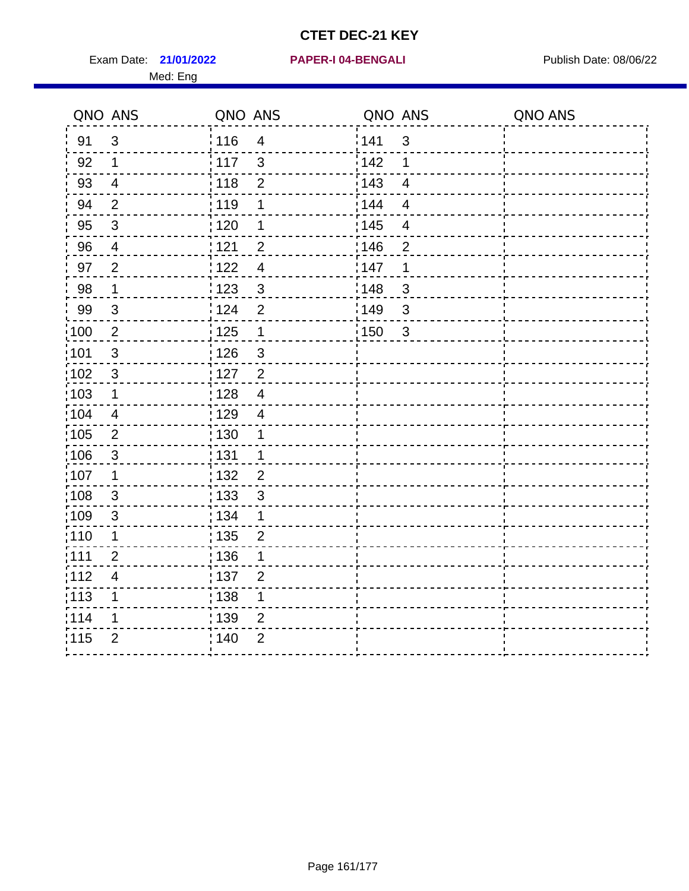# CTET DEC-21 KEY

Exam Date: **21/01/2022** **PAPER-I 04-BENGALI** Publish Date: 08/06/22

Med: Eng

| QNO | ANS | QNO | ANS | QNO | ANS | QNO | ANS |
|---|---|---|---|---|---|---|---|
| 91 | 3 | 116 | 4 | 141 | 3 | | |
| 92 | 1 | 117 | 3 | 142 | 1 | | |
| 93 | 4 | 118 | 2 | 143 | 4 | | |
| 94 | 2 | 119 | 1 | 144 | 4 | | |
| 95 | 3 | 120 | 1 | 145 | 4 | | |
| 96 | 4 | 121 | 2 | 146 | 2 | | |
| 97 | 2 | 122 | 4 | 147 | 1 | | |
| 98 | 1 | 123 | 3 | 148 | 3 | | |
| 99 | 3 | 124 | 2 | 149 | 3 | | |
| 100 | 2 | 125 | 1 | 150 | 3 | | |
| 101 | 3 | 126 | 3 | | | | |
| 102 | 3 | 127 | 2 | | | | |
| 103 | 1 | 128 | 4 | | | | |
| 104 | 4 | 129 | 4 | | | | |
| 105 | 2 | 130 | 1 | | | | |
| 106 | 3 | 131 | 1 | | | | |
| 107 | 1 | 132 | 2 | | | | |
| 108 | 3 | 133 | 3 | | | | |
| 109 | 3 | 134 | 1 | | | | |
| 110 | 1 | 135 | 2 | | | | |
| 111 | 2 | 136 | 1 | | | | |
| 112 | 4 | 137 | 2 | | | | |
| 113 | 1 | 138 | 1 | | | | |
| 114 | 1 | 139 | 2 | | | | |
| 115 | 2 | 140 | 2 | | | | |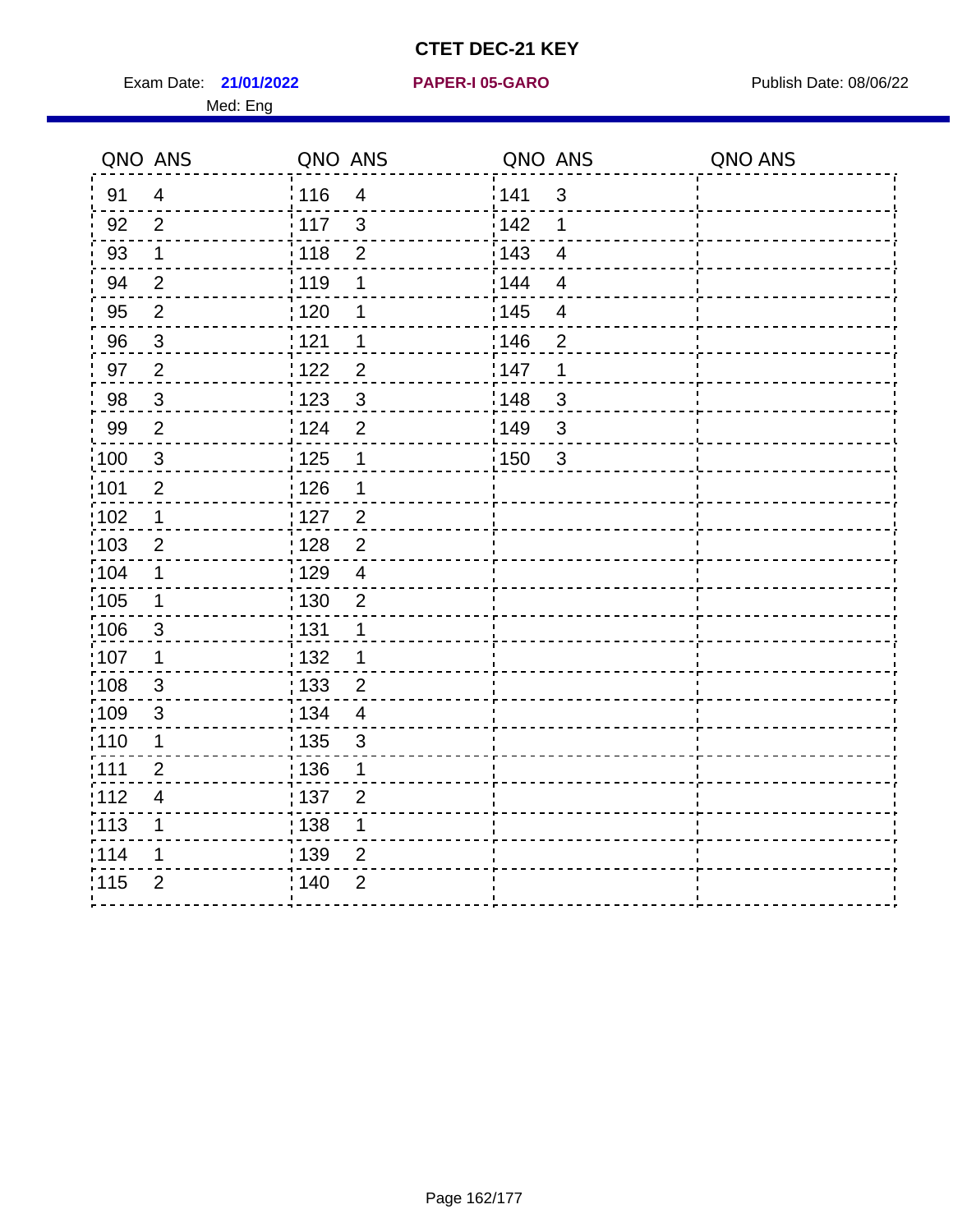# CTET DEC-21 KEY

Exam Date: **21/01/2022** **PAPER-I 05-GARO** Publish Date: 08/06/22

Med: Eng

| QNO | ANS | QNO | ANS | QNO | ANS | QNO | ANS |
|---|---|---|---|---|---|---|---|
| 91 | 4 | 116 | 4 | 141 | 3 | | |
| 92 | 2 | 117 | 3 | 142 | 1 | | |
| 93 | 1 | 118 | 2 | 143 | 4 | | |
| 94 | 2 | 119 | 1 | 144 | 4 | | |
| 95 | 2 | 120 | 1 | 145 | 4 | | |
| 96 | 3 | 121 | 1 | 146 | 2 | | |
| 97 | 2 | 122 | 2 | 147 | 1 | | |
| 98 | 3 | 123 | 3 | 148 | 3 | | |
| 99 | 2 | 124 | 2 | 149 | 3 | | |
| 100 | 3 | 125 | 1 | 150 | 3 | | |
| 101 | 2 | 126 | 1 | | | | |
| 102 | 1 | 127 | 2 | | | | |
| 103 | 2 | 128 | 2 | | | | |
| 104 | 1 | 129 | 4 | | | | |
| 105 | 1 | 130 | 2 | | | | |
| 106 | 3 | 131 | 1 | | | | |
| 107 | 1 | 132 | 1 | | | | |
| 108 | 3 | 133 | 2 | | | | |
| 109 | 3 | 134 | 4 | | | | |
| 110 | 1 | 135 | 3 | | | | |
| 111 | 2 | 136 | 1 | | | | |
| 112 | 4 | 137 | 2 | | | | |
| 113 | 1 | 138 | 1 | | | | |
| 114 | 1 | 139 | 2 | | | | |
| 115 | 2 | 140 | 2 | | | | |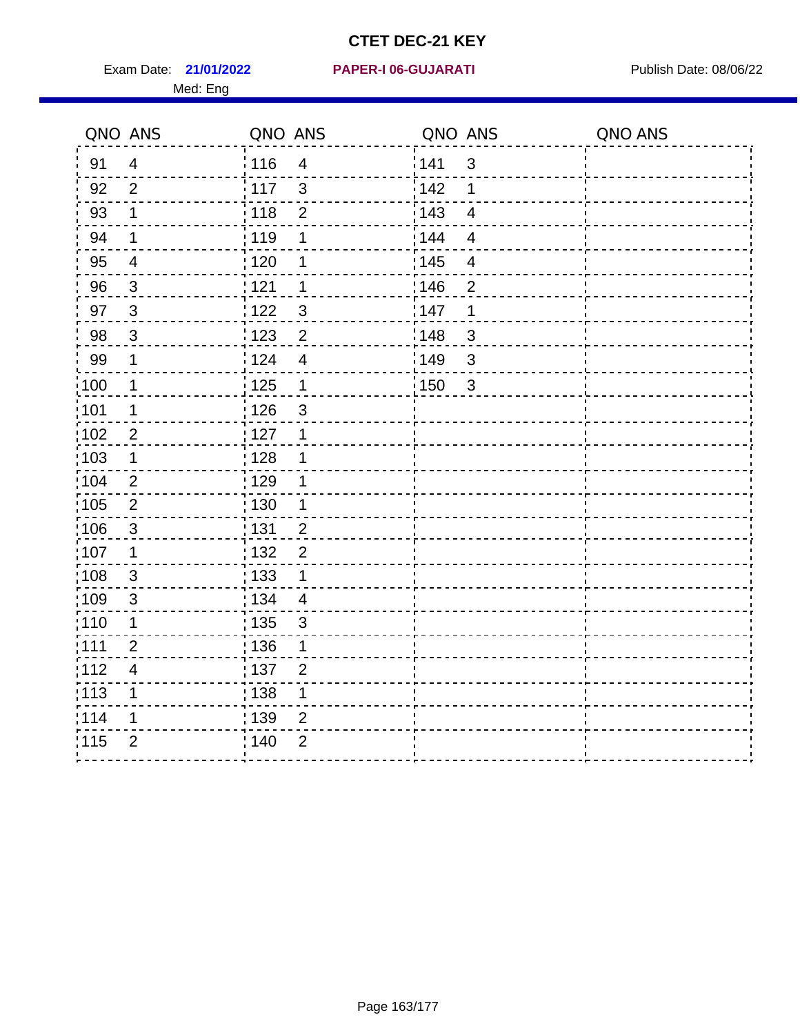# CTET DEC-21 KEY

Exam Date: **21/01/2022** **PAPER-I 06-GUJARATI** Publish Date: 08/06/22

Med: Eng

| QNO | ANS | QNO | ANS | QNO | ANS | QNO | ANS |
|---|---|---|---|---|---|---|---|
| 91 | 4 | 116 | 4 | 141 | 3 | | |
| 92 | 2 | 117 | 3 | 142 | 1 | | |
| 93 | 1 | 118 | 2 | 143 | 4 | | |
| 94 | 1 | 119 | 1 | 144 | 4 | | |
| 95 | 4 | 120 | 1 | 145 | 4 | | |
| 96 | 3 | 121 | 1 | 146 | 2 | | |
| 97 | 3 | 122 | 3 | 147 | 1 | | |
| 98 | 3 | 123 | 2 | 148 | 3 | | |
| 99 | 1 | 124 | 4 | 149 | 3 | | |
| 100 | 1 | 125 | 1 | 150 | 3 | | |
| 101 | 1 | 126 | 3 | | | | |
| 102 | 2 | 127 | 1 | | | | |
| 103 | 1 | 128 | 1 | | | | |
| 104 | 2 | 129 | 1 | | | | |
| 105 | 2 | 130 | 1 | | | | |
| 106 | 3 | 131 | 2 | | | | |
| 107 | 1 | 132 | 2 | | | | |
| 108 | 3 | 133 | 1 | | | | |
| 109 | 3 | 134 | 4 | | | | |
| 110 | 1 | 135 | 3 | | | | |
| 111 | 2 | 136 | 1 | | | | |
| 112 | 4 | 137 | 2 | | | | |
| 113 | 1 | 138 | 1 | | | | |
| 114 | 1 | 139 | 2 | | | | |
| 115 | 2 | 140 | 2 | | | | |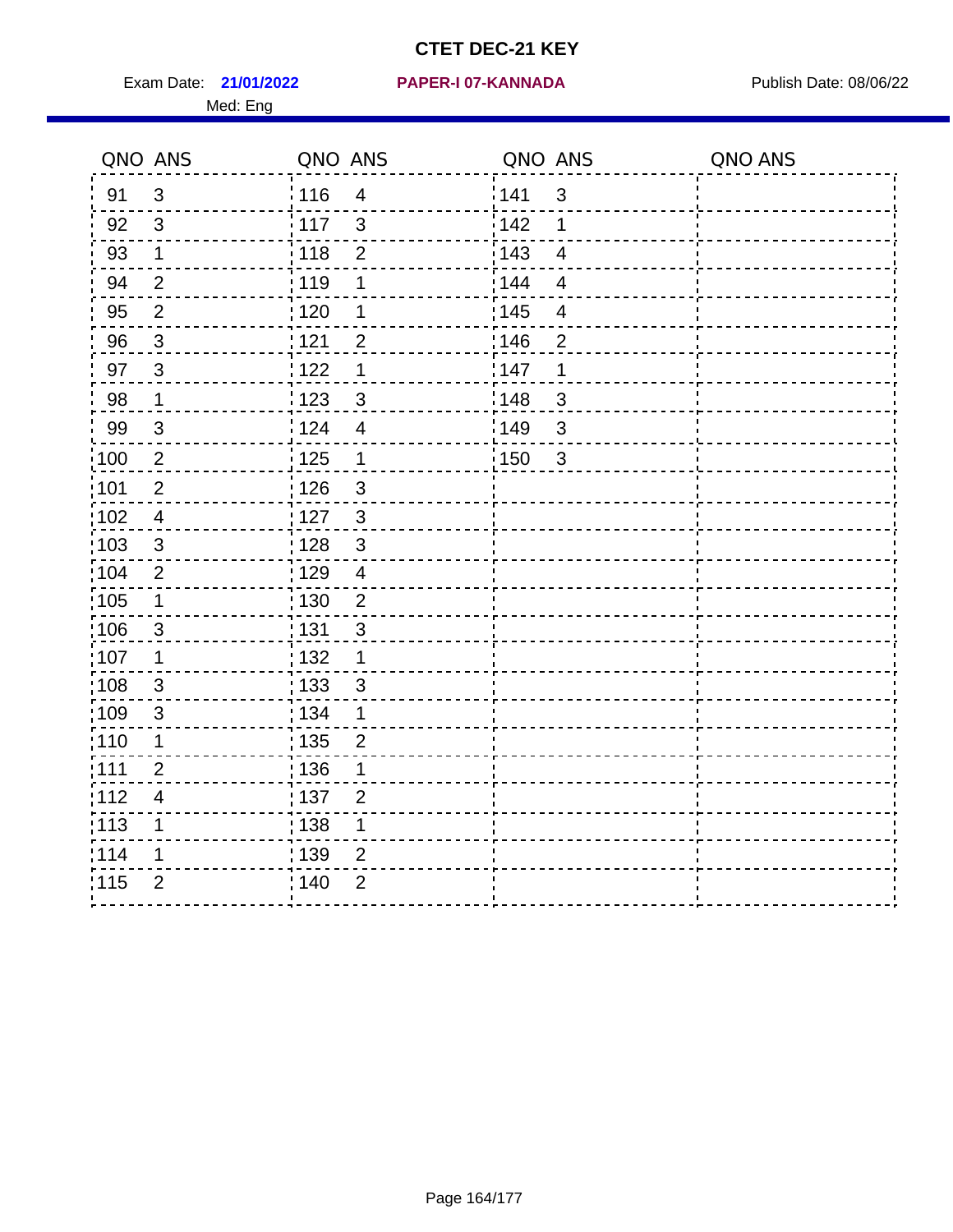# CTET DEC-21 KEY

Exam Date: **21/01/2022** **PAPER-I 07-KANNADA** Publish Date: 08/06/22

Med: Eng

| QNO | ANS | QNO | ANS | QNO | ANS | QNO | ANS |
|---|---|---|---|---|---|---|---|
| 91 | 3 | 116 | 4 | 141 | 3 | | |
| 92 | 3 | 117 | 3 | 142 | 1 | | |
| 93 | 1 | 118 | 2 | 143 | 4 | | |
| 94 | 2 | 119 | 1 | 144 | 4 | | |
| 95 | 2 | 120 | 1 | 145 | 4 | | |
| 96 | 3 | 121 | 2 | 146 | 2 | | |
| 97 | 3 | 122 | 1 | 147 | 1 | | |
| 98 | 1 | 123 | 3 | 148 | 3 | | |
| 99 | 3 | 124 | 4 | 149 | 3 | | |
| 100 | 2 | 125 | 1 | 150 | 3 | | |
| 101 | 2 | 126 | 3 | | | | |
| 102 | 4 | 127 | 3 | | | | |
| 103 | 3 | 128 | 3 | | | | |
| 104 | 2 | 129 | 4 | | | | |
| 105 | 1 | 130 | 2 | | | | |
| 106 | 3 | 131 | 3 | | | | |
| 107 | 1 | 132 | 1 | | | | |
| 108 | 3 | 133 | 3 | | | | |
| 109 | 3 | 134 | 1 | | | | |
| 110 | 1 | 135 | 2 | | | | |
| 111 | 2 | 136 | 1 | | | | |
| 112 | 4 | 137 | 2 | | | | |
| 113 | 1 | 138 | 1 | | | | |
| 114 | 1 | 139 | 2 | | | | |
| 115 | 2 | 140 | 2 | | | | |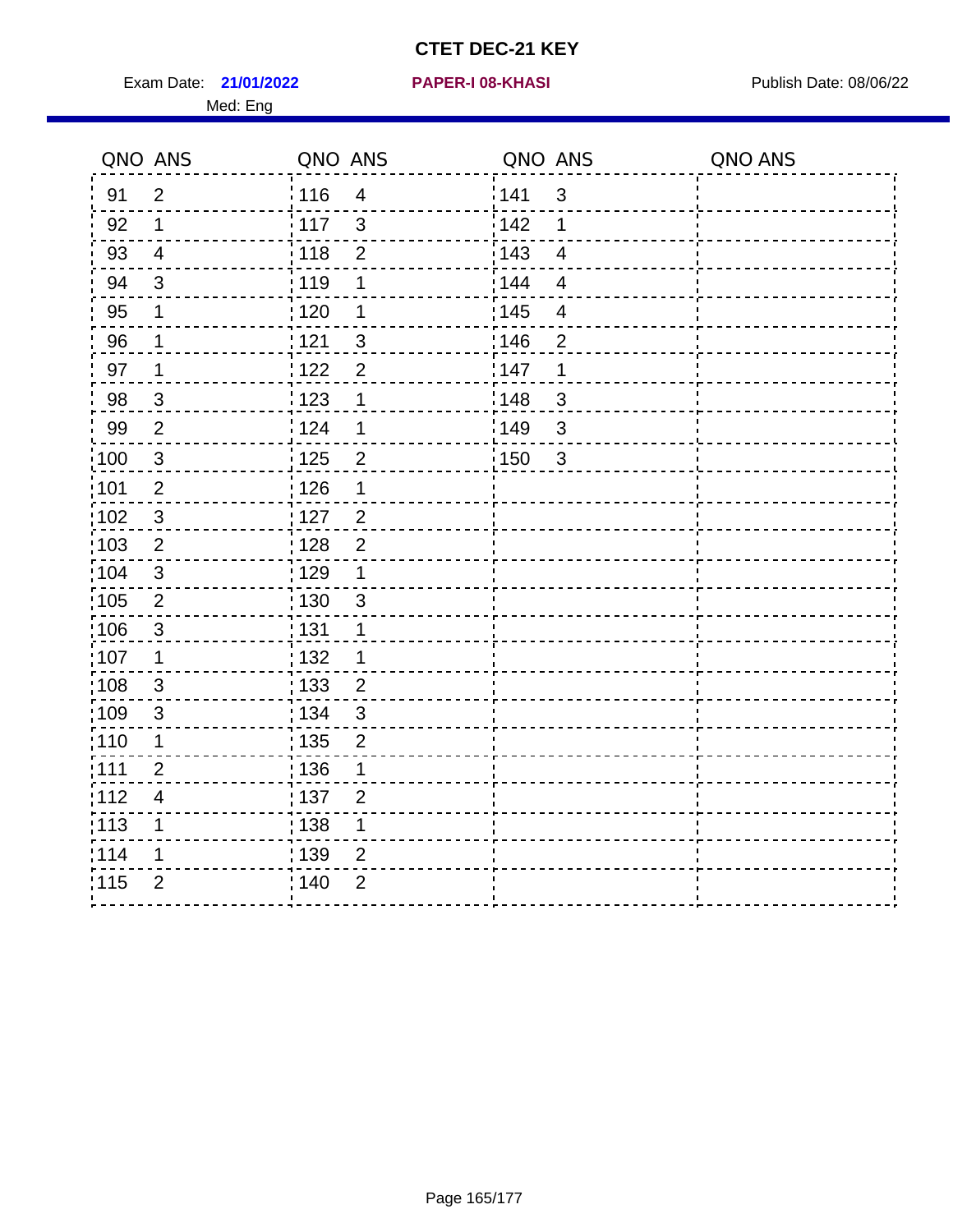# CTET DEC-21 KEY

Exam Date: **21/01/2022** | **PAPER-I 08-KHASI** | Publish Date: 08/06/22

Med: Eng

| QNO | ANS | QNO | ANS | QNO | ANS | QNO | ANS |
|---|---|---|---|---|---|---|---|
| 91 | 2 | 116 | 4 | 141 | 3 | | |
| 92 | 1 | 117 | 3 | 142 | 1 | | |
| 93 | 4 | 118 | 2 | 143 | 4 | | |
| 94 | 3 | 119 | 1 | 144 | 4 | | |
| 95 | 1 | 120 | 1 | 145 | 4 | | |
| 96 | 1 | 121 | 3 | 146 | 2 | | |
| 97 | 1 | 122 | 2 | 147 | 1 | | |
| 98 | 3 | 123 | 1 | 148 | 3 | | |
| 99 | 2 | 124 | 1 | 149 | 3 | | |
| 100 | 3 | 125 | 2 | 150 | 3 | | |
| 101 | 2 | 126 | 1 | | | | |
| 102 | 3 | 127 | 2 | | | | |
| 103 | 2 | 128 | 2 | | | | |
| 104 | 3 | 129 | 1 | | | | |
| 105 | 2 | 130 | 3 | | | | |
| 106 | 3 | 131 | 1 | | | | |
| 107 | 1 | 132 | 1 | | | | |
| 108 | 3 | 133 | 2 | | | | |
| 109 | 3 | 134 | 3 | | | | |
| 110 | 1 | 135 | 2 | | | | |
| 111 | 2 | 136 | 1 | | | | |
| 112 | 4 | 137 | 2 | | | | |
| 113 | 1 | 138 | 1 | | | | |
| 114 | 1 | 139 | 2 | | | | |
| 115 | 2 | 140 | 2 | | | | |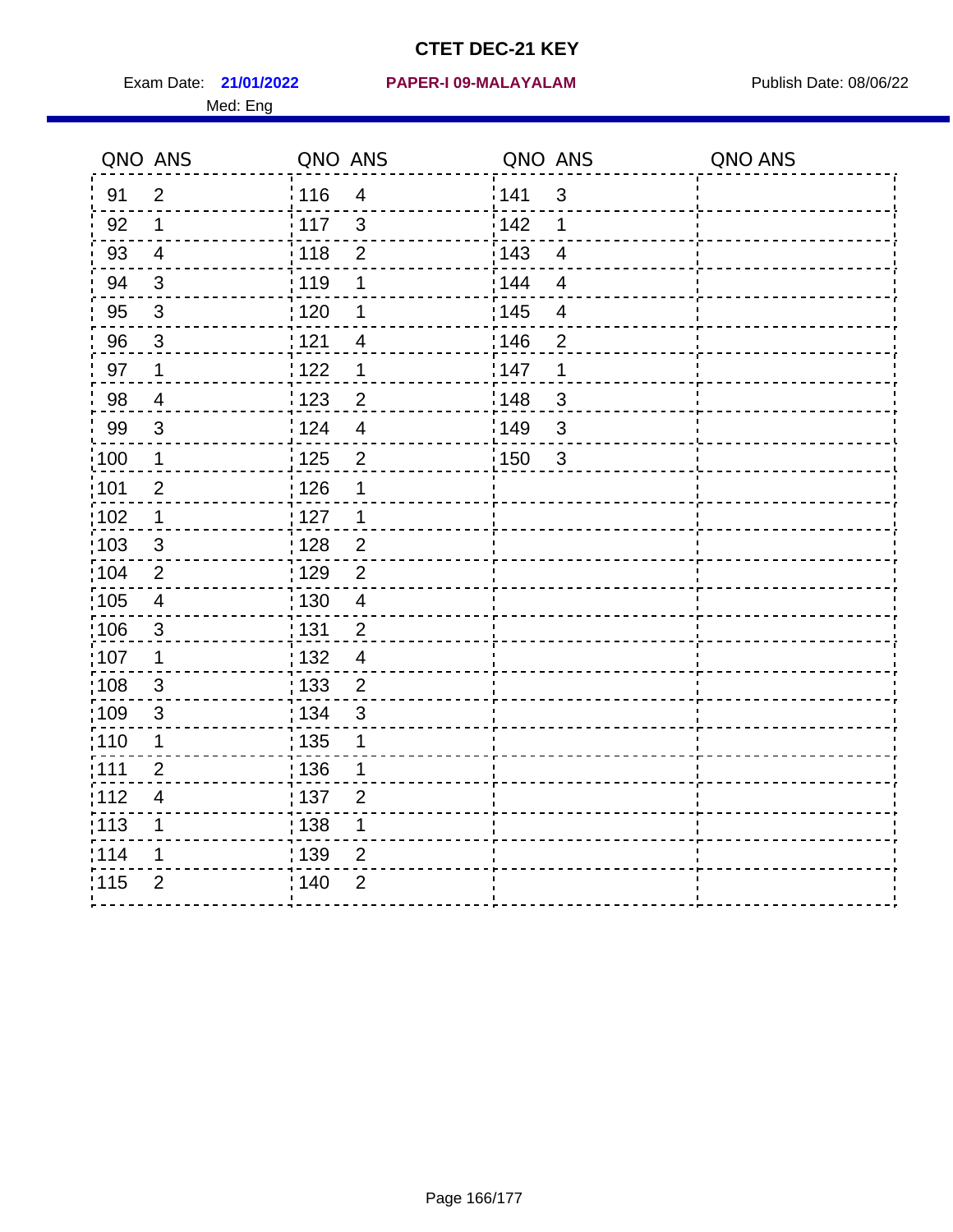# CTET DEC-21 KEY

Exam Date: **21/01/2022** **PAPER-I 09-MALAYALAM** Publish Date: 08/06/22

Med: Eng

| QNO | ANS | QNO | ANS | QNO | ANS | QNO | ANS |
|---|---|---|---|---|---|---|---|
| 91 | 2 | 116 | 4 | 141 | 3 | | |
| 92 | 1 | 117 | 3 | 142 | 1 | | |
| 93 | 4 | 118 | 2 | 143 | 4 | | |
| 94 | 3 | 119 | 1 | 144 | 4 | | |
| 95 | 3 | 120 | 1 | 145 | 4 | | |
| 96 | 3 | 121 | 4 | 146 | 2 | | |
| 97 | 1 | 122 | 1 | 147 | 1 | | |
| 98 | 4 | 123 | 2 | 148 | 3 | | |
| 99 | 3 | 124 | 4 | 149 | 3 | | |
| 100 | 1 | 125 | 2 | 150 | 3 | | |
| 101 | 2 | 126 | 1 | | | | |
| 102 | 1 | 127 | 1 | | | | |
| 103 | 3 | 128 | 2 | | | | |
| 104 | 2 | 129 | 2 | | | | |
| 105 | 4 | 130 | 4 | | | | |
| 106 | 3 | 131 | 2 | | | | |
| 107 | 1 | 132 | 4 | | | | |
| 108 | 3 | 133 | 2 | | | | |
| 109 | 3 | 134 | 3 | | | | |
| 110 | 1 | 135 | 1 | | | | |
| 111 | 2 | 136 | 1 | | | | |
| 112 | 4 | 137 | 2 | | | | |
| 113 | 1 | 138 | 1 | | | | |
| 114 | 1 | 139 | 2 | | | | |
| 115 | 2 | 140 | 2 | | | | |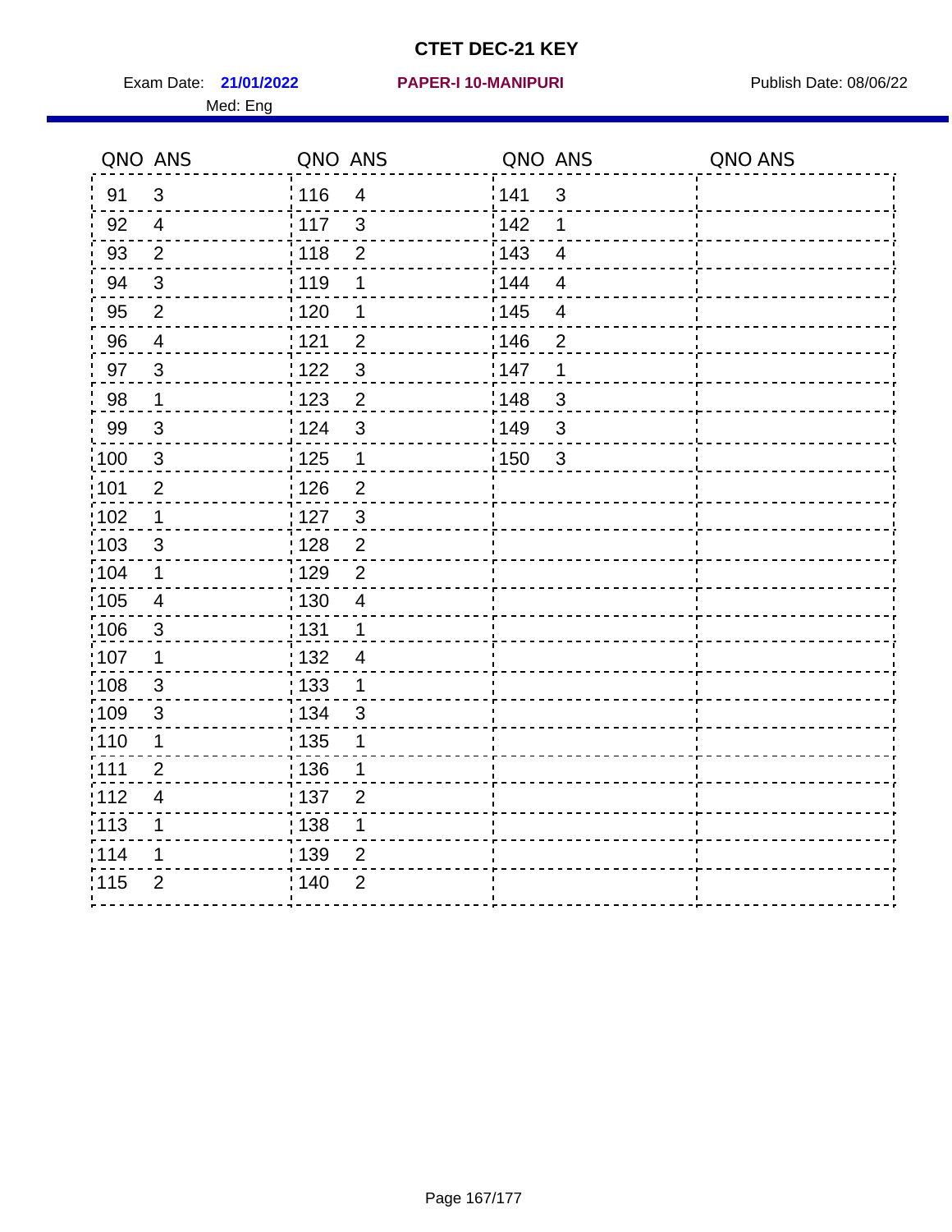# CTET DEC-21 KEY

Exam Date: **21/01/2022** **PAPER-I 10-MANIPURI** Publish Date: 08/06/22

Med: Eng

| QNO | ANS | QNO | ANS | QNO | ANS | QNO | ANS |
|---|---|---|---|---|---|---|---|
| 91 | 3 | 116 | 4 | 141 | 3 | | |
| 92 | 4 | 117 | 3 | 142 | 1 | | |
| 93 | 2 | 118 | 2 | 143 | 4 | | |
| 94 | 3 | 119 | 1 | 144 | 4 | | |
| 95 | 2 | 120 | 1 | 145 | 4 | | |
| 96 | 4 | 121 | 2 | 146 | 2 | | |
| 97 | 3 | 122 | 3 | 147 | 1 | | |
| 98 | 1 | 123 | 2 | 148 | 3 | | |
| 99 | 3 | 124 | 3 | 149 | 3 | | |
| 100 | 3 | 125 | 1 | 150 | 3 | | |
| 101 | 2 | 126 | 2 | | | | |
| 102 | 1 | 127 | 3 | | | | |
| 103 | 3 | 128 | 2 | | | | |
| 104 | 1 | 129 | 2 | | | | |
| 105 | 4 | 130 | 4 | | | | |
| 106 | 3 | 131 | 1 | | | | |
| 107 | 1 | 132 | 4 | | | | |
| 108 | 3 | 133 | 1 | | | | |
| 109 | 3 | 134 | 3 | | | | |
| 110 | 1 | 135 | 1 | | | | |
| 111 | 2 | 136 | 1 | | | | |
| 112 | 4 | 137 | 2 | | | | |
| 113 | 1 | 138 | 1 | | | | |
| 114 | 1 | 139 | 2 | | | | |
| 115 | 2 | 140 | 2 | | | | |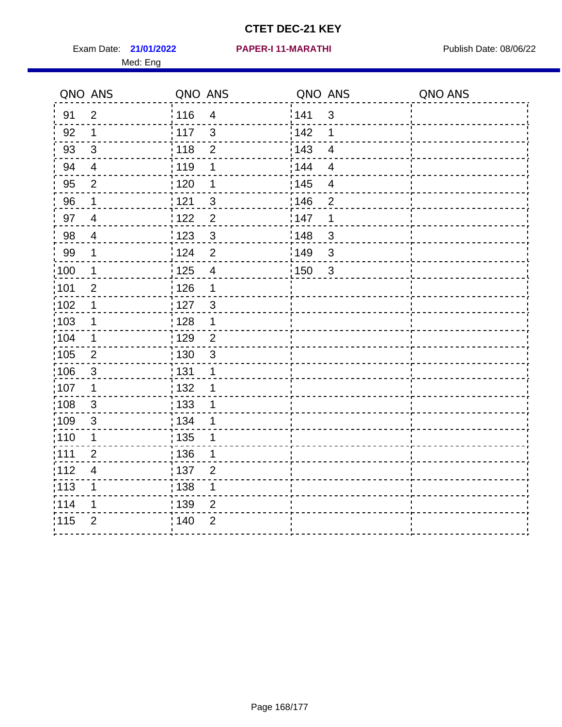# CTET DEC-21 KEY

Exam Date: **21/01/2022** **PAPER-I 11-MARATHI** Publish Date: 08/06/22

Med: Eng

| QNO | ANS | QNO | ANS | QNO | ANS | QNO | ANS |
|---|---|---|---|---|---|---|---|
| 91 | 2 | 116 | 4 | 141 | 3 | | |
| 92 | 1 | 117 | 3 | 142 | 1 | | |
| 93 | 3 | 118 | 2 | 143 | 4 | | |
| 94 | 4 | 119 | 1 | 144 | 4 | | |
| 95 | 2 | 120 | 1 | 145 | 4 | | |
| 96 | 1 | 121 | 3 | 146 | 2 | | |
| 97 | 4 | 122 | 2 | 147 | 1 | | |
| 98 | 4 | 123 | 3 | 148 | 3 | | |
| 99 | 1 | 124 | 2 | 149 | 3 | | |
| 100 | 1 | 125 | 4 | 150 | 3 | | |
| 101 | 2 | 126 | 1 | | | | |
| 102 | 1 | 127 | 3 | | | | |
| 103 | 1 | 128 | 1 | | | | |
| 104 | 1 | 129 | 2 | | | | |
| 105 | 2 | 130 | 3 | | | | |
| 106 | 3 | 131 | 1 | | | | |
| 107 | 1 | 132 | 1 | | | | |
| 108 | 3 | 133 | 1 | | | | |
| 109 | 3 | 134 | 1 | | | | |
| 110 | 1 | 135 | 1 | | | | |
| 111 | 2 | 136 | 1 | | | | |
| 112 | 4 | 137 | 2 | | | | |
| 113 | 1 | 138 | 1 | | | | |
| 114 | 1 | 139 | 2 | | | | |
| 115 | 2 | 140 | 2 | | | | |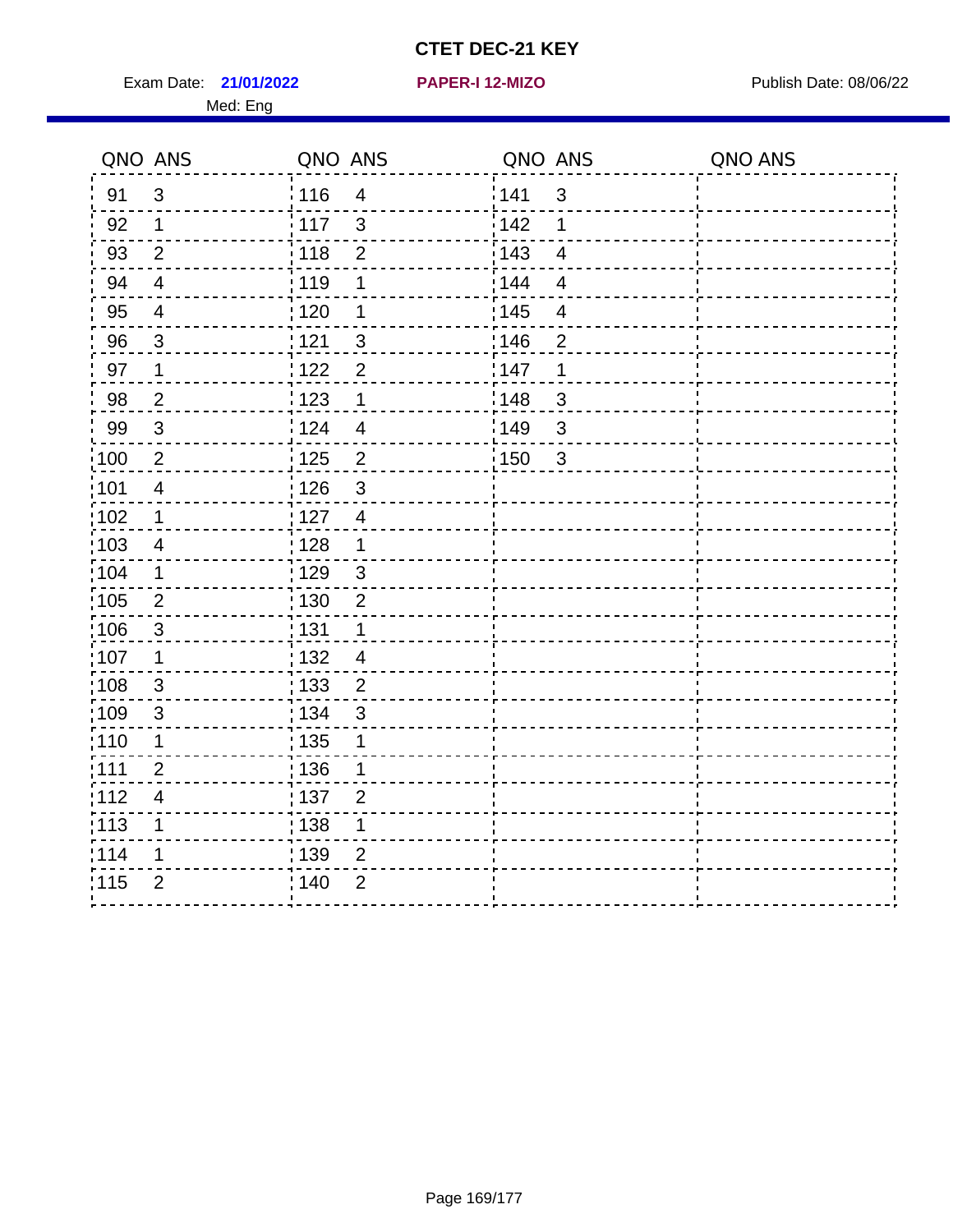# CTET DEC-21 KEY

Exam Date: **21/01/2022** **PAPER-I 12-MIZO** Publish Date: 08/06/22

Med: Eng

| QNO | ANS | QNO | ANS | QNO | ANS | QNO | ANS |
|---|---|---|---|---|---|---|---|
| 91 | 3 | 116 | 4 | 141 | 3 | | |
| 92 | 1 | 117 | 3 | 142 | 1 | | |
| 93 | 2 | 118 | 2 | 143 | 4 | | |
| 94 | 4 | 119 | 1 | 144 | 4 | | |
| 95 | 4 | 120 | 1 | 145 | 4 | | |
| 96 | 3 | 121 | 3 | 146 | 2 | | |
| 97 | 1 | 122 | 2 | 147 | 1 | | |
| 98 | 2 | 123 | 1 | 148 | 3 | | |
| 99 | 3 | 124 | 4 | 149 | 3 | | |
| 100 | 2 | 125 | 2 | 150 | 3 | | |
| 101 | 4 | 126 | 3 | | | | |
| 102 | 1 | 127 | 4 | | | | |
| 103 | 4 | 128 | 1 | | | | |
| 104 | 1 | 129 | 3 | | | | |
| 105 | 2 | 130 | 2 | | | | |
| 106 | 3 | 131 | 1 | | | | |
| 107 | 1 | 132 | 4 | | | | |
| 108 | 3 | 133 | 2 | | | | |
| 109 | 3 | 134 | 3 | | | | |
| 110 | 1 | 135 | 1 | | | | |
| 111 | 2 | 136 | 1 | | | | |
| 112 | 4 | 137 | 2 | | | | |
| 113 | 1 | 138 | 1 | | | | |
| 114 | 1 | 139 | 2 | | | | |
| 115 | 2 | 140 | 2 | | | | |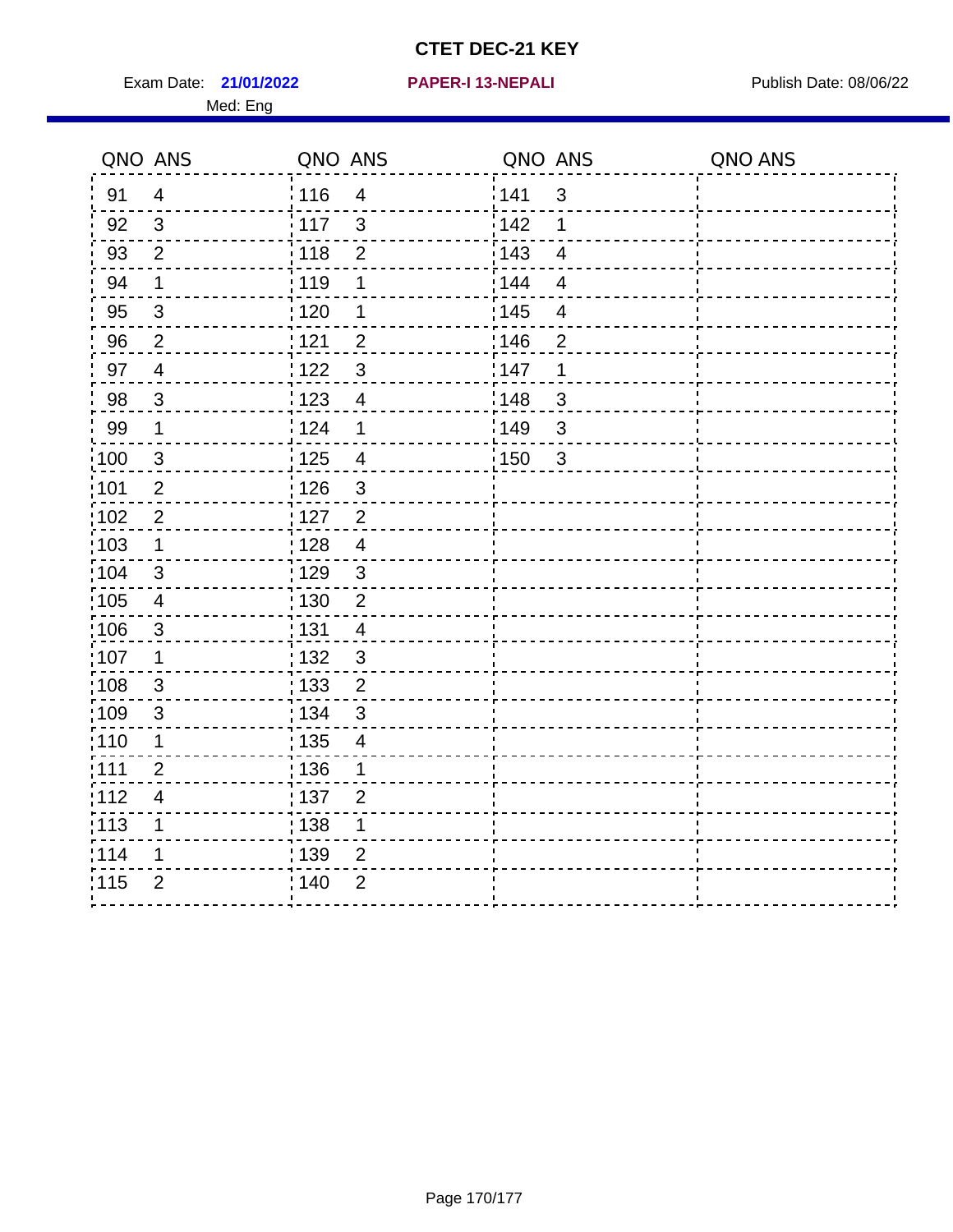# CTET DEC-21 KEY

Exam Date: **21/01/2022** **PAPER-I 13-NEPALI** Publish Date: 08/06/22

Med: Eng

| QNO | ANS | QNO | ANS | QNO | ANS | QNO | ANS |
|---|---|---|---|---|---|---|---|
| 91 | 4 | 116 | 4 | 141 | 3 | | |
| 92 | 3 | 117 | 3 | 142 | 1 | | |
| 93 | 2 | 118 | 2 | 143 | 4 | | |
| 94 | 1 | 119 | 1 | 144 | 4 | | |
| 95 | 3 | 120 | 1 | 145 | 4 | | |
| 96 | 2 | 121 | 2 | 146 | 2 | | |
| 97 | 4 | 122 | 3 | 147 | 1 | | |
| 98 | 3 | 123 | 4 | 148 | 3 | | |
| 99 | 1 | 124 | 1 | 149 | 3 | | |
| 100 | 3 | 125 | 4 | 150 | 3 | | |
| 101 | 2 | 126 | 3 | | | | |
| 102 | 2 | 127 | 2 | | | | |
| 103 | 1 | 128 | 4 | | | | |
| 104 | 3 | 129 | 3 | | | | |
| 105 | 4 | 130 | 2 | | | | |
| 106 | 3 | 131 | 4 | | | | |
| 107 | 1 | 132 | 3 | | | | |
| 108 | 3 | 133 | 2 | | | | |
| 109 | 3 | 134 | 3 | | | | |
| 110 | 1 | 135 | 4 | | | | |
| 111 | 2 | 136 | 1 | | | | |
| 112 | 4 | 137 | 2 | | | | |
| 113 | 1 | 138 | 1 | | | | |
| 114 | 1 | 139 | 2 | | | | |
| 115 | 2 | 140 | 2 | | | | |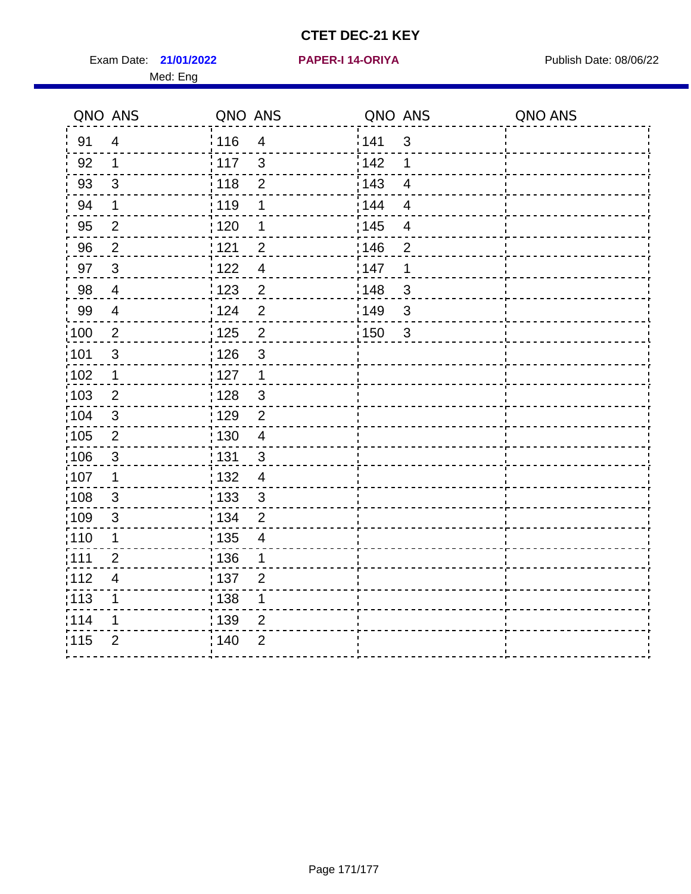# CTET DEC-21 KEY

Exam Date: **21/01/2022** **PAPER-I 14-ORIYA** Publish Date: 08/06/22

Med: Eng

| QNO | ANS | QNO | ANS | QNO | ANS | QNO | ANS |
|---|---|---|---|---|---|---|---|
| 91 | 4 | 116 | 4 | 141 | 3 | | |
| 92 | 1 | 117 | 3 | 142 | 1 | | |
| 93 | 3 | 118 | 2 | 143 | 4 | | |
| 94 | 1 | 119 | 1 | 144 | 4 | | |
| 95 | 2 | 120 | 1 | 145 | 4 | | |
| 96 | 2 | 121 | 2 | 146 | 2 | | |
| 97 | 3 | 122 | 4 | 147 | 1 | | |
| 98 | 4 | 123 | 2 | 148 | 3 | | |
| 99 | 4 | 124 | 2 | 149 | 3 | | |
| 100 | 2 | 125 | 2 | 150 | 3 | | |
| 101 | 3 | 126 | 3 | | | | |
| 102 | 1 | 127 | 1 | | | | |
| 103 | 2 | 128 | 3 | | | | |
| 104 | 3 | 129 | 2 | | | | |
| 105 | 2 | 130 | 4 | | | | |
| 106 | 3 | 131 | 3 | | | | |
| 107 | 1 | 132 | 4 | | | | |
| 108 | 3 | 133 | 3 | | | | |
| 109 | 3 | 134 | 2 | | | | |
| 110 | 1 | 135 | 4 | | | | |
| 111 | 2 | 136 | 1 | | | | |
| 112 | 4 | 137 | 2 | | | | |
| 113 | 1 | 138 | 1 | | | | |
| 114 | 1 | 139 | 2 | | | | |
| 115 | 2 | 140 | 2 | | | | |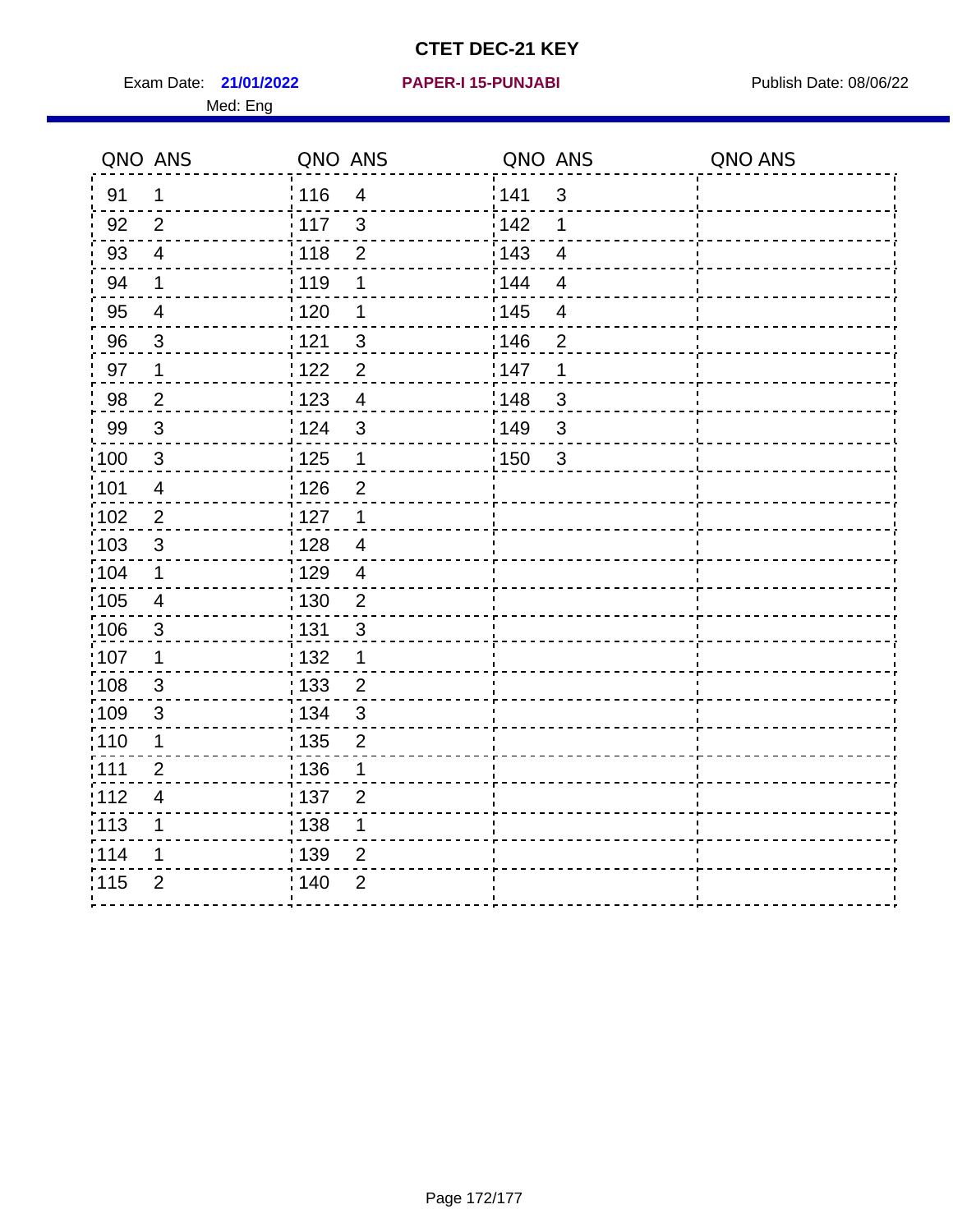# CTET DEC-21 KEY

Exam Date: **21/01/2022** **PAPER-I 15-PUNJABI** Publish Date: 08/06/22

Med: Eng

| QNO | ANS | QNO | ANS | QNO | ANS | QNO | ANS |
|---|---|---|---|---|---|---|---|
| 91 | 1 | 116 | 4 | 141 | 3 | | |
| 92 | 2 | 117 | 3 | 142 | 1 | | |
| 93 | 4 | 118 | 2 | 143 | 4 | | |
| 94 | 1 | 119 | 1 | 144 | 4 | | |
| 95 | 4 | 120 | 1 | 145 | 4 | | |
| 96 | 3 | 121 | 3 | 146 | 2 | | |
| 97 | 1 | 122 | 2 | 147 | 1 | | |
| 98 | 2 | 123 | 4 | 148 | 3 | | |
| 99 | 3 | 124 | 3 | 149 | 3 | | |
| 100 | 3 | 125 | 1 | 150 | 3 | | |
| 101 | 4 | 126 | 2 | | | | |
| 102 | 2 | 127 | 1 | | | | |
| 103 | 3 | 128 | 4 | | | | |
| 104 | 1 | 129 | 4 | | | | |
| 105 | 4 | 130 | 2 | | | | |
| 106 | 3 | 131 | 3 | | | | |
| 107 | 1 | 132 | 1 | | | | |
| 108 | 3 | 133 | 2 | | | | |
| 109 | 3 | 134 | 3 | | | | |
| 110 | 1 | 135 | 2 | | | | |
| 111 | 2 | 136 | 1 | | | | |
| 112 | 4 | 137 | 2 | | | | |
| 113 | 1 | 138 | 1 | | | | |
| 114 | 1 | 139 | 2 | | | | |
| 115 | 2 | 140 | 2 | | | | |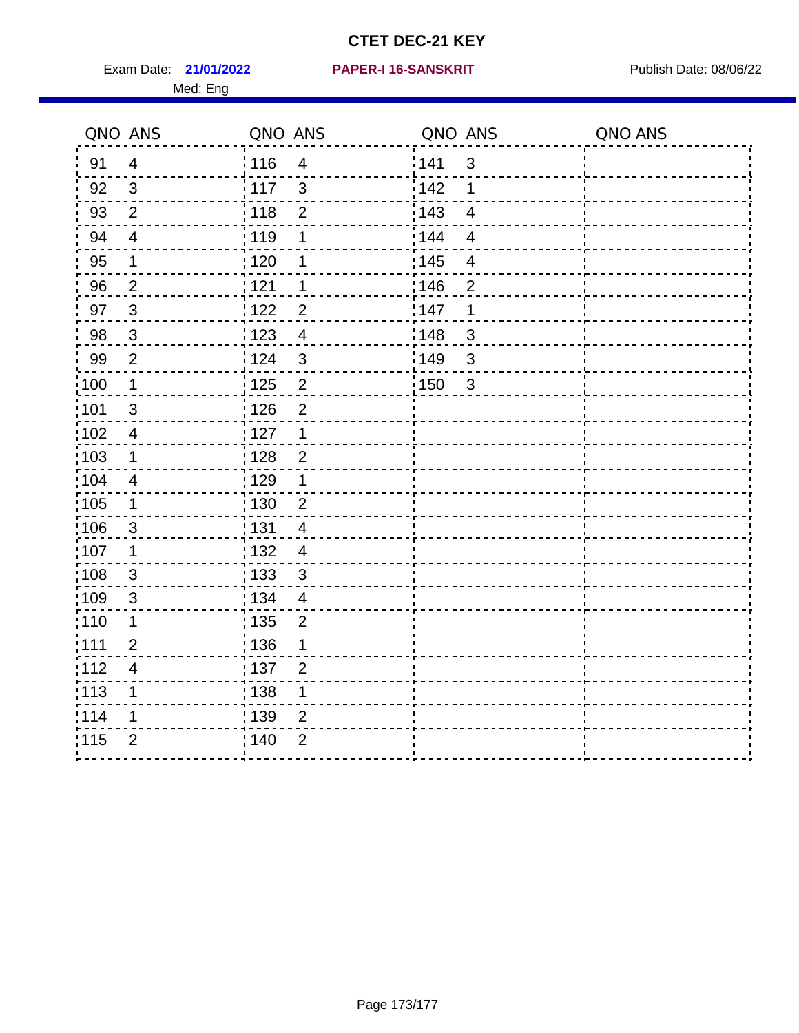# CTET DEC-21 KEY

Exam Date: **21/01/2022** **PAPER-I 16-SANSKRIT** Publish Date: 08/06/22

Med: Eng

| QNO | ANS | QNO | ANS | QNO | ANS | QNO | ANS |
|---|---|---|---|---|---|---|---|
| 91 | 4 | 116 | 4 | 141 | 3 | | |
| 92 | 3 | 117 | 3 | 142 | 1 | | |
| 93 | 2 | 118 | 2 | 143 | 4 | | |
| 94 | 4 | 119 | 1 | 144 | 4 | | |
| 95 | 1 | 120 | 1 | 145 | 4 | | |
| 96 | 2 | 121 | 1 | 146 | 2 | | |
| 97 | 3 | 122 | 2 | 147 | 1 | | |
| 98 | 3 | 123 | 4 | 148 | 3 | | |
| 99 | 2 | 124 | 3 | 149 | 3 | | |
| 100 | 1 | 125 | 2 | 150 | 3 | | |
| 101 | 3 | 126 | 2 | | | | |
| 102 | 4 | 127 | 1 | | | | |
| 103 | 1 | 128 | 2 | | | | |
| 104 | 4 | 129 | 1 | | | | |
| 105 | 1 | 130 | 2 | | | | |
| 106 | 3 | 131 | 4 | | | | |
| 107 | 1 | 132 | 4 | | | | |
| 108 | 3 | 133 | 3 | | | | |
| 109 | 3 | 134 | 4 | | | | |
| 110 | 1 | 135 | 2 | | | | |
| 111 | 2 | 136 | 1 | | | | |
| 112 | 4 | 137 | 2 | | | | |
| 113 | 1 | 138 | 1 | | | | |
| 114 | 1 | 139 | 2 | | | | |
| 115 | 2 | 140 | 2 | | | | |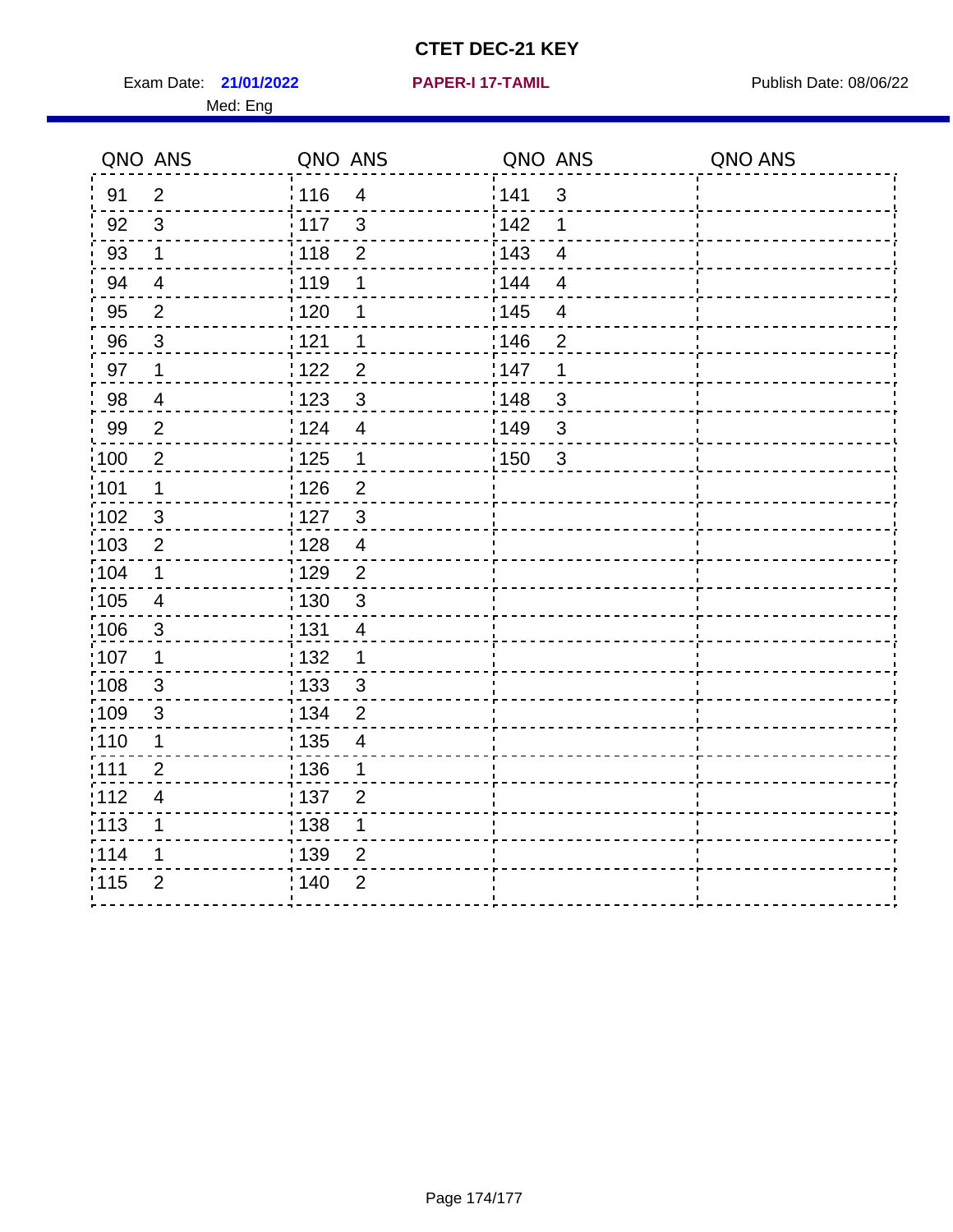# CTET DEC-21 KEY

Exam Date: **21/01/2022** | **PAPER-I 17-TAMIL** | Publish Date: 08/06/22

Med: Eng

| QNO | ANS | QNO | ANS | QNO | ANS | QNO | ANS |
|---|---|---|---|---|---|---|---|
| 91 | 2 | 116 | 4 | 141 | 3 | | |
| 92 | 3 | 117 | 3 | 142 | 1 | | |
| 93 | 1 | 118 | 2 | 143 | 4 | | |
| 94 | 4 | 119 | 1 | 144 | 4 | | |
| 95 | 2 | 120 | 1 | 145 | 4 | | |
| 96 | 3 | 121 | 1 | 146 | 2 | | |
| 97 | 1 | 122 | 2 | 147 | 1 | | |
| 98 | 4 | 123 | 3 | 148 | 3 | | |
| 99 | 2 | 124 | 4 | 149 | 3 | | |
| 100 | 2 | 125 | 1 | 150 | 3 | | |
| 101 | 1 | 126 | 2 | | | | |
| 102 | 3 | 127 | 3 | | | | |
| 103 | 2 | 128 | 4 | | | | |
| 104 | 1 | 129 | 2 | | | | |
| 105 | 4 | 130 | 3 | | | | |
| 106 | 3 | 131 | 4 | | | | |
| 107 | 1 | 132 | 1 | | | | |
| 108 | 3 | 133 | 3 | | | | |
| 109 | 3 | 134 | 2 | | | | |
| 110 | 1 | 135 | 4 | | | | |
| 111 | 2 | 136 | 1 | | | | |
| 112 | 4 | 137 | 2 | | | | |
| 113 | 1 | 138 | 1 | | | | |
| 114 | 1 | 139 | 2 | | | | |
| 115 | 2 | 140 | 2 | | | | |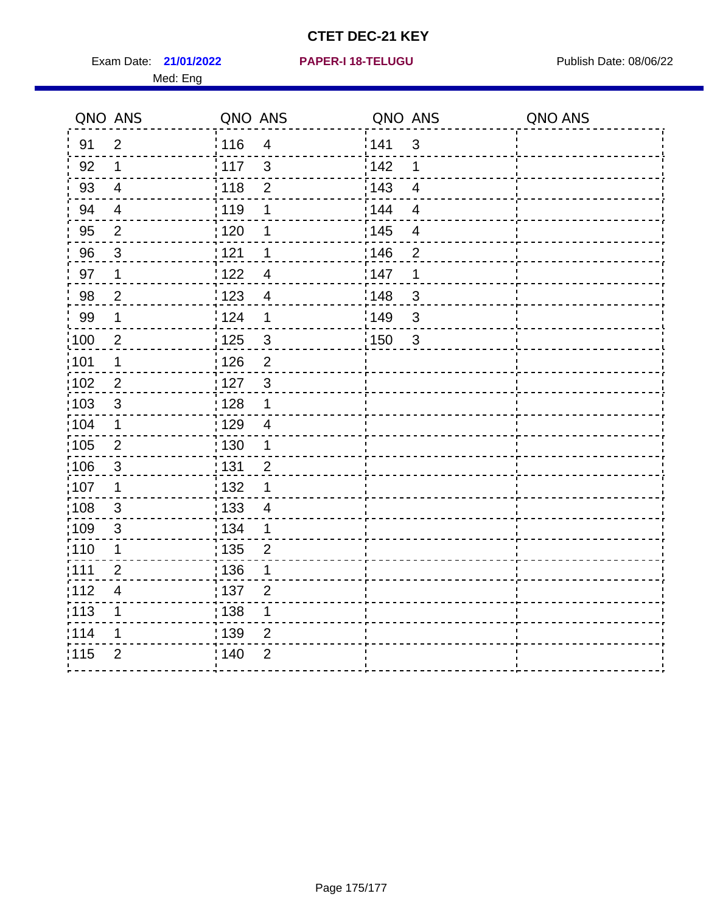# CTET DEC-21 KEY

Exam Date: **21/01/2022** **PAPER-I 18-TELUGU** Publish Date: 08/06/22

Med: Eng

| QNO | ANS | QNO | ANS | QNO | ANS | QNO | ANS |
|---|---|---|---|---|---|---|---|
| 91 | 2 | 116 | 4 | 141 | 3 | | |
| 92 | 1 | 117 | 3 | 142 | 1 | | |
| 93 | 4 | 118 | 2 | 143 | 4 | | |
| 94 | 4 | 119 | 1 | 144 | 4 | | |
| 95 | 2 | 120 | 1 | 145 | 4 | | |
| 96 | 3 | 121 | 1 | 146 | 2 | | |
| 97 | 1 | 122 | 4 | 147 | 1 | | |
| 98 | 2 | 123 | 4 | 148 | 3 | | |
| 99 | 1 | 124 | 1 | 149 | 3 | | |
| 100 | 2 | 125 | 3 | 150 | 3 | | |
| 101 | 1 | 126 | 2 | | | | |
| 102 | 2 | 127 | 3 | | | | |
| 103 | 3 | 128 | 1 | | | | |
| 104 | 1 | 129 | 4 | | | | |
| 105 | 2 | 130 | 1 | | | | |
| 106 | 3 | 131 | 2 | | | | |
| 107 | 1 | 132 | 1 | | | | |
| 108 | 3 | 133 | 4 | | | | |
| 109 | 3 | 134 | 1 | | | | |
| 110 | 1 | 135 | 2 | | | | |
| 111 | 2 | 136 | 1 | | | | |
| 112 | 4 | 137 | 2 | | | | |
| 113 | 1 | 138 | 1 | | | | |
| 114 | 1 | 139 | 2 | | | | |
| 115 | 2 | 140 | 2 | | | | |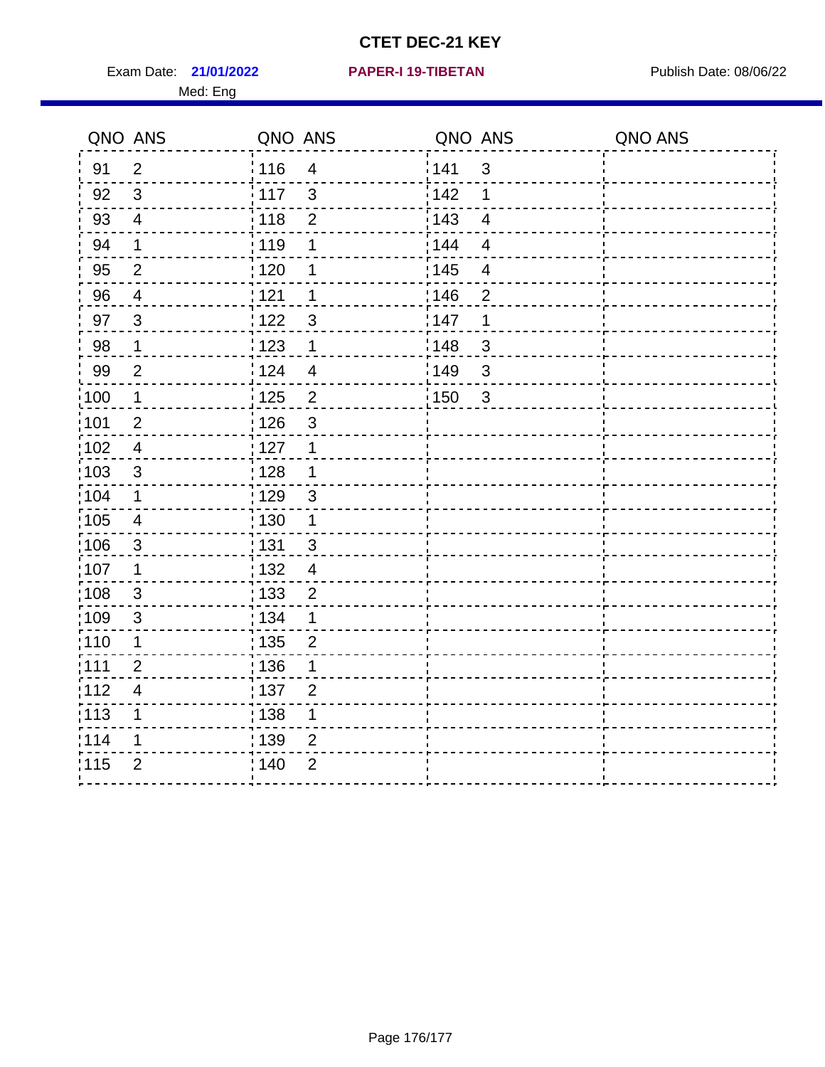# CTET DEC-21 KEY

Exam Date: **21/01/2022** **PAPER-I 19-TIBETAN** Publish Date: 08/06/22

Med: Eng

| QNO | ANS | QNO | ANS | QNO | ANS | QNO | ANS |
|---|---|---|---|---|---|---|---|
| 91 | 2 | 116 | 4 | 141 | 3 | | |
| 92 | 3 | 117 | 3 | 142 | 1 | | |
| 93 | 4 | 118 | 2 | 143 | 4 | | |
| 94 | 1 | 119 | 1 | 144 | 4 | | |
| 95 | 2 | 120 | 1 | 145 | 4 | | |
| 96 | 4 | 121 | 1 | 146 | 2 | | |
| 97 | 3 | 122 | 3 | 147 | 1 | | |
| 98 | 1 | 123 | 1 | 148 | 3 | | |
| 99 | 2 | 124 | 4 | 149 | 3 | | |
| 100 | 1 | 125 | 2 | 150 | 3 | | |
| 101 | 2 | 126 | 3 | | | | |
| 102 | 4 | 127 | 1 | | | | |
| 103 | 3 | 128 | 1 | | | | |
| 104 | 1 | 129 | 3 | | | | |
| 105 | 4 | 130 | 1 | | | | |
| 106 | 3 | 131 | 3 | | | | |
| 107 | 1 | 132 | 4 | | | | |
| 108 | 3 | 133 | 2 | | | | |
| 109 | 3 | 134 | 1 | | | | |
| 110 | 1 | 135 | 2 | | | | |
| 111 | 2 | 136 | 1 | | | | |
| 112 | 4 | 137 | 2 | | | | |
| 113 | 1 | 138 | 1 | | | | |
| 114 | 1 | 139 | 2 | | | | |
| 115 | 2 | 140 | 2 | | | | |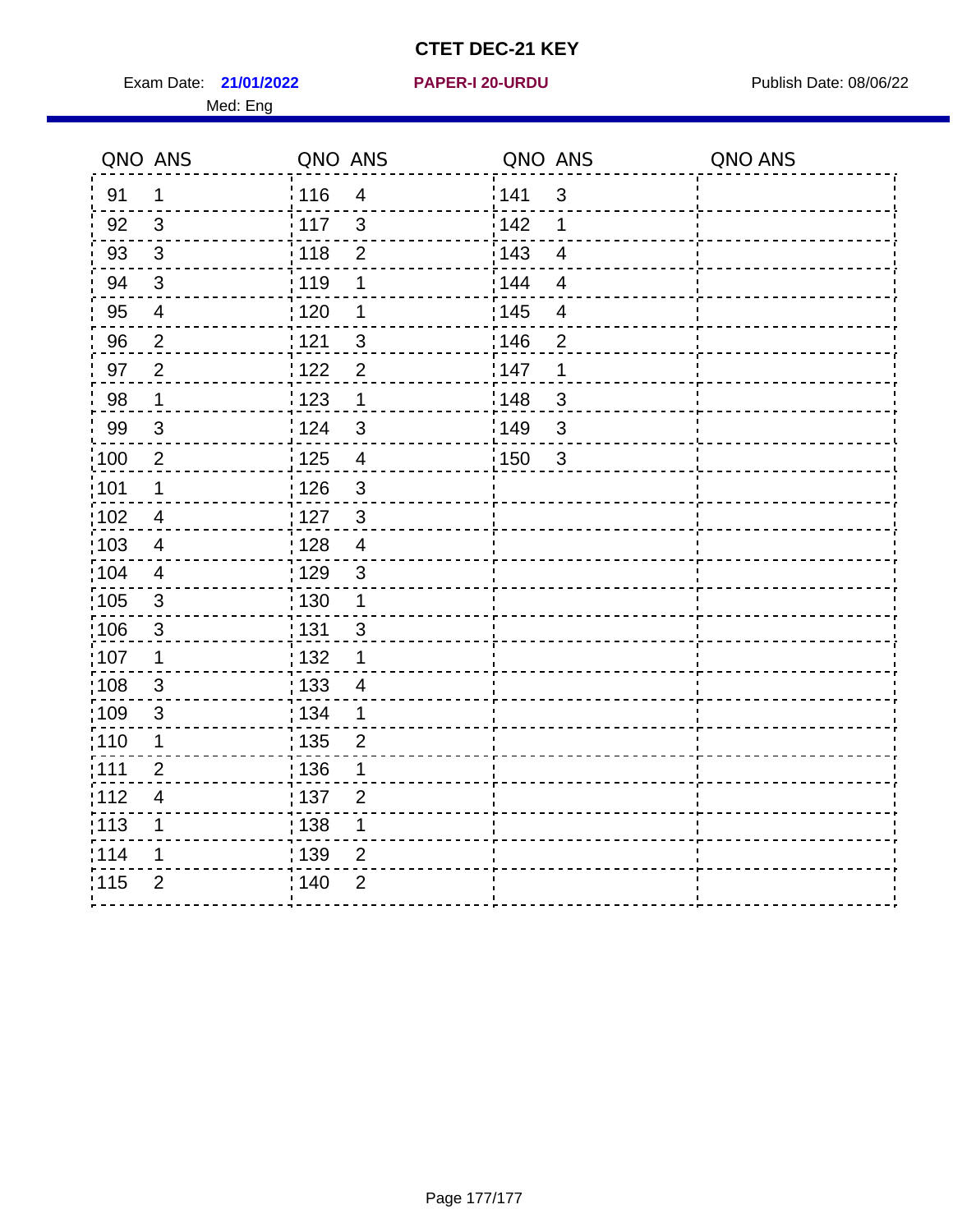# CTET DEC-21 KEY

Exam Date: **21/01/2022** **PAPER-I 20-URDU** Publish Date: 08/06/22

Med: Eng

| QNO | ANS | QNO | ANS | QNO | ANS | QNO | ANS |
|---|---|---|---|---|---|---|---|
| 91 | 1 | 116 | 4 | 141 | 3 | | |
| 92 | 3 | 117 | 3 | 142 | 1 | | |
| 93 | 3 | 118 | 2 | 143 | 4 | | |
| 94 | 3 | 119 | 1 | 144 | 4 | | |
| 95 | 4 | 120 | 1 | 145 | 4 | | |
| 96 | 2 | 121 | 3 | 146 | 2 | | |
| 97 | 2 | 122 | 2 | 147 | 1 | | |
| 98 | 1 | 123 | 1 | 148 | 3 | | |
| 99 | 3 | 124 | 3 | 149 | 3 | | |
| 100 | 2 | 125 | 4 | 150 | 3 | | |
| 101 | 1 | 126 | 3 | | | | |
| 102 | 4 | 127 | 3 | | | | |
| 103 | 4 | 128 | 4 | | | | |
| 104 | 4 | 129 | 3 | | | | |
| 105 | 3 | 130 | 1 | | | | |
| 106 | 3 | 131 | 3 | | | | |
| 107 | 1 | 132 | 1 | | | | |
| 108 | 3 | 133 | 4 | | | | |
| 109 | 3 | 134 | 1 | | | | |
| 110 | 1 | 135 | 2 | | | | |
| 111 | 2 | 136 | 1 | | | | |
| 112 | 4 | 137 | 2 | | | | |
| 113 | 1 | 138 | 1 | | | | |
| 114 | 1 | 139 | 2 | | | | |
| 115 | 2 | 140 | 2 | | | | |